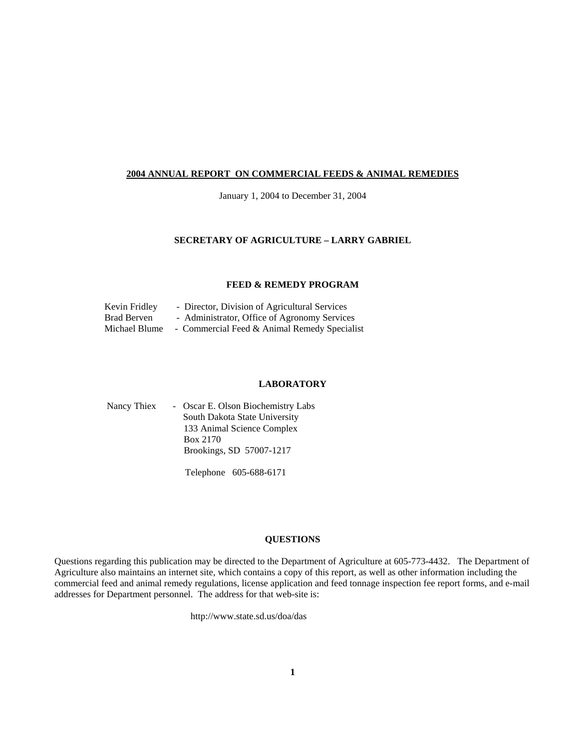# 2004 ANNUAL REPORT ON COMMERCIAL FEEDS & ANIMAL REMEDIES

January 1, 2004 to December 31, 2004

## SECRETARY OF AGRICULTURE – LARRY GABRIEL

## FEED & REMEDY PROGRAM

Kevin Fridley - Director, Division of Agricultural Services
Brad Berven - Administrator, Office of Agronomy Services
Michael Blume - Commercial Feed & Animal Remedy Specialist

## LABORATORY

Nancy Thiex - Oscar E. Olson Biochemistry Labs
South Dakota State University
133 Animal Science Complex
Box 2170
Brookings, SD 57007-1217

Telephone 605-688-6171

## QUESTIONS

Questions regarding this publication may be directed to the Department of Agriculture at 605-773-4432. The Department of Agriculture also maintains an internet site, which contains a copy of this report, as well as other information including the commercial feed and animal remedy regulations, license application and feed tonnage inspection fee report forms, and e-mail addresses for Department personnel. The address for that web-site is:

http://www.state.sd.us/doa/das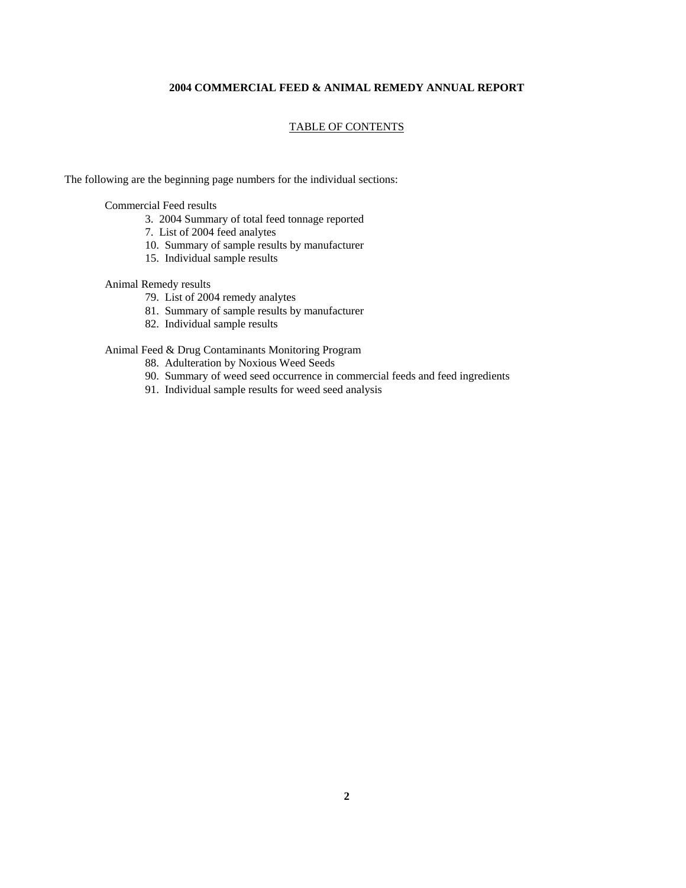# 2004 COMMERCIAL FEED & ANIMAL REMEDY ANNUAL REPORT

## TABLE OF CONTENTS

The following are the beginning page numbers for the individual sections:

Commercial Feed results

- 3. 2004 Summary of total feed tonnage reported
- 7. List of 2004 feed analytes
- 10. Summary of sample results by manufacturer
- 15. Individual sample results

Animal Remedy results

- 79. List of 2004 remedy analytes
- 81. Summary of sample results by manufacturer
- 82. Individual sample results

Animal Feed & Drug Contaminants Monitoring Program

- 88. Adulteration by Noxious Weed Seeds
- 90. Summary of weed seed occurrence in commercial feeds and feed ingredients
- 91. Individual sample results for weed seed analysis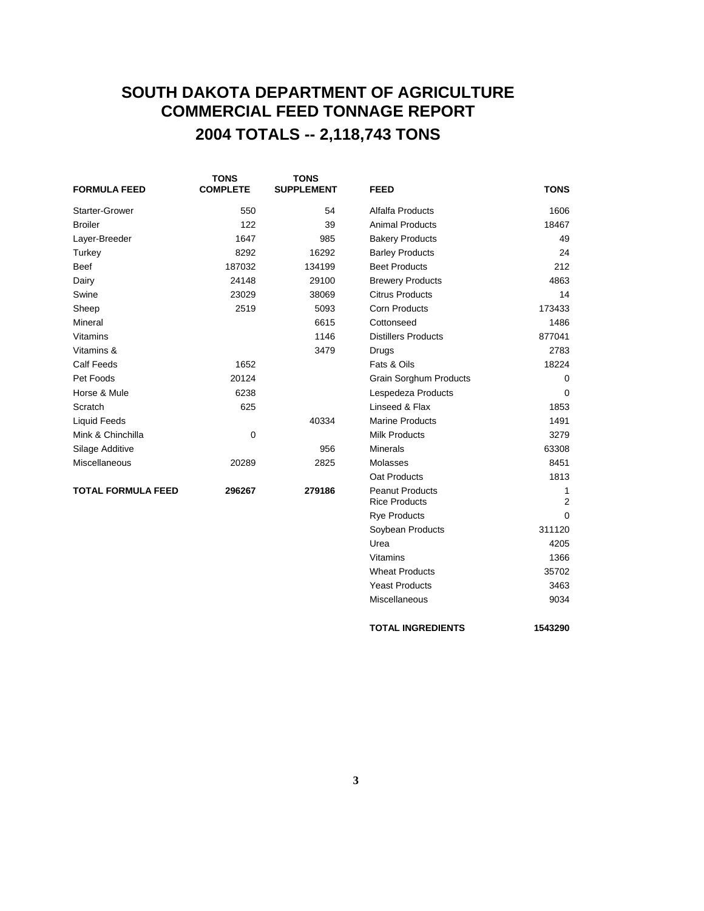# SOUTH DAKOTA DEPARTMENT OF AGRICULTURE
# COMMERCIAL FEED TONNAGE REPORT
## 2004 TOTALS -- 2,118,743 TONS

| FORMULA FEED | TONS COMPLETE | TONS SUPPLEMENT |
|---|---|---|
| Starter-Grower | 550 | 54 |
| Broiler | 122 | 39 |
| Layer-Breeder | 1647 | 985 |
| Turkey | 8292 | 16292 |
| Beef | 187032 | 134199 |
| Dairy | 24148 | 29100 |
| Swine | 23029 | 38069 |
| Sheep | 2519 | 5093 |
| Mineral | | 6615 |
| Vitamins | | 1146 |
| Vitamins & | | 3479 |
| Calf Feeds | 1652 | |
| Pet Foods | 20124 | |
| Horse & Mule | 6238 | |
| Scratch | 625 | |
| Liquid Feeds | | 40334 |
| Mink & Chinchilla | 0 | |
| Silage Additive | | 956 |
| Miscellaneous | 20289 | 2825 |
| **TOTAL FORMULA FEED** | **296267** | **279186** |

| FEED | TONS |
|---|---|
| Alfalfa Products | 1606 |
| Animal Products | 18467 |
| Bakery Products | 49 |
| Barley Products | 24 |
| Beet Products | 212 |
| Brewery Products | 4863 |
| Citrus Products | 14 |
| Corn Products | 173433 |
| Cottonseed | 1486 |
| Distillers Products | 877041 |
| Drugs | 2783 |
| Fats & Oils | 18224 |
| Grain Sorghum Products | 0 |
| Lespedeza Products | 0 |
| Linseed & Flax | 1853 |
| Marine Products | 1491 |
| Milk Products | 3279 |
| Minerals | 63308 |
| Molasses | 8451 |
| Oat Products | 1813 |
| Peanut Products | 1 |
| Rice Products | 2 |
| Rye Products | 0 |
| Soybean Products | 311120 |
| Urea | 4205 |
| Vitamins | 1366 |
| Wheat Products | 35702 |
| Yeast Products | 3463 |
| Miscellaneous | 9034 |
| **TOTAL INGREDIENTS** | **1543290** |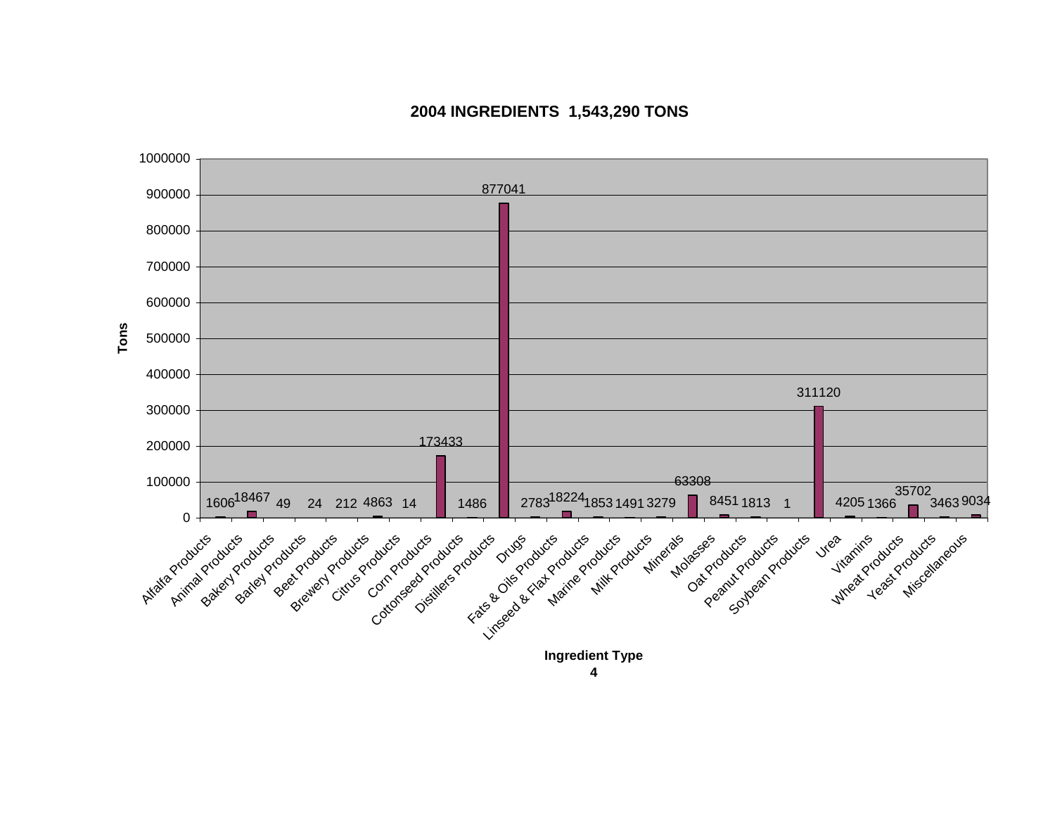# 2004 INGREDIENTS 1,543,290 TONS

| Ingredient Type | Tons |
| --- | --- |
| Alfalfa Products | 1606 |
| Animal Products | 18467 |
| Bakery Products | 49 |
| Barley Products | 24 |
| Beet Products | 212 |
| Brewery Products | 4863 |
| Citrus Products | 14 |
| Corn Products | 173433 |
| Cottonseed Products | 1486 |
| Distillers Products | 877041 |
| Drugs | 2783 |
| Fats & Oils Products | 18224 |
| Linseed & Flax Products | 1853 |
| Marine Products | 1491 |
| Milk Products | 3279 |
| Minerals | 63308 |
| Molasses | 8451 |
| Oat Products | 1813 |
| Peanut Products | 1 |
| Soybean Products | 311120 |
| Urea | 4205 |
| Vitamins | 1366 |
| Wheat Products | 35702 |
| Yeast Products | 3463 |
| Miscellaneous | 9034 |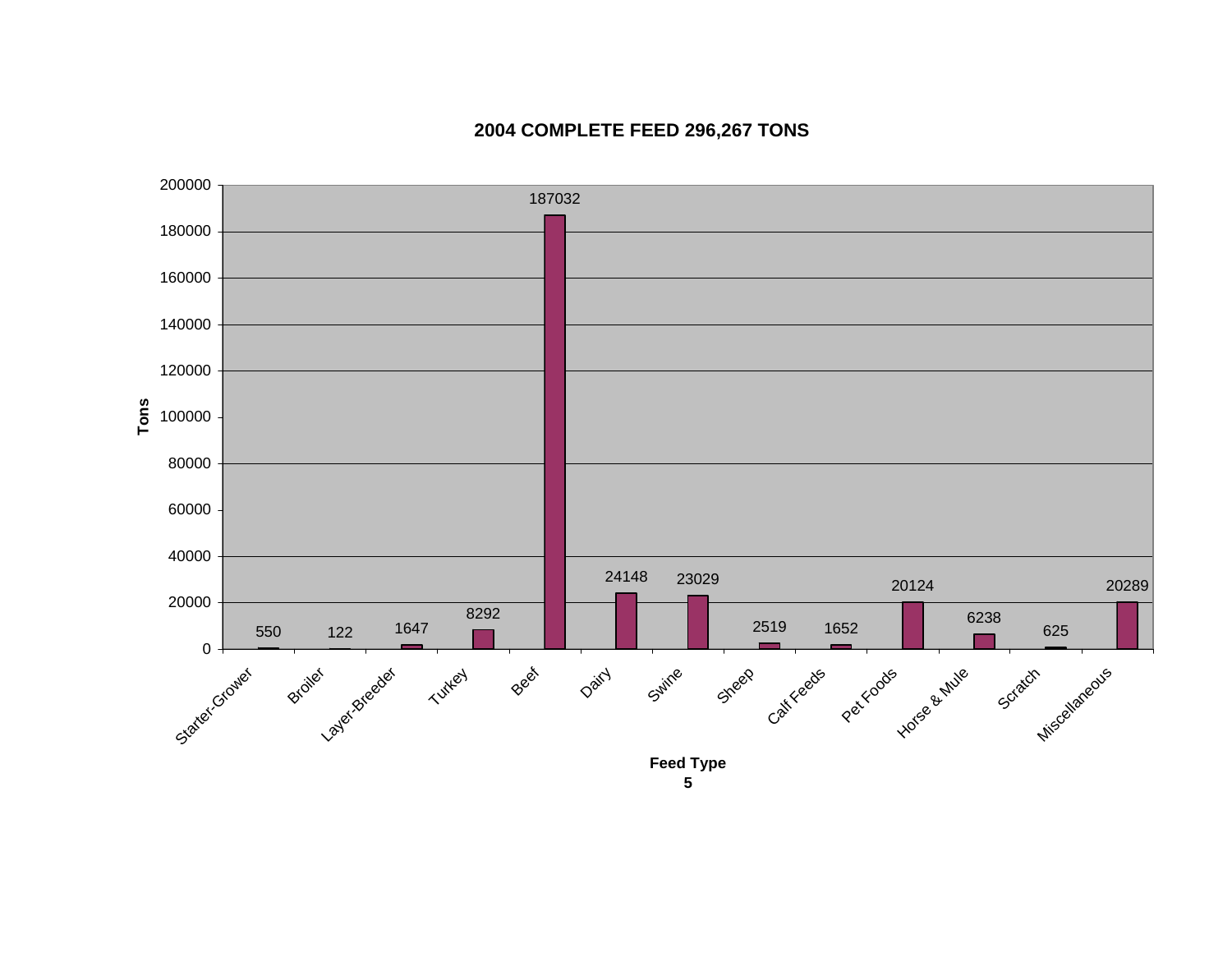## 2004 COMPLETE FEED 296,267 TONS

| Feed Type | Tons |
| --- | --- |
| Starter-Grower | 550 |
| Broiler | 122 |
| Layer-Breeder | 1647 |
| Turkey | 8292 |
| Beef | 187032 |
| Dairy | 24148 |
| Swine | 23029 |
| Sheep | 2519 |
| Calf Feeds | 1652 |
| Pet Foods | 20124 |
| Horse & Mule | 6238 |
| Scratch | 625 |
| Miscellaneous | 20289 |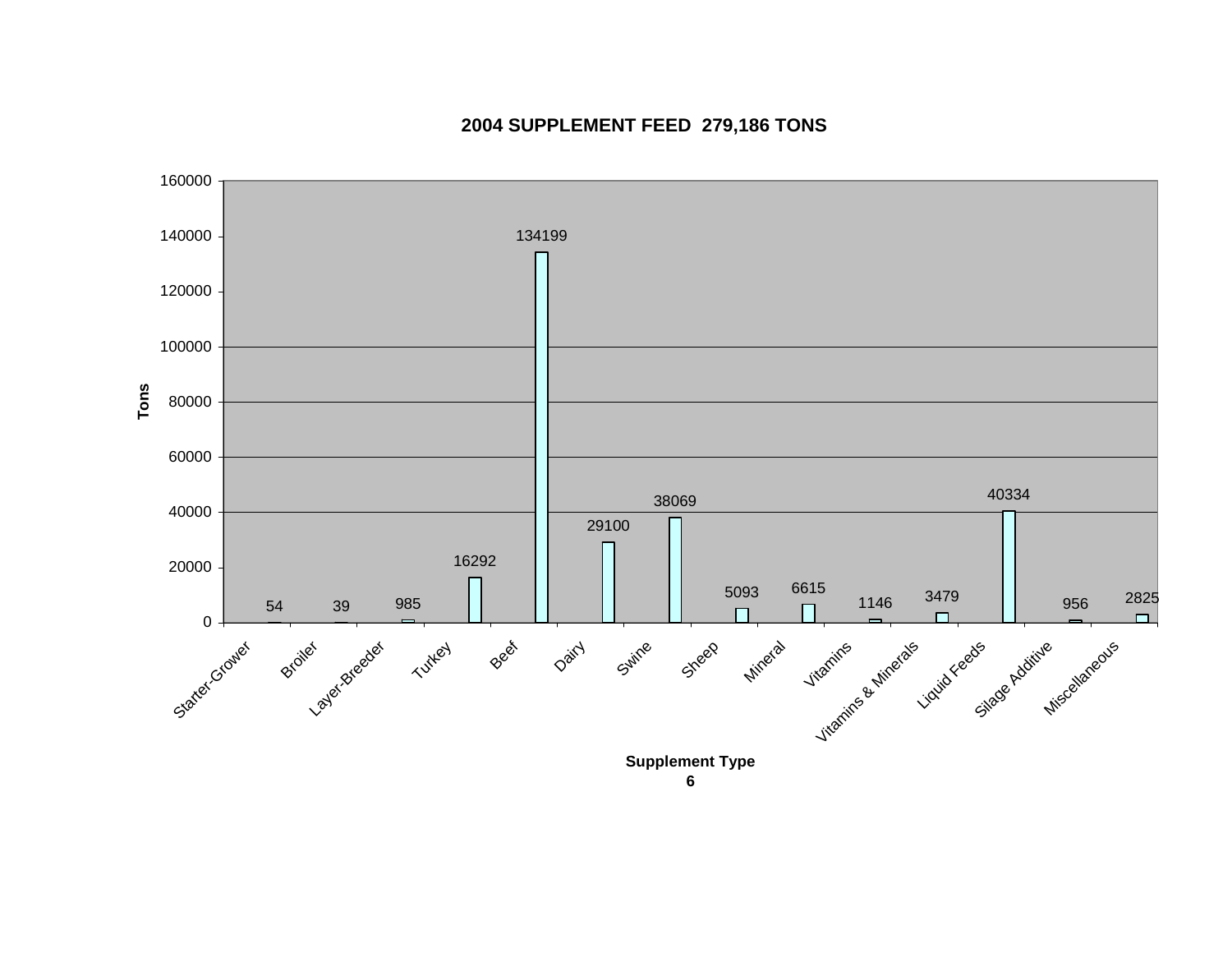## 2004 SUPPLEMENT FEED 279,186 TONS

| Supplement Type | Tons |
|---|---|
| Starter-Grower | 54 |
| Broiler | 39 |
| Layer-Breeder | 985 |
| Turkey | 16292 |
| Beef | 134199 |
| Dairy | 29100 |
| Swine | 38069 |
| Sheep | 5093 |
| Mineral | 6615 |
| Vitamins | 1146 |
| Vitamins & Minerals | 3479 |
| Liquid Feeds | 40334 |
| Silage Additive | 956 |
| Miscellaneous | 2825 |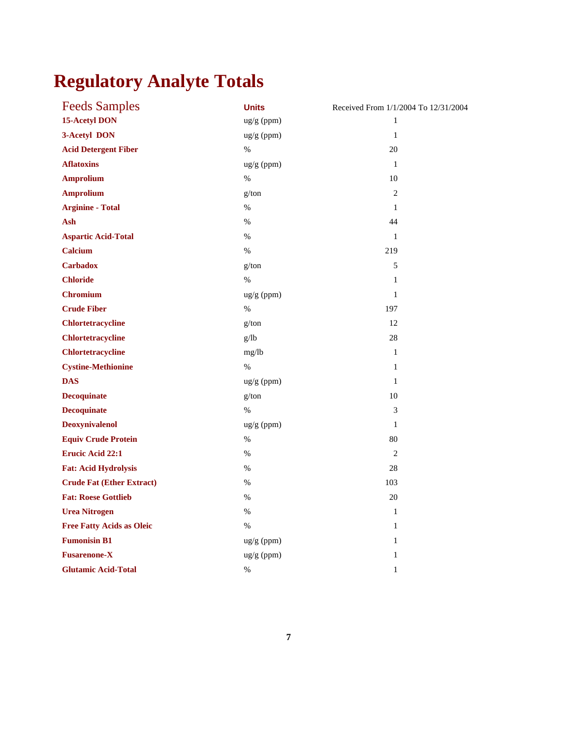# Regulatory Analyte Totals

| Feeds Samples | Units | Received From 1/1/2004 To 12/31/2004 |
|---|---|---|
| **15-Acetyl DON** | ug/g (ppm) | 1 |
| **3-Acetyl DON** | ug/g (ppm) | 1 |
| **Acid Detergent Fiber** | % | 20 |
| **Aflatoxins** | ug/g (ppm) | 1 |
| **Amprolium** | % | 10 |
| **Amprolium** | g/ton | 2 |
| **Arginine - Total** | % | 1 |
| **Ash** | % | 44 |
| **Aspartic Acid-Total** | % | 1 |
| **Calcium** | % | 219 |
| **Carbadox** | g/ton | 5 |
| **Chloride** | % | 1 |
| **Chromium** | ug/g (ppm) | 1 |
| **Crude Fiber** | % | 197 |
| **Chlortetracycline** | g/ton | 12 |
| **Chlortetracycline** | g/lb | 28 |
| **Chlortetracycline** | mg/lb | 1 |
| **Cystine-Methionine** | % | 1 |
| **DAS** | ug/g (ppm) | 1 |
| **Decoquinate** | g/ton | 10 |
| **Decoquinate** | % | 3 |
| **Deoxynivalenol** | ug/g (ppm) | 1 |
| **Equiv Crude Protein** | % | 80 |
| **Erucic Acid 22:1** | % | 2 |
| **Fat: Acid Hydrolysis** | % | 28 |
| **Crude Fat (Ether Extract)** | % | 103 |
| **Fat: Roese Gottlieb** | % | 20 |
| **Urea Nitrogen** | % | 1 |
| **Free Fatty Acids as Oleic** | % | 1 |
| **Fumonisin B1** | ug/g (ppm) | 1 |
| **Fusarenone-X** | ug/g (ppm) | 1 |
| **Glutamic Acid-Total** | % | 1 |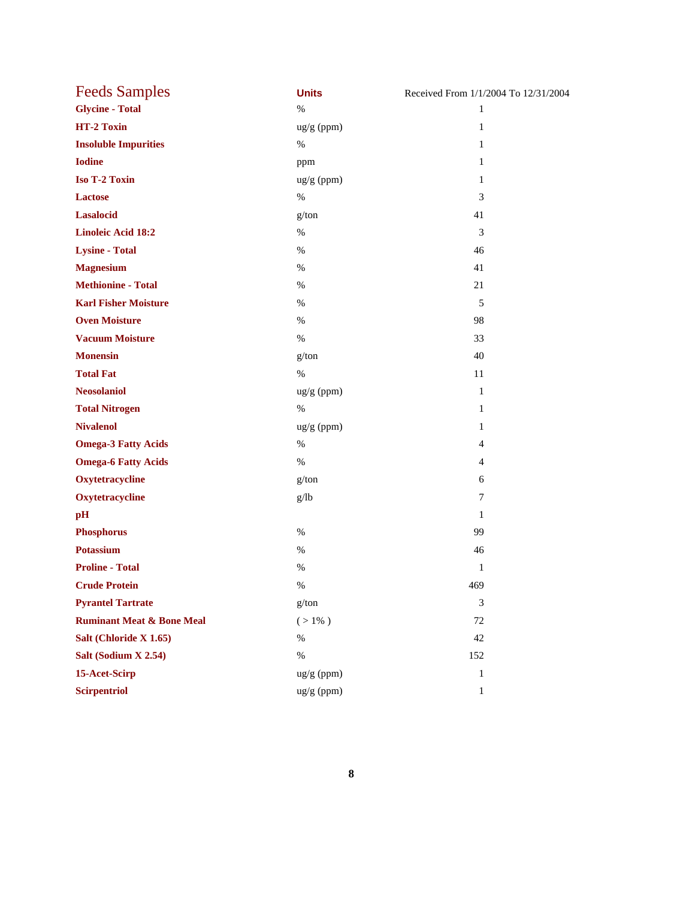| Feeds Samples | Units | Received From 1/1/2004 To 12/31/2004 |
|---|---|---|
| **Glycine - Total** | % | 1 |
| **HT-2 Toxin** | ug/g (ppm) | 1 |
| **Insoluble Impurities** | % | 1 |
| **Iodine** | ppm | 1 |
| **Iso T-2 Toxin** | ug/g (ppm) | 1 |
| **Lactose** | % | 3 |
| **Lasalocid** | g/ton | 41 |
| **Linoleic Acid 18:2** | % | 3 |
| **Lysine - Total** | % | 46 |
| **Magnesium** | % | 41 |
| **Methionine - Total** | % | 21 |
| **Karl Fisher Moisture** | % | 5 |
| **Oven Moisture** | % | 98 |
| **Vacuum Moisture** | % | 33 |
| **Monensin** | g/ton | 40 |
| **Total Fat** | % | 11 |
| **Neosolaniol** | ug/g (ppm) | 1 |
| **Total Nitrogen** | % | 1 |
| **Nivalenol** | ug/g (ppm) | 1 |
| **Omega-3 Fatty Acids** | % | 4 |
| **Omega-6 Fatty Acids** | % | 4 |
| **Oxytetracycline** | g/ton | 6 |
| **Oxytetracycline** | g/lb | 7 |
| **pH** | | 1 |
| **Phosphorus** | % | 99 |
| **Potassium** | % | 46 |
| **Proline - Total** | % | 1 |
| **Crude Protein** | % | 469 |
| **Pyrantel Tartrate** | g/ton | 3 |
| **Ruminant Meat & Bone Meal** | ( > 1% ) | 72 |
| **Salt (Chloride X 1.65)** | % | 42 |
| **Salt (Sodium X 2.54)** | % | 152 |
| **15-Acet-Scirp** | ug/g (ppm) | 1 |
| **Scirpentriol** | ug/g (ppm) | 1 |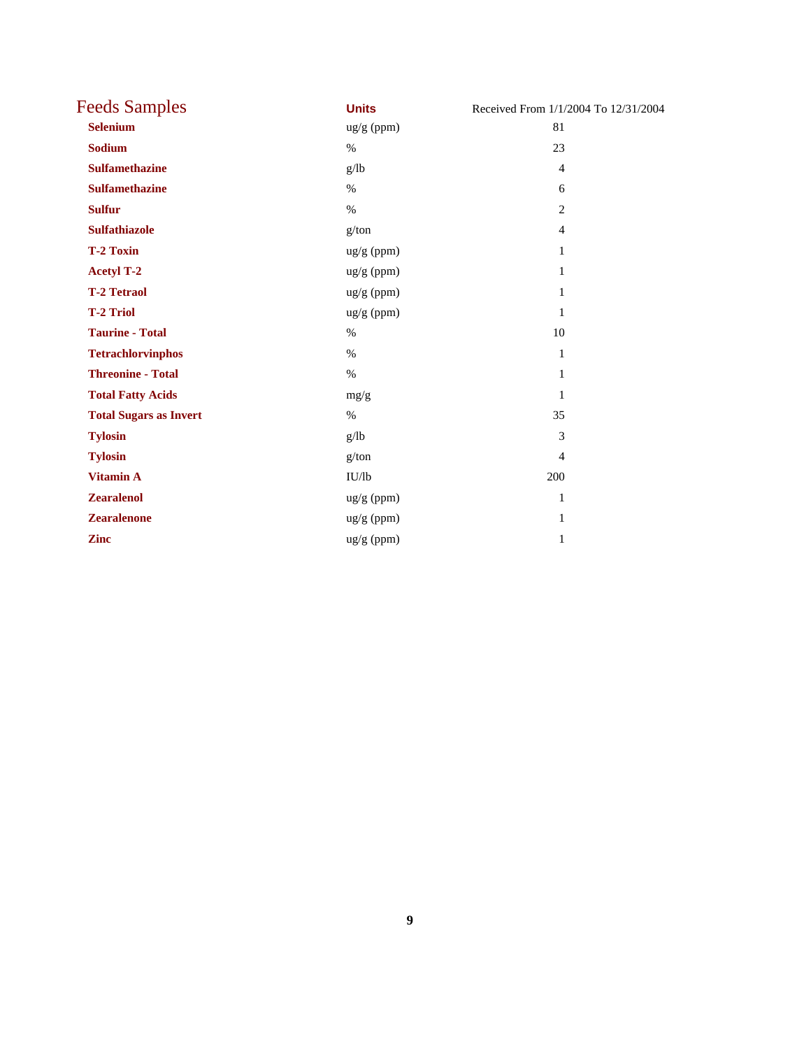# Feeds Samples

| | Units | Received From 1/1/2004 To 12/31/2004 |
|---|---|---|
| **Selenium** | ug/g (ppm) | 81 |
| **Sodium** | % | 23 |
| **Sulfamethazine** | g/lb | 4 |
| **Sulfamethazine** | % | 6 |
| **Sulfur** | % | 2 |
| **Sulfathiazole** | g/ton | 4 |
| **T-2 Toxin** | ug/g (ppm) | 1 |
| **Acetyl T-2** | ug/g (ppm) | 1 |
| **T-2 Tetraol** | ug/g (ppm) | 1 |
| **T-2 Triol** | ug/g (ppm) | 1 |
| **Taurine - Total** | % | 10 |
| **Tetrachlorvinphos** | % | 1 |
| **Threonine - Total** | % | 1 |
| **Total Fatty Acids** | mg/g | 1 |
| **Total Sugars as Invert** | % | 35 |
| **Tylosin** | g/lb | 3 |
| **Tylosin** | g/ton | 4 |
| **Vitamin A** | IU/lb | 200 |
| **Zearalenol** | ug/g (ppm) | 1 |
| **Zearalenone** | ug/g (ppm) | 1 |
| **Zinc** | ug/g (ppm) | 1 |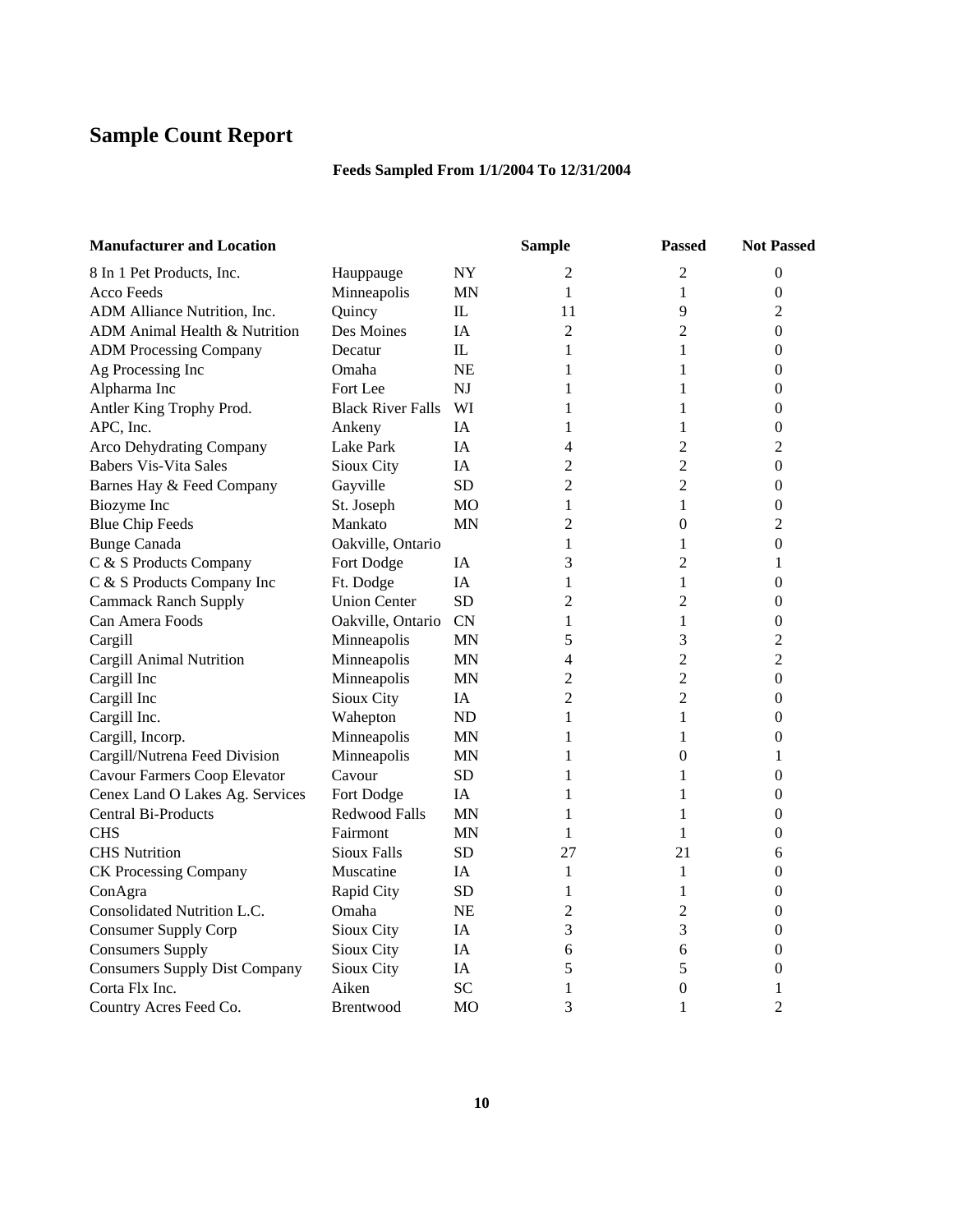# Sample Count Report

**Feeds Sampled From 1/1/2004 To 12/31/2004**

| Manufacturer and Location | | | Sample | Passed | Not Passed |
|---|---|---|---|---|---|
| 8 In 1 Pet Products, Inc. | Hauppauge | NY | 2 | 2 | 0 |
| Acco Feeds | Minneapolis | MN | 1 | 1 | 0 |
| ADM Alliance Nutrition, Inc. | Quincy | IL | 11 | 9 | 2 |
| ADM Animal Health & Nutrition | Des Moines | IA | 2 | 2 | 0 |
| ADM Processing Company | Decatur | IL | 1 | 1 | 0 |
| Ag Processing Inc | Omaha | NE | 1 | 1 | 0 |
| Alpharma Inc | Fort Lee | NJ | 1 | 1 | 0 |
| Antler King Trophy Prod. | Black River Falls | WI | 1 | 1 | 0 |
| APC, Inc. | Ankeny | IA | 1 | 1 | 0 |
| Arco Dehydrating Company | Lake Park | IA | 4 | 2 | 2 |
| Babers Vis-Vita Sales | Sioux City | IA | 2 | 2 | 0 |
| Barnes Hay & Feed Company | Gayville | SD | 2 | 2 | 0 |
| Biozyme Inc | St. Joseph | MO | 1 | 1 | 0 |
| Blue Chip Feeds | Mankato | MN | 2 | 0 | 2 |
| Bunge Canada | Oakville, Ontario | | 1 | 1 | 0 |
| C & S Products Company | Fort Dodge | IA | 3 | 2 | 1 |
| C & S Products Company Inc | Ft. Dodge | IA | 1 | 1 | 0 |
| Cammack Ranch Supply | Union Center | SD | 2 | 2 | 0 |
| Can Amera Foods | Oakville, Ontario | CN | 1 | 1 | 0 |
| Cargill | Minneapolis | MN | 5 | 3 | 2 |
| Cargill Animal Nutrition | Minneapolis | MN | 4 | 2 | 2 |
| Cargill Inc | Minneapolis | MN | 2 | 2 | 0 |
| Cargill Inc | Sioux City | IA | 2 | 2 | 0 |
| Cargill Inc. | Wahepton | ND | 1 | 1 | 0 |
| Cargill, Incorp. | Minneapolis | MN | 1 | 1 | 0 |
| Cargill/Nutrena Feed Division | Minneapolis | MN | 1 | 0 | 1 |
| Cavour Farmers Coop Elevator | Cavour | SD | 1 | 1 | 0 |
| Cenex Land O Lakes Ag. Services | Fort Dodge | IA | 1 | 1 | 0 |
| Central Bi-Products | Redwood Falls | MN | 1 | 1 | 0 |
| CHS | Fairmont | MN | 1 | 1 | 0 |
| CHS Nutrition | Sioux Falls | SD | 27 | 21 | 6 |
| CK Processing Company | Muscatine | IA | 1 | 1 | 0 |
| ConAgra | Rapid City | SD | 1 | 1 | 0 |
| Consolidated Nutrition L.C. | Omaha | NE | 2 | 2 | 0 |
| Consumer Supply Corp | Sioux City | IA | 3 | 3 | 0 |
| Consumers Supply | Sioux City | IA | 6 | 6 | 0 |
| Consumers Supply Dist Company | Sioux City | IA | 5 | 5 | 0 |
| Corta Flx Inc. | Aiken | SC | 1 | 0 | 1 |
| Country Acres Feed Co. | Brentwood | MO | 3 | 1 | 2 |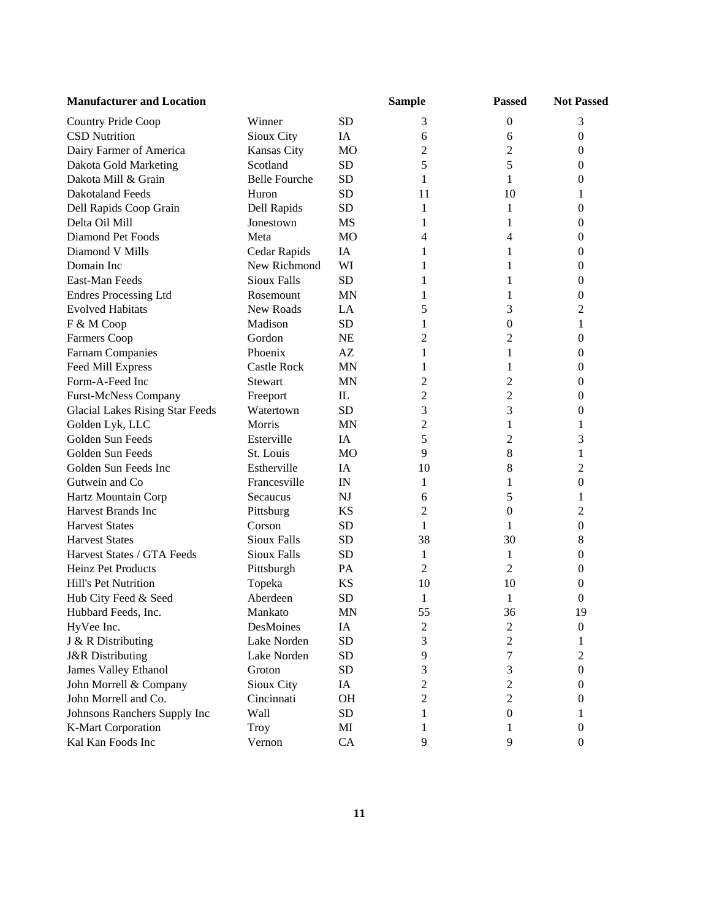| Manufacturer and Location | | | Sample | Passed | Not Passed |
|---|---|---|---|---|---|
| Country Pride Coop | Winner | SD | 3 | 0 | 3 |
| CSD Nutrition | Sioux City | IA | 6 | 6 | 0 |
| Dairy Farmer of America | Kansas City | MO | 2 | 2 | 0 |
| Dakota Gold Marketing | Scotland | SD | 5 | 5 | 0 |
| Dakota Mill & Grain | Belle Fourche | SD | 1 | 1 | 0 |
| Dakotaland Feeds | Huron | SD | 11 | 10 | 1 |
| Dell Rapids Coop Grain | Dell Rapids | SD | 1 | 1 | 0 |
| Delta Oil Mill | Jonestown | MS | 1 | 1 | 0 |
| Diamond Pet Foods | Meta | MO | 4 | 4 | 0 |
| Diamond V Mills | Cedar Rapids | IA | 1 | 1 | 0 |
| Domain Inc | New Richmond | WI | 1 | 1 | 0 |
| East-Man Feeds | Sioux Falls | SD | 1 | 1 | 0 |
| Endres Processing Ltd | Rosemount | MN | 1 | 1 | 0 |
| Evolved Habitats | New Roads | LA | 5 | 3 | 2 |
| F & M Coop | Madison | SD | 1 | 0 | 1 |
| Farmers Coop | Gordon | NE | 2 | 2 | 0 |
| Farnam Companies | Phoenix | AZ | 1 | 1 | 0 |
| Feed Mill Express | Castle Rock | MN | 1 | 1 | 0 |
| Form-A-Feed Inc | Stewart | MN | 2 | 2 | 0 |
| Furst-McNess Company | Freeport | IL | 2 | 2 | 0 |
| Glacial Lakes Rising Star Feeds | Watertown | SD | 3 | 3 | 0 |
| Golden Lyk, LLC | Morris | MN | 2 | 1 | 1 |
| Golden Sun Feeds | Esterville | IA | 5 | 2 | 3 |
| Golden Sun Feeds | St. Louis | MO | 9 | 8 | 1 |
| Golden Sun Feeds Inc | Estherville | IA | 10 | 8 | 2 |
| Gutwein and Co | Francesville | IN | 1 | 1 | 0 |
| Hartz Mountain Corp | Secaucus | NJ | 6 | 5 | 1 |
| Harvest Brands Inc | Pittsburg | KS | 2 | 0 | 2 |
| Harvest States | Corson | SD | 1 | 1 | 0 |
| Harvest States | Sioux Falls | SD | 38 | 30 | 8 |
| Harvest States / GTA Feeds | Sioux Falls | SD | 1 | 1 | 0 |
| Heinz Pet Products | Pittsburgh | PA | 2 | 2 | 0 |
| Hill's Pet Nutrition | Topeka | KS | 10 | 10 | 0 |
| Hub City Feed & Seed | Aberdeen | SD | 1 | 1 | 0 |
| Hubbard Feeds, Inc. | Mankato | MN | 55 | 36 | 19 |
| HyVee Inc. | DesMoines | IA | 2 | 2 | 0 |
| J & R Distributing | Lake Norden | SD | 3 | 2 | 1 |
| J&R Distributing | Lake Norden | SD | 9 | 7 | 2 |
| James Valley Ethanol | Groton | SD | 3 | 3 | 0 |
| John Morrell & Company | Sioux City | IA | 2 | 2 | 0 |
| John Morrell and Co. | Cincinnati | OH | 2 | 2 | 0 |
| Johnsons Ranchers Supply Inc | Wall | SD | 1 | 0 | 1 |
| K-Mart Corporation | Troy | MI | 1 | 1 | 0 |
| Kal Kan Foods Inc | Vernon | CA | 9 | 9 | 0 |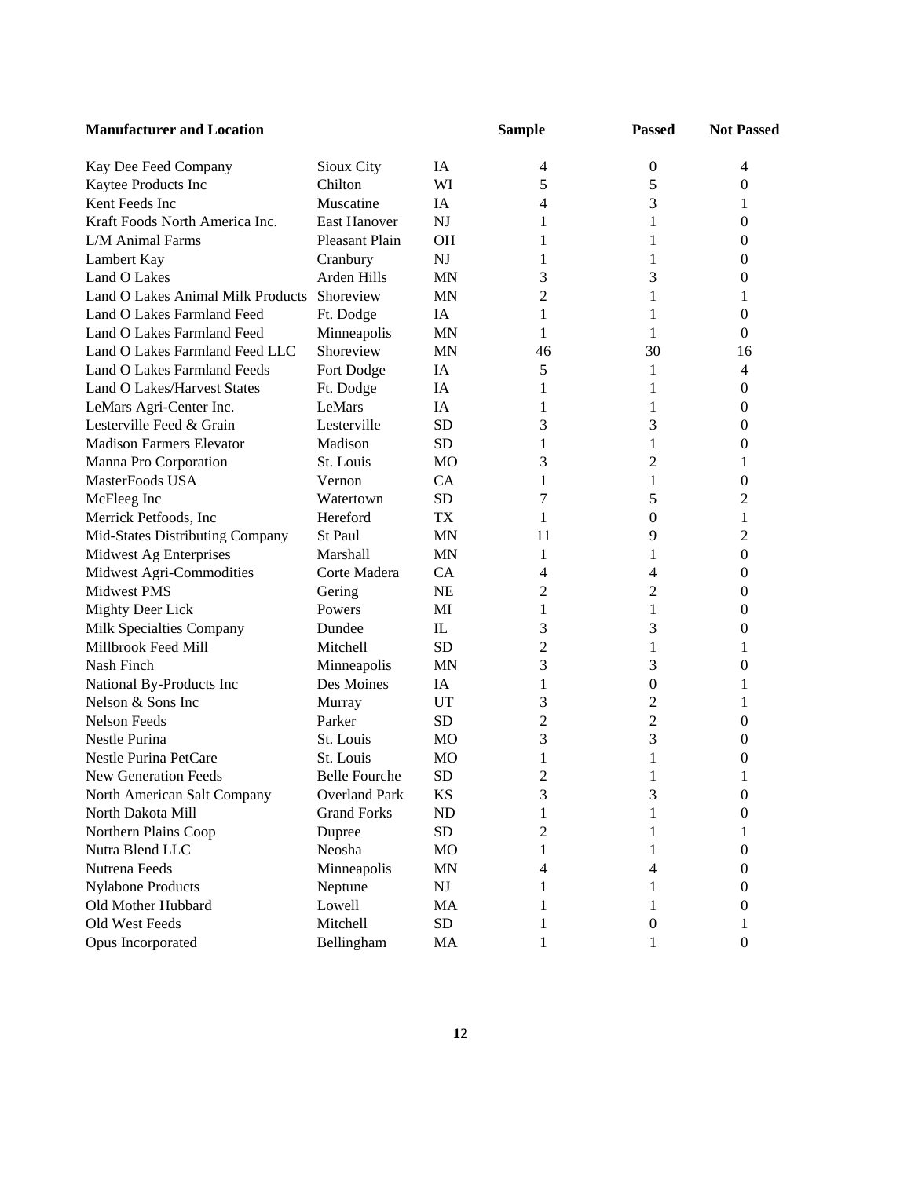| Manufacturer and Location | | | Sample | Passed | Not Passed |
|---|---|---|---|---|---|
| Kay Dee Feed Company | Sioux City | IA | 4 | 0 | 4 |
| Kaytee Products Inc | Chilton | WI | 5 | 5 | 0 |
| Kent Feeds Inc | Muscatine | IA | 4 | 3 | 1 |
| Kraft Foods North America Inc. | East Hanover | NJ | 1 | 1 | 0 |
| L/M Animal Farms | Pleasant Plain | OH | 1 | 1 | 0 |
| Lambert Kay | Cranbury | NJ | 1 | 1 | 0 |
| Land O Lakes | Arden Hills | MN | 3 | 3 | 0 |
| Land O Lakes Animal Milk Products | Shoreview | MN | 2 | 1 | 1 |
| Land O Lakes Farmland Feed | Ft. Dodge | IA | 1 | 1 | 0 |
| Land O Lakes Farmland Feed | Minneapolis | MN | 1 | 1 | 0 |
| Land O Lakes Farmland Feed LLC | Shoreview | MN | 46 | 30 | 16 |
| Land O Lakes Farmland Feeds | Fort Dodge | IA | 5 | 1 | 4 |
| Land O Lakes/Harvest States | Ft. Dodge | IA | 1 | 1 | 0 |
| LeMars Agri-Center Inc. | LeMars | IA | 1 | 1 | 0 |
| Lesterville Feed & Grain | Lesterville | SD | 3 | 3 | 0 |
| Madison Farmers Elevator | Madison | SD | 1 | 1 | 0 |
| Manna Pro Corporation | St. Louis | MO | 3 | 2 | 1 |
| MasterFoods USA | Vernon | CA | 1 | 1 | 0 |
| McFleeg Inc | Watertown | SD | 7 | 5 | 2 |
| Merrick Petfoods, Inc | Hereford | TX | 1 | 0 | 1 |
| Mid-States Distributing Company | St Paul | MN | 11 | 9 | 2 |
| Midwest Ag Enterprises | Marshall | MN | 1 | 1 | 0 |
| Midwest Agri-Commodities | Corte Madera | CA | 4 | 4 | 0 |
| Midwest PMS | Gering | NE | 2 | 2 | 0 |
| Mighty Deer Lick | Powers | MI | 1 | 1 | 0 |
| Milk Specialties Company | Dundee | IL | 3 | 3 | 0 |
| Millbrook Feed Mill | Mitchell | SD | 2 | 1 | 1 |
| Nash Finch | Minneapolis | MN | 3 | 3 | 0 |
| National By-Products Inc | Des Moines | IA | 1 | 0 | 1 |
| Nelson & Sons Inc | Murray | UT | 3 | 2 | 1 |
| Nelson Feeds | Parker | SD | 2 | 2 | 0 |
| Nestle Purina | St. Louis | MO | 3 | 3 | 0 |
| Nestle Purina PetCare | St. Louis | MO | 1 | 1 | 0 |
| New Generation Feeds | Belle Fourche | SD | 2 | 1 | 1 |
| North American Salt Company | Overland Park | KS | 3 | 3 | 0 |
| North Dakota Mill | Grand Forks | ND | 1 | 1 | 0 |
| Northern Plains Coop | Dupree | SD | 2 | 1 | 1 |
| Nutra Blend LLC | Neosha | MO | 1 | 1 | 0 |
| Nutrena Feeds | Minneapolis | MN | 4 | 4 | 0 |
| Nylabone Products | Neptune | NJ | 1 | 1 | 0 |
| Old Mother Hubbard | Lowell | MA | 1 | 1 | 0 |
| Old West Feeds | Mitchell | SD | 1 | 0 | 1 |
| Opus Incorporated | Bellingham | MA | 1 | 1 | 0 |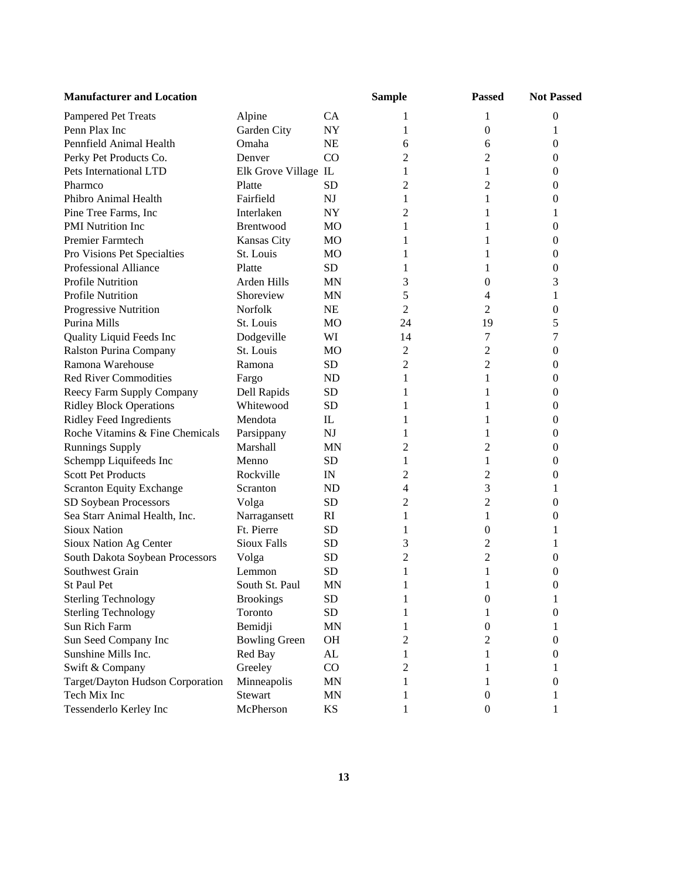| Manufacturer and Location | | | Sample | Passed | Not Passed |
|---|---|---|---|---|---|
| Pampered Pet Treats | Alpine | CA | 1 | 1 | 0 |
| Penn Plax Inc | Garden City | NY | 1 | 0 | 1 |
| Pennfield Animal Health | Omaha | NE | 6 | 6 | 0 |
| Perky Pet Products Co. | Denver | CO | 2 | 2 | 0 |
| Pets International LTD | Elk Grove Village | IL | 1 | 1 | 0 |
| Pharmco | Platte | SD | 2 | 2 | 0 |
| Phibro Animal Health | Fairfield | NJ | 1 | 1 | 0 |
| Pine Tree Farms, Inc | Interlaken | NY | 2 | 1 | 1 |
| PMI Nutrition Inc | Brentwood | MO | 1 | 1 | 0 |
| Premier Farmtech | Kansas City | MO | 1 | 1 | 0 |
| Pro Visions Pet Specialties | St. Louis | MO | 1 | 1 | 0 |
| Professional Alliance | Platte | SD | 1 | 1 | 0 |
| Profile Nutrition | Arden Hills | MN | 3 | 0 | 3 |
| Profile Nutrition | Shoreview | MN | 5 | 4 | 1 |
| Progressive Nutrition | Norfolk | NE | 2 | 2 | 0 |
| Purina Mills | St. Louis | MO | 24 | 19 | 5 |
| Quality Liquid Feeds Inc | Dodgeville | WI | 14 | 7 | 7 |
| Ralston Purina Company | St. Louis | MO | 2 | 2 | 0 |
| Ramona Warehouse | Ramona | SD | 2 | 2 | 0 |
| Red River Commodities | Fargo | ND | 1 | 1 | 0 |
| Reecy Farm Supply Company | Dell Rapids | SD | 1 | 1 | 0 |
| Ridley Block Operations | Whitewood | SD | 1 | 1 | 0 |
| Ridley Feed Ingredients | Mendota | IL | 1 | 1 | 0 |
| Roche Vitamins & Fine Chemicals | Parsippany | NJ | 1 | 1 | 0 |
| Runnings Supply | Marshall | MN | 2 | 2 | 0 |
| Schempp Liquifeeds Inc | Menno | SD | 1 | 1 | 0 |
| Scott Pet Products | Rockville | IN | 2 | 2 | 0 |
| Scranton Equity Exchange | Scranton | ND | 4 | 3 | 1 |
| SD Soybean Processors | Volga | SD | 2 | 2 | 0 |
| Sea Starr Animal Health, Inc. | Narragansett | RI | 1 | 1 | 0 |
| Sioux Nation | Ft. Pierre | SD | 1 | 0 | 1 |
| Sioux Nation Ag Center | Sioux Falls | SD | 3 | 2 | 1 |
| South Dakota Soybean Processors | Volga | SD | 2 | 2 | 0 |
| Southwest Grain | Lemmon | SD | 1 | 1 | 0 |
| St Paul Pet | South St. Paul | MN | 1 | 1 | 0 |
| Sterling Technology | Brookings | SD | 1 | 0 | 1 |
| Sterling Technology | Toronto | SD | 1 | 1 | 0 |
| Sun Rich Farm | Bemidji | MN | 1 | 0 | 1 |
| Sun Seed Company Inc | Bowling Green | OH | 2 | 2 | 0 |
| Sunshine Mills Inc. | Red Bay | AL | 1 | 1 | 0 |
| Swift & Company | Greeley | CO | 2 | 1 | 1 |
| Target/Dayton Hudson Corporation | Minneapolis | MN | 1 | 1 | 0 |
| Tech Mix Inc | Stewart | MN | 1 | 0 | 1 |
| Tessenderlo Kerley Inc | McPherson | KS | 1 | 0 | 1 |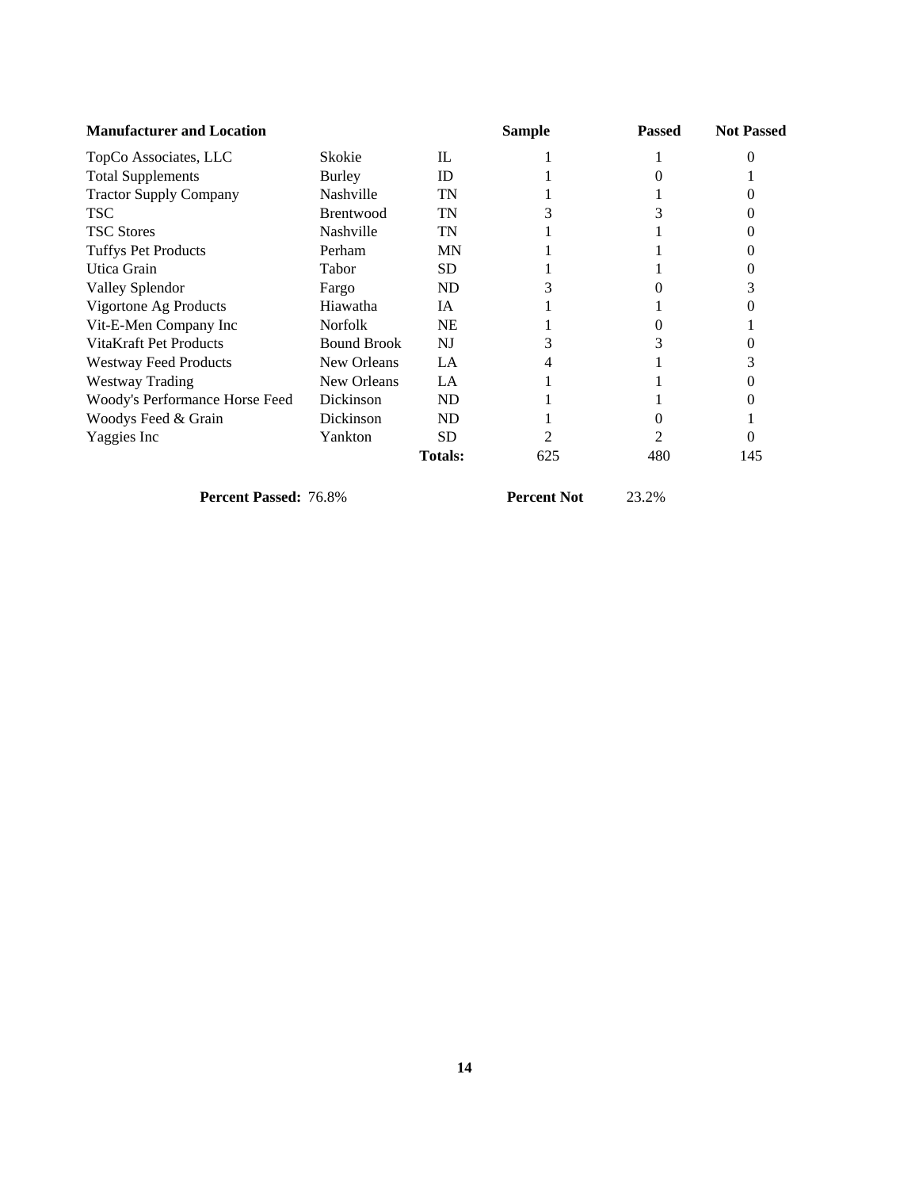| Manufacturer and Location | | | Sample | Passed | Not Passed |
|---|---|---|---|---|---|
| TopCo Associates, LLC | Skokie | IL | 1 | 1 | 0 |
| Total Supplements | Burley | ID | 1 | 0 | 1 |
| Tractor Supply Company | Nashville | TN | 1 | 1 | 0 |
| TSC | Brentwood | TN | 3 | 3 | 0 |
| TSC Stores | Nashville | TN | 1 | 1 | 0 |
| Tuffys Pet Products | Perham | MN | 1 | 1 | 0 |
| Utica Grain | Tabor | SD | 1 | 1 | 0 |
| Valley Splendor | Fargo | ND | 3 | 0 | 3 |
| Vigortone Ag Products | Hiawatha | IA | 1 | 1 | 0 |
| Vit-E-Men Company Inc | Norfolk | NE | 1 | 0 | 1 |
| VitaKraft Pet Products | Bound Brook | NJ | 3 | 3 | 0 |
| Westway Feed Products | New Orleans | LA | 4 | 1 | 3 |
| Westway Trading | New Orleans | LA | 1 | 1 | 0 |
| Woody's Performance Horse Feed | Dickinson | ND | 1 | 1 | 0 |
| Woodys Feed & Grain | Dickinson | ND | 1 | 0 | 1 |
| Yaggies Inc | Yankton | SD | 2 | 2 | 0 |
| | | **Totals:** | 625 | 480 | 145 |

**Percent Passed:** 76.8% **Percent Not** 23.2%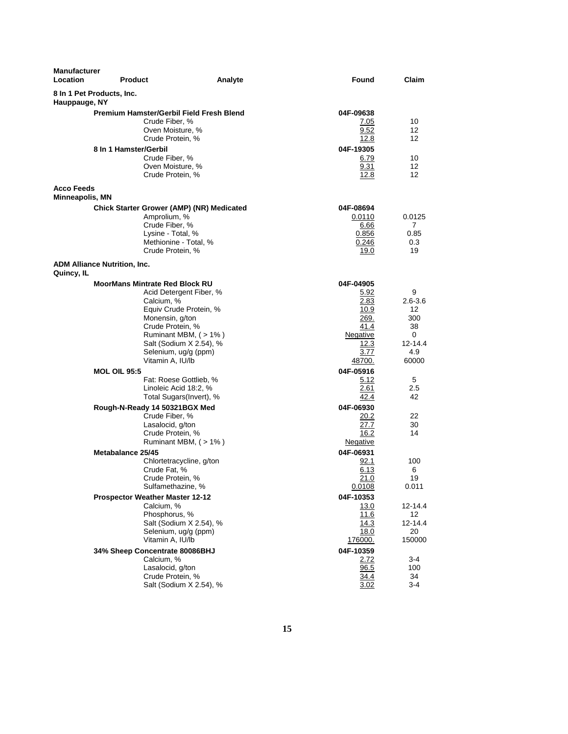| Manufacturer Location | Product | Analyte | Found | Claim |
|---|---|---|---|---|
| **8 In 1 Pet Products, Inc.** | | | | |
| **Hauppauge, NY** | | | | |
| | **Premium Hamster/Gerbil Field Fresh Blend** | | **04F-09638** | |
| | | Crude Fiber, % | 7.05 | 10 |
| | | Oven Moisture, % | 9.52 | 12 |
| | | Crude Protein, % | 12.8 | 12 |
| | **8 In 1 Hamster/Gerbil** | | **04F-19305** | |
| | | Crude Fiber, % | 6.79 | 10 |
| | | Oven Moisture, % | 9.31 | 12 |
| | | Crude Protein, % | 12.8 | 12 |
| **Acco Feeds** | | | | |
| **Minneapolis, MN** | | | | |
| | **Chick Starter Grower (AMP) (NR) Medicated** | | **04F-08694** | |
| | | Amprolium, % | 0.0110 | 0.0125 |
| | | Crude Fiber, % | 6.66 | 7 |
| | | Lysine - Total, % | 0.856 | 0.85 |
| | | Methionine - Total, % | 0.246 | 0.3 |
| | | Crude Protein, % | 19.0 | 19 |
| **ADM Alliance Nutrition, Inc.** | | | | |
| **Quincy, IL** | | | | |
| | **MoorMans Mintrate Red Block RU** | | **04F-04905** | |
| | | Acid Detergent Fiber, % | 5.92 | 9 |
| | | Calcium, % | 2.83 | 2.6-3.6 |
| | | Equiv Crude Protein, % | 10.9 | 12 |
| | | Monensin, g/ton | 269. | 300 |
| | | Crude Protein, % | 41.4 | 38 |
| | | Ruminant MBM, ( > 1% ) | Negative | 0 |
| | | Salt (Sodium X 2.54), % | 12.3 | 12-14.4 |
| | | Selenium, ug/g (ppm) | 3.77 | 4.9 |
| | | Vitamin A, IU/lb | 48700. | 60000 |
| | **MOL OIL 95:5** | | **04F-05916** | |
| | | Fat: Roese Gottlieb, % | 5.12 | 5 |
| | | Linoleic Acid 18:2, % | 2.61 | 2.5 |
| | | Total Sugars(Invert), % | 42.4 | 42 |
| | **Rough-N-Ready 14 50321BGX Med** | | **04F-06930** | |
| | | Crude Fiber, % | 20.2 | 22 |
| | | Lasalocid, g/ton | 27.7 | 30 |
| | | Crude Protein, % | 16.2 | 14 |
| | | Ruminant MBM, ( > 1% ) | Negative | |
| | **Metabalance 25/45** | | **04F-06931** | |
| | | Chlortetracycline, g/ton | 92.1 | 100 |
| | | Crude Fat, % | 6.13 | 6 |
| | | Crude Protein, % | 21.0 | 19 |
| | | Sulfamethazine, % | 0.0108 | 0.011 |
| | **Prospector Weather Master 12-12** | | **04F-10353** | |
| | | Calcium, % | 13.0 | 12-14.4 |
| | | Phosphorus, % | 11.6 | 12 |
| | | Salt (Sodium X 2.54), % | 14.3 | 12-14.4 |
| | | Selenium, ug/g (ppm) | 18.0 | 20 |
| | | Vitamin A, IU/lb | 176000. | 150000 |
| | **34% Sheep Concentrate 80086BHJ** | | **04F-10359** | |
| | | Calcium, % | 2.72 | 3-4 |
| | | Lasalocid, g/ton | 96.5 | 100 |
| | | Crude Protein, % | 34.4 | 34 |
| | | Salt (Sodium X 2.54), % | 3.02 | 3-4 |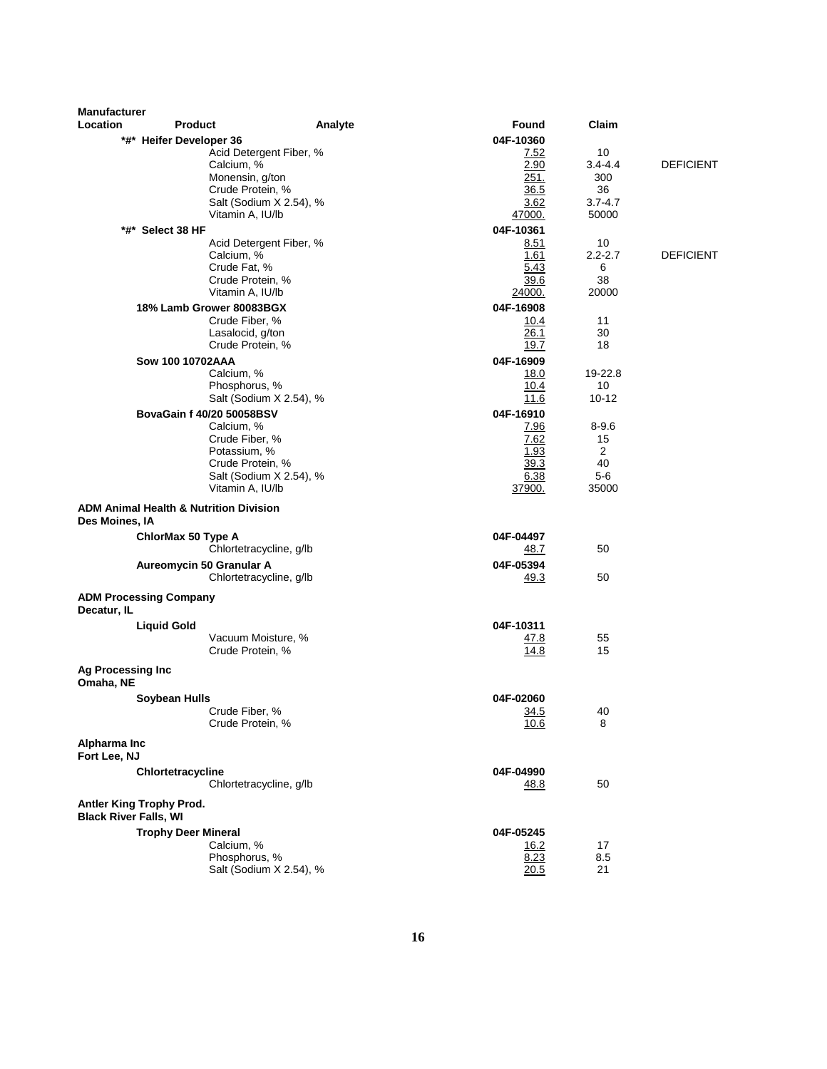| Manufacturer Location | Product | Analyte | Found | Claim | |
|---|---|---|---|---|---|
| | *#* Heifer Developer 36 | | 04F-10360 | | |
| | | Acid Detergent Fiber, % | 7.52 | 10 | |
| | | Calcium, % | 2.90 | 3.4-4.4 | DEFICIENT |
| | | Monensin, g/ton | 251. | 300 | |
| | | Crude Protein, % | 36.5 | 36 | |
| | | Salt (Sodium X 2.54), % | 3.62 | 3.7-4.7 | |
| | | Vitamin A, IU/lb | 47000. | 50000 | |
| | *#* Select 38 HF | | 04F-10361 | | |
| | | Acid Detergent Fiber, % | 8.51 | 10 | |
| | | Calcium, % | 1.61 | 2.2-2.7 | DEFICIENT |
| | | Crude Fat, % | 5.43 | 6 | |
| | | Crude Protein, % | 39.6 | 38 | |
| | | Vitamin A, IU/lb | 24000. | 20000 | |
| | 18% Lamb Grower 80083BGX | | 04F-16908 | | |
| | | Crude Fiber, % | 10.4 | 11 | |
| | | Lasalocid, g/ton | 26.1 | 30 | |
| | | Crude Protein, % | 19.7 | 18 | |
| | Sow 100 10702AAA | | 04F-16909 | | |
| | | Calcium, % | 18.0 | 19-22.8 | |
| | | Phosphorus, % | 10.4 | 10 | |
| | | Salt (Sodium X 2.54), % | 11.6 | 10-12 | |
| | BovaGain f 40/20 50058BSV | | 04F-16910 | | |
| | | Calcium, % | 7.96 | 8-9.6 | |
| | | Crude Fiber, % | 7.62 | 15 | |
| | | Potassium, % | 1.93 | 2 | |
| | | Crude Protein, % | 39.3 | 40 | |
| | | Salt (Sodium X 2.54), % | 6.38 | 5-6 | |
| | | Vitamin A, IU/lb | 37900. | 35000 | |
| **ADM Animal Health & Nutrition Division, Des Moines, IA** | | | | | |
| | ChlorMax 50 Type A | | 04F-04497 | | |
| | | Chlortetracycline, g/lb | 48.7 | 50 | |
| | Aureomycin 50 Granular A | | 04F-05394 | | |
| | | Chlortetracycline, g/lb | 49.3 | 50 | |
| **ADM Processing Company, Decatur, IL** | | | | | |
| | Liquid Gold | | 04F-10311 | | |
| | | Vacuum Moisture, % | 47.8 | 55 | |
| | | Crude Protein, % | 14.8 | 15 | |
| **Ag Processing Inc, Omaha, NE** | | | | | |
| | Soybean Hulls | | 04F-02060 | | |
| | | Crude Fiber, % | 34.5 | 40 | |
| | | Crude Protein, % | 10.6 | 8 | |
| **Alpharma Inc, Fort Lee, NJ** | | | | | |
| | Chlortetracycline | | 04F-04990 | | |
| | | Chlortetracycline, g/lb | 48.8 | 50 | |
| **Antler King Trophy Prod., Black River Falls, WI** | | | | | |
| | Trophy Deer Mineral | | 04F-05245 | | |
| | | Calcium, % | 16.2 | 17 | |
| | | Phosphorus, % | 8.23 | 8.5 | |
| | | Salt (Sodium X 2.54), % | 20.5 | 21 | |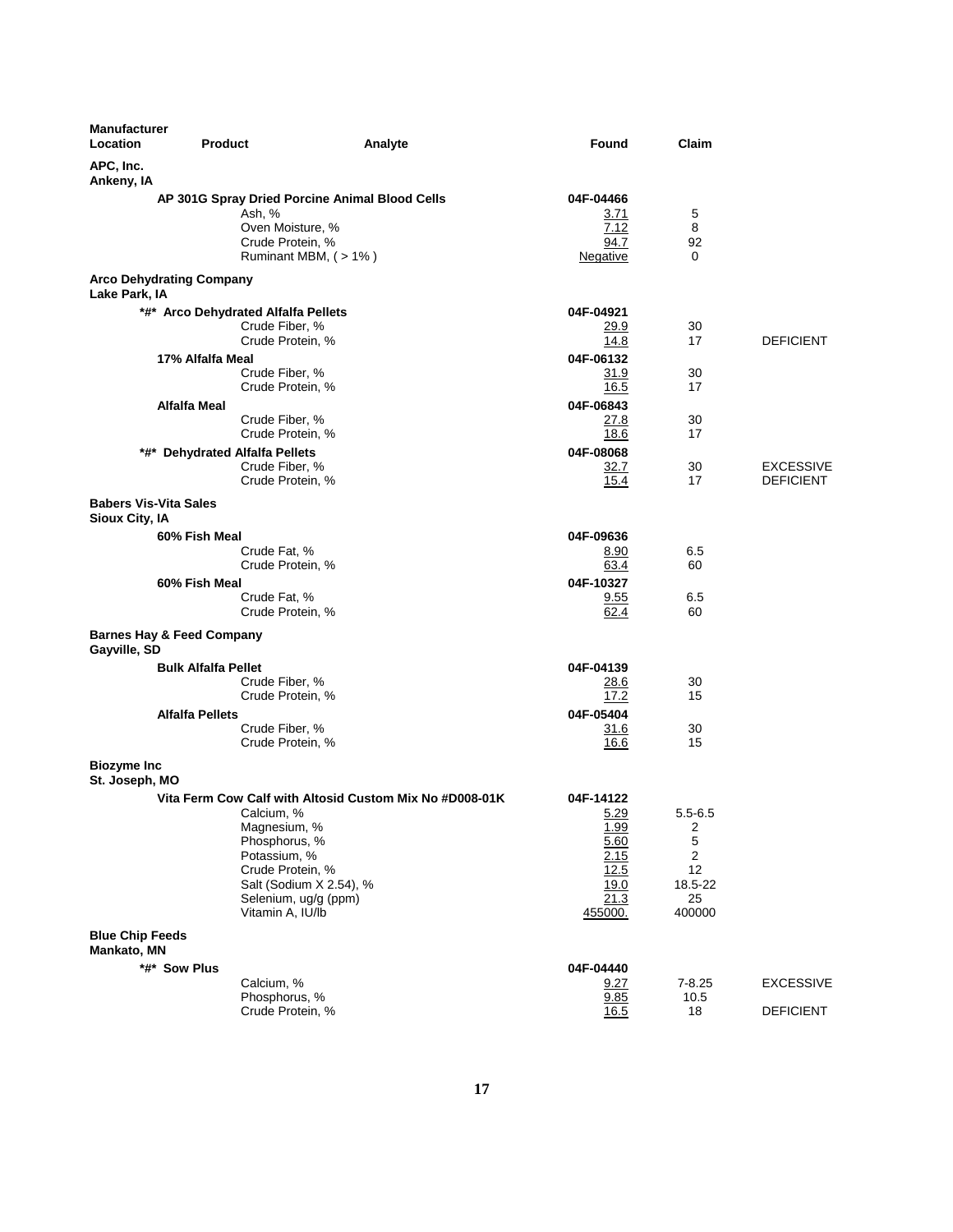| Manufacturer Location | Product | Analyte | Found | Claim | |
|---|---|---|---|---|---|
| **APC, Inc.** **Ankeny, IA** | | | | | |
| | **AP 301G Spray Dried Porcine Animal Blood Cells** | | **04F-04466** | | |
| | | Ash, % | 3.71 | 5 | |
| | | Oven Moisture, % | 7.12 | 8 | |
| | | Crude Protein, % | 94.7 | 92 | |
| | | Ruminant MBM, ( > 1% ) | Negative | 0 | |
| **Arco Dehydrating Company** **Lake Park, IA** | | | | | |
| | ***#* Arco Dehydrated Alfalfa Pellets** | | **04F-04921** | | |
| | | Crude Fiber, % | 29.9 | 30 | |
| | | Crude Protein, % | 14.8 | 17 | DEFICIENT |
| | **17% Alfalfa Meal** | | **04F-06132** | | |
| | | Crude Fiber, % | 31.9 | 30 | |
| | | Crude Protein, % | 16.5 | 17 | |
| | **Alfalfa Meal** | | **04F-06843** | | |
| | | Crude Fiber, % | 27.8 | 30 | |
| | | Crude Protein, % | 18.6 | 17 | |
| | ***#* Dehydrated Alfalfa Pellets** | | **04F-08068** | | |
| | | Crude Fiber, % | 32.7 | 30 | EXCESSIVE |
| | | Crude Protein, % | 15.4 | 17 | DEFICIENT |
| **Babers Vis-Vita Sales** **Sioux City, IA** | | | | | |
| | **60% Fish Meal** | | **04F-09636** | | |
| | | Crude Fat, % | 8.90 | 6.5 | |
| | | Crude Protein, % | 63.4 | 60 | |
| | **60% Fish Meal** | | **04F-10327** | | |
| | | Crude Fat, % | 9.55 | 6.5 | |
| | | Crude Protein, % | 62.4 | 60 | |
| **Barnes Hay & Feed Company** **Gayville, SD** | | | | | |
| | **Bulk Alfalfa Pellet** | | **04F-04139** | | |
| | | Crude Fiber, % | 28.6 | 30 | |
| | | Crude Protein, % | 17.2 | 15 | |
| | **Alfalfa Pellets** | | **04F-05404** | | |
| | | Crude Fiber, % | 31.6 | 30 | |
| | | Crude Protein, % | 16.6 | 15 | |
| **Biozyme Inc** **St. Joseph, MO** | | | | | |
| | **Vita Ferm Cow Calf with Altosid Custom Mix No #D008-01K** | | **04F-14122** | | |
| | | Calcium, % | 5.29 | 5.5-6.5 | |
| | | Magnesium, % | 1.99 | 2 | |
| | | Phosphorus, % | 5.60 | 5 | |
| | | Potassium, % | 2.15 | 2 | |
| | | Crude Protein, % | 12.5 | 12 | |
| | | Salt (Sodium X 2.54), % | 19.0 | 18.5-22 | |
| | | Selenium, ug/g (ppm) | 21.3 | 25 | |
| | | Vitamin A, IU/lb | 455000. | 400000 | |
| **Blue Chip Feeds** **Mankato, MN** | | | | | |
| | ***#* Sow Plus** | | **04F-04440** | | |
| | | Calcium, % | 9.27 | 7-8.25 | EXCESSIVE |
| | | Phosphorus, % | 9.85 | 10.5 | |
| | | Crude Protein, % | 16.5 | 18 | DEFICIENT |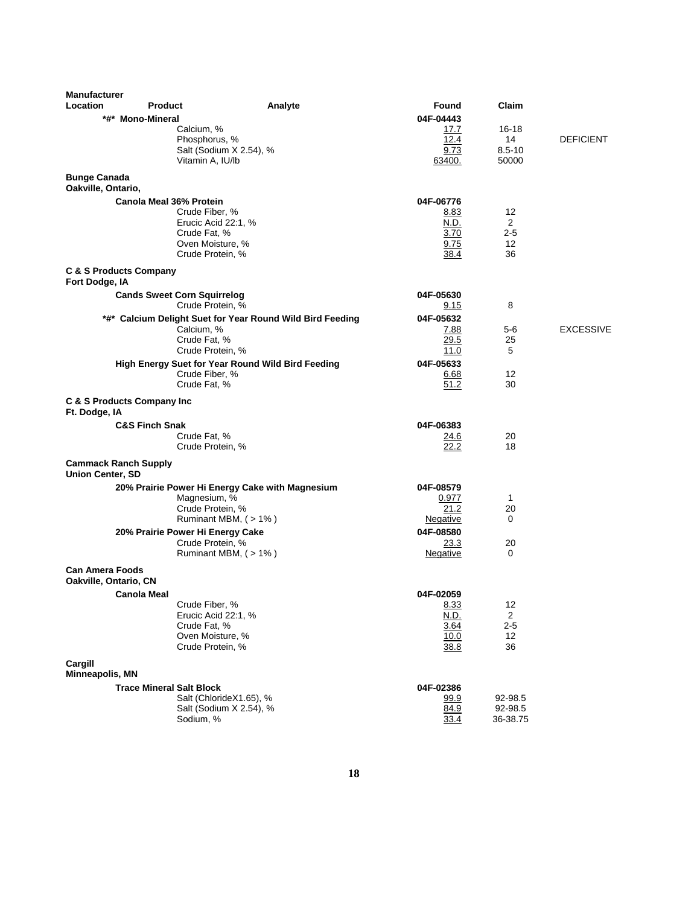| Manufacturer Location | Product | Analyte | Found | Claim | |
|---|---|---|---|---|---|
| | **\*#\* Mono-Mineral** | | **04F-04443** | | |
| | | Calcium, % | 17.7 | 16-18 | |
| | | Phosphorus, % | 12.4 | 14 | DEFICIENT |
| | | Salt (Sodium X 2.54), % | 9.73 | 8.5-10 | |
| | | Vitamin A, IU/lb | 63400. | 50000 | |
| **Bunge Canada Oakville, Ontario,** | | | | | |
| | **Canola Meal 36% Protein** | | **04F-06776** | | |
| | | Crude Fiber, % | 8.83 | 12 | |
| | | Erucic Acid 22:1, % | N.D. | 2 | |
| | | Crude Fat, % | 3.70 | 2-5 | |
| | | Oven Moisture, % | 9.75 | 12 | |
| | | Crude Protein, % | 38.4 | 36 | |
| **C & S Products Company Fort Dodge, IA** | | | | | |
| | **Cands Sweet Corn Squirrelog** | | **04F-05630** | | |
| | | Crude Protein, % | 9.15 | 8 | |
| | **\*#\* Calcium Delight Suet for Year Round Wild Bird Feeding** | | **04F-05632** | | |
| | | Calcium, % | 7.88 | 5-6 | EXCESSIVE |
| | | Crude Fat, % | 29.5 | 25 | |
| | | Crude Protein, % | 11.0 | 5 | |
| | **High Energy Suet for Year Round Wild Bird Feeding** | | **04F-05633** | | |
| | | Crude Fiber, % | 6.68 | 12 | |
| | | Crude Fat, % | 51.2 | 30 | |
| **C & S Products Company Inc Ft. Dodge, IA** | | | | | |
| | **C&S Finch Snak** | | **04F-06383** | | |
| | | Crude Fat, % | 24.6 | 20 | |
| | | Crude Protein, % | 22.2 | 18 | |
| **Cammack Ranch Supply Union Center, SD** | | | | | |
| | **20% Prairie Power Hi Energy Cake with Magnesium** | | **04F-08579** | | |
| | | Magnesium, % | 0.977 | 1 | |
| | | Crude Protein, % | 21.2 | 20 | |
| | | Ruminant MBM, ( > 1% ) | Negative | 0 | |
| | **20% Prairie Power Hi Energy Cake** | | **04F-08580** | | |
| | | Crude Protein, % | 23.3 | 20 | |
| | | Ruminant MBM, ( > 1% ) | Negative | 0 | |
| **Can Amera Foods Oakville, Ontario, CN** | | | | | |
| | **Canola Meal** | | **04F-02059** | | |
| | | Crude Fiber, % | 8.33 | 12 | |
| | | Erucic Acid 22:1, % | N.D. | 2 | |
| | | Crude Fat, % | 3.64 | 2-5 | |
| | | Oven Moisture, % | 10.0 | 12 | |
| | | Crude Protein, % | 38.8 | 36 | |
| **Cargill Minneapolis, MN** | | | | | |
| | **Trace Mineral Salt Block** | | **04F-02386** | | |
| | | Salt (ChlorideX1.65), % | 99.9 | 92-98.5 | |
| | | Salt (Sodium X 2.54), % | 84.9 | 92-98.5 | |
| | | Sodium, % | 33.4 | 36-38.75 | |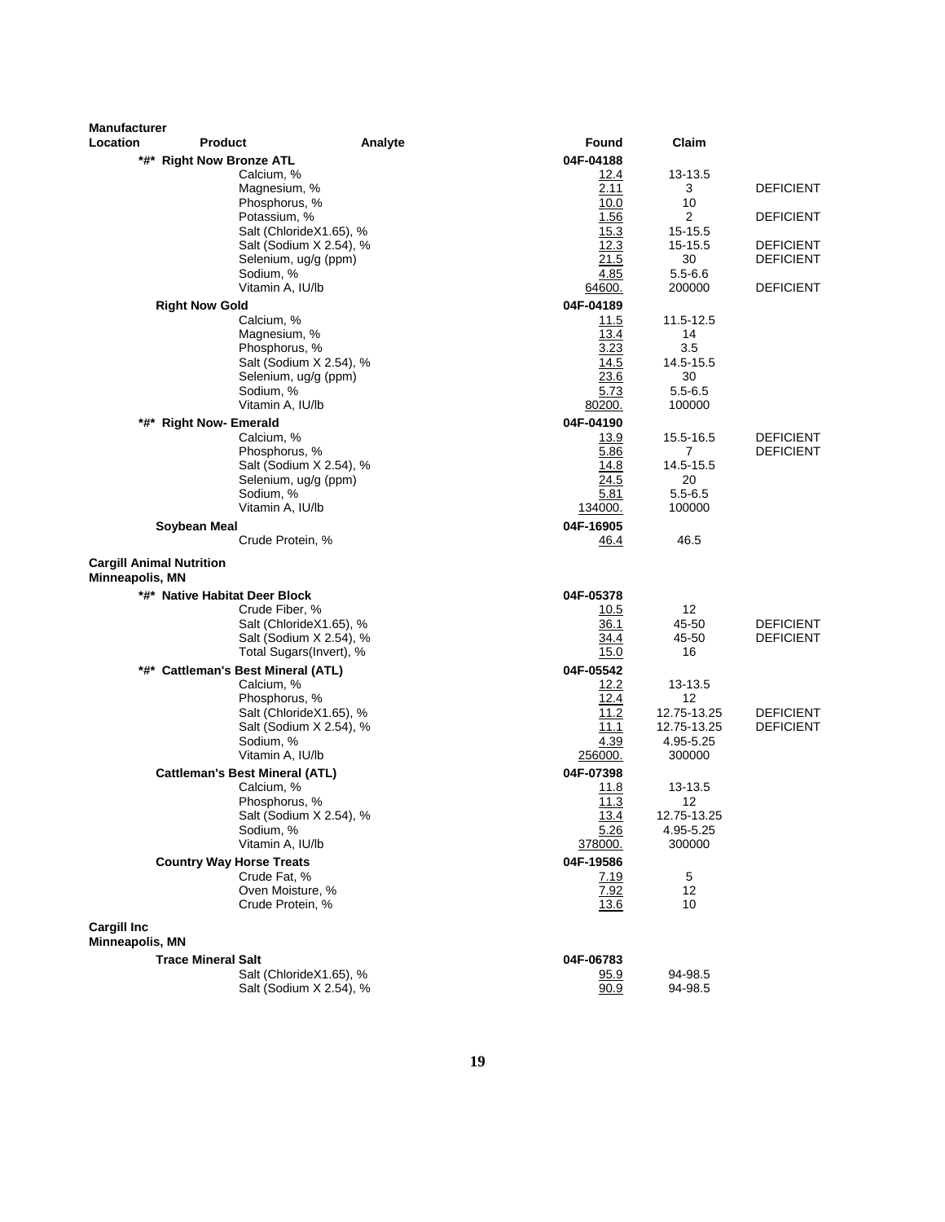| Manufacturer Location | Product | Analyte | Found | Claim | |
|---|---|---|---|---|---|
| | *#* Right Now Bronze ATL | | 04F-04188 | | |
| | | Calcium, % | 12.4 | 13-13.5 | |
| | | Magnesium, % | 2.11 | 3 | DEFICIENT |
| | | Phosphorus, % | 10.0 | 10 | |
| | | Potassium, % | 1.56 | 2 | DEFICIENT |
| | | Salt (ChlorideX1.65), % | 15.3 | 15-15.5 | |
| | | Salt (Sodium X 2.54), % | 12.3 | 15-15.5 | DEFICIENT |
| | | Selenium, ug/g (ppm) | 21.5 | 30 | DEFICIENT |
| | | Sodium, % | 4.85 | 5.5-6.6 | |
| | | Vitamin A, IU/lb | 64600. | 200000 | DEFICIENT |
| | Right Now Gold | | 04F-04189 | | |
| | | Calcium, % | 11.5 | 11.5-12.5 | |
| | | Magnesium, % | 13.4 | 14 | |
| | | Phosphorus, % | 3.23 | 3.5 | |
| | | Salt (Sodium X 2.54), % | 14.5 | 14.5-15.5 | |
| | | Selenium, ug/g (ppm) | 23.6 | 30 | |
| | | Sodium, % | 5.73 | 5.5-6.5 | |
| | | Vitamin A, IU/lb | 80200. | 100000 | |
| | *#* Right Now- Emerald | | 04F-04190 | | |
| | | Calcium, % | 13.9 | 15.5-16.5 | DEFICIENT |
| | | Phosphorus, % | 5.86 | 7 | DEFICIENT |
| | | Salt (Sodium X 2.54), % | 14.8 | 14.5-15.5 | |
| | | Selenium, ug/g (ppm) | 24.5 | 20 | |
| | | Sodium, % | 5.81 | 5.5-6.5 | |
| | | Vitamin A, IU/lb | 134000. | 100000 | |
| | Soybean Meal | | 04F-16905 | | |
| | | Crude Protein, % | 46.4 | 46.5 | |
| **Cargill Animal Nutrition Minneapolis, MN** | | | | | |
| | *#* Native Habitat Deer Block | | 04F-05378 | | |
| | | Crude Fiber, % | 10.5 | 12 | |
| | | Salt (ChlorideX1.65), % | 36.1 | 45-50 | DEFICIENT |
| | | Salt (Sodium X 2.54), % | 34.4 | 45-50 | DEFICIENT |
| | | Total Sugars(Invert), % | 15.0 | 16 | |
| | *#* Cattleman's Best Mineral (ATL) | | 04F-05542 | | |
| | | Calcium, % | 12.2 | 13-13.5 | |
| | | Phosphorus, % | 12.4 | 12 | |
| | | Salt (ChlorideX1.65), % | 11.2 | 12.75-13.25 | DEFICIENT |
| | | Salt (Sodium X 2.54), % | 11.1 | 12.75-13.25 | DEFICIENT |
| | | Sodium, % | 4.39 | 4.95-5.25 | |
| | | Vitamin A, IU/lb | 256000. | 300000 | |
| | Cattleman's Best Mineral (ATL) | | 04F-07398 | | |
| | | Calcium, % | 11.8 | 13-13.5 | |
| | | Phosphorus, % | 11.3 | 12 | |
| | | Salt (Sodium X 2.54), % | 13.4 | 12.75-13.25 | |
| | | Sodium, % | 5.26 | 4.95-5.25 | |
| | | Vitamin A, IU/lb | 378000. | 300000 | |
| | Country Way Horse Treats | | 04F-19586 | | |
| | | Crude Fat, % | 7.19 | 5 | |
| | | Oven Moisture, % | 7.92 | 12 | |
| | | Crude Protein, % | 13.6 | 10 | |
| **Cargill Inc Minneapolis, MN** | | | | | |
| | Trace Mineral Salt | | 04F-06783 | | |
| | | Salt (ChlorideX1.65), % | 95.9 | 94-98.5 | |
| | | Salt (Sodium X 2.54), % | 90.9 | 94-98.5 | |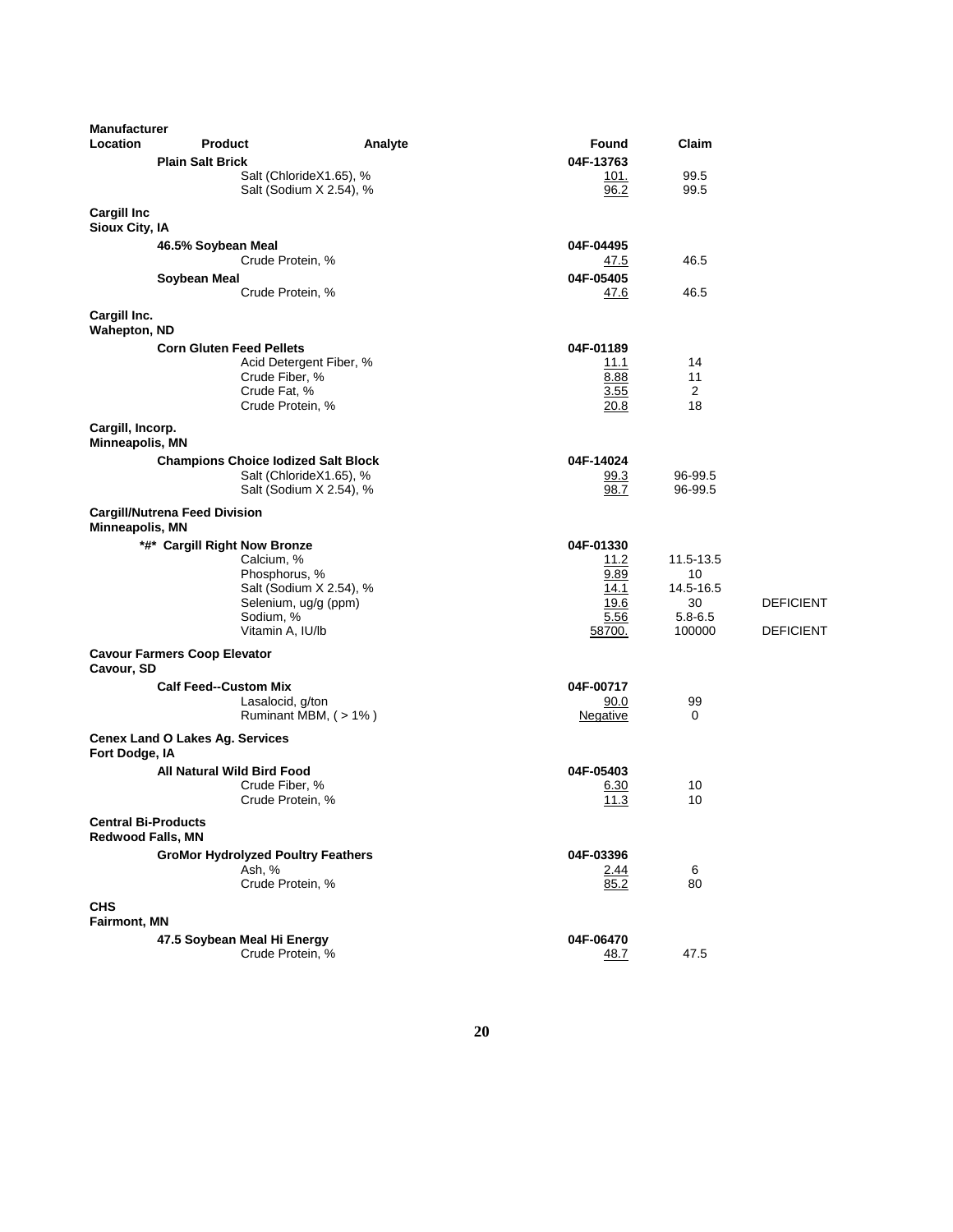| Manufacturer Location | Product | Analyte | Found | Claim | |
|---|---|---|---|---|---|
| | **Plain Salt Brick** | | **04F-13763** | | |
| | | Salt (ChlorideX1.65), % | 101. | 99.5 | |
| | | Salt (Sodium X 2.54), % | 96.2 | 99.5 | |
| **Cargill Inc Sioux City, IA** | | | | | |
| | **46.5% Soybean Meal** | | **04F-04495** | | |
| | | Crude Protein, % | 47.5 | 46.5 | |
| | **Soybean Meal** | | **04F-05405** | | |
| | | Crude Protein, % | 47.6 | 46.5 | |
| **Cargill Inc. Wahepton, ND** | | | | | |
| | **Corn Gluten Feed Pellets** | | **04F-01189** | | |
| | | Acid Detergent Fiber, % | 11.1 | 14 | |
| | | Crude Fiber, % | 8.88 | 11 | |
| | | Crude Fat, % | 3.55 | 2 | |
| | | Crude Protein, % | 20.8 | 18 | |
| **Cargill, Incorp. Minneapolis, MN** | | | | | |
| | **Champions Choice Iodized Salt Block** | | **04F-14024** | | |
| | | Salt (ChlorideX1.65), % | 99.3 | 96-99.5 | |
| | | Salt (Sodium X 2.54), % | 98.7 | 96-99.5 | |
| **Cargill/Nutrena Feed Division Minneapolis, MN** | | | | | |
| | **\*#\* Cargill Right Now Bronze** | | **04F-01330** | | |
| | | Calcium, % | 11.2 | 11.5-13.5 | |
| | | Phosphorus, % | 9.89 | 10 | |
| | | Salt (Sodium X 2.54), % | 14.1 | 14.5-16.5 | |
| | | Selenium, ug/g (ppm) | 19.6 | 30 | DEFICIENT |
| | | Sodium, % | 5.56 | 5.8-6.5 | |
| | | Vitamin A, IU/lb | 58700. | 100000 | DEFICIENT |
| **Cavour Farmers Coop Elevator Cavour, SD** | | | | | |
| | **Calf Feed--Custom Mix** | | **04F-00717** | | |
| | | Lasalocid, g/ton | 90.0 | 99 | |
| | | Ruminant MBM, ( > 1% ) | Negative | 0 | |
| **Cenex Land O Lakes Ag. Services Fort Dodge, IA** | | | | | |
| | **All Natural Wild Bird Food** | | **04F-05403** | | |
| | | Crude Fiber, % | 6.30 | 10 | |
| | | Crude Protein, % | 11.3 | 10 | |
| **Central Bi-Products Redwood Falls, MN** | | | | | |
| | **GroMor Hydrolyzed Poultry Feathers** | | **04F-03396** | | |
| | | Ash, % | 2.44 | 6 | |
| | | Crude Protein, % | 85.2 | 80 | |
| **CHS Fairmont, MN** | | | | | |
| | **47.5 Soybean Meal Hi Energy** | | **04F-06470** | | |
| | | Crude Protein, % | 48.7 | 47.5 | |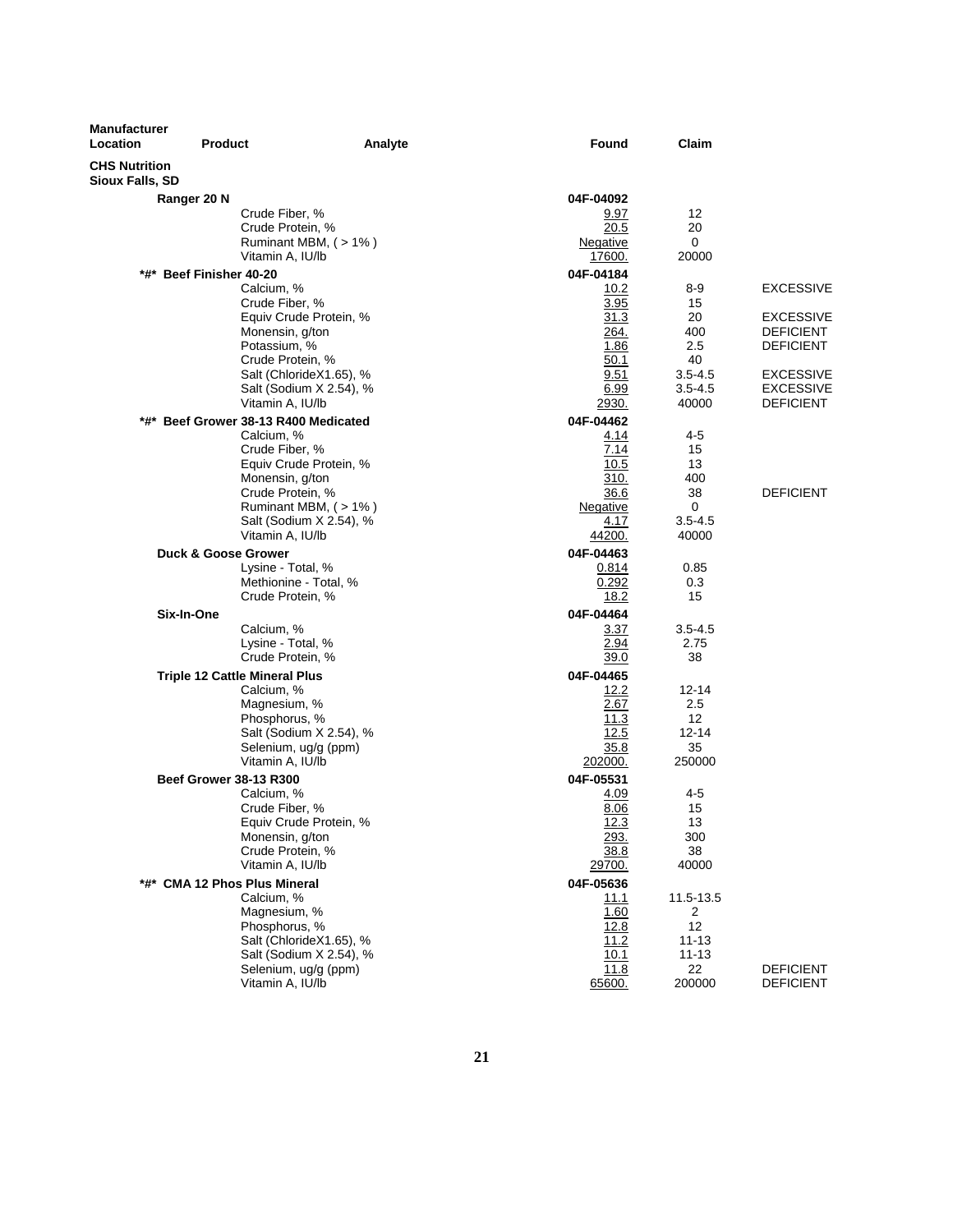| Manufacturer Location | Product | Analyte | Found | Claim | |
|---|---|---|---|---|---|
| **CHS Nutrition Sioux Falls, SD** | | | | | |
| | **Ranger 20 N** | | **04F-04092** | | |
| | | Crude Fiber, % | 9.97 | 12 | |
| | | Crude Protein, % | 20.5 | 20 | |
| | | Ruminant MBM, ( > 1% ) | Negative | 0 | |
| | | Vitamin A, IU/lb | 17600. | 20000 | |
| | **\*#\* Beef Finisher 40-20** | | **04F-04184** | | |
| | | Calcium, % | 10.2 | 8-9 | EXCESSIVE |
| | | Crude Fiber, % | 3.95 | 15 | |
| | | Equiv Crude Protein, % | 31.3 | 20 | EXCESSIVE |
| | | Monensin, g/ton | 264. | 400 | DEFICIENT |
| | | Potassium, % | 1.86 | 2.5 | DEFICIENT |
| | | Crude Protein, % | 50.1 | 40 | |
| | | Salt (ChlorideX1.65), % | 9.51 | 3.5-4.5 | EXCESSIVE |
| | | Salt (Sodium X 2.54), % | 6.99 | 3.5-4.5 | EXCESSIVE |
| | | Vitamin A, IU/lb | 2930. | 40000 | DEFICIENT |
| | **\*#\* Beef Grower 38-13 R400 Medicated** | | **04F-04462** | | |
| | | Calcium, % | 4.14 | 4-5 | |
| | | Crude Fiber, % | 7.14 | 15 | |
| | | Equiv Crude Protein, % | 10.5 | 13 | |
| | | Monensin, g/ton | 310. | 400 | |
| | | Crude Protein, % | 36.6 | 38 | DEFICIENT |
| | | Ruminant MBM, ( > 1% ) | Negative | 0 | |
| | | Salt (Sodium X 2.54), % | 4.17 | 3.5-4.5 | |
| | | Vitamin A, IU/lb | 44200. | 40000 | |
| | **Duck & Goose Grower** | | **04F-04463** | | |
| | | Lysine - Total, % | 0.814 | 0.85 | |
| | | Methionine - Total, % | 0.292 | 0.3 | |
| | | Crude Protein, % | 18.2 | 15 | |
| | **Six-In-One** | | **04F-04464** | | |
| | | Calcium, % | 3.37 | 3.5-4.5 | |
| | | Lysine - Total, % | 2.94 | 2.75 | |
| | | Crude Protein, % | 39.0 | 38 | |
| | **Triple 12 Cattle Mineral Plus** | | **04F-04465** | | |
| | | Calcium, % | 12.2 | 12-14 | |
| | | Magnesium, % | 2.67 | 2.5 | |
| | | Phosphorus, % | 11.3 | 12 | |
| | | Salt (Sodium X 2.54), % | 12.5 | 12-14 | |
| | | Selenium, ug/g (ppm) | 35.8 | 35 | |
| | | Vitamin A, IU/lb | 202000. | 250000 | |
| | **Beef Grower 38-13 R300** | | **04F-05531** | | |
| | | Calcium, % | 4.09 | 4-5 | |
| | | Crude Fiber, % | 8.06 | 15 | |
| | | Equiv Crude Protein, % | 12.3 | 13 | |
| | | Monensin, g/ton | 293. | 300 | |
| | | Crude Protein, % | 38.8 | 38 | |
| | | Vitamin A, IU/lb | 29700. | 40000 | |
| | **\*#\* CMA 12 Phos Plus Mineral** | | **04F-05636** | | |
| | | Calcium, % | 11.1 | 11.5-13.5 | |
| | | Magnesium, % | 1.60 | 2 | |
| | | Phosphorus, % | 12.8 | 12 | |
| | | Salt (ChlorideX1.65), % | 11.2 | 11-13 | |
| | | Salt (Sodium X 2.54), % | 10.1 | 11-13 | |
| | | Selenium, ug/g (ppm) | 11.8 | 22 | DEFICIENT |
| | | Vitamin A, IU/lb | 65600. | 200000 | DEFICIENT |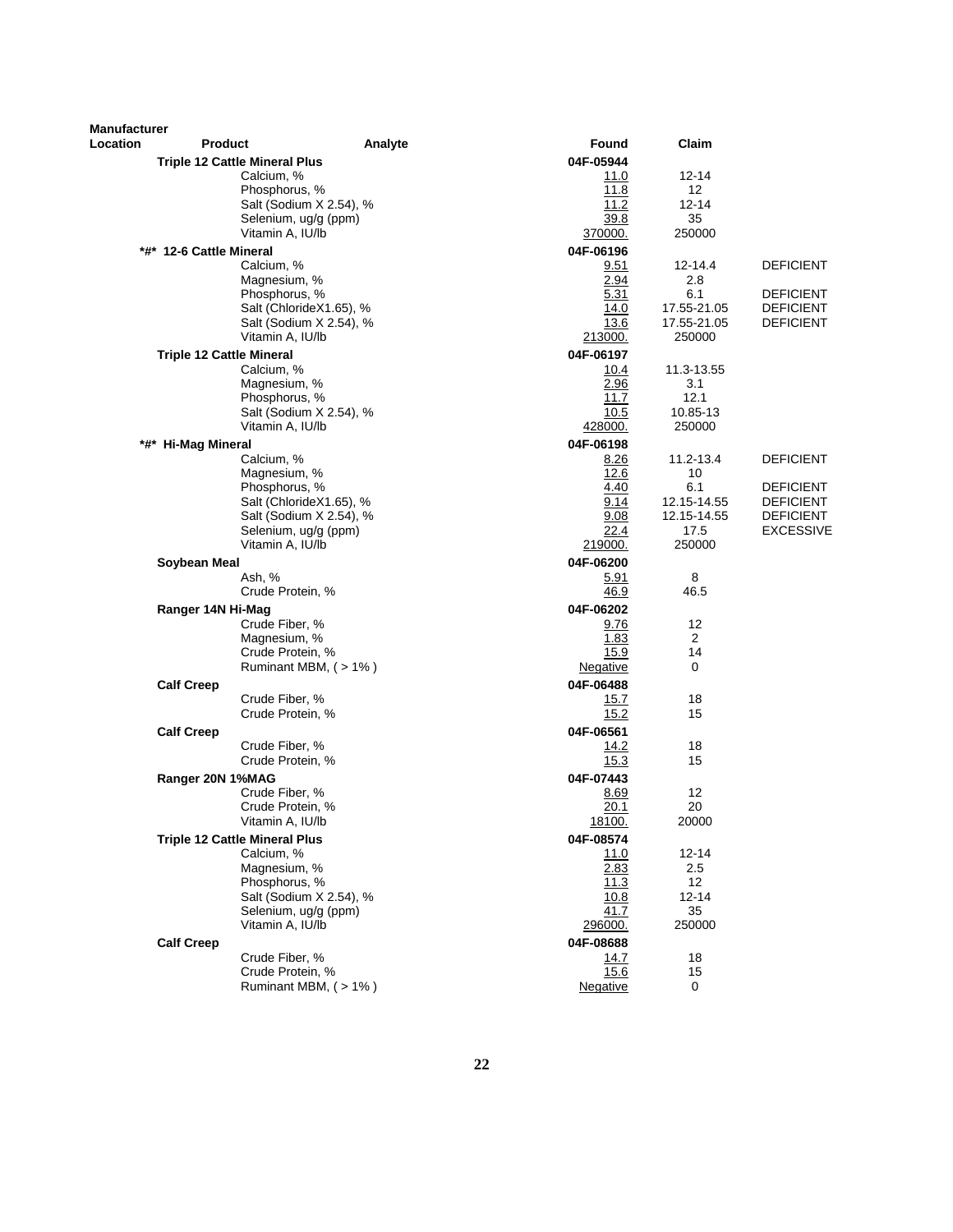| Manufacturer Location | Product | Analyte | Found | Claim | |
|---|---|---|---|---|---|
| | **Triple 12 Cattle Mineral Plus** | | **04F-05944** | | |
| | | Calcium, % | 11.0 | 12-14 | |
| | | Phosphorus, % | 11.8 | 12 | |
| | | Salt (Sodium X 2.54), % | 11.2 | 12-14 | |
| | | Selenium, ug/g (ppm) | 39.8 | 35 | |
| | | Vitamin A, IU/lb | 370000. | 250000 | |
| | **\*#\* 12-6 Cattle Mineral** | | **04F-06196** | | |
| | | Calcium, % | 9.51 | 12-14.4 | DEFICIENT |
| | | Magnesium, % | 2.94 | 2.8 | |
| | | Phosphorus, % | 5.31 | 6.1 | DEFICIENT |
| | | Salt (ChlorideX1.65), % | 14.0 | 17.55-21.05 | DEFICIENT |
| | | Salt (Sodium X 2.54), % | 13.6 | 17.55-21.05 | DEFICIENT |
| | | Vitamin A, IU/lb | 213000. | 250000 | |
| | **Triple 12 Cattle Mineral** | | **04F-06197** | | |
| | | Calcium, % | 10.4 | 11.3-13.55 | |
| | | Magnesium, % | 2.96 | 3.1 | |
| | | Phosphorus, % | 11.7 | 12.1 | |
| | | Salt (Sodium X 2.54), % | 10.5 | 10.85-13 | |
| | | Vitamin A, IU/lb | 428000. | 250000 | |
| | **\*#\* Hi-Mag Mineral** | | **04F-06198** | | |
| | | Calcium, % | 8.26 | 11.2-13.4 | DEFICIENT |
| | | Magnesium, % | 12.6 | 10 | |
| | | Phosphorus, % | 4.40 | 6.1 | DEFICIENT |
| | | Salt (ChlorideX1.65), % | 9.14 | 12.15-14.55 | DEFICIENT |
| | | Salt (Sodium X 2.54), % | 9.08 | 12.15-14.55 | DEFICIENT |
| | | Selenium, ug/g (ppm) | 22.4 | 17.5 | EXCESSIVE |
| | | Vitamin A, IU/lb | 219000. | 250000 | |
| | **Soybean Meal** | | **04F-06200** | | |
| | | Ash, % | 5.91 | 8 | |
| | | Crude Protein, % | 46.9 | 46.5 | |
| | **Ranger 14N Hi-Mag** | | **04F-06202** | | |
| | | Crude Fiber, % | 9.76 | 12 | |
| | | Magnesium, % | 1.83 | 2 | |
| | | Crude Protein, % | 15.9 | 14 | |
| | | Ruminant MBM, ( > 1% ) | Negative | 0 | |
| | **Calf Creep** | | **04F-06488** | | |
| | | Crude Fiber, % | 15.7 | 18 | |
| | | Crude Protein, % | 15.2 | 15 | |
| | **Calf Creep** | | **04F-06561** | | |
| | | Crude Fiber, % | 14.2 | 18 | |
| | | Crude Protein, % | 15.3 | 15 | |
| | **Ranger 20N 1%MAG** | | **04F-07443** | | |
| | | Crude Fiber, % | 8.69 | 12 | |
| | | Crude Protein, % | 20.1 | 20 | |
| | | Vitamin A, IU/lb | 18100. | 20000 | |
| | **Triple 12 Cattle Mineral Plus** | | **04F-08574** | | |
| | | Calcium, % | 11.0 | 12-14 | |
| | | Magnesium, % | 2.83 | 2.5 | |
| | | Phosphorus, % | 11.3 | 12 | |
| | | Salt (Sodium X 2.54), % | 10.8 | 12-14 | |
| | | Selenium, ug/g (ppm) | 41.7 | 35 | |
| | | Vitamin A, IU/lb | 296000. | 250000 | |
| | **Calf Creep** | | **04F-08688** | | |
| | | Crude Fiber, % | 14.7 | 18 | |
| | | Crude Protein, % | 15.6 | 15 | |
| | | Ruminant MBM, ( > 1% ) | Negative | 0 | |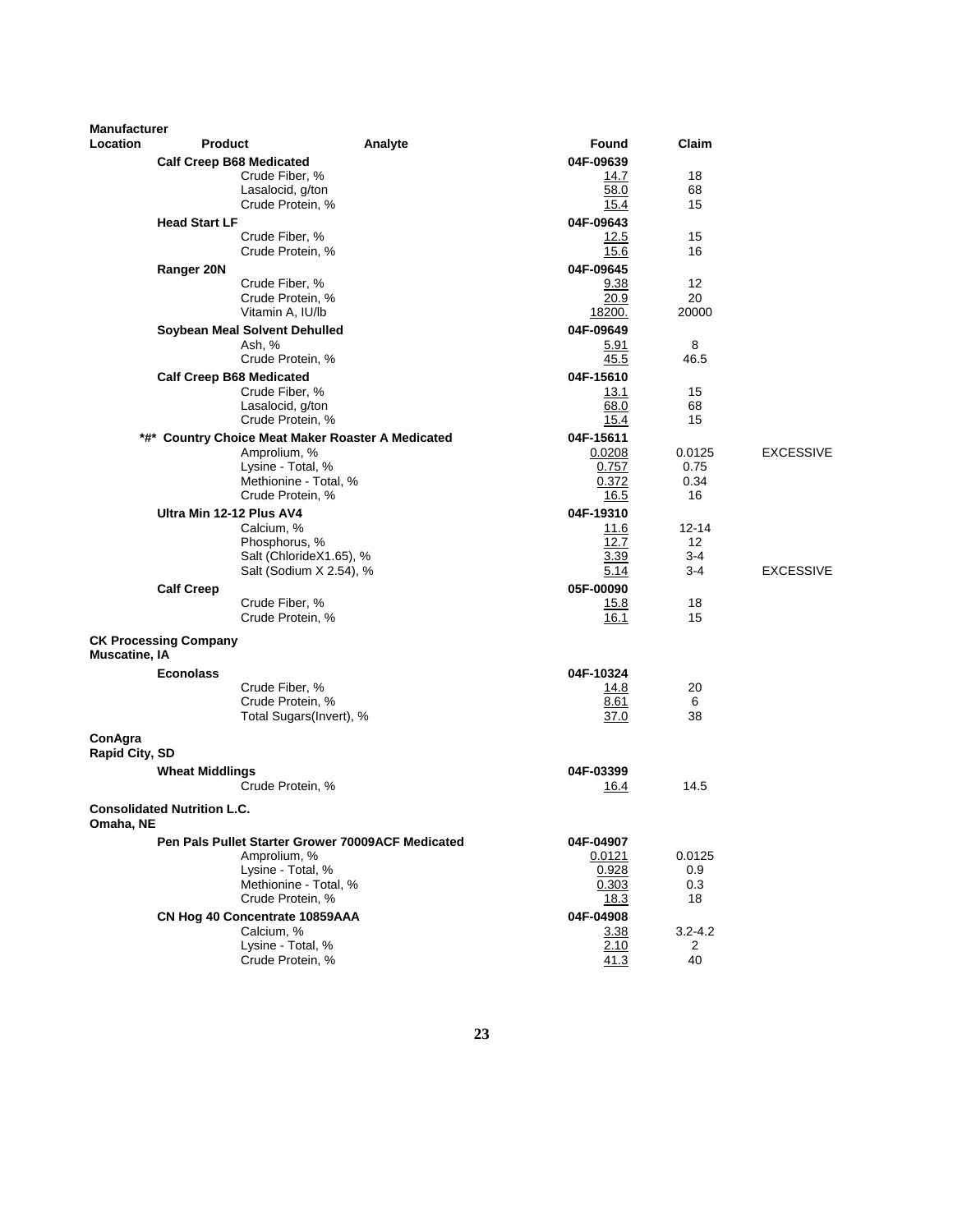| Manufacturer Location | Product | Analyte | Found | Claim | |
|---|---|---|---|---|---|
| | **Calf Creep B68 Medicated** | | **04F-09639** | | |
| | | Crude Fiber, % | 14.7 | 18 | |
| | | Lasalocid, g/ton | 58.0 | 68 | |
| | | Crude Protein, % | 15.4 | 15 | |
| | **Head Start LF** | | **04F-09643** | | |
| | | Crude Fiber, % | 12.5 | 15 | |
| | | Crude Protein, % | 15.6 | 16 | |
| | **Ranger 20N** | | **04F-09645** | | |
| | | Crude Fiber, % | 9.38 | 12 | |
| | | Crude Protein, % | 20.9 | 20 | |
| | | Vitamin A, IU/lb | 18200. | 20000 | |
| | **Soybean Meal Solvent Dehulled** | | **04F-09649** | | |
| | | Ash, % | 5.91 | 8 | |
| | | Crude Protein, % | 45.5 | 46.5 | |
| | **Calf Creep B68 Medicated** | | **04F-15610** | | |
| | | Crude Fiber, % | 13.1 | 15 | |
| | | Lasalocid, g/ton | 68.0 | 68 | |
| | | Crude Protein, % | 15.4 | 15 | |
| | ***#* Country Choice Meat Maker Roaster A Medicated** | | **04F-15611** | | |
| | | Amprolium, % | 0.0208 | 0.0125 | EXCESSIVE |
| | | Lysine - Total, % | 0.757 | 0.75 | |
| | | Methionine - Total, % | 0.372 | 0.34 | |
| | | Crude Protein, % | 16.5 | 16 | |
| | **Ultra Min 12-12 Plus AV4** | | **04F-19310** | | |
| | | Calcium, % | 11.6 | 12-14 | |
| | | Phosphorus, % | 12.7 | 12 | |
| | | Salt (ChlorideX1.65), % | 3.39 | 3-4 | |
| | | Salt (Sodium X 2.54), % | 5.14 | 3-4 | EXCESSIVE |
| | **Calf Creep** | | **05F-00090** | | |
| | | Crude Fiber, % | 15.8 | 18 | |
| | | Crude Protein, % | 16.1 | 15 | |
| **CK Processing Company Muscatine, IA** | | | | | |
| | **Econolass** | | **04F-10324** | | |
| | | Crude Fiber, % | 14.8 | 20 | |
| | | Crude Protein, % | 8.61 | 6 | |
| | | Total Sugars(Invert), % | 37.0 | 38 | |
| **ConAgra Rapid City, SD** | | | | | |
| | **Wheat Middlings** | | **04F-03399** | | |
| | | Crude Protein, % | 16.4 | 14.5 | |
| **Consolidated Nutrition L.C. Omaha, NE** | | | | | |
| | **Pen Pals Pullet Starter Grower 70009ACF Medicated** | | **04F-04907** | | |
| | | Amprolium, % | 0.0121 | 0.0125 | |
| | | Lysine - Total, % | 0.928 | 0.9 | |
| | | Methionine - Total, % | 0.303 | 0.3 | |
| | | Crude Protein, % | 18.3 | 18 | |
| | **CN Hog 40 Concentrate 10859AAA** | | **04F-04908** | | |
| | | Calcium, % | 3.38 | 3.2-4.2 | |
| | | Lysine - Total, % | 2.10 | 2 | |
| | | Crude Protein, % | 41.3 | 40 | |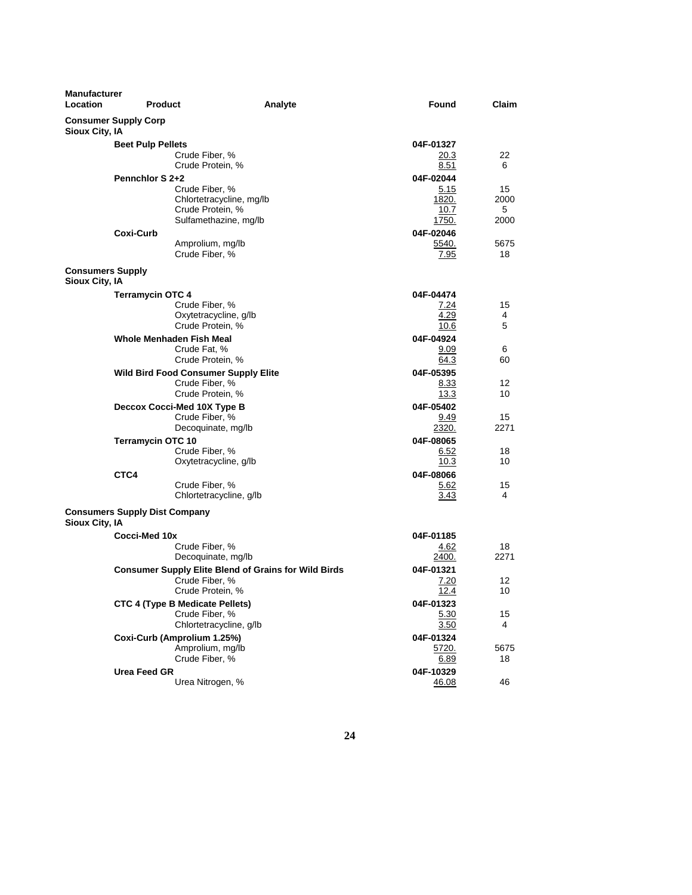| Manufacturer Location | Product | Analyte | Found | Claim |
|---|---|---|---|---|
| **Consumer Supply Corp Sioux City, IA** | | | | |
| | **Beet Pulp Pellets** | | **04F-01327** | |
| | | Crude Fiber, % | 20.3 | 22 |
| | | Crude Protein, % | 8.51 | 6 |
| | **Pennchlor S 2+2** | | **04F-02044** | |
| | | Crude Fiber, % | 5.15 | 15 |
| | | Chlortetracycline, mg/lb | 1820. | 2000 |
| | | Crude Protein, % | 10.7 | 5 |
| | | Sulfamethazine, mg/lb | 1750. | 2000 |
| | **Coxi-Curb** | | **04F-02046** | |
| | | Amprolium, mg/lb | 5540. | 5675 |
| | | Crude Fiber, % | 7.95 | 18 |
| **Consumers Supply Sioux City, IA** | | | | |
| | **Terramycin OTC 4** | | **04F-04474** | |
| | | Crude Fiber, % | 7.24 | 15 |
| | | Oxytetracycline, g/lb | 4.29 | 4 |
| | | Crude Protein, % | 10.6 | 5 |
| | **Whole Menhaden Fish Meal** | | **04F-04924** | |
| | | Crude Fat, % | 9.09 | 6 |
| | | Crude Protein, % | 64.3 | 60 |
| | **Wild Bird Food Consumer Supply Elite** | | **04F-05395** | |
| | | Crude Fiber, % | 8.33 | 12 |
| | | Crude Protein, % | 13.3 | 10 |
| | **Deccox Cocci-Med 10X Type B** | | **04F-05402** | |
| | | Crude Fiber, % | 9.49 | 15 |
| | | Decoquinate, mg/lb | 2320. | 2271 |
| | **Terramycin OTC 10** | | **04F-08065** | |
| | | Crude Fiber, % | 6.52 | 18 |
| | | Oxytetracycline, g/lb | 10.3 | 10 |
| | **CTC4** | | **04F-08066** | |
| | | Crude Fiber, % | 5.62 | 15 |
| | | Chlortetracycline, g/lb | 3.43 | 4 |
| **Consumers Supply Dist Company Sioux City, IA** | | | | |
| | **Cocci-Med 10x** | | **04F-01185** | |
| | | Crude Fiber, % | 4.62 | 18 |
| | | Decoquinate, mg/lb | 2400. | 2271 |
| | **Consumer Supply Elite Blend of Grains for Wild Birds** | | **04F-01321** | |
| | | Crude Fiber, % | 7.20 | 12 |
| | | Crude Protein, % | 12.4 | 10 |
| | **CTC 4 (Type B Medicate Pellets)** | | **04F-01323** | |
| | | Crude Fiber, % | 5.30 | 15 |
| | | Chlortetracycline, g/lb | 3.50 | 4 |
| | **Coxi-Curb (Amprolium 1.25%)** | | **04F-01324** | |
| | | Amprolium, mg/lb | 5720. | 5675 |
| | | Crude Fiber, % | 6.89 | 18 |
| | **Urea Feed GR** | | **04F-10329** | |
| | | Urea Nitrogen, % | 46.08 | 46 |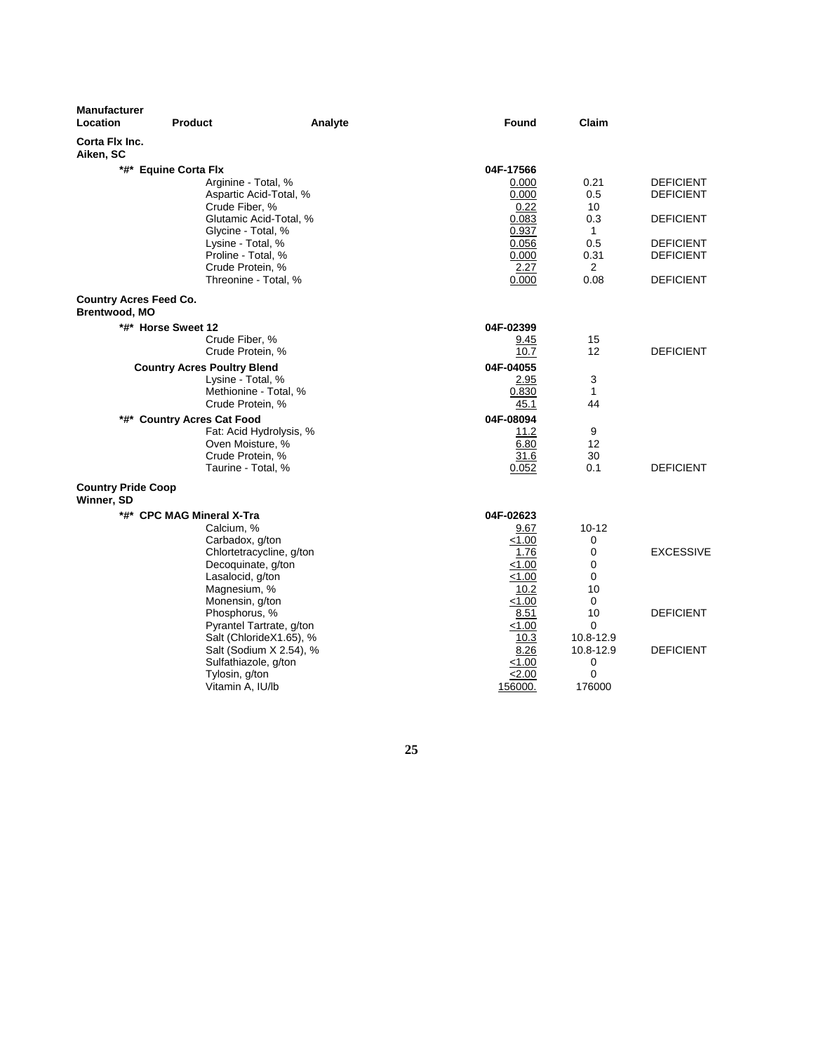| Manufacturer Location | Product | Analyte | Found | Claim | |
|---|---|---|---|---|---|
| **Corta Flx Inc.** **Aiken, SC** | | | | | |
| | **\*#\* Equine Corta Flx** | | **04F-17566** | | |
| | | Arginine - Total, % | 0.000 | 0.21 | DEFICIENT |
| | | Aspartic Acid-Total, % | 0.000 | 0.5 | DEFICIENT |
| | | Crude Fiber, % | 0.22 | 10 | |
| | | Glutamic Acid-Total, % | 0.083 | 0.3 | DEFICIENT |
| | | Glycine - Total, % | 0.937 | 1 | |
| | | Lysine - Total, % | 0.056 | 0.5 | DEFICIENT |
| | | Proline - Total, % | 0.000 | 0.31 | DEFICIENT |
| | | Crude Protein, % | 2.27 | 2 | |
| | | Threonine - Total, % | 0.000 | 0.08 | DEFICIENT |
| **Country Acres Feed Co.** **Brentwood, MO** | | | | | |
| | **\*#\* Horse Sweet 12** | | **04F-02399** | | |
| | | Crude Fiber, % | 9.45 | 15 | |
| | | Crude Protein, % | 10.7 | 12 | DEFICIENT |
| | **Country Acres Poultry Blend** | | **04F-04055** | | |
| | | Lysine - Total, % | 2.95 | 3 | |
| | | Methionine - Total, % | 0.830 | 1 | |
| | | Crude Protein, % | 45.1 | 44 | |
| | **\*#\* Country Acres Cat Food** | | **04F-08094** | | |
| | | Fat: Acid Hydrolysis, % | 11.2 | 9 | |
| | | Oven Moisture, % | 6.80 | 12 | |
| | | Crude Protein, % | 31.6 | 30 | |
| | | Taurine - Total, % | 0.052 | 0.1 | DEFICIENT |
| **Country Pride Coop** **Winner, SD** | | | | | |
| | **\*#\* CPC MAG Mineral X-Tra** | | **04F-02623** | | |
| | | Calcium, % | 9.67 | 10-12 | |
| | | Carbadox, g/ton | <1.00 | 0 | |
| | | Chlortetracycline, g/ton | 1.76 | 0 | EXCESSIVE |
| | | Decoquinate, g/ton | <1.00 | 0 | |
| | | Lasalocid, g/ton | <1.00 | 0 | |
| | | Magnesium, % | 10.2 | 10 | |
| | | Monensin, g/ton | <1.00 | 0 | |
| | | Phosphorus, % | 8.51 | 10 | DEFICIENT |
| | | Pyrantel Tartrate, g/ton | <1.00 | 0 | |
| | | Salt (ChlorideX1.65), % | 10.3 | 10.8-12.9 | |
| | | Salt (Sodium X 2.54), % | 8.26 | 10.8-12.9 | DEFICIENT |
| | | Sulfathiazole, g/ton | <1.00 | 0 | |
| | | Tylosin, g/ton | <2.00 | 0 | |
| | | Vitamin A, IU/lb | 156000. | 176000 | |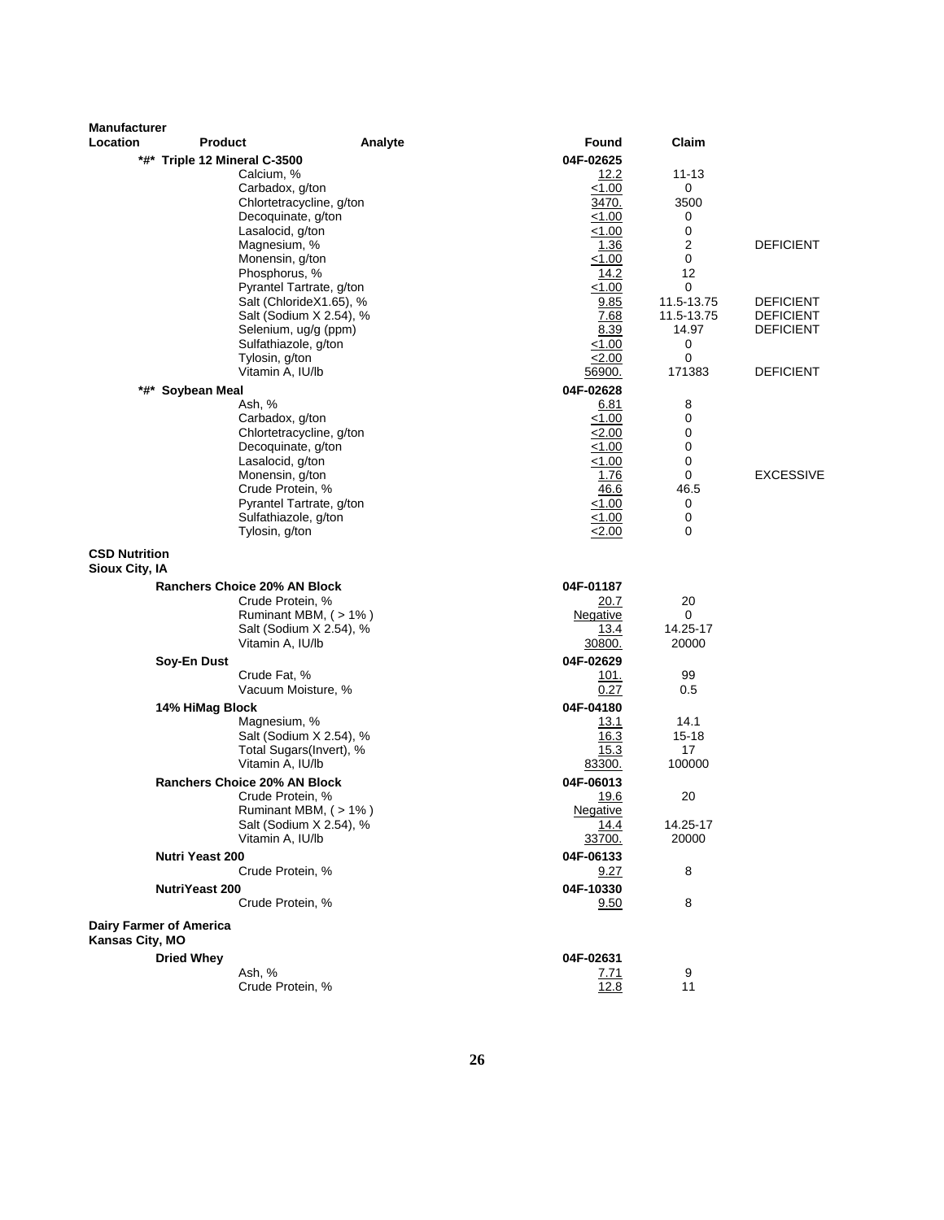| Manufacturer Location | Product | Analyte | Found | Claim | |
|---|---|---|---|---|---|
| | *#* Triple 12 Mineral C-3500 | | 04F-02625 | | |
| | | Calcium, % | 12.2 | 11-13 | |
| | | Carbadox, g/ton | <1.00 | 0 | |
| | | Chlortetracycline, g/ton | 3470. | 3500 | |
| | | Decoquinate, g/ton | <1.00 | 0 | |
| | | Lasalocid, g/ton | <1.00 | 0 | |
| | | Magnesium, % | 1.36 | 2 | DEFICIENT |
| | | Monensin, g/ton | <1.00 | 0 | |
| | | Phosphorus, % | 14.2 | 12 | |
| | | Pyrantel Tartrate, g/ton | <1.00 | 0 | |
| | | Salt (ChlorideX1.65), % | 9.85 | 11.5-13.75 | DEFICIENT |
| | | Salt (Sodium X 2.54), % | 7.68 | 11.5-13.75 | DEFICIENT |
| | | Selenium, ug/g (ppm) | 8.39 | 14.97 | DEFICIENT |
| | | Sulfathiazole, g/ton | <1.00 | 0 | |
| | | Tylosin, g/ton | <2.00 | 0 | |
| | | Vitamin A, IU/lb | 56900. | 171383 | DEFICIENT |
| | *#* Soybean Meal | | 04F-02628 | | |
| | | Ash, % | 6.81 | 8 | |
| | | Carbadox, g/ton | <1.00 | 0 | |
| | | Chlortetracycline, g/ton | <2.00 | 0 | |
| | | Decoquinate, g/ton | <1.00 | 0 | |
| | | Lasalocid, g/ton | <1.00 | 0 | |
| | | Monensin, g/ton | 1.76 | 0 | EXCESSIVE |
| | | Crude Protein, % | 46.6 | 46.5 | |
| | | Pyrantel Tartrate, g/ton | <1.00 | 0 | |
| | | Sulfathiazole, g/ton | <1.00 | 0 | |
| | | Tylosin, g/ton | <2.00 | 0 | |
| **CSD Nutrition Sioux City, IA** | | | | | |
| | Ranchers Choice 20% AN Block | | 04F-01187 | | |
| | | Crude Protein, % | 20.7 | 20 | |
| | | Ruminant MBM, ( > 1% ) | Negative | 0 | |
| | | Salt (Sodium X 2.54), % | 13.4 | 14.25-17 | |
| | | Vitamin A, IU/lb | 30800. | 20000 | |
| | Soy-En Dust | | 04F-02629 | | |
| | | Crude Fat, % | 101. | 99 | |
| | | Vacuum Moisture, % | 0.27 | 0.5 | |
| | 14% HiMag Block | | 04F-04180 | | |
| | | Magnesium, % | 13.1 | 14.1 | |
| | | Salt (Sodium X 2.54), % | 16.3 | 15-18 | |
| | | Total Sugars(Invert), % | 15.3 | 17 | |
| | | Vitamin A, IU/lb | 83300. | 100000 | |
| | Ranchers Choice 20% AN Block | | 04F-06013 | | |
| | | Crude Protein, % | 19.6 | 20 | |
| | | Ruminant MBM, ( > 1% ) | Negative | | |
| | | Salt (Sodium X 2.54), % | 14.4 | 14.25-17 | |
| | | Vitamin A, IU/lb | 33700. | 20000 | |
| | Nutri Yeast 200 | | 04F-06133 | | |
| | | Crude Protein, % | 9.27 | 8 | |
| | NutriYeast 200 | | 04F-10330 | | |
| | | Crude Protein, % | 9.50 | 8 | |
| **Dairy Farmer of America Kansas City, MO** | | | | | |
| | Dried Whey | | 04F-02631 | | |
| | | Ash, % | 7.71 | 9 | |
| | | Crude Protein, % | 12.8 | 11 | |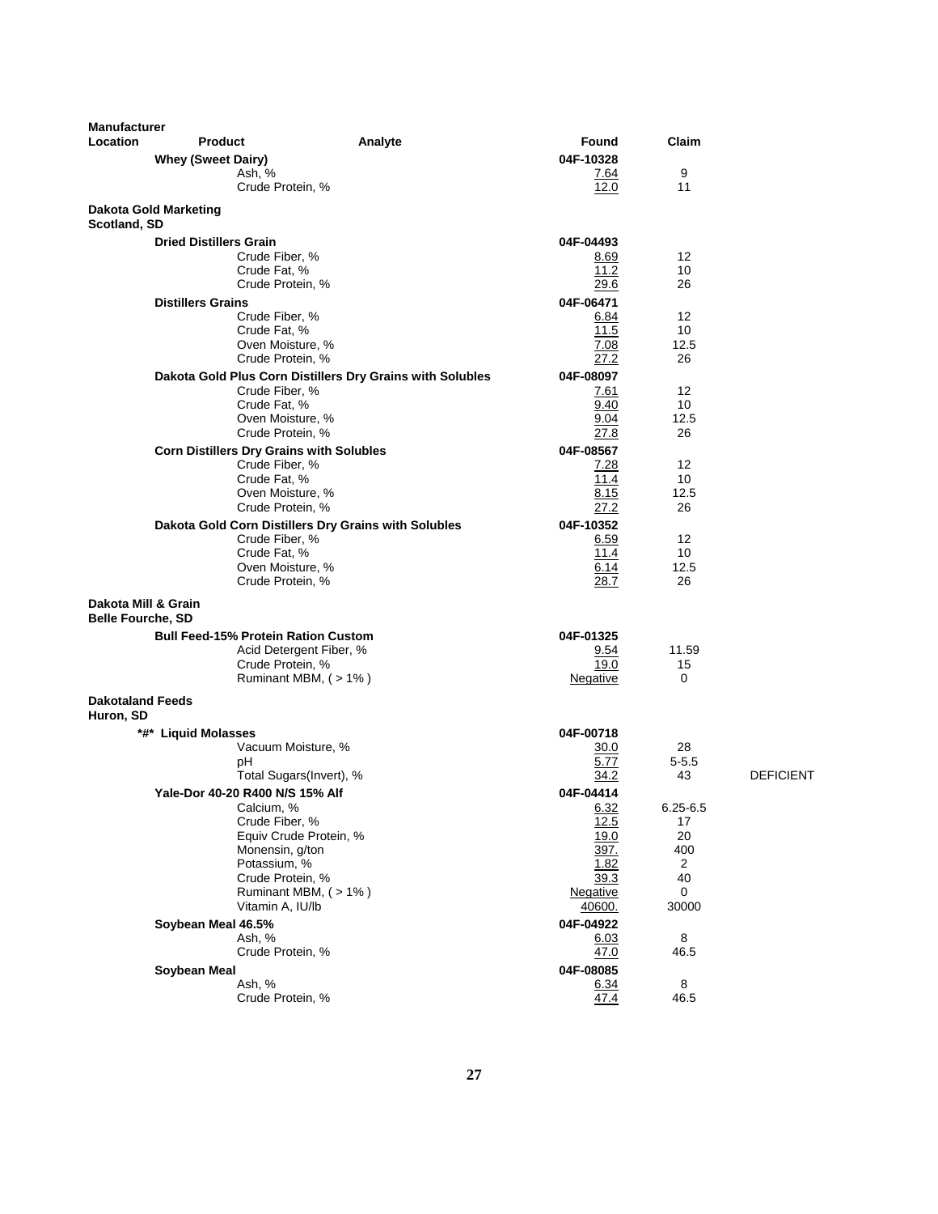| Manufacturer Location | Product | Analyte | Found | Claim | |
|---|---|---|---|---|---|
| | **Whey (Sweet Dairy)** | | **04F-10328** | | |
| | | Ash, % | 7.64 | 9 | |
| | | Crude Protein, % | 12.0 | 11 | |
| **Dakota Gold Marketing Scotland, SD** | | | | | |
| | **Dried Distillers Grain** | | **04F-04493** | | |
| | | Crude Fiber, % | 8.69 | 12 | |
| | | Crude Fat, % | 11.2 | 10 | |
| | | Crude Protein, % | 29.6 | 26 | |
| | **Distillers Grains** | | **04F-06471** | | |
| | | Crude Fiber, % | 6.84 | 12 | |
| | | Crude Fat, % | 11.5 | 10 | |
| | | Oven Moisture, % | 7.08 | 12.5 | |
| | | Crude Protein, % | 27.2 | 26 | |
| | **Dakota Gold Plus Corn Distillers Dry Grains with Solubles** | | **04F-08097** | | |
| | | Crude Fiber, % | 7.61 | 12 | |
| | | Crude Fat, % | 9.40 | 10 | |
| | | Oven Moisture, % | 9.04 | 12.5 | |
| | | Crude Protein, % | 27.8 | 26 | |
| | **Corn Distillers Dry Grains with Solubles** | | **04F-08567** | | |
| | | Crude Fiber, % | 7.28 | 12 | |
| | | Crude Fat, % | 11.4 | 10 | |
| | | Oven Moisture, % | 8.15 | 12.5 | |
| | | Crude Protein, % | 27.2 | 26 | |
| | **Dakota Gold Corn Distillers Dry Grains with Solubles** | | **04F-10352** | | |
| | | Crude Fiber, % | 6.59 | 12 | |
| | | Crude Fat, % | 11.4 | 10 | |
| | | Oven Moisture, % | 6.14 | 12.5 | |
| | | Crude Protein, % | 28.7 | 26 | |
| **Dakota Mill & Grain Belle Fourche, SD** | | | | | |
| | **Bull Feed-15% Protein Ration Custom** | | **04F-01325** | | |
| | | Acid Detergent Fiber, % | 9.54 | 11.59 | |
| | | Crude Protein, % | 19.0 | 15 | |
| | | Ruminant MBM, ( > 1% ) | Negative | 0 | |
| **Dakotaland Feeds Huron, SD** | | | | | |
| | ***#* Liquid Molasses** | | **04F-00718** | | |
| | | Vacuum Moisture, % | 30.0 | 28 | |
| | | pH | 5.77 | 5-5.5 | |
| | | Total Sugars(Invert), % | 34.2 | 43 | DEFICIENT |
| | **Yale-Dor 40-20 R400 N/S 15% Alf** | | **04F-04414** | | |
| | | Calcium, % | 6.32 | 6.25-6.5 | |
| | | Crude Fiber, % | 12.5 | 17 | |
| | | Equiv Crude Protein, % | 19.0 | 20 | |
| | | Monensin, g/ton | 397. | 400 | |
| | | Potassium, % | 1.82 | 2 | |
| | | Crude Protein, % | 39.3 | 40 | |
| | | Ruminant MBM, ( > 1% ) | Negative | 0 | |
| | | Vitamin A, IU/lb | 40600. | 30000 | |
| | **Soybean Meal 46.5%** | | **04F-04922** | | |
| | | Ash, % | 6.03 | 8 | |
| | | Crude Protein, % | 47.0 | 46.5 | |
| | **Soybean Meal** | | **04F-08085** | | |
| | | Ash, % | 6.34 | 8 | |
| | | Crude Protein, % | 47.4 | 46.5 | |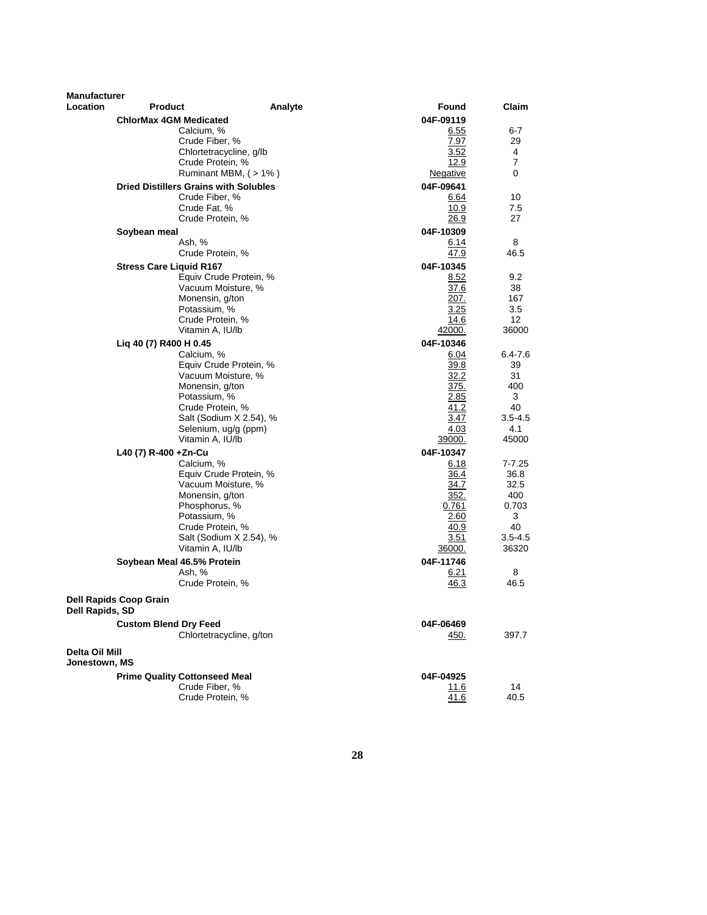| Manufacturer Location | Product | Analyte | Found | Claim |
|---|---|---|---|---|
| | **ChlorMax 4GM Medicated** | | **04F-09119** | |
| | | Calcium, % | 6.55 | 6-7 |
| | | Crude Fiber, % | 7.97 | 29 |
| | | Chlortetracycline, g/lb | 3.52 | 4 |
| | | Crude Protein, % | 12.9 | 7 |
| | | Ruminant MBM, ( > 1% ) | Negative | 0 |
| | **Dried Distillers Grains with Solubles** | | **04F-09641** | |
| | | Crude Fiber, % | 6.64 | 10 |
| | | Crude Fat, % | 10.9 | 7.5 |
| | | Crude Protein, % | 26.9 | 27 |
| | **Soybean meal** | | **04F-10309** | |
| | | Ash, % | 6.14 | 8 |
| | | Crude Protein, % | 47.9 | 46.5 |
| | **Stress Care Liquid R167** | | **04F-10345** | |
| | | Equiv Crude Protein, % | 8.52 | 9.2 |
| | | Vacuum Moisture, % | 37.6 | 38 |
| | | Monensin, g/ton | 207. | 167 |
| | | Potassium, % | 3.25 | 3.5 |
| | | Crude Protein, % | 14.6 | 12 |
| | | Vitamin A, IU/lb | 42000. | 36000 |
| | **Liq 40 (7) R400 H 0.45** | | **04F-10346** | |
| | | Calcium, % | 6.04 | 6.4-7.6 |
| | | Equiv Crude Protein, % | 39.8 | 39 |
| | | Vacuum Moisture, % | 32.2 | 31 |
| | | Monensin, g/ton | 375. | 400 |
| | | Potassium, % | 2.85 | 3 |
| | | Crude Protein, % | 41.2 | 40 |
| | | Salt (Sodium X 2.54), % | 3.47 | 3.5-4.5 |
| | | Selenium, ug/g (ppm) | 4.03 | 4.1 |
| | | Vitamin A, IU/lb | 39000. | 45000 |
| | **L40 (7) R-400 +Zn-Cu** | | **04F-10347** | |
| | | Calcium, % | 6.18 | 7-7.25 |
| | | Equiv Crude Protein, % | 36.4 | 36.8 |
| | | Vacuum Moisture, % | 34.7 | 32.5 |
| | | Monensin, g/ton | 352. | 400 |
| | | Phosphorus, % | 0.761 | 0.703 |
| | | Potassium, % | 2.60 | 3 |
| | | Crude Protein, % | 40.9 | 40 |
| | | Salt (Sodium X 2.54), % | 3.51 | 3.5-4.5 |
| | | Vitamin A, IU/lb | 36000. | 36320 |
| | **Soybean Meal 46.5% Protein** | | **04F-11746** | |
| | | Ash, % | 6.21 | 8 |
| | | Crude Protein, % | 46.3 | 46.5 |
| **Dell Rapids Coop Grain Dell Rapids, SD** | | | | |
| | **Custom Blend Dry Feed** | | **04F-06469** | |
| | | Chlortetracycline, g/ton | 450. | 397.7 |
| **Delta Oil Mill Jonestown, MS** | | | | |
| | **Prime Quality Cottonseed Meal** | | **04F-04925** | |
| | | Crude Fiber, % | 11.6 | 14 |
| | | Crude Protein, % | 41.6 | 40.5 |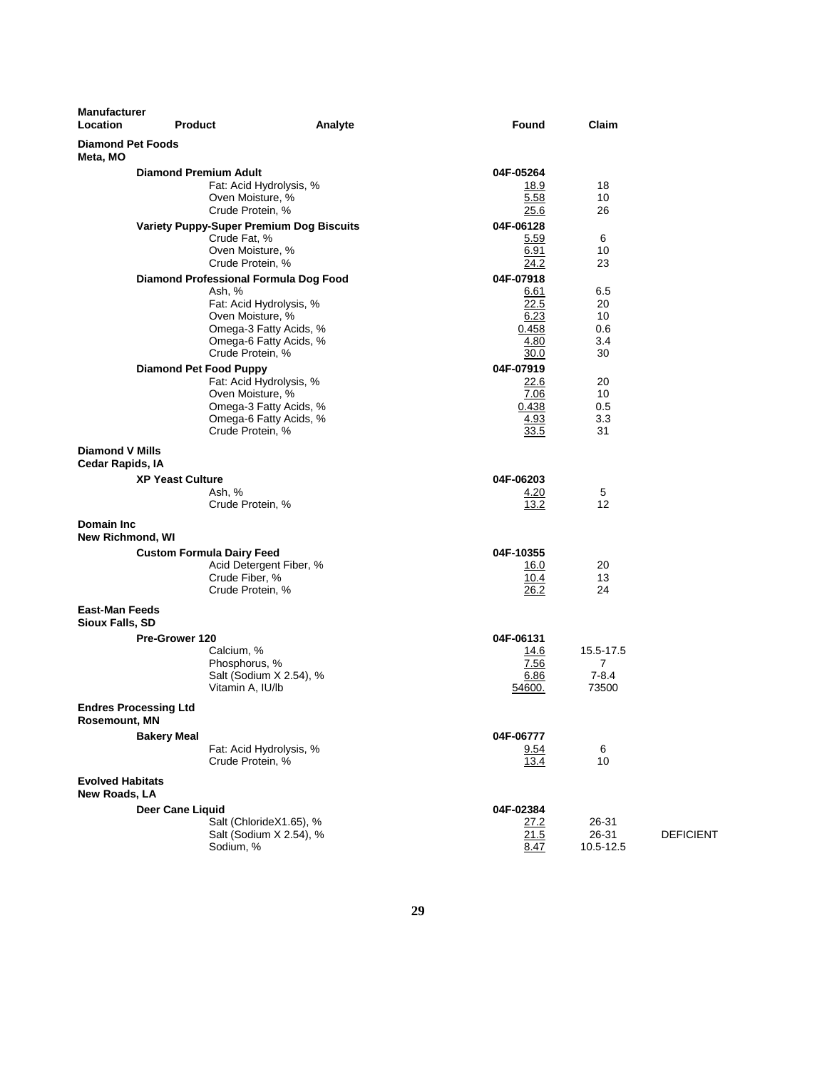| Manufacturer Location | Product | Analyte | Found | Claim | |
|---|---|---|---|---|---|
| **Diamond Pet Foods** **Meta, MO** | | | | | |
| | **Diamond Premium Adult** | | **04F-05264** | | |
| | | Fat: Acid Hydrolysis, % | 18.9 | 18 | |
| | | Oven Moisture, % | 5.58 | 10 | |
| | | Crude Protein, % | 25.6 | 26 | |
| | **Variety Puppy-Super Premium Dog Biscuits** | | **04F-06128** | | |
| | | Crude Fat, % | 5.59 | 6 | |
| | | Oven Moisture, % | 6.91 | 10 | |
| | | Crude Protein, % | 24.2 | 23 | |
| | **Diamond Professional Formula Dog Food** | | **04F-07918** | | |
| | | Ash, % | 6.61 | 6.5 | |
| | | Fat: Acid Hydrolysis, % | 22.5 | 20 | |
| | | Oven Moisture, % | 6.23 | 10 | |
| | | Omega-3 Fatty Acids, % | 0.458 | 0.6 | |
| | | Omega-6 Fatty Acids, % | 4.80 | 3.4 | |
| | | Crude Protein, % | 30.0 | 30 | |
| | **Diamond Pet Food Puppy** | | **04F-07919** | | |
| | | Fat: Acid Hydrolysis, % | 22.6 | 20 | |
| | | Oven Moisture, % | 7.06 | 10 | |
| | | Omega-3 Fatty Acids, % | 0.438 | 0.5 | |
| | | Omega-6 Fatty Acids, % | 4.93 | 3.3 | |
| | | Crude Protein, % | 33.5 | 31 | |
| **Diamond V Mills** **Cedar Rapids, IA** | | | | | |
| | **XP Yeast Culture** | | **04F-06203** | | |
| | | Ash, % | 4.20 | 5 | |
| | | Crude Protein, % | 13.2 | 12 | |
| **Domain Inc** **New Richmond, WI** | | | | | |
| | **Custom Formula Dairy Feed** | | **04F-10355** | | |
| | | Acid Detergent Fiber, % | 16.0 | 20 | |
| | | Crude Fiber, % | 10.4 | 13 | |
| | | Crude Protein, % | 26.2 | 24 | |
| **East-Man Feeds** **Sioux Falls, SD** | | | | | |
| | **Pre-Grower 120** | | **04F-06131** | | |
| | | Calcium, % | 14.6 | 15.5-17.5 | |
| | | Phosphorus, % | 7.56 | 7 | |
| | | Salt (Sodium X 2.54), % | 6.86 | 7-8.4 | |
| | | Vitamin A, IU/lb | 54600. | 73500 | |
| **Endres Processing Ltd** **Rosemount, MN** | | | | | |
| | **Bakery Meal** | | **04F-06777** | | |
| | | Fat: Acid Hydrolysis, % | 9.54 | 6 | |
| | | Crude Protein, % | 13.4 | 10 | |
| **Evolved Habitats** **New Roads, LA** | | | | | |
| | **Deer Cane Liquid** | | **04F-02384** | | |
| | | Salt (ChlorideX1.65), % | 27.2 | 26-31 | |
| | | Salt (Sodium X 2.54), % | 21.5 | 26-31 | DEFICIENT |
| | | Sodium, % | 8.47 | 10.5-12.5 | |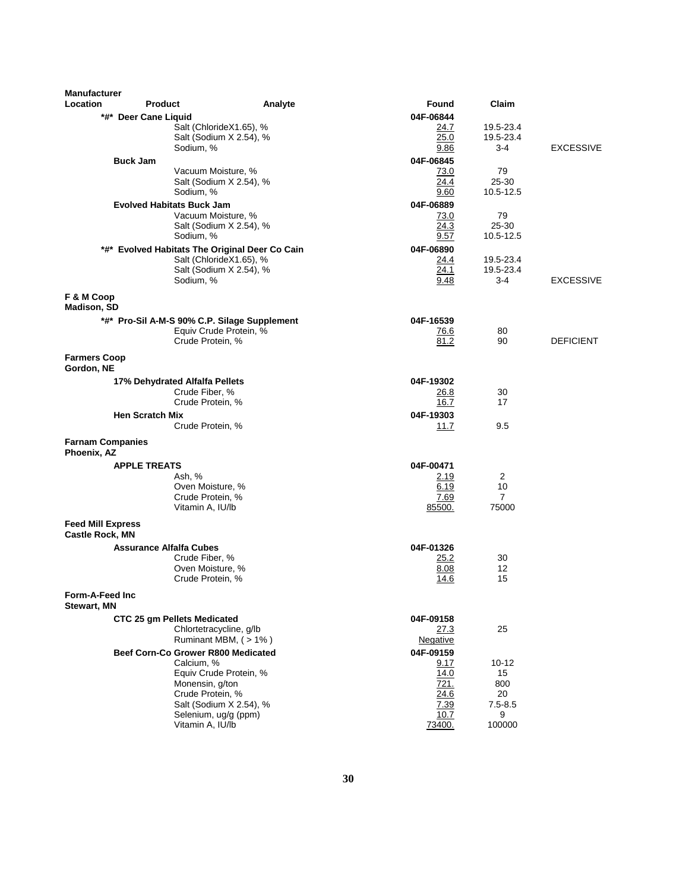| Manufacturer Location | Product | Analyte | Found | Claim | |
|---|---|---|---|---|---|
| | *#* Deer Cane Liquid | | 04F-06844 | | |
| | | Salt (ChlorideX1.65), % | 24.7 | 19.5-23.4 | |
| | | Salt (Sodium X 2.54), % | 25.0 | 19.5-23.4 | |
| | | Sodium, % | 9.86 | 3-4 | EXCESSIVE |
| | Buck Jam | | 04F-06845 | | |
| | | Vacuum Moisture, % | 73.0 | 79 | |
| | | Salt (Sodium X 2.54), % | 24.4 | 25-30 | |
| | | Sodium, % | 9.60 | 10.5-12.5 | |
| | Evolved Habitats Buck Jam | | 04F-06889 | | |
| | | Vacuum Moisture, % | 73.0 | 79 | |
| | | Salt (Sodium X 2.54), % | 24.3 | 25-30 | |
| | | Sodium, % | 9.57 | 10.5-12.5 | |
| | *#* Evolved Habitats The Original Deer Co Cain | | 04F-06890 | | |
| | | Salt (ChlorideX1.65), % | 24.4 | 19.5-23.4 | |
| | | Salt (Sodium X 2.54), % | 24.1 | 19.5-23.4 | |
| | | Sodium, % | 9.48 | 3-4 | EXCESSIVE |
| **F & M Coop** Madison, SD | | | | | |
| | *#* Pro-Sil A-M-S 90% C.P. Silage Supplement | | 04F-16539 | | |
| | | Equiv Crude Protein, % | 76.6 | 80 | |
| | | Crude Protein, % | 81.2 | 90 | DEFICIENT |
| **Farmers Coop** Gordon, NE | | | | | |
| | 17% Dehydrated Alfalfa Pellets | | 04F-19302 | | |
| | | Crude Fiber, % | 26.8 | 30 | |
| | | Crude Protein, % | 16.7 | 17 | |
| | Hen Scratch Mix | | 04F-19303 | | |
| | | Crude Protein, % | 11.7 | 9.5 | |
| **Farnam Companies** Phoenix, AZ | | | | | |
| | APPLE TREATS | | 04F-00471 | | |
| | | Ash, % | 2.19 | 2 | |
| | | Oven Moisture, % | 6.19 | 10 | |
| | | Crude Protein, % | 7.69 | 7 | |
| | | Vitamin A, IU/lb | 85500. | 75000 | |
| **Feed Mill Express** Castle Rock, MN | | | | | |
| | Assurance Alfalfa Cubes | | 04F-01326 | | |
| | | Crude Fiber, % | 25.2 | 30 | |
| | | Oven Moisture, % | 8.08 | 12 | |
| | | Crude Protein, % | 14.6 | 15 | |
| **Form-A-Feed Inc** Stewart, MN | | | | | |
| | CTC 25 gm Pellets Medicated | | 04F-09158 | | |
| | | Chlortetracycline, g/lb | 27.3 | 25 | |
| | | Ruminant MBM, ( > 1% ) | Negative | | |
| | Beef Corn-Co Grower R800 Medicated | | 04F-09159 | | |
| | | Calcium, % | 9.17 | 10-12 | |
| | | Equiv Crude Protein, % | 14.0 | 15 | |
| | | Monensin, g/ton | 721. | 800 | |
| | | Crude Protein, % | 24.6 | 20 | |
| | | Salt (Sodium X 2.54), % | 7.39 | 7.5-8.5 | |
| | | Selenium, ug/g (ppm) | 10.7 | 9 | |
| | | Vitamin A, IU/lb | 73400. | 100000 | |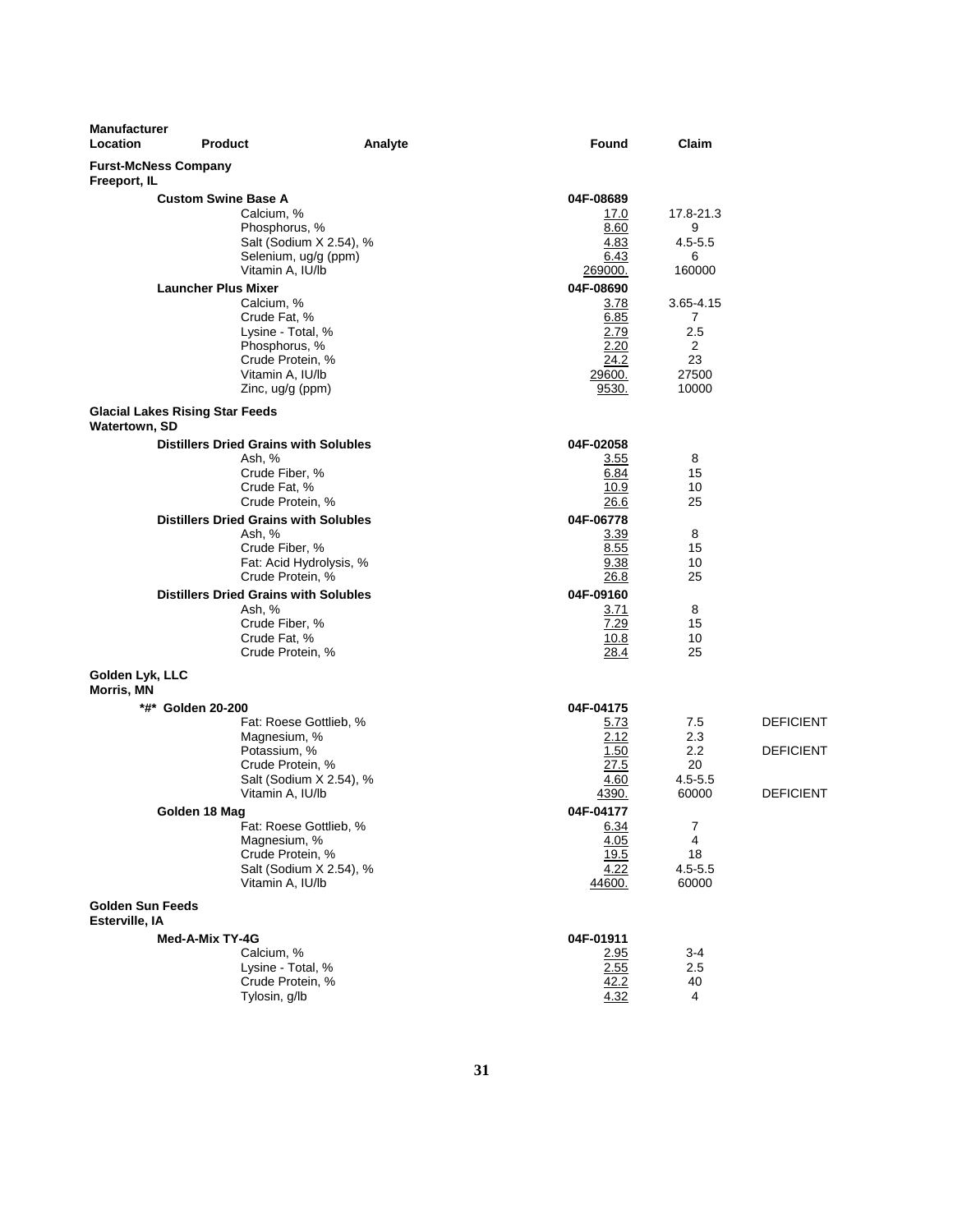| Manufacturer Location | Product | Analyte | Found | Claim | |
|---|---|---|---|---|---|
| **Furst-McNess Company** | | | | | |
| **Freeport, IL** | | | | | |
| | **Custom Swine Base A** | | **04F-08689** | | |
| | | Calcium, % | 17.0 | 17.8-21.3 | |
| | | Phosphorus, % | 8.60 | 9 | |
| | | Salt (Sodium X 2.54), % | 4.83 | 4.5-5.5 | |
| | | Selenium, ug/g (ppm) | 6.43 | 6 | |
| | | Vitamin A, IU/lb | 269000. | 160000 | |
| | **Launcher Plus Mixer** | | **04F-08690** | | |
| | | Calcium, % | 3.78 | 3.65-4.15 | |
| | | Crude Fat, % | 6.85 | 7 | |
| | | Lysine - Total, % | 2.79 | 2.5 | |
| | | Phosphorus, % | 2.20 | 2 | |
| | | Crude Protein, % | 24.2 | 23 | |
| | | Vitamin A, IU/lb | 29600. | 27500 | |
| | | Zinc, ug/g (ppm) | 9530. | 10000 | |
| **Glacial Lakes Rising Star Feeds** | | | | | |
| **Watertown, SD** | | | | | |
| | **Distillers Dried Grains with Solubles** | | **04F-02058** | | |
| | | Ash, % | 3.55 | 8 | |
| | | Crude Fiber, % | 6.84 | 15 | |
| | | Crude Fat, % | 10.9 | 10 | |
| | | Crude Protein, % | 26.6 | 25 | |
| | **Distillers Dried Grains with Solubles** | | **04F-06778** | | |
| | | Ash, % | 3.39 | 8 | |
| | | Crude Fiber, % | 8.55 | 15 | |
| | | Fat: Acid Hydrolysis, % | 9.38 | 10 | |
| | | Crude Protein, % | 26.8 | 25 | |
| | **Distillers Dried Grains with Solubles** | | **04F-09160** | | |
| | | Ash, % | 3.71 | 8 | |
| | | Crude Fiber, % | 7.29 | 15 | |
| | | Crude Fat, % | 10.8 | 10 | |
| | | Crude Protein, % | 28.4 | 25 | |
| **Golden Lyk, LLC** | | | | | |
| **Morris, MN** | | | | | |
| | ***#* Golden 20-200** | | **04F-04175** | | |
| | | Fat: Roese Gottlieb, % | 5.73 | 7.5 | DEFICIENT |
| | | Magnesium, % | 2.12 | 2.3 | |
| | | Potassium, % | 1.50 | 2.2 | DEFICIENT |
| | | Crude Protein, % | 27.5 | 20 | |
| | | Salt (Sodium X 2.54), % | 4.60 | 4.5-5.5 | |
| | | Vitamin A, IU/lb | 4390. | 60000 | DEFICIENT |
| | **Golden 18 Mag** | | **04F-04177** | | |
| | | Fat: Roese Gottlieb, % | 6.34 | 7 | |
| | | Magnesium, % | 4.05 | 4 | |
| | | Crude Protein, % | 19.5 | 18 | |
| | | Salt (Sodium X 2.54), % | 4.22 | 4.5-5.5 | |
| | | Vitamin A, IU/lb | 44600. | 60000 | |
| **Golden Sun Feeds** | | | | | |
| **Esterville, IA** | | | | | |
| | **Med-A-Mix TY-4G** | | **04F-01911** | | |
| | | Calcium, % | 2.95 | 3-4 | |
| | | Lysine - Total, % | 2.55 | 2.5 | |
| | | Crude Protein, % | 42.2 | 40 | |
| | | Tylosin, g/lb | 4.32 | 4 | |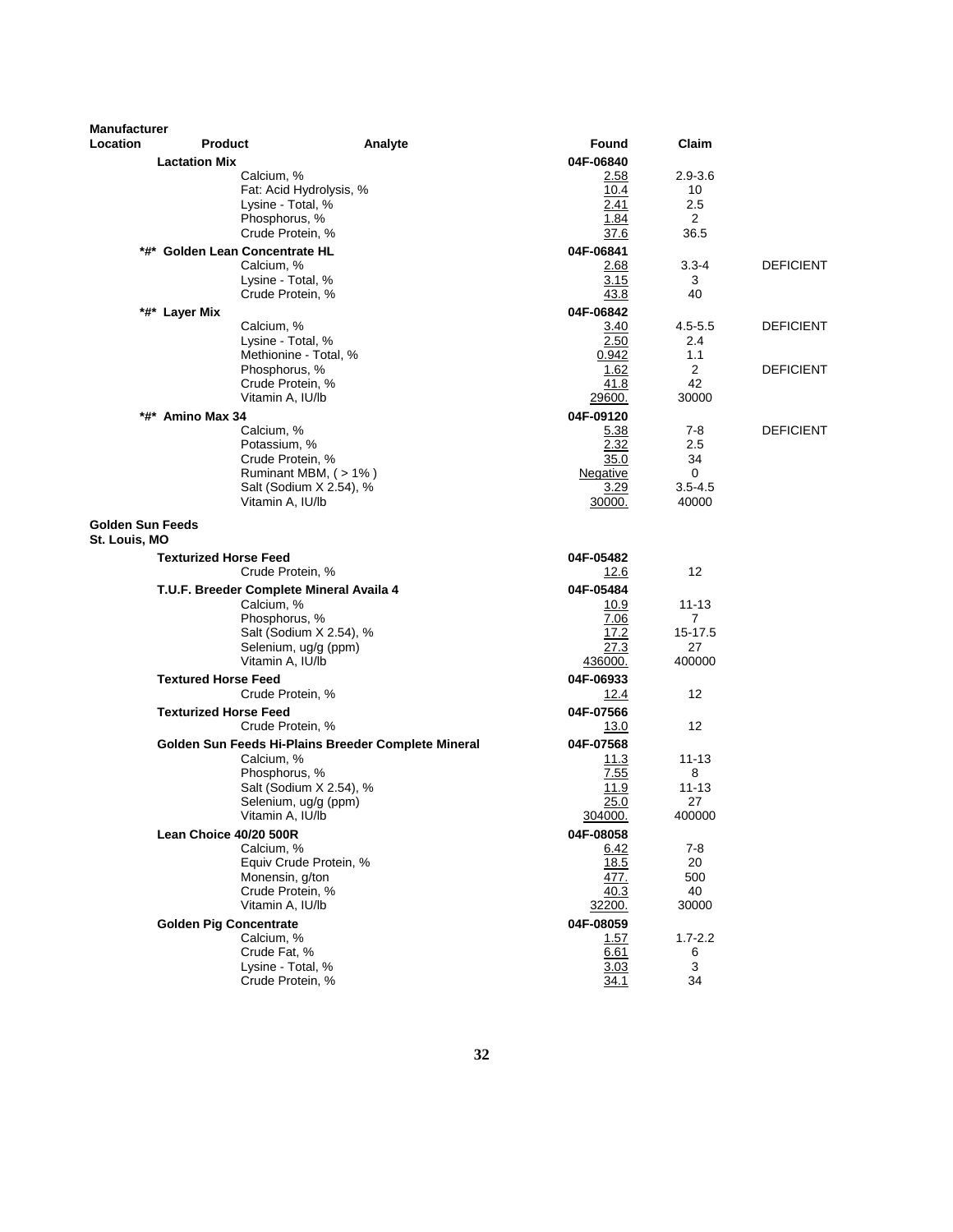| Manufacturer Location | Product | Analyte | Found | Claim | |
|---|---|---|---|---|---|
| | **Lactation Mix** | | **04F-06840** | | |
| | | Calcium, % | 2.58 | 2.9-3.6 | |
| | | Fat: Acid Hydrolysis, % | 10.4 | 10 | |
| | | Lysine - Total, % | 2.41 | 2.5 | |
| | | Phosphorus, % | 1.84 | 2 | |
| | | Crude Protein, % | 37.6 | 36.5 | |
| | **\*#\* Golden Lean Concentrate HL** | | **04F-06841** | | |
| | | Calcium, % | 2.68 | 3.3-4 | DEFICIENT |
| | | Lysine - Total, % | 3.15 | 3 | |
| | | Crude Protein, % | 43.8 | 40 | |
| | **\*#\* Layer Mix** | | **04F-06842** | | |
| | | Calcium, % | 3.40 | 4.5-5.5 | DEFICIENT |
| | | Lysine - Total, % | 2.50 | 2.4 | |
| | | Methionine - Total, % | 0.942 | 1.1 | |
| | | Phosphorus, % | 1.62 | 2 | DEFICIENT |
| | | Crude Protein, % | 41.8 | 42 | |
| | | Vitamin A, IU/lb | 29600. | 30000 | |
| | **\*#\* Amino Max 34** | | **04F-09120** | | |
| | | Calcium, % | 5.38 | 7-8 | DEFICIENT |
| | | Potassium, % | 2.32 | 2.5 | |
| | | Crude Protein, % | 35.0 | 34 | |
| | | Ruminant MBM, ( > 1% ) | Negative | 0 | |
| | | Salt (Sodium X 2.54), % | 3.29 | 3.5-4.5 | |
| | | Vitamin A, IU/lb | 30000. | 40000 | |
| **Golden Sun Feeds St. Louis, MO** | | | | | |
| | **Texturized Horse Feed** | | **04F-05482** | | |
| | | Crude Protein, % | 12.6 | 12 | |
| | **T.U.F. Breeder Complete Mineral Availa 4** | | **04F-05484** | | |
| | | Calcium, % | 10.9 | 11-13 | |
| | | Phosphorus, % | 7.06 | 7 | |
| | | Salt (Sodium X 2.54), % | 17.2 | 15-17.5 | |
| | | Selenium, ug/g (ppm) | 27.3 | 27 | |
| | | Vitamin A, IU/lb | 436000. | 400000 | |
| | **Textured Horse Feed** | | **04F-06933** | | |
| | | Crude Protein, % | 12.4 | 12 | |
| | **Texturized Horse Feed** | | **04F-07566** | | |
| | | Crude Protein, % | 13.0 | 12 | |
| | **Golden Sun Feeds Hi-Plains Breeder Complete Mineral** | | **04F-07568** | | |
| | | Calcium, % | 11.3 | 11-13 | |
| | | Phosphorus, % | 7.55 | 8 | |
| | | Salt (Sodium X 2.54), % | 11.9 | 11-13 | |
| | | Selenium, ug/g (ppm) | 25.0 | 27 | |
| | | Vitamin A, IU/lb | 304000. | 400000 | |
| | **Lean Choice 40/20 500R** | | **04F-08058** | | |
| | | Calcium, % | 6.42 | 7-8 | |
| | | Equiv Crude Protein, % | 18.5 | 20 | |
| | | Monensin, g/ton | 477. | 500 | |
| | | Crude Protein, % | 40.3 | 40 | |
| | | Vitamin A, IU/lb | 32200. | 30000 | |
| | **Golden Pig Concentrate** | | **04F-08059** | | |
| | | Calcium, % | 1.57 | 1.7-2.2 | |
| | | Crude Fat, % | 6.61 | 6 | |
| | | Lysine - Total, % | 3.03 | 3 | |
| | | Crude Protein, % | 34.1 | 34 | |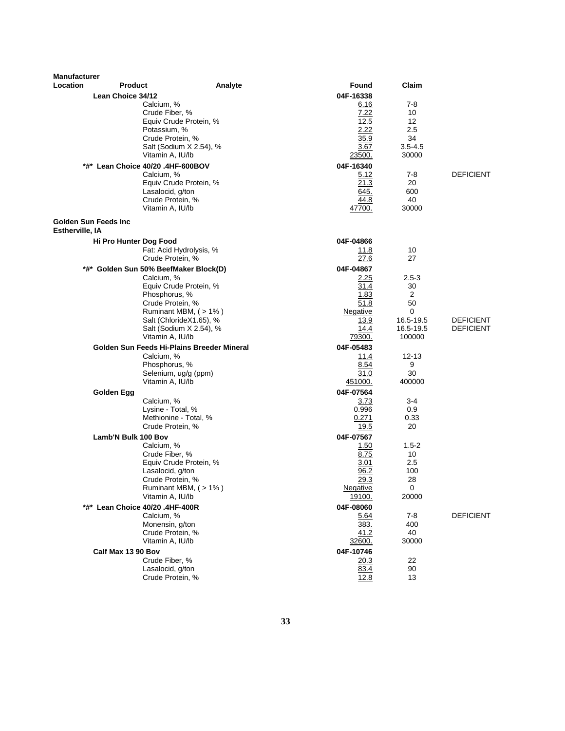| Manufacturer Location | Product | Analyte | Found | Claim | |
|---|---|---|---|---|---|
| | **Lean Choice 34/12** | | **04F-16338** | | |
| | | Calcium, % | 6.16 | 7-8 | |
| | | Crude Fiber, % | 7.22 | 10 | |
| | | Equiv Crude Protein, % | 12.5 | 12 | |
| | | Potassium, % | 2.22 | 2.5 | |
| | | Crude Protein, % | 35.9 | 34 | |
| | | Salt (Sodium X 2.54), % | 3.67 | 3.5-4.5 | |
| | | Vitamin A, IU/lb | 23500. | 30000 | |
| | **\*#\* Lean Choice 40/20 .4HF-600BOV** | | **04F-16340** | | |
| | | Calcium, % | 5.12 | 7-8 | DEFICIENT |
| | | Equiv Crude Protein, % | 21.3 | 20 | |
| | | Lasalocid, g/ton | 645. | 600 | |
| | | Crude Protein, % | 44.8 | 40 | |
| | | Vitamin A, IU/lb | 47700. | 30000 | |
| **Golden Sun Feeds Inc Estherville, IA** | | | | | |
| | **Hi Pro Hunter Dog Food** | | **04F-04866** | | |
| | | Fat: Acid Hydrolysis, % | 11.8 | 10 | |
| | | Crude Protein, % | 27.6 | 27 | |
| | **\*#\* Golden Sun 50% BeefMaker Block(D)** | | **04F-04867** | | |
| | | Calcium, % | 2.25 | 2.5-3 | |
| | | Equiv Crude Protein, % | 31.4 | 30 | |
| | | Phosphorus, % | 1.83 | 2 | |
| | | Crude Protein, % | 51.8 | 50 | |
| | | Ruminant MBM, ( > 1% ) | Negative | 0 | |
| | | Salt (ChlorideX1.65), % | 13.9 | 16.5-19.5 | DEFICIENT |
| | | Salt (Sodium X 2.54), % | 14.4 | 16.5-19.5 | DEFICIENT |
| | | Vitamin A, IU/lb | 79300. | 100000 | |
| | **Golden Sun Feeds Hi-Plains Breeder Mineral** | | **04F-05483** | | |
| | | Calcium, % | 11.4 | 12-13 | |
| | | Phosphorus, % | 8.54 | 9 | |
| | | Selenium, ug/g (ppm) | 31.0 | 30 | |
| | | Vitamin A, IU/lb | 451000. | 400000 | |
| | **Golden Egg** | | **04F-07564** | | |
| | | Calcium, % | 3.73 | 3-4 | |
| | | Lysine - Total, % | 0.996 | 0.9 | |
| | | Methionine - Total, % | 0.271 | 0.33 | |
| | | Crude Protein, % | 19.5 | 20 | |
| | **Lamb'N Bulk 100 Bov** | | **04F-07567** | | |
| | | Calcium, % | 1.50 | 1.5-2 | |
| | | Crude Fiber, % | 8.75 | 10 | |
| | | Equiv Crude Protein, % | 3.01 | 2.5 | |
| | | Lasalocid, g/ton | 96.2 | 100 | |
| | | Crude Protein, % | 29.3 | 28 | |
| | | Ruminant MBM, ( > 1% ) | Negative | 0 | |
| | | Vitamin A, IU/lb | 19100. | 20000 | |
| | **\*#\* Lean Choice 40/20 .4HF-400R** | | **04F-08060** | | |
| | | Calcium, % | 5.64 | 7-8 | DEFICIENT |
| | | Monensin, g/ton | 383. | 400 | |
| | | Crude Protein, % | 41.2 | 40 | |
| | | Vitamin A, IU/lb | 32600. | 30000 | |
| | **Calf Max 13 90 Bov** | | **04F-10746** | | |
| | | Crude Fiber, % | 20.3 | 22 | |
| | | Lasalocid, g/ton | 83.4 | 90 | |
| | | Crude Protein, % | 12.8 | 13 | |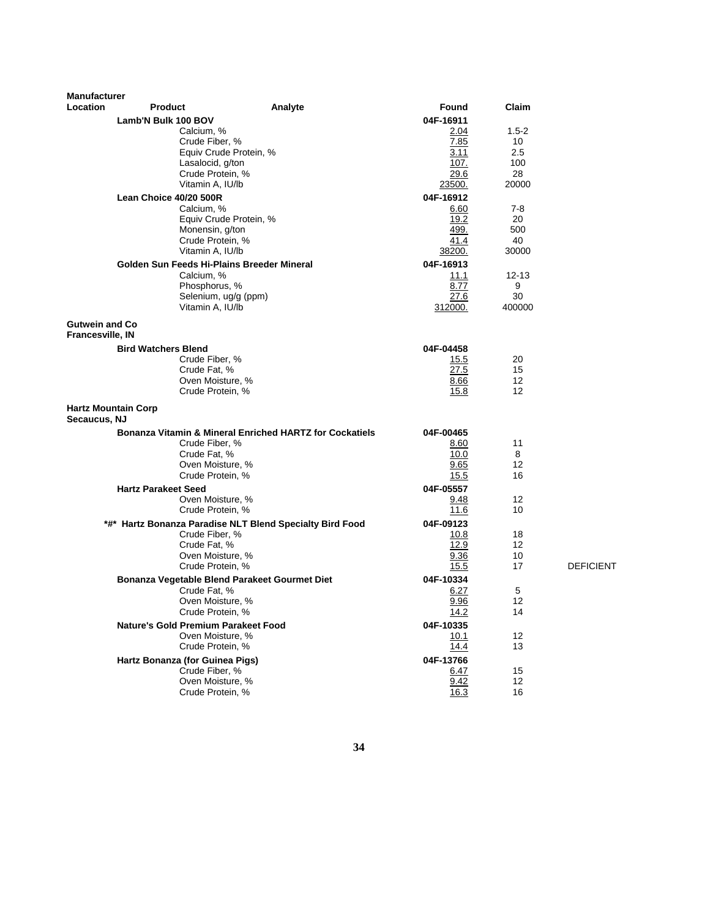| Manufacturer Location | Product | Analyte | Found | Claim | |
|---|---|---|---|---|---|
| | **Lamb'N Bulk 100 BOV** | | **04F-16911** | | |
| | | Calcium, % | 2.04 | 1.5-2 | |
| | | Crude Fiber, % | 7.85 | 10 | |
| | | Equiv Crude Protein, % | 3.11 | 2.5 | |
| | | Lasalocid, g/ton | 107. | 100 | |
| | | Crude Protein, % | 29.6 | 28 | |
| | | Vitamin A, IU/lb | 23500. | 20000 | |
| | **Lean Choice 40/20 500R** | | **04F-16912** | | |
| | | Calcium, % | 6.60 | 7-8 | |
| | | Equiv Crude Protein, % | 19.2 | 20 | |
| | | Monensin, g/ton | 499. | 500 | |
| | | Crude Protein, % | 41.4 | 40 | |
| | | Vitamin A, IU/lb | 38200. | 30000 | |
| | **Golden Sun Feeds Hi-Plains Breeder Mineral** | | **04F-16913** | | |
| | | Calcium, % | 11.1 | 12-13 | |
| | | Phosphorus, % | 8.77 | 9 | |
| | | Selenium, ug/g (ppm) | 27.6 | 30 | |
| | | Vitamin A, IU/lb | 312000. | 400000 | |
| **Gutwein and Co Francesville, IN** | | | | | |
| | **Bird Watchers Blend** | | **04F-04458** | | |
| | | Crude Fiber, % | 15.5 | 20 | |
| | | Crude Fat, % | 27.5 | 15 | |
| | | Oven Moisture, % | 8.66 | 12 | |
| | | Crude Protein, % | 15.8 | 12 | |
| **Hartz Mountain Corp Secaucus, NJ** | | | | | |
| | **Bonanza Vitamin & Mineral Enriched HARTZ for Cockatiels** | | **04F-00465** | | |
| | | Crude Fiber, % | 8.60 | 11 | |
| | | Crude Fat, % | 10.0 | 8 | |
| | | Oven Moisture, % | 9.65 | 12 | |
| | | Crude Protein, % | 15.5 | 16 | |
| | **Hartz Parakeet Seed** | | **04F-05557** | | |
| | | Oven Moisture, % | 9.48 | 12 | |
| | | Crude Protein, % | 11.6 | 10 | |
| | **\*#\* Hartz Bonanza Paradise NLT Blend Specialty Bird Food** | | **04F-09123** | | |
| | | Crude Fiber, % | 10.8 | 18 | |
| | | Crude Fat, % | 12.9 | 12 | |
| | | Oven Moisture, % | 9.36 | 10 | |
| | | Crude Protein, % | 15.5 | 17 | DEFICIENT |
| | **Bonanza Vegetable Blend Parakeet Gourmet Diet** | | **04F-10334** | | |
| | | Crude Fat, % | 6.27 | 5 | |
| | | Oven Moisture, % | 9.96 | 12 | |
| | | Crude Protein, % | 14.2 | 14 | |
| | **Nature's Gold Premium Parakeet Food** | | **04F-10335** | | |
| | | Oven Moisture, % | 10.1 | 12 | |
| | | Crude Protein, % | 14.4 | 13 | |
| | **Hartz Bonanza (for Guinea Pigs)** | | **04F-13766** | | |
| | | Crude Fiber, % | 6.47 | 15 | |
| | | Oven Moisture, % | 9.42 | 12 | |
| | | Crude Protein, % | 16.3 | 16 | |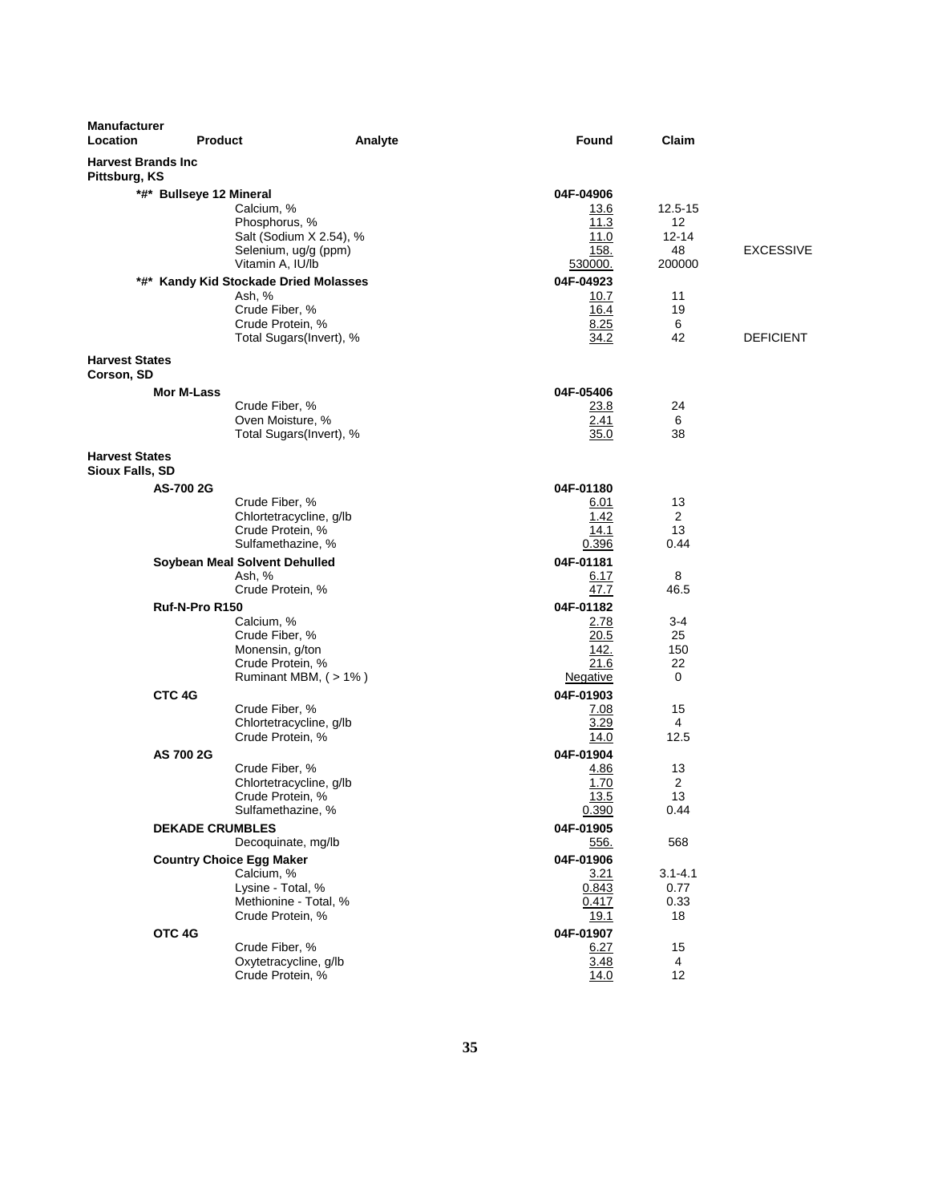| Manufacturer Location | Product | Analyte | Found | Claim | |
|---|---|---|---|---|---|
| **Harvest Brands Inc** | | | | | |
| **Pittsburg, KS** | | | | | |
| | ***#* Bullseye 12 Mineral** | | 04F-04906 | | |
| | | Calcium, % | 13.6 | 12.5-15 | |
| | | Phosphorus, % | 11.3 | 12 | |
| | | Salt (Sodium X 2.54), % | 11.0 | 12-14 | |
| | | Selenium, ug/g (ppm) | 158. | 48 | EXCESSIVE |
| | | Vitamin A, IU/lb | 530000. | 200000 | |
| | ***#* Kandy Kid Stockade Dried Molasses** | | 04F-04923 | | |
| | | Ash, % | 10.7 | 11 | |
| | | Crude Fiber, % | 16.4 | 19 | |
| | | Crude Protein, % | 8.25 | 6 | |
| | | Total Sugars(Invert), % | 34.2 | 42 | DEFICIENT |
| **Harvest States** | | | | | |
| **Corson, SD** | | | | | |
| | **Mor M-Lass** | | 04F-05406 | | |
| | | Crude Fiber, % | 23.8 | 24 | |
| | | Oven Moisture, % | 2.41 | 6 | |
| | | Total Sugars(Invert), % | 35.0 | 38 | |
| **Harvest States** | | | | | |
| **Sioux Falls, SD** | | | | | |
| | **AS-700 2G** | | 04F-01180 | | |
| | | Crude Fiber, % | 6.01 | 13 | |
| | | Chlortetracycline, g/lb | 1.42 | 2 | |
| | | Crude Protein, % | 14.1 | 13 | |
| | | Sulfamethazine, % | 0.396 | 0.44 | |
| | **Soybean Meal Solvent Dehulled** | | 04F-01181 | | |
| | | Ash, % | 6.17 | 8 | |
| | | Crude Protein, % | 47.7 | 46.5 | |
| | **Ruf-N-Pro R150** | | 04F-01182 | | |
| | | Calcium, % | 2.78 | 3-4 | |
| | | Crude Fiber, % | 20.5 | 25 | |
| | | Monensin, g/ton | 142. | 150 | |
| | | Crude Protein, % | 21.6 | 22 | |
| | | Ruminant MBM, ( > 1% ) | Negative | 0 | |
| | **CTC 4G** | | 04F-01903 | | |
| | | Crude Fiber, % | 7.08 | 15 | |
| | | Chlortetracycline, g/lb | 3.29 | 4 | |
| | | Crude Protein, % | 14.0 | 12.5 | |
| | **AS 700 2G** | | 04F-01904 | | |
| | | Crude Fiber, % | 4.86 | 13 | |
| | | Chlortetracycline, g/lb | 1.70 | 2 | |
| | | Crude Protein, % | 13.5 | 13 | |
| | | Sulfamethazine, % | 0.390 | 0.44 | |
| | **DEKADE CRUMBLES** | | 04F-01905 | | |
| | | Decoquinate, mg/lb | 556. | 568 | |
| | **Country Choice Egg Maker** | | 04F-01906 | | |
| | | Calcium, % | 3.21 | 3.1-4.1 | |
| | | Lysine - Total, % | 0.843 | 0.77 | |
| | | Methionine - Total, % | 0.417 | 0.33 | |
| | | Crude Protein, % | 19.1 | 18 | |
| | **OTC 4G** | | 04F-01907 | | |
| | | Crude Fiber, % | 6.27 | 15 | |
| | | Oxytetracycline, g/lb | 3.48 | 4 | |
| | | Crude Protein, % | 14.0 | 12 | |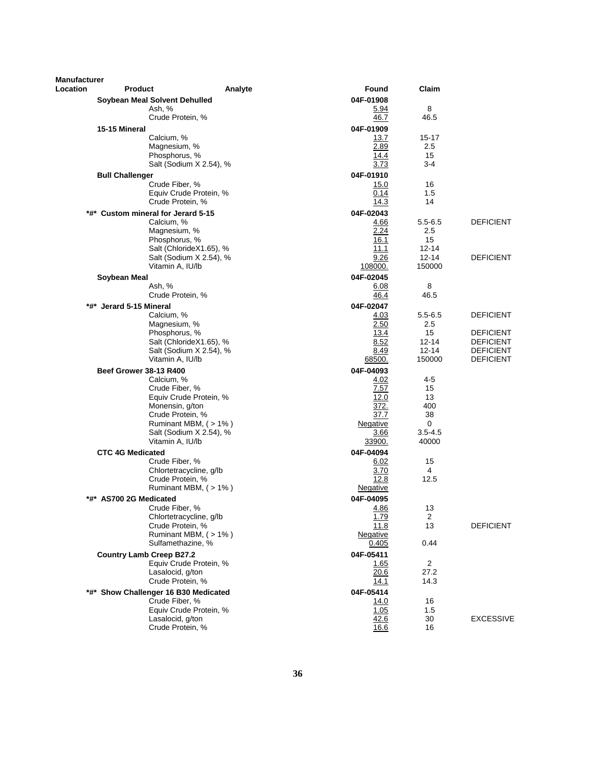| Manufacturer Location | Product | Analyte | Found | Claim | |
|---|---|---|---|---|---|
| | **Soybean Meal Solvent Dehulled** | | **04F-01908** | | |
| | | Ash, % | 5.94 | 8 | |
| | | Crude Protein, % | 46.7 | 46.5 | |
| | **15-15 Mineral** | | **04F-01909** | | |
| | | Calcium, % | 13.7 | 15-17 | |
| | | Magnesium, % | 2.89 | 2.5 | |
| | | Phosphorus, % | 14.4 | 15 | |
| | | Salt (Sodium X 2.54), % | 3.73 | 3-4 | |
| | **Bull Challenger** | | **04F-01910** | | |
| | | Crude Fiber, % | 15.0 | 16 | |
| | | Equiv Crude Protein, % | 0.14 | 1.5 | |
| | | Crude Protein, % | 14.3 | 14 | |
| | **\*#\* Custom mineral for Jerard 5-15** | | **04F-02043** | | |
| | | Calcium, % | 4.66 | 5.5-6.5 | DEFICIENT |
| | | Magnesium, % | 2.24 | 2.5 | |
| | | Phosphorus, % | 16.1 | 15 | |
| | | Salt (ChlorideX1.65), % | 11.1 | 12-14 | |
| | | Salt (Sodium X 2.54), % | 9.26 | 12-14 | DEFICIENT |
| | | Vitamin A, IU/lb | 108000. | 150000 | |
| | **Soybean Meal** | | **04F-02045** | | |
| | | Ash, % | 6.08 | 8 | |
| | | Crude Protein, % | 46.4 | 46.5 | |
| | **\*#\* Jerard 5-15 Mineral** | | **04F-02047** | | |
| | | Calcium, % | 4.03 | 5.5-6.5 | DEFICIENT |
| | | Magnesium, % | 2.50 | 2.5 | |
| | | Phosphorus, % | 13.4 | 15 | DEFICIENT |
| | | Salt (ChlorideX1.65), % | 8.52 | 12-14 | DEFICIENT |
| | | Salt (Sodium X 2.54), % | 8.49 | 12-14 | DEFICIENT |
| | | Vitamin A, IU/lb | 68500. | 150000 | DEFICIENT |
| | **Beef Grower 38-13 R400** | | **04F-04093** | | |
| | | Calcium, % | 4.02 | 4-5 | |
| | | Crude Fiber, % | 7.57 | 15 | |
| | | Equiv Crude Protein, % | 12.0 | 13 | |
| | | Monensin, g/ton | 372. | 400 | |
| | | Crude Protein, % | 37.7 | 38 | |
| | | Ruminant MBM, ( > 1% ) | Negative | 0 | |
| | | Salt (Sodium X 2.54), % | 3.66 | 3.5-4.5 | |
| | | Vitamin A, IU/lb | 33900. | 40000 | |
| | **CTC 4G Medicated** | | **04F-04094** | | |
| | | Crude Fiber, % | 6.02 | 15 | |
| | | Chlortetracycline, g/lb | 3.70 | 4 | |
| | | Crude Protein, % | 12.8 | 12.5 | |
| | | Ruminant MBM, ( > 1% ) | Negative | | |
| | **\*#\* AS700 2G Medicated** | | **04F-04095** | | |
| | | Crude Fiber, % | 4.86 | 13 | |
| | | Chlortetracycline, g/lb | 1.79 | 2 | |
| | | Crude Protein, % | 11.8 | 13 | DEFICIENT |
| | | Ruminant MBM, ( > 1% ) | Negative | | |
| | | Sulfamethazine, % | 0.405 | 0.44 | |
| | **Country Lamb Creep B27.2** | | **04F-05411** | | |
| | | Equiv Crude Protein, % | 1.65 | 2 | |
| | | Lasalocid, g/ton | 20.6 | 27.2 | |
| | | Crude Protein, % | 14.1 | 14.3 | |
| | **\*#\* Show Challenger 16 B30 Medicated** | | **04F-05414** | | |
| | | Crude Fiber, % | 14.0 | 16 | |
| | | Equiv Crude Protein, % | 1.05 | 1.5 | |
| | | Lasalocid, g/ton | 42.6 | 30 | EXCESSIVE |
| | | Crude Protein, % | 16.6 | 16 | |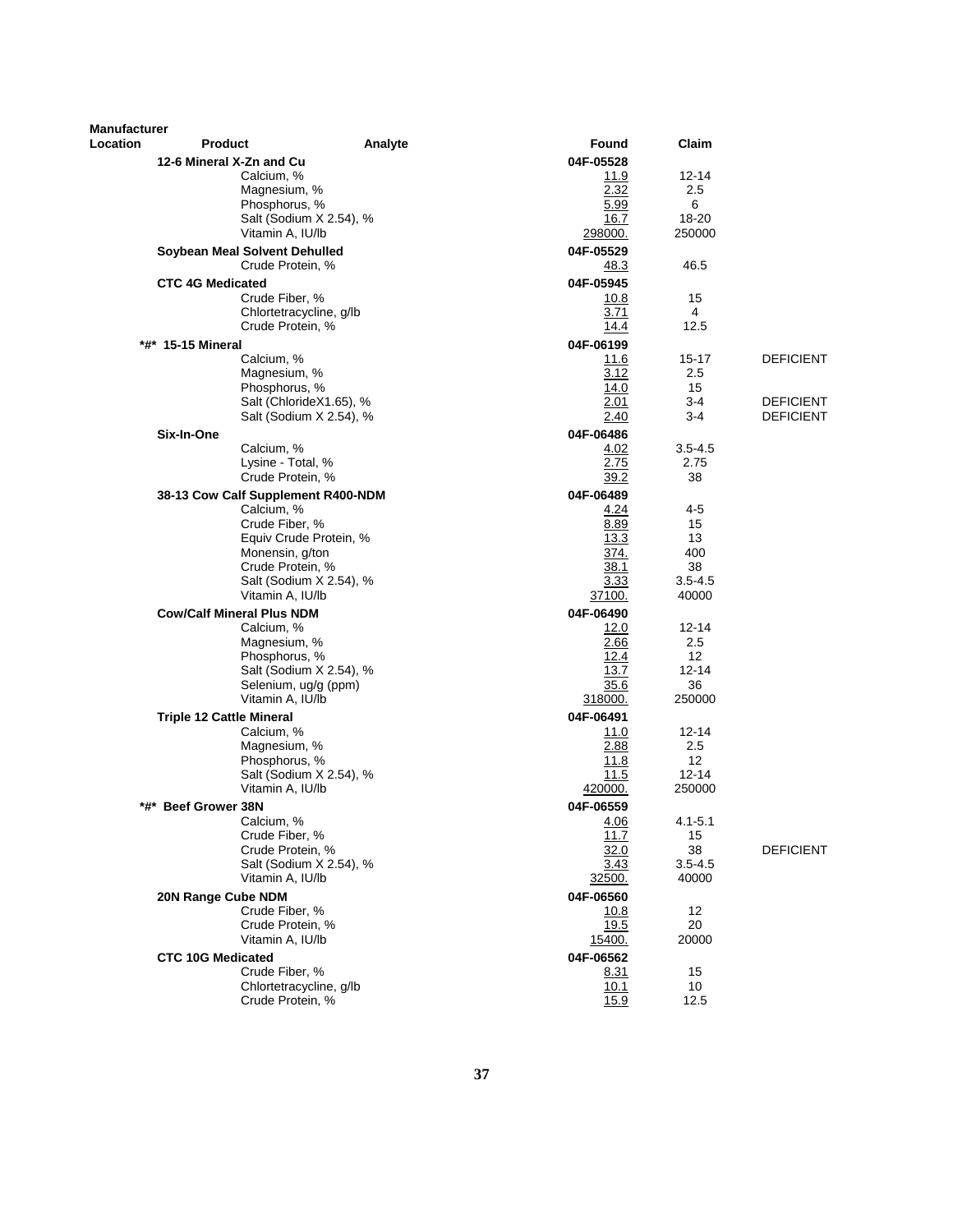| Manufacturer Location | Product | Analyte | Found | Claim | |
|---|---|---|---|---|---|
| | **12-6 Mineral X-Zn and Cu** | | **04F-05528** | | |
| | | Calcium, % | 11.9 | 12-14 | |
| | | Magnesium, % | 2.32 | 2.5 | |
| | | Phosphorus, % | 5.99 | 6 | |
| | | Salt (Sodium X 2.54), % | 16.7 | 18-20 | |
| | | Vitamin A, IU/lb | 298000. | 250000 | |
| | **Soybean Meal Solvent Dehulled** | | **04F-05529** | | |
| | | Crude Protein, % | 48.3 | 46.5 | |
| | **CTC 4G Medicated** | | **04F-05945** | | |
| | | Crude Fiber, % | 10.8 | 15 | |
| | | Chlortetracycline, g/lb | 3.71 | 4 | |
| | | Crude Protein, % | 14.4 | 12.5 | |
| | **\*#\* 15-15 Mineral** | | **04F-06199** | | |
| | | Calcium, % | 11.6 | 15-17 | DEFICIENT |
| | | Magnesium, % | 3.12 | 2.5 | |
| | | Phosphorus, % | 14.0 | 15 | |
| | | Salt (ChlorideX1.65), % | 2.01 | 3-4 | DEFICIENT |
| | | Salt (Sodium X 2.54), % | 2.40 | 3-4 | DEFICIENT |
| | **Six-In-One** | | **04F-06486** | | |
| | | Calcium, % | 4.02 | 3.5-4.5 | |
| | | Lysine - Total, % | 2.75 | 2.75 | |
| | | Crude Protein, % | 39.2 | 38 | |
| | **38-13 Cow Calf Supplement R400-NDM** | | **04F-06489** | | |
| | | Calcium, % | 4.24 | 4-5 | |
| | | Crude Fiber, % | 8.89 | 15 | |
| | | Equiv Crude Protein, % | 13.3 | 13 | |
| | | Monensin, g/ton | 374. | 400 | |
| | | Crude Protein, % | 38.1 | 38 | |
| | | Salt (Sodium X 2.54), % | 3.33 | 3.5-4.5 | |
| | | Vitamin A, IU/lb | 37100. | 40000 | |
| | **Cow/Calf Mineral Plus NDM** | | **04F-06490** | | |
| | | Calcium, % | 12.0 | 12-14 | |
| | | Magnesium, % | 2.66 | 2.5 | |
| | | Phosphorus, % | 12.4 | 12 | |
| | | Salt (Sodium X 2.54), % | 13.7 | 12-14 | |
| | | Selenium, ug/g (ppm) | 35.6 | 36 | |
| | | Vitamin A, IU/lb | 318000. | 250000 | |
| | **Triple 12 Cattle Mineral** | | **04F-06491** | | |
| | | Calcium, % | 11.0 | 12-14 | |
| | | Magnesium, % | 2.88 | 2.5 | |
| | | Phosphorus, % | 11.8 | 12 | |
| | | Salt (Sodium X 2.54), % | 11.5 | 12-14 | |
| | | Vitamin A, IU/lb | 420000. | 250000 | |
| | **\*#\* Beef Grower 38N** | | **04F-06559** | | |
| | | Calcium, % | 4.06 | 4.1-5.1 | |
| | | Crude Fiber, % | 11.7 | 15 | |
| | | Crude Protein, % | 32.0 | 38 | DEFICIENT |
| | | Salt (Sodium X 2.54), % | 3.43 | 3.5-4.5 | |
| | | Vitamin A, IU/lb | 32500. | 40000 | |
| | **20N Range Cube NDM** | | **04F-06560** | | |
| | | Crude Fiber, % | 10.8 | 12 | |
| | | Crude Protein, % | 19.5 | 20 | |
| | | Vitamin A, IU/lb | 15400. | 20000 | |
| | **CTC 10G Medicated** | | **04F-06562** | | |
| | | Crude Fiber, % | 8.31 | 15 | |
| | | Chlortetracycline, g/lb | 10.1 | 10 | |
| | | Crude Protein, % | 15.9 | 12.5 | |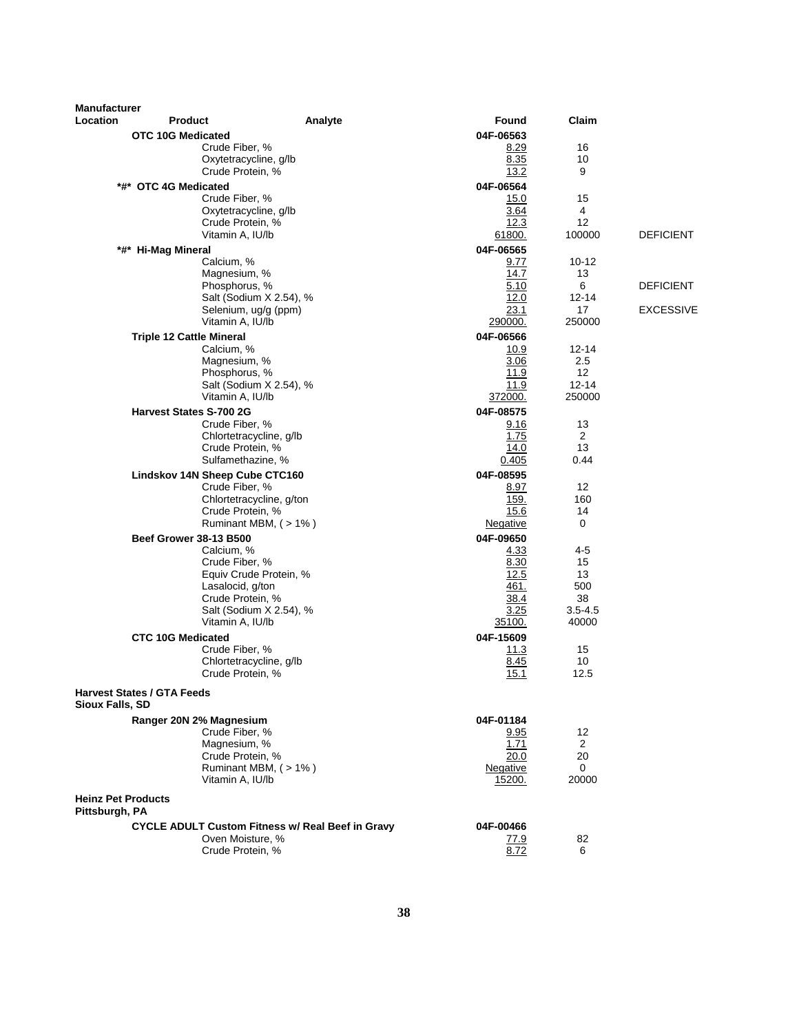| Manufacturer Location | Product | Analyte | Found | Claim | |
|---|---|---|---|---|---|
| | **OTC 10G Medicated** | | **04F-06563** | | |
| | | Crude Fiber, % | 8.29 | 16 | |
| | | Oxytetracycline, g/lb | 8.35 | 10 | |
| | | Crude Protein, % | 13.2 | 9 | |
| | **\*#\* OTC 4G Medicated** | | **04F-06564** | | |
| | | Crude Fiber, % | 15.0 | 15 | |
| | | Oxytetracycline, g/lb | 3.64 | 4 | |
| | | Crude Protein, % | 12.3 | 12 | |
| | | Vitamin A, IU/lb | 61800. | 100000 | DEFICIENT |
| | **\*#\* Hi-Mag Mineral** | | **04F-06565** | | |
| | | Calcium, % | 9.77 | 10-12 | |
| | | Magnesium, % | 14.7 | 13 | |
| | | Phosphorus, % | 5.10 | 6 | DEFICIENT |
| | | Salt (Sodium X 2.54), % | 12.0 | 12-14 | |
| | | Selenium, ug/g (ppm) | 23.1 | 17 | EXCESSIVE |
| | | Vitamin A, IU/lb | 290000. | 250000 | |
| | **Triple 12 Cattle Mineral** | | **04F-06566** | | |
| | | Calcium, % | 10.9 | 12-14 | |
| | | Magnesium, % | 3.06 | 2.5 | |
| | | Phosphorus, % | 11.9 | 12 | |
| | | Salt (Sodium X 2.54), % | 11.9 | 12-14 | |
| | | Vitamin A, IU/lb | 372000. | 250000 | |
| | **Harvest States S-700 2G** | | **04F-08575** | | |
| | | Crude Fiber, % | 9.16 | 13 | |
| | | Chlortetracycline, g/lb | 1.75 | 2 | |
| | | Crude Protein, % | 14.0 | 13 | |
| | | Sulfamethazine, % | 0.405 | 0.44 | |
| | **Lindskov 14N Sheep Cube CTC160** | | **04F-08595** | | |
| | | Crude Fiber, % | 8.97 | 12 | |
| | | Chlortetracycline, g/ton | 159. | 160 | |
| | | Crude Protein, % | 15.6 | 14 | |
| | | Ruminant MBM, ( > 1% ) | Negative | 0 | |
| | **Beef Grower 38-13 B500** | | **04F-09650** | | |
| | | Calcium, % | 4.33 | 4-5 | |
| | | Crude Fiber, % | 8.30 | 15 | |
| | | Equiv Crude Protein, % | 12.5 | 13 | |
| | | Lasalocid, g/ton | 461. | 500 | |
| | | Crude Protein, % | 38.4 | 38 | |
| | | Salt (Sodium X 2.54), % | 3.25 | 3.5-4.5 | |
| | | Vitamin A, IU/lb | 35100. | 40000 | |
| | **CTC 10G Medicated** | | **04F-15609** | | |
| | | Crude Fiber, % | 11.3 | 15 | |
| | | Chlortetracycline, g/lb | 8.45 | 10 | |
| | | Crude Protein, % | 15.1 | 12.5 | |
| **Harvest States / GTA Feeds Sioux Falls, SD** | | | | | |
| | **Ranger 20N 2% Magnesium** | | **04F-01184** | | |
| | | Crude Fiber, % | 9.95 | 12 | |
| | | Magnesium, % | 1.71 | 2 | |
| | | Crude Protein, % | 20.0 | 20 | |
| | | Ruminant MBM, ( > 1% ) | Negative | 0 | |
| | | Vitamin A, IU/lb | 15200. | 20000 | |
| **Heinz Pet Products Pittsburgh, PA** | | | | | |
| | **CYCLE ADULT Custom Fitness w/ Real Beef in Gravy** | | **04F-00466** | | |
| | | Oven Moisture, % | 77.9 | 82 | |
| | | Crude Protein, % | 8.72 | 6 | |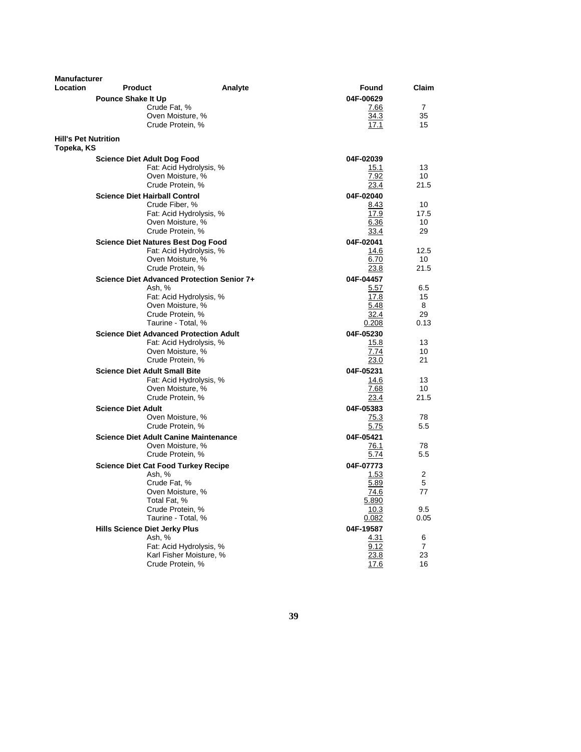| Manufacturer Location | Product | Analyte | Found | Claim |
|---|---|---|---|---|
| | **Pounce Shake It Up** | | **04F-00629** | |
| | | Crude Fat, % | 7.66 | 7 |
| | | Oven Moisture, % | 34.3 | 35 |
| | | Crude Protein, % | 17.1 | 15 |
| **Hill's Pet Nutrition Topeka, KS** | | | | |
| | **Science Diet Adult Dog Food** | | **04F-02039** | |
| | | Fat: Acid Hydrolysis, % | 15.1 | 13 |
| | | Oven Moisture, % | 7.92 | 10 |
| | | Crude Protein, % | 23.4 | 21.5 |
| | **Science Diet Hairball Control** | | **04F-02040** | |
| | | Crude Fiber, % | 8.43 | 10 |
| | | Fat: Acid Hydrolysis, % | 17.9 | 17.5 |
| | | Oven Moisture, % | 6.36 | 10 |
| | | Crude Protein, % | 33.4 | 29 |
| | **Science Diet Natures Best Dog Food** | | **04F-02041** | |
| | | Fat: Acid Hydrolysis, % | 14.6 | 12.5 |
| | | Oven Moisture, % | 6.70 | 10 |
| | | Crude Protein, % | 23.8 | 21.5 |
| | **Science Diet Advanced Protection Senior 7+** | | **04F-04457** | |
| | | Ash, % | 5.57 | 6.5 |
| | | Fat: Acid Hydrolysis, % | 17.8 | 15 |
| | | Oven Moisture, % | 5.48 | 8 |
| | | Crude Protein, % | 32.4 | 29 |
| | | Taurine - Total, % | 0.208 | 0.13 |
| | **Science Diet Advanced Protection Adult** | | **04F-05230** | |
| | | Fat: Acid Hydrolysis, % | 15.8 | 13 |
| | | Oven Moisture, % | 7.74 | 10 |
| | | Crude Protein, % | 23.0 | 21 |
| | **Science Diet Adult Small Bite** | | **04F-05231** | |
| | | Fat: Acid Hydrolysis, % | 14.6 | 13 |
| | | Oven Moisture, % | 7.68 | 10 |
| | | Crude Protein, % | 23.4 | 21.5 |
| | **Science Diet Adult** | | **04F-05383** | |
| | | Oven Moisture, % | 75.3 | 78 |
| | | Crude Protein, % | 5.75 | 5.5 |
| | **Science Diet Adult Canine Maintenance** | | **04F-05421** | |
| | | Oven Moisture, % | 76.1 | 78 |
| | | Crude Protein, % | 5.74 | 5.5 |
| | **Science Diet Cat Food Turkey Recipe** | | **04F-07773** | |
| | | Ash, % | 1.53 | 2 |
| | | Crude Fat, % | 5.89 | 5 |
| | | Oven Moisture, % | 74.6 | 77 |
| | | Total Fat, % | 5.890 | |
| | | Crude Protein, % | 10.3 | 9.5 |
| | | Taurine - Total, % | 0.082 | 0.05 |
| | **Hills Science Diet Jerky Plus** | | **04F-19587** | |
| | | Ash, % | 4.31 | 6 |
| | | Fat: Acid Hydrolysis, % | 9.12 | 7 |
| | | Karl Fisher Moisture, % | 23.8 | 23 |
| | | Crude Protein, % | 17.6 | 16 |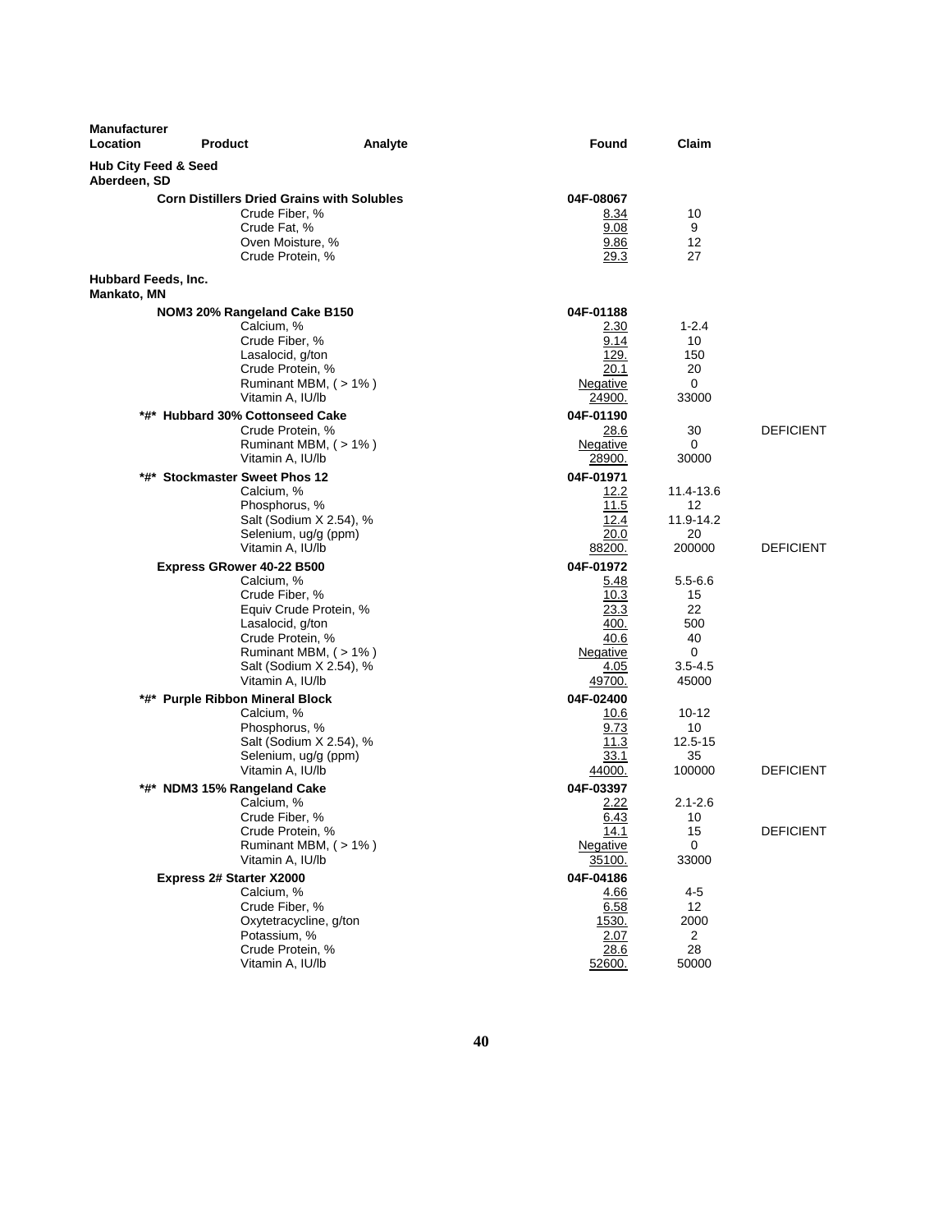| Manufacturer Location | Product | Analyte | Found | Claim | |
|---|---|---|---|---|---|
| **Hub City Feed & Seed** **Aberdeen, SD** | | | | | |
| | **Corn Distillers Dried Grains with Solubles** | | **04F-08067** | | |
| | | Crude Fiber, % | 8.34 | 10 | |
| | | Crude Fat, % | 9.08 | 9 | |
| | | Oven Moisture, % | 9.86 | 12 | |
| | | Crude Protein, % | 29.3 | 27 | |
| **Hubbard Feeds, Inc.** **Mankato, MN** | | | | | |
| | **NOM3 20% Rangeland Cake B150** | | **04F-01188** | | |
| | | Calcium, % | 2.30 | 1-2.4 | |
| | | Crude Fiber, % | 9.14 | 10 | |
| | | Lasalocid, g/ton | 129. | 150 | |
| | | Crude Protein, % | 20.1 | 20 | |
| | | Ruminant MBM, ( > 1% ) | Negative | 0 | |
| | | Vitamin A, IU/lb | 24900. | 33000 | |
| | **\*#\* Hubbard 30% Cottonseed Cake** | | **04F-01190** | | |
| | | Crude Protein, % | 28.6 | 30 | DEFICIENT |
| | | Ruminant MBM, ( > 1% ) | Negative | 0 | |
| | | Vitamin A, IU/lb | 28900. | 30000 | |
| | **\*#\* Stockmaster Sweet Phos 12** | | **04F-01971** | | |
| | | Calcium, % | 12.2 | 11.4-13.6 | |
| | | Phosphorus, % | 11.5 | 12 | |
| | | Salt (Sodium X 2.54), % | 12.4 | 11.9-14.2 | |
| | | Selenium, ug/g (ppm) | 20.0 | 20 | |
| | | Vitamin A, IU/lb | 88200. | 200000 | DEFICIENT |
| | **Express GRower 40-22 B500** | | **04F-01972** | | |
| | | Calcium, % | 5.48 | 5.5-6.6 | |
| | | Crude Fiber, % | 10.3 | 15 | |
| | | Equiv Crude Protein, % | 23.3 | 22 | |
| | | Lasalocid, g/ton | 400. | 500 | |
| | | Crude Protein, % | 40.6 | 40 | |
| | | Ruminant MBM, ( > 1% ) | Negative | 0 | |
| | | Salt (Sodium X 2.54), % | 4.05 | 3.5-4.5 | |
| | | Vitamin A, IU/lb | 49700. | 45000 | |
| | **\*#\* Purple Ribbon Mineral Block** | | **04F-02400** | | |
| | | Calcium, % | 10.6 | 10-12 | |
| | | Phosphorus, % | 9.73 | 10 | |
| | | Salt (Sodium X 2.54), % | 11.3 | 12.5-15 | |
| | | Selenium, ug/g (ppm) | 33.1 | 35 | |
| | | Vitamin A, IU/lb | 44000. | 100000 | DEFICIENT |
| | **\*#\* NDM3 15% Rangeland Cake** | | **04F-03397** | | |
| | | Calcium, % | 2.22 | 2.1-2.6 | |
| | | Crude Fiber, % | 6.43 | 10 | |
| | | Crude Protein, % | 14.1 | 15 | DEFICIENT |
| | | Ruminant MBM, ( > 1% ) | Negative | 0 | |
| | | Vitamin A, IU/lb | 35100. | 33000 | |
| | **Express 2# Starter X2000** | | **04F-04186** | | |
| | | Calcium, % | 4.66 | 4-5 | |
| | | Crude Fiber, % | 6.58 | 12 | |
| | | Oxytetracycline, g/ton | 1530. | 2000 | |
| | | Potassium, % | 2.07 | 2 | |
| | | Crude Protein, % | 28.6 | 28 | |
| | | Vitamin A, IU/lb | 52600. | 50000 | |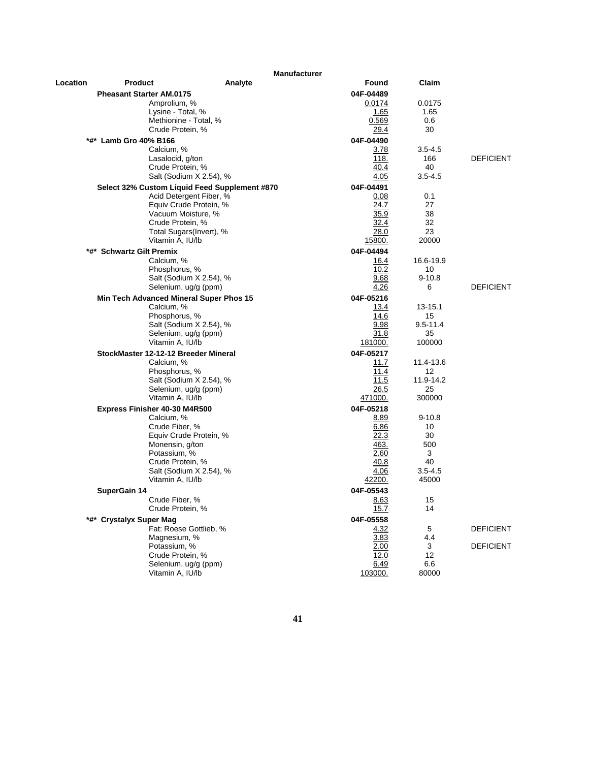| Location | Product | Analyte | Manufacturer Found | Claim | |
|---|---|---|---|---|---|
| | **Pheasant Starter AM.0175** | | **04F-04489** | | |
| | | Amprolium, % | 0.0174 | 0.0175 | |
| | | Lysine - Total, % | 1.65 | 1.65 | |
| | | Methionine - Total, % | 0.569 | 0.6 | |
| | | Crude Protein, % | 29.4 | 30 | |
| | ***#* Lamb Gro 40% B166** | | **04F-04490** | | |
| | | Calcium, % | 3.78 | 3.5-4.5 | |
| | | Lasalocid, g/ton | 118. | 166 | DEFICIENT |
| | | Crude Protein, % | 40.4 | 40 | |
| | | Salt (Sodium X 2.54), % | 4.05 | 3.5-4.5 | |
| | **Select 32% Custom Liquid Feed Supplement #870** | | **04F-04491** | | |
| | | Acid Detergent Fiber, % | 0.08 | 0.1 | |
| | | Equiv Crude Protein, % | 24.7 | 27 | |
| | | Vacuum Moisture, % | 35.9 | 38 | |
| | | Crude Protein, % | 32.4 | 32 | |
| | | Total Sugars(Invert), % | 28.0 | 23 | |
| | | Vitamin A, IU/lb | 15800. | 20000 | |
| | ***#* Schwartz Gilt Premix** | | **04F-04494** | | |
| | | Calcium, % | 16.4 | 16.6-19.9 | |
| | | Phosphorus, % | 10.2 | 10 | |
| | | Salt (Sodium X 2.54), % | 9.68 | 9-10.8 | |
| | | Selenium, ug/g (ppm) | 4.26 | 6 | DEFICIENT |
| | **Min Tech Advanced Mineral Super Phos 15** | | **04F-05216** | | |
| | | Calcium, % | 13.4 | 13-15.1 | |
| | | Phosphorus, % | 14.6 | 15 | |
| | | Salt (Sodium X 2.54), % | 9.98 | 9.5-11.4 | |
| | | Selenium, ug/g (ppm) | 31.8 | 35 | |
| | | Vitamin A, IU/lb | 181000. | 100000 | |
| | **StockMaster 12-12-12 Breeder Mineral** | | **04F-05217** | | |
| | | Calcium, % | 11.7 | 11.4-13.6 | |
| | | Phosphorus, % | 11.4 | 12 | |
| | | Salt (Sodium X 2.54), % | 11.5 | 11.9-14.2 | |
| | | Selenium, ug/g (ppm) | 26.5 | 25 | |
| | | Vitamin A, IU/lb | 471000. | 300000 | |
| | **Express Finisher 40-30 M4R500** | | **04F-05218** | | |
| | | Calcium, % | 8.89 | 9-10.8 | |
| | | Crude Fiber, % | 6.86 | 10 | |
| | | Equiv Crude Protein, % | 22.3 | 30 | |
| | | Monensin, g/ton | 463. | 500 | |
| | | Potassium, % | 2.60 | 3 | |
| | | Crude Protein, % | 40.8 | 40 | |
| | | Salt (Sodium X 2.54), % | 4.06 | 3.5-4.5 | |
| | | Vitamin A, IU/lb | 42200. | 45000 | |
| | **SuperGain 14** | | **04F-05543** | | |
| | | Crude Fiber, % | 8.63 | 15 | |
| | | Crude Protein, % | 15.7 | 14 | |
| | ***#* Crystalyx Super Mag** | | **04F-05558** | | |
| | | Fat: Roese Gottlieb, % | 4.32 | 5 | DEFICIENT |
| | | Magnesium, % | 3.83 | 4.4 | |
| | | Potassium, % | 2.00 | 3 | DEFICIENT |
| | | Crude Protein, % | 12.0 | 12 | |
| | | Selenium, ug/g (ppm) | 6.49 | 6.6 | |
| | | Vitamin A, IU/lb | 103000. | 80000 | |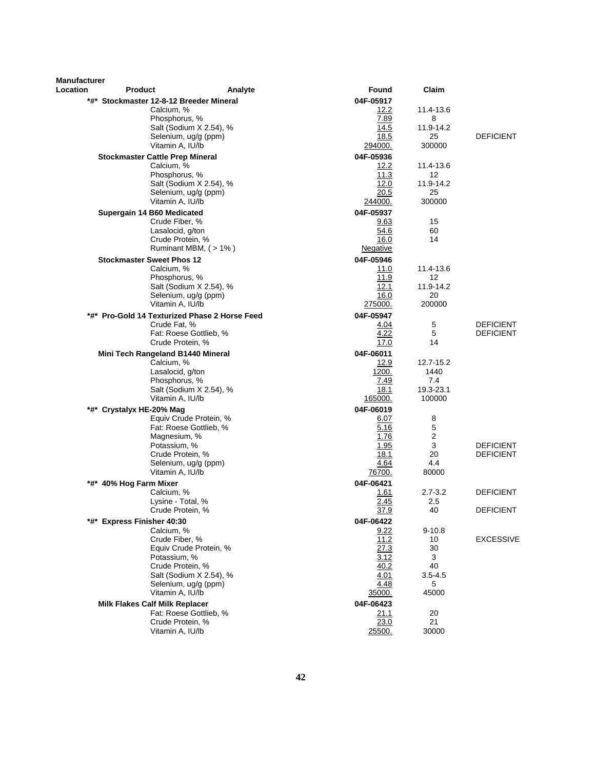| Manufacturer Location | Product | Analyte | Found | Claim | |
|---|---|---|---|---|---|
| *#* | **Stockmaster 12-8-12 Breeder Mineral** | | **04F-05917** | | |
| | | Calcium, % | 12.2 | 11.4-13.6 | |
| | | Phosphorus, % | 7.89 | 8 | |
| | | Salt (Sodium X 2.54), % | 14.5 | 11.9-14.2 | |
| | | Selenium, ug/g (ppm) | 18.5 | 25 | DEFICIENT |
| | | Vitamin A, IU/lb | 294000. | 300000 | |
| | **Stockmaster Cattle Prep Mineral** | | **04F-05936** | | |
| | | Calcium, % | 12.2 | 11.4-13.6 | |
| | | Phosphorus, % | 11.3 | 12 | |
| | | Salt (Sodium X 2.54), % | 12.0 | 11.9-14.2 | |
| | | Selenium, ug/g (ppm) | 20.5 | 25 | |
| | | Vitamin A, IU/lb | 244000. | 300000 | |
| | **Supergain 14 B60 Medicated** | | **04F-05937** | | |
| | | Crude Fiber, % | 9.63 | 15 | |
| | | Lasalocid, g/ton | 54.6 | 60 | |
| | | Crude Protein, % | 16.0 | 14 | |
| | | Ruminant MBM, ( > 1% ) | Negative | | |
| | **Stockmaster Sweet Phos 12** | | **04F-05946** | | |
| | | Calcium, % | 11.0 | 11.4-13.6 | |
| | | Phosphorus, % | 11.9 | 12 | |
| | | Salt (Sodium X 2.54), % | 12.1 | 11.9-14.2 | |
| | | Selenium, ug/g (ppm) | 16.0 | 20 | |
| | | Vitamin A, IU/lb | 275000. | 200000 | |
| *#* | **Pro-Gold 14 Texturized Phase 2 Horse Feed** | | **04F-05947** | | |
| | | Crude Fat, % | 4.04 | 5 | DEFICIENT |
| | | Fat: Roese Gottlieb, % | 4.22 | 5 | DEFICIENT |
| | | Crude Protein, % | 17.0 | 14 | |
| | **Mini Tech Rangeland B1440 Mineral** | | **04F-06011** | | |
| | | Calcium, % | 12.9 | 12.7-15.2 | |
| | | Lasalocid, g/ton | 1200. | 1440 | |
| | | Phosphorus, % | 7.49 | 7.4 | |
| | | Salt (Sodium X 2.54), % | 18.1 | 19.3-23.1 | |
| | | Vitamin A, IU/lb | 165000. | 100000 | |
| *#* | **Crystalyx HE-20% Mag** | | **04F-06019** | | |
| | | Equiv Crude Protein, % | 6.07 | 8 | |
| | | Fat: Roese Gottlieb, % | 5.16 | 5 | |
| | | Magnesium, % | 1.76 | 2 | |
| | | Potassium, % | 1.95 | 3 | DEFICIENT |
| | | Crude Protein, % | 18.1 | 20 | DEFICIENT |
| | | Selenium, ug/g (ppm) | 4.64 | 4.4 | |
| | | Vitamin A, IU/lb | 76700. | 80000 | |
| *#* | **40% Hog Farm Mixer** | | **04F-06421** | | |
| | | Calcium, % | 1.61 | 2.7-3.2 | DEFICIENT |
| | | Lysine - Total, % | 2.45 | 2.5 | |
| | | Crude Protein, % | 37.9 | 40 | DEFICIENT |
| *#* | **Express Finisher 40:30** | | **04F-06422** | | |
| | | Calcium, % | 9.22 | 9-10.8 | |
| | | Crude Fiber, % | 11.2 | 10 | EXCESSIVE |
| | | Equiv Crude Protein, % | 27.3 | 30 | |
| | | Potassium, % | 3.12 | 3 | |
| | | Crude Protein, % | 40.2 | 40 | |
| | | Salt (Sodium X 2.54), % | 4.01 | 3.5-4.5 | |
| | | Selenium, ug/g (ppm) | 4.48 | 5 | |
| | | Vitamin A, IU/lb | 35000. | 45000 | |
| | **Milk Flakes Calf Milk Replacer** | | **04F-06423** | | |
| | | Fat: Roese Gottlieb, % | 21.1 | 20 | |
| | | Crude Protein, % | 23.0 | 21 | |
| | | Vitamin A, IU/lb | 25500. | 30000 | |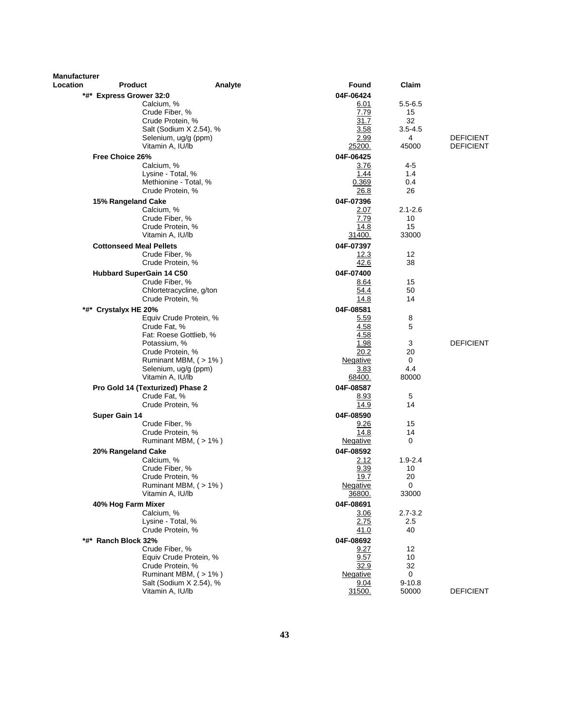| Manufacturer Location | Product | Analyte | Found | Claim | |
|---|---|---|---|---|---|
| | *#* Express Grower 32:0 | | 04F-06424 | | |
| | | Calcium, % | 6.01 | 5.5-6.5 | |
| | | Crude Fiber, % | 7.79 | 15 | |
| | | Crude Protein, % | 31.7 | 32 | |
| | | Salt (Sodium X 2.54), % | 3.58 | 3.5-4.5 | |
| | | Selenium, ug/g (ppm) | 2.99 | 4 | DEFICIENT |
| | | Vitamin A, IU/lb | 25200. | 45000 | DEFICIENT |
| | Free Choice 26% | | 04F-06425 | | |
| | | Calcium, % | 3.76 | 4-5 | |
| | | Lysine - Total, % | 1.44 | 1.4 | |
| | | Methionine - Total, % | 0.369 | 0.4 | |
| | | Crude Protein, % | 26.8 | 26 | |
| | 15% Rangeland Cake | | 04F-07396 | | |
| | | Calcium, % | 2.07 | 2.1-2.6 | |
| | | Crude Fiber, % | 7.79 | 10 | |
| | | Crude Protein, % | 14.8 | 15 | |
| | | Vitamin A, IU/lb | 31400. | 33000 | |
| | Cottonseed Meal Pellets | | 04F-07397 | | |
| | | Crude Fiber, % | 12.3 | 12 | |
| | | Crude Protein, % | 42.6 | 38 | |
| | Hubbard SuperGain 14 C50 | | 04F-07400 | | |
| | | Crude Fiber, % | 8.64 | 15 | |
| | | Chlortetracycline, g/ton | 54.4 | 50 | |
| | | Crude Protein, % | 14.8 | 14 | |
| | *#* Crystalyx HE 20% | | 04F-08581 | | |
| | | Equiv Crude Protein, % | 5.59 | 8 | |
| | | Crude Fat, % | 4.58 | 5 | |
| | | Fat: Roese Gottlieb, % | 4.58 | | |
| | | Potassium, % | 1.98 | 3 | DEFICIENT |
| | | Crude Protein, % | 20.2 | 20 | |
| | | Ruminant MBM, ( > 1% ) | Negative | 0 | |
| | | Selenium, ug/g (ppm) | 3.83 | 4.4 | |
| | | Vitamin A, IU/lb | 68400. | 80000 | |
| | Pro Gold 14 (Texturized) Phase 2 | | 04F-08587 | | |
| | | Crude Fat, % | 8.93 | 5 | |
| | | Crude Protein, % | 14.9 | 14 | |
| | Super Gain 14 | | 04F-08590 | | |
| | | Crude Fiber, % | 9.26 | 15 | |
| | | Crude Protein, % | 14.8 | 14 | |
| | | Ruminant MBM, ( > 1% ) | Negative | 0 | |
| | 20% Rangeland Cake | | 04F-08592 | | |
| | | Calcium, % | 2.12 | 1.9-2.4 | |
| | | Crude Fiber, % | 9.39 | 10 | |
| | | Crude Protein, % | 19.7 | 20 | |
| | | Ruminant MBM, ( > 1% ) | Negative | 0 | |
| | | Vitamin A, IU/lb | 36800. | 33000 | |
| | 40% Hog Farm Mixer | | 04F-08691 | | |
| | | Calcium, % | 3.06 | 2.7-3.2 | |
| | | Lysine - Total, % | 2.75 | 2.5 | |
| | | Crude Protein, % | 41.0 | 40 | |
| | *#* Ranch Block 32% | | 04F-08692 | | |
| | | Crude Fiber, % | 9.27 | 12 | |
| | | Equiv Crude Protein, % | 9.57 | 10 | |
| | | Crude Protein, % | 32.9 | 32 | |
| | | Ruminant MBM, ( > 1% ) | Negative | 0 | |
| | | Salt (Sodium X 2.54), % | 9.04 | 9-10.8 | |
| | | Vitamin A, IU/lb | 31500. | 50000 | DEFICIENT |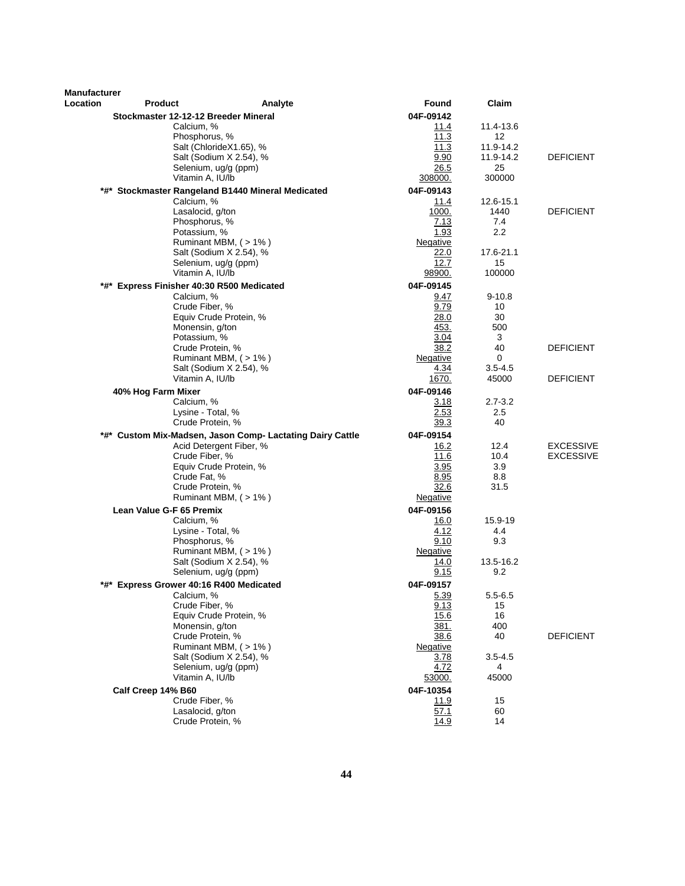| Manufacturer Location | Product | Analyte | Found | Claim | |
|---|---|---|---|---|---|
| | Stockmaster 12-12-12 Breeder Mineral | | 04F-09142 | | |
| | | Calcium, % | 11.4 | 11.4-13.6 | |
| | | Phosphorus, % | 11.3 | 12 | |
| | | Salt (ChlorideX1.65), % | 11.3 | 11.9-14.2 | |
| | | Salt (Sodium X 2.54), % | 9.90 | 11.9-14.2 | DEFICIENT |
| | | Selenium, ug/g (ppm) | 26.5 | 25 | |
| | | Vitamin A, IU/lb | 308000. | 300000 | |
| | *#* Stockmaster Rangeland B1440 Mineral Medicated | | 04F-09143 | | |
| | | Calcium, % | 11.4 | 12.6-15.1 | |
| | | Lasalocid, g/ton | 1000. | 1440 | DEFICIENT |
| | | Phosphorus, % | 7.13 | 7.4 | |
| | | Potassium, % | 1.93 | 2.2 | |
| | | Ruminant MBM, ( > 1% ) | Negative | | |
| | | Salt (Sodium X 2.54), % | 22.0 | 17.6-21.1 | |
| | | Selenium, ug/g (ppm) | 12.7 | 15 | |
| | | Vitamin A, IU/lb | 98900. | 100000 | |
| | *#* Express Finisher 40:30 R500 Medicated | | 04F-09145 | | |
| | | Calcium, % | 9.47 | 9-10.8 | |
| | | Crude Fiber, % | 9.79 | 10 | |
| | | Equiv Crude Protein, % | 28.0 | 30 | |
| | | Monensin, g/ton | 453. | 500 | |
| | | Potassium, % | 3.04 | 3 | |
| | | Crude Protein, % | 38.2 | 40 | DEFICIENT |
| | | Ruminant MBM, ( > 1% ) | Negative | 0 | |
| | | Salt (Sodium X 2.54), % | 4.34 | 3.5-4.5 | |
| | | Vitamin A, IU/lb | 1670. | 45000 | DEFICIENT |
| | 40% Hog Farm Mixer | | 04F-09146 | | |
| | | Calcium, % | 3.18 | 2.7-3.2 | |
| | | Lysine - Total, % | 2.53 | 2.5 | |
| | | Crude Protein, % | 39.3 | 40 | |
| | *#* Custom Mix-Madsen, Jason Comp- Lactating Dairy Cattle | | 04F-09154 | | |
| | | Acid Detergent Fiber, % | 16.2 | 12.4 | EXCESSIVE |
| | | Crude Fiber, % | 11.6 | 10.4 | EXCESSIVE |
| | | Equiv Crude Protein, % | 3.95 | 3.9 | |
| | | Crude Fat, % | 8.95 | 8.8 | |
| | | Crude Protein, % | 32.6 | 31.5 | |
| | | Ruminant MBM, ( > 1% ) | Negative | | |
| | Lean Value G-F 65 Premix | | 04F-09156 | | |
| | | Calcium, % | 16.0 | 15.9-19 | |
| | | Lysine - Total, % | 4.12 | 4.4 | |
| | | Phosphorus, % | 9.10 | 9.3 | |
| | | Ruminant MBM, ( > 1% ) | Negative | | |
| | | Salt (Sodium X 2.54), % | 14.0 | 13.5-16.2 | |
| | | Selenium, ug/g (ppm) | 9.15 | 9.2 | |
| | *#* Express Grower 40:16 R400 Medicated | | 04F-09157 | | |
| | | Calcium, % | 5.39 | 5.5-6.5 | |
| | | Crude Fiber, % | 9.13 | 15 | |
| | | Equiv Crude Protein, % | 15.6 | 16 | |
| | | Monensin, g/ton | 381. | 400 | |
| | | Crude Protein, % | 38.6 | 40 | DEFICIENT |
| | | Ruminant MBM, ( > 1% ) | Negative | | |
| | | Salt (Sodium X 2.54), % | 3.78 | 3.5-4.5 | |
| | | Selenium, ug/g (ppm) | 4.72 | 4 | |
| | | Vitamin A, IU/lb | 53000. | 45000 | |
| | Calf Creep 14% B60 | | 04F-10354 | | |
| | | Crude Fiber, % | 11.9 | 15 | |
| | | Lasalocid, g/ton | 57.1 | 60 | |
| | | Crude Protein, % | 14.9 | 14 | |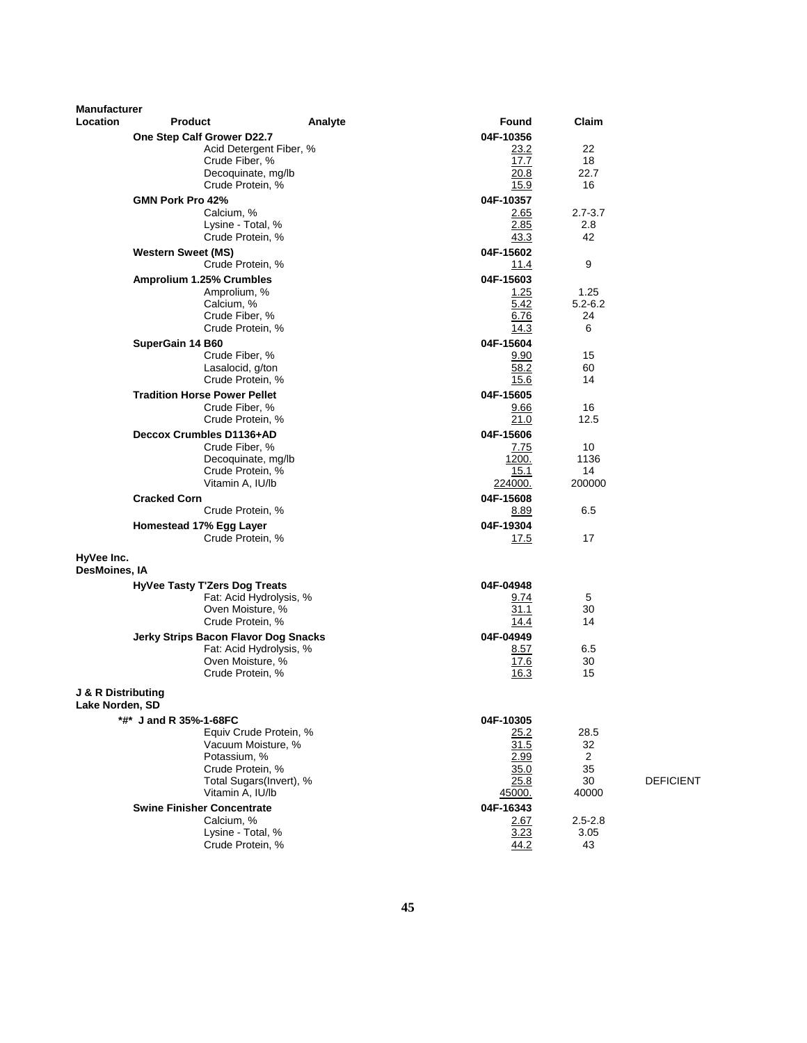| Manufacturer Location | Product | Analyte | Found | Claim | |
|---|---|---|---|---|---|
| | **One Step Calf Grower D22.7** | | **04F-10356** | | |
| | | Acid Detergent Fiber, % | 23.2 | 22 | |
| | | Crude Fiber, % | 17.7 | 18 | |
| | | Decoquinate, mg/lb | 20.8 | 22.7 | |
| | | Crude Protein, % | 15.9 | 16 | |
| | **GMN Pork Pro 42%** | | **04F-10357** | | |
| | | Calcium, % | 2.65 | 2.7-3.7 | |
| | | Lysine - Total, % | 2.85 | 2.8 | |
| | | Crude Protein, % | 43.3 | 42 | |
| | **Western Sweet (MS)** | | **04F-15602** | | |
| | | Crude Protein, % | 11.4 | 9 | |
| | **Amprolium 1.25% Crumbles** | | **04F-15603** | | |
| | | Amprolium, % | 1.25 | 1.25 | |
| | | Calcium, % | 5.42 | 5.2-6.2 | |
| | | Crude Fiber, % | 6.76 | 24 | |
| | | Crude Protein, % | 14.3 | 6 | |
| | **SuperGain 14 B60** | | **04F-15604** | | |
| | | Crude Fiber, % | 9.90 | 15 | |
| | | Lasalocid, g/ton | 58.2 | 60 | |
| | | Crude Protein, % | 15.6 | 14 | |
| | **Tradition Horse Power Pellet** | | **04F-15605** | | |
| | | Crude Fiber, % | 9.66 | 16 | |
| | | Crude Protein, % | 21.0 | 12.5 | |
| | **Deccox Crumbles D1136+AD** | | **04F-15606** | | |
| | | Crude Fiber, % | 7.75 | 10 | |
| | | Decoquinate, mg/lb | 1200. | 1136 | |
| | | Crude Protein, % | 15.1 | 14 | |
| | | Vitamin A, IU/lb | 224000. | 200000 | |
| | **Cracked Corn** | | **04F-15608** | | |
| | | Crude Protein, % | 8.89 | 6.5 | |
| | **Homestead 17% Egg Layer** | | **04F-19304** | | |
| | | Crude Protein, % | 17.5 | 17 | |
| **HyVee Inc. DesMoines, IA** | | | | | |
| | **HyVee Tasty T'Zers Dog Treats** | | **04F-04948** | | |
| | | Fat: Acid Hydrolysis, % | 9.74 | 5 | |
| | | Oven Moisture, % | 31.1 | 30 | |
| | | Crude Protein, % | 14.4 | 14 | |
| | **Jerky Strips Bacon Flavor Dog Snacks** | | **04F-04949** | | |
| | | Fat: Acid Hydrolysis, % | 8.57 | 6.5 | |
| | | Oven Moisture, % | 17.6 | 30 | |
| | | Crude Protein, % | 16.3 | 15 | |
| **J & R Distributing Lake Norden, SD** | | | | | |
| | **\*#\* J and R 35%-1-68FC** | | **04F-10305** | | |
| | | Equiv Crude Protein, % | 25.2 | 28.5 | |
| | | Vacuum Moisture, % | 31.5 | 32 | |
| | | Potassium, % | 2.99 | 2 | |
| | | Crude Protein, % | 35.0 | 35 | |
| | | Total Sugars(Invert), % | 25.8 | 30 | DEFICIENT |
| | | Vitamin A, IU/lb | 45000. | 40000 | |
| | **Swine Finisher Concentrate** | | **04F-16343** | | |
| | | Calcium, % | 2.67 | 2.5-2.8 | |
| | | Lysine - Total, % | 3.23 | 3.05 | |
| | | Crude Protein, % | 44.2 | 43 | |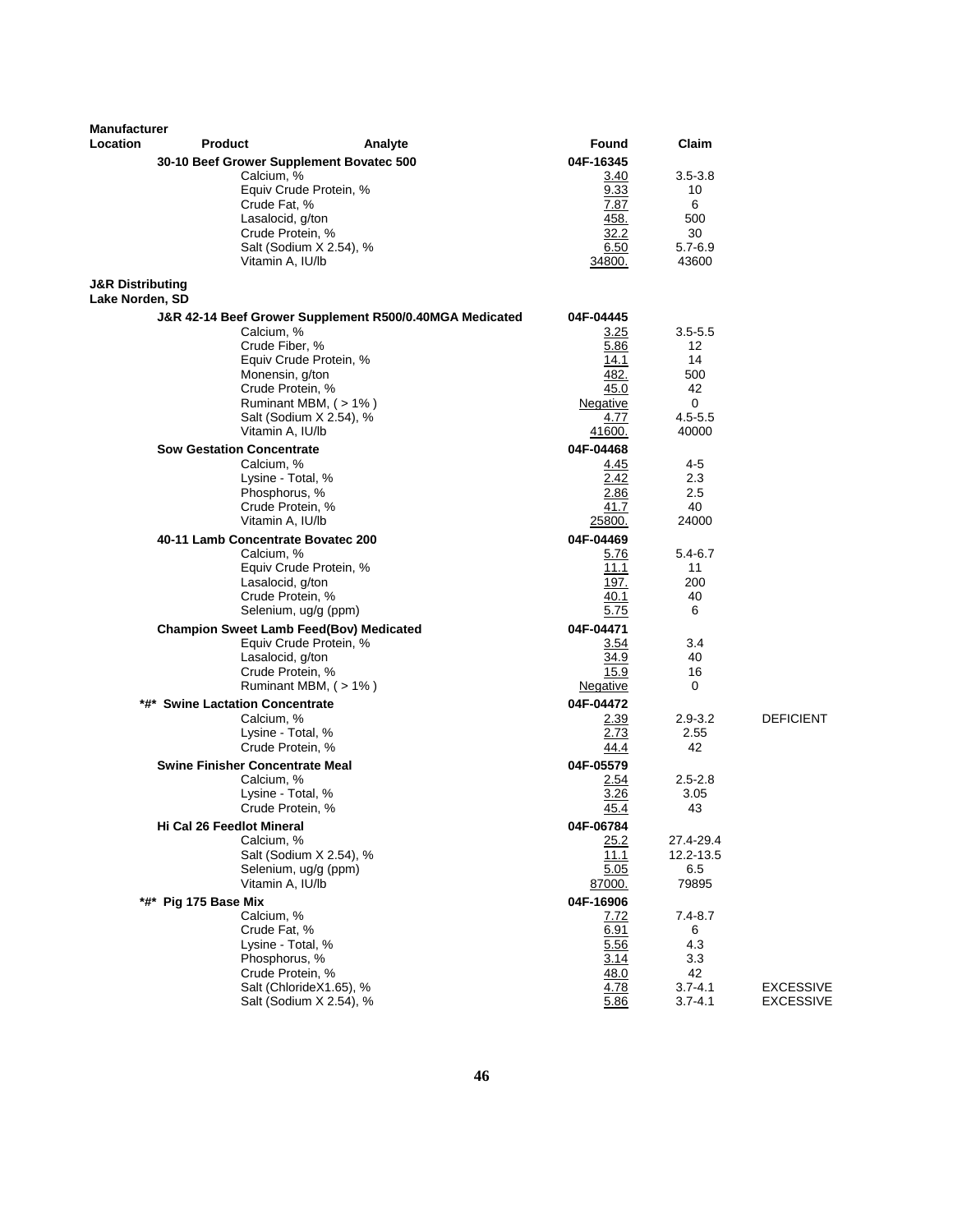| Manufacturer Location | Product | Analyte | Found | Claim | |
|---|---|---|---|---|---|
| | **30-10 Beef Grower Supplement Bovatec 500** | | **04F-16345** | | |
| | | Calcium, % | 3.40 | 3.5-3.8 | |
| | | Equiv Crude Protein, % | 9.33 | 10 | |
| | | Crude Fat, % | 7.87 | 6 | |
| | | Lasalocid, g/ton | 458. | 500 | |
| | | Crude Protein, % | 32.2 | 30 | |
| | | Salt (Sodium X 2.54), % | 6.50 | 5.7-6.9 | |
| | | Vitamin A, IU/lb | 34800. | 43600 | |
| **J&R Distributing Lake Norden, SD** | | | | | |
| | **J&R 42-14 Beef Grower Supplement R500/0.40MGA Medicated** | | **04F-04445** | | |
| | | Calcium, % | 3.25 | 3.5-5.5 | |
| | | Crude Fiber, % | 5.86 | 12 | |
| | | Equiv Crude Protein, % | 14.1 | 14 | |
| | | Monensin, g/ton | 482. | 500 | |
| | | Crude Protein, % | 45.0 | 42 | |
| | | Ruminant MBM, ( > 1% ) | Negative | 0 | |
| | | Salt (Sodium X 2.54), % | 4.77 | 4.5-5.5 | |
| | | Vitamin A, IU/lb | 41600. | 40000 | |
| | **Sow Gestation Concentrate** | | **04F-04468** | | |
| | | Calcium, % | 4.45 | 4-5 | |
| | | Lysine - Total, % | 2.42 | 2.3 | |
| | | Phosphorus, % | 2.86 | 2.5 | |
| | | Crude Protein, % | 41.7 | 40 | |
| | | Vitamin A, IU/lb | 25800. | 24000 | |
| | **40-11 Lamb Concentrate Bovatec 200** | | **04F-04469** | | |
| | | Calcium, % | 5.76 | 5.4-6.7 | |
| | | Equiv Crude Protein, % | 11.1 | 11 | |
| | | Lasalocid, g/ton | 197. | 200 | |
| | | Crude Protein, % | 40.1 | 40 | |
| | | Selenium, ug/g (ppm) | 5.75 | 6 | |
| | **Champion Sweet Lamb Feed(Bov) Medicated** | | **04F-04471** | | |
| | | Equiv Crude Protein, % | 3.54 | 3.4 | |
| | | Lasalocid, g/ton | 34.9 | 40 | |
| | | Crude Protein, % | 15.9 | 16 | |
| | | Ruminant MBM, ( > 1% ) | Negative | 0 | |
| | **\*#\* Swine Lactation Concentrate** | | **04F-04472** | | |
| | | Calcium, % | 2.39 | 2.9-3.2 | DEFICIENT |
| | | Lysine - Total, % | 2.73 | 2.55 | |
| | | Crude Protein, % | 44.4 | 42 | |
| | **Swine Finisher Concentrate Meal** | | **04F-05579** | | |
| | | Calcium, % | 2.54 | 2.5-2.8 | |
| | | Lysine - Total, % | 3.26 | 3.05 | |
| | | Crude Protein, % | 45.4 | 43 | |
| | **Hi Cal 26 Feedlot Mineral** | | **04F-06784** | | |
| | | Calcium, % | 25.2 | 27.4-29.4 | |
| | | Salt (Sodium X 2.54), % | 11.1 | 12.2-13.5 | |
| | | Selenium, ug/g (ppm) | 5.05 | 6.5 | |
| | | Vitamin A, IU/lb | 87000. | 79895 | |
| | **\*#\* Pig 175 Base Mix** | | **04F-16906** | | |
| | | Calcium, % | 7.72 | 7.4-8.7 | |
| | | Crude Fat, % | 6.91 | 6 | |
| | | Lysine - Total, % | 5.56 | 4.3 | |
| | | Phosphorus, % | 3.14 | 3.3 | |
| | | Crude Protein, % | 48.0 | 42 | |
| | | Salt (ChlorideX1.65), % | 4.78 | 3.7-4.1 | EXCESSIVE |
| | | Salt (Sodium X 2.54), % | 5.86 | 3.7-4.1 | EXCESSIVE |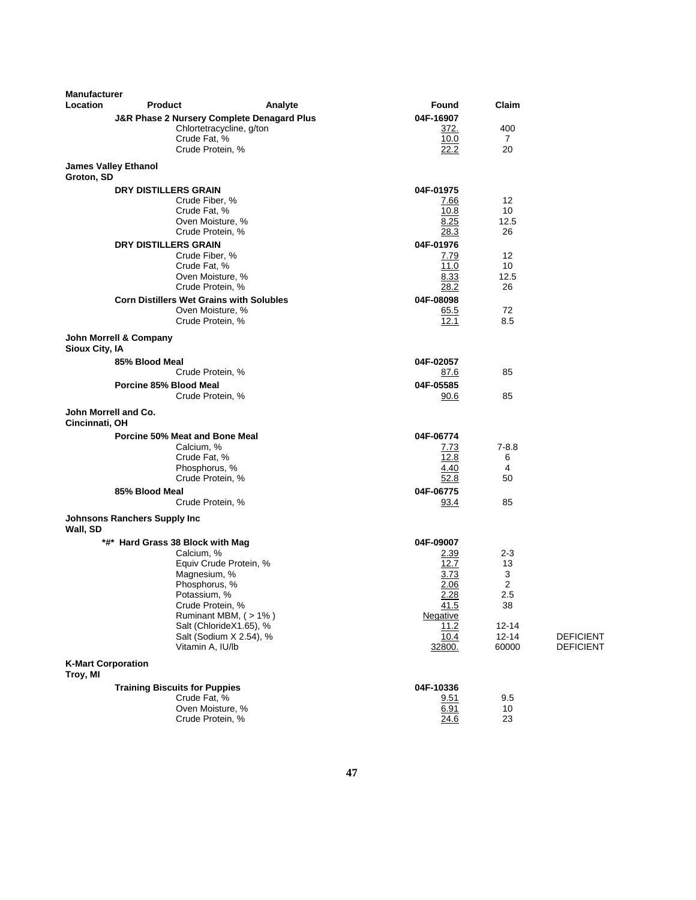| Manufacturer Location | Product | Analyte | Found | Claim | |
|---|---|---|---|---|---|
| | **J&R Phase 2 Nursery Complete Denagard Plus** | | **04F-16907** | | |
| | | Chlortetracycline, g/ton | 372. | 400 | |
| | | Crude Fat, % | 10.0 | 7 | |
| | | Crude Protein, % | 22.2 | 20 | |
| **James Valley Ethanol** **Groton, SD** | | | | | |
| | **DRY DISTILLERS GRAIN** | | **04F-01975** | | |
| | | Crude Fiber, % | 7.66 | 12 | |
| | | Crude Fat, % | 10.8 | 10 | |
| | | Oven Moisture, % | 8.25 | 12.5 | |
| | | Crude Protein, % | 28.3 | 26 | |
| | **DRY DISTILLERS GRAIN** | | **04F-01976** | | |
| | | Crude Fiber, % | 7.79 | 12 | |
| | | Crude Fat, % | 11.0 | 10 | |
| | | Oven Moisture, % | 8.33 | 12.5 | |
| | | Crude Protein, % | 28.2 | 26 | |
| | **Corn Distillers Wet Grains with Solubles** | | **04F-08098** | | |
| | | Oven Moisture, % | 65.5 | 72 | |
| | | Crude Protein, % | 12.1 | 8.5 | |
| **John Morrell & Company** **Sioux City, IA** | | | | | |
| | **85% Blood Meal** | | **04F-02057** | | |
| | | Crude Protein, % | 87.6 | 85 | |
| | **Porcine 85% Blood Meal** | | **04F-05585** | | |
| | | Crude Protein, % | 90.6 | 85 | |
| **John Morrell and Co.** **Cincinnati, OH** | | | | | |
| | **Porcine 50% Meat and Bone Meal** | | **04F-06774** | | |
| | | Calcium, % | 7.73 | 7-8.8 | |
| | | Crude Fat, % | 12.8 | 6 | |
| | | Phosphorus, % | 4.40 | 4 | |
| | | Crude Protein, % | 52.8 | 50 | |
| | **85% Blood Meal** | | **04F-06775** | | |
| | | Crude Protein, % | 93.4 | 85 | |
| **Johnsons Ranchers Supply Inc** **Wall, SD** | | | | | |
| | **\*#\* Hard Grass 38 Block with Mag** | | **04F-09007** | | |
| | | Calcium, % | 2.39 | 2-3 | |
| | | Equiv Crude Protein, % | 12.7 | 13 | |
| | | Magnesium, % | 3.73 | 3 | |
| | | Phosphorus, % | 2.06 | 2 | |
| | | Potassium, % | 2.28 | 2.5 | |
| | | Crude Protein, % | 41.5 | 38 | |
| | | Ruminant MBM, ( > 1% ) | Negative | | |
| | | Salt (ChlorideX1.65), % | 11.2 | 12-14 | |
| | | Salt (Sodium X 2.54), % | 10.4 | 12-14 | DEFICIENT |
| | | Vitamin A, IU/lb | 32800. | 60000 | DEFICIENT |
| **K-Mart Corporation** **Troy, MI** | | | | | |
| | **Training Biscuits for Puppies** | | **04F-10336** | | |
| | | Crude Fat, % | 9.51 | 9.5 | |
| | | Oven Moisture, % | 6.91 | 10 | |
| | | Crude Protein, % | 24.6 | 23 | |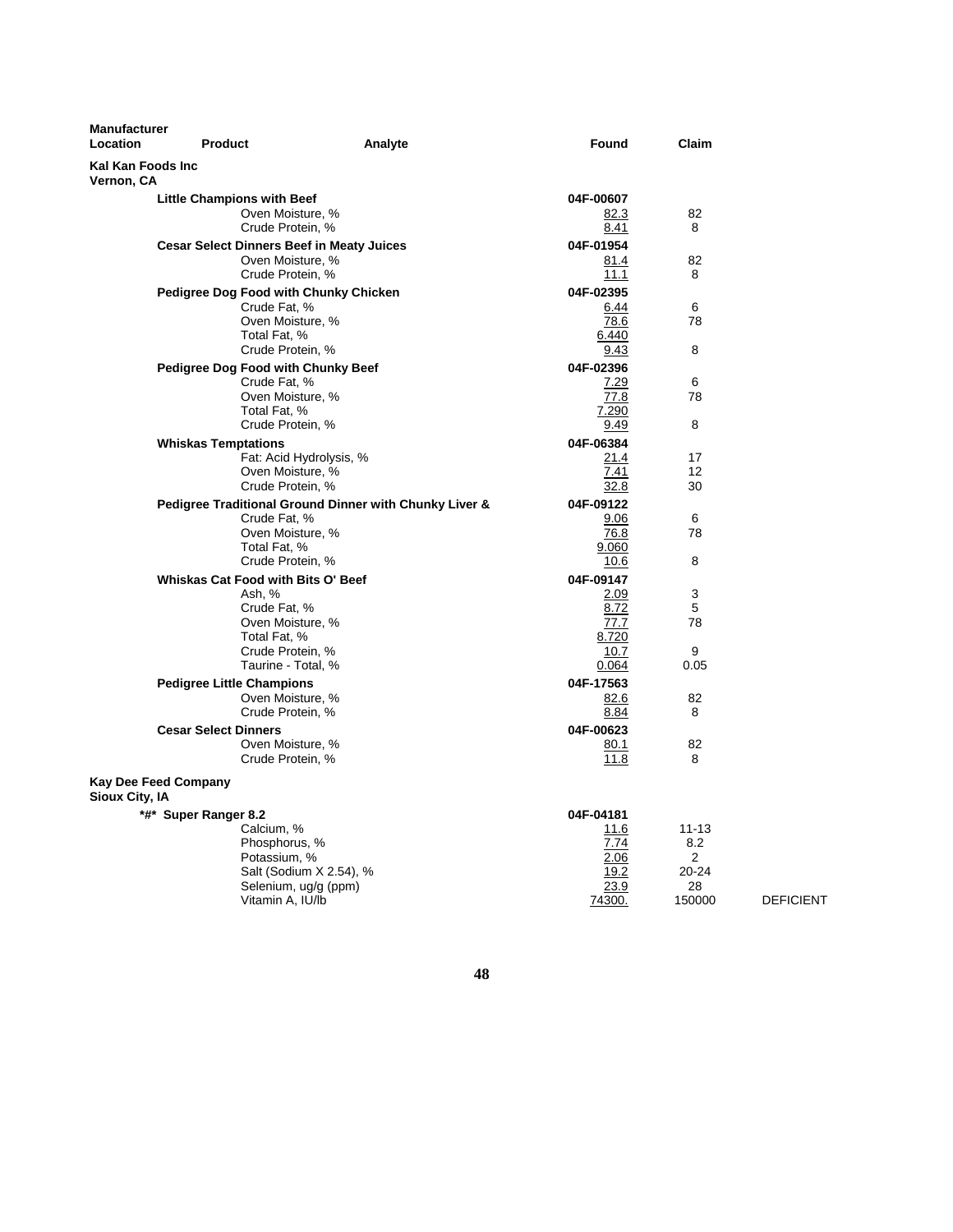| Manufacturer Location | Product | Analyte | Found | Claim | |
|---|---|---|---|---|---|
| **Kal Kan Foods Inc** | | | | | |
| **Vernon, CA** | | | | | |
| | **Little Champions with Beef** | | **04F-00607** | | |
| | | Oven Moisture, % | 82.3 | 82 | |
| | | Crude Protein, % | 8.41 | 8 | |
| | **Cesar Select Dinners Beef in Meaty Juices** | | **04F-01954** | | |
| | | Oven Moisture, % | 81.4 | 82 | |
| | | Crude Protein, % | 11.1 | 8 | |
| | **Pedigree Dog Food with Chunky Chicken** | | **04F-02395** | | |
| | | Crude Fat, % | 6.44 | 6 | |
| | | Oven Moisture, % | 78.6 | 78 | |
| | | Total Fat, % | 6.440 | | |
| | | Crude Protein, % | 9.43 | 8 | |
| | **Pedigree Dog Food with Chunky Beef** | | **04F-02396** | | |
| | | Crude Fat, % | 7.29 | 6 | |
| | | Oven Moisture, % | 77.8 | 78 | |
| | | Total Fat, % | 7.290 | | |
| | | Crude Protein, % | 9.49 | 8 | |
| | **Whiskas Temptations** | | **04F-06384** | | |
| | | Fat: Acid Hydrolysis, % | 21.4 | 17 | |
| | | Oven Moisture, % | 7.41 | 12 | |
| | | Crude Protein, % | 32.8 | 30 | |
| | **Pedigree Traditional Ground Dinner with Chunky Liver &** | | **04F-09122** | | |
| | | Crude Fat, % | 9.06 | 6 | |
| | | Oven Moisture, % | 76.8 | 78 | |
| | | Total Fat, % | 9.060 | | |
| | | Crude Protein, % | 10.6 | 8 | |
| | **Whiskas Cat Food with Bits O' Beef** | | **04F-09147** | | |
| | | Ash, % | 2.09 | 3 | |
| | | Crude Fat, % | 8.72 | 5 | |
| | | Oven Moisture, % | 77.7 | 78 | |
| | | Total Fat, % | 8.720 | | |
| | | Crude Protein, % | 10.7 | 9 | |
| | | Taurine - Total, % | 0.064 | 0.05 | |
| | **Pedigree Little Champions** | | **04F-17563** | | |
| | | Oven Moisture, % | 82.6 | 82 | |
| | | Crude Protein, % | 8.84 | 8 | |
| | **Cesar Select Dinners** | | **04F-00623** | | |
| | | Oven Moisture, % | 80.1 | 82 | |
| | | Crude Protein, % | 11.8 | 8 | |
| **Kay Dee Feed Company** | | | | | |
| **Sioux City, IA** | | | | | |
| | **\*#\* Super Ranger 8.2** | | **04F-04181** | | |
| | | Calcium, % | 11.6 | 11-13 | |
| | | Phosphorus, % | 7.74 | 8.2 | |
| | | Potassium, % | 2.06 | 2 | |
| | | Salt (Sodium X 2.54), % | 19.2 | 20-24 | |
| | | Selenium, ug/g (ppm) | 23.9 | 28 | |
| | | Vitamin A, IU/lb | 74300. | 150000 | DEFICIENT |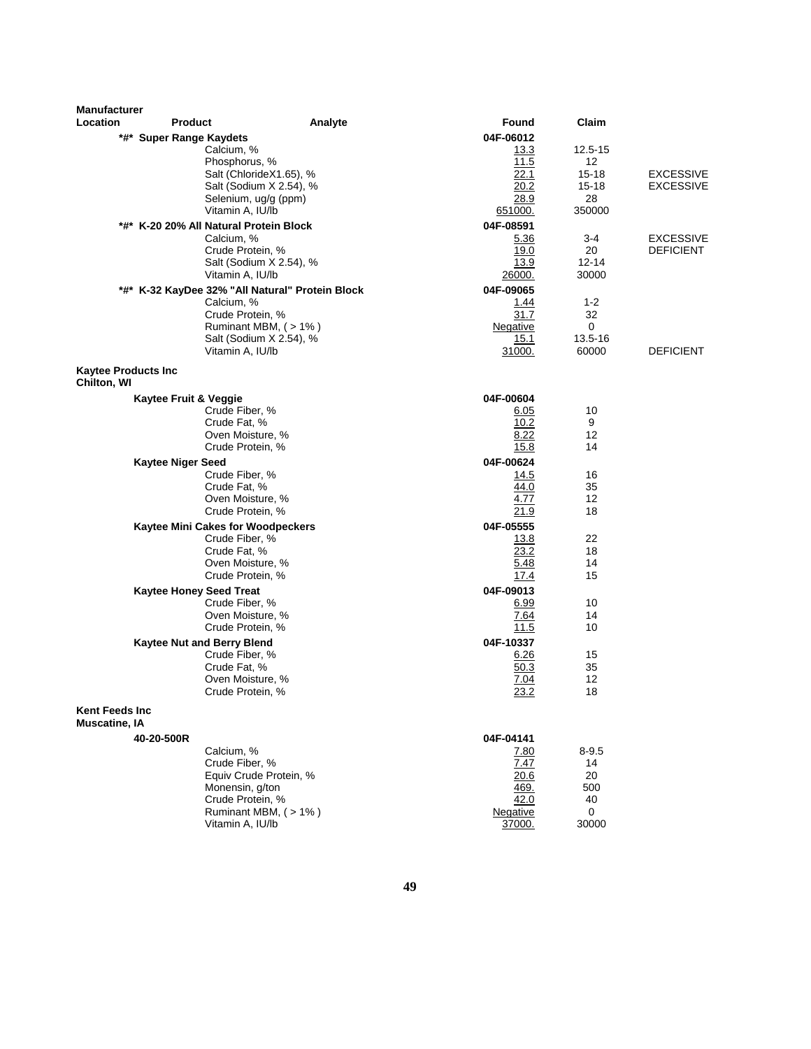| Manufacturer Location | Product | Analyte | Found | Claim | |
|---|---|---|---|---|---|
| | **\*#\* Super Range Kaydets** | | **04F-06012** | | |
| | | Calcium, % | 13.3 | 12.5-15 | |
| | | Phosphorus, % | 11.5 | 12 | |
| | | Salt (ChlorideX1.65), % | 22.1 | 15-18 | EXCESSIVE |
| | | Salt (Sodium X 2.54), % | 20.2 | 15-18 | EXCESSIVE |
| | | Selenium, ug/g (ppm) | 28.9 | 28 | |
| | | Vitamin A, IU/lb | 651000. | 350000 | |
| | **\*#\* K-20 20% All Natural Protein Block** | | **04F-08591** | | |
| | | Calcium, % | 5.36 | 3-4 | EXCESSIVE |
| | | Crude Protein, % | 19.0 | 20 | DEFICIENT |
| | | Salt (Sodium X 2.54), % | 13.9 | 12-14 | |
| | | Vitamin A, IU/lb | 26000. | 30000 | |
| | **\*#\* K-32 KayDee 32% "All Natural" Protein Block** | | **04F-09065** | | |
| | | Calcium, % | 1.44 | 1-2 | |
| | | Crude Protein, % | 31.7 | 32 | |
| | | Ruminant MBM, ( > 1% ) | Negative | 0 | |
| | | Salt (Sodium X 2.54), % | 15.1 | 13.5-16 | |
| | | Vitamin A, IU/lb | 31000. | 60000 | DEFICIENT |
| **Kaytee Products Inc Chilton, WI** | | | | | |
| | **Kaytee Fruit & Veggie** | | **04F-00604** | | |
| | | Crude Fiber, % | 6.05 | 10 | |
| | | Crude Fat, % | 10.2 | 9 | |
| | | Oven Moisture, % | 8.22 | 12 | |
| | | Crude Protein, % | 15.8 | 14 | |
| | **Kaytee Niger Seed** | | **04F-00624** | | |
| | | Crude Fiber, % | 14.5 | 16 | |
| | | Crude Fat, % | 44.0 | 35 | |
| | | Oven Moisture, % | 4.77 | 12 | |
| | | Crude Protein, % | 21.9 | 18 | |
| | **Kaytee Mini Cakes for Woodpeckers** | | **04F-05555** | | |
| | | Crude Fiber, % | 13.8 | 22 | |
| | | Crude Fat, % | 23.2 | 18 | |
| | | Oven Moisture, % | 5.48 | 14 | |
| | | Crude Protein, % | 17.4 | 15 | |
| | **Kaytee Honey Seed Treat** | | **04F-09013** | | |
| | | Crude Fiber, % | 6.99 | 10 | |
| | | Oven Moisture, % | 7.64 | 14 | |
| | | Crude Protein, % | 11.5 | 10 | |
| | **Kaytee Nut and Berry Blend** | | **04F-10337** | | |
| | | Crude Fiber, % | 6.26 | 15 | |
| | | Crude Fat, % | 50.3 | 35 | |
| | | Oven Moisture, % | 7.04 | 12 | |
| | | Crude Protein, % | 23.2 | 18 | |
| **Kent Feeds Inc Muscatine, IA** | | | | | |
| | **40-20-500R** | | **04F-04141** | | |
| | | Calcium, % | 7.80 | 8-9.5 | |
| | | Crude Fiber, % | 7.47 | 14 | |
| | | Equiv Crude Protein, % | 20.6 | 20 | |
| | | Monensin, g/ton | 469. | 500 | |
| | | Crude Protein, % | 42.0 | 40 | |
| | | Ruminant MBM, ( > 1% ) | Negative | 0 | |
| | | Vitamin A, IU/lb | 37000. | 30000 | |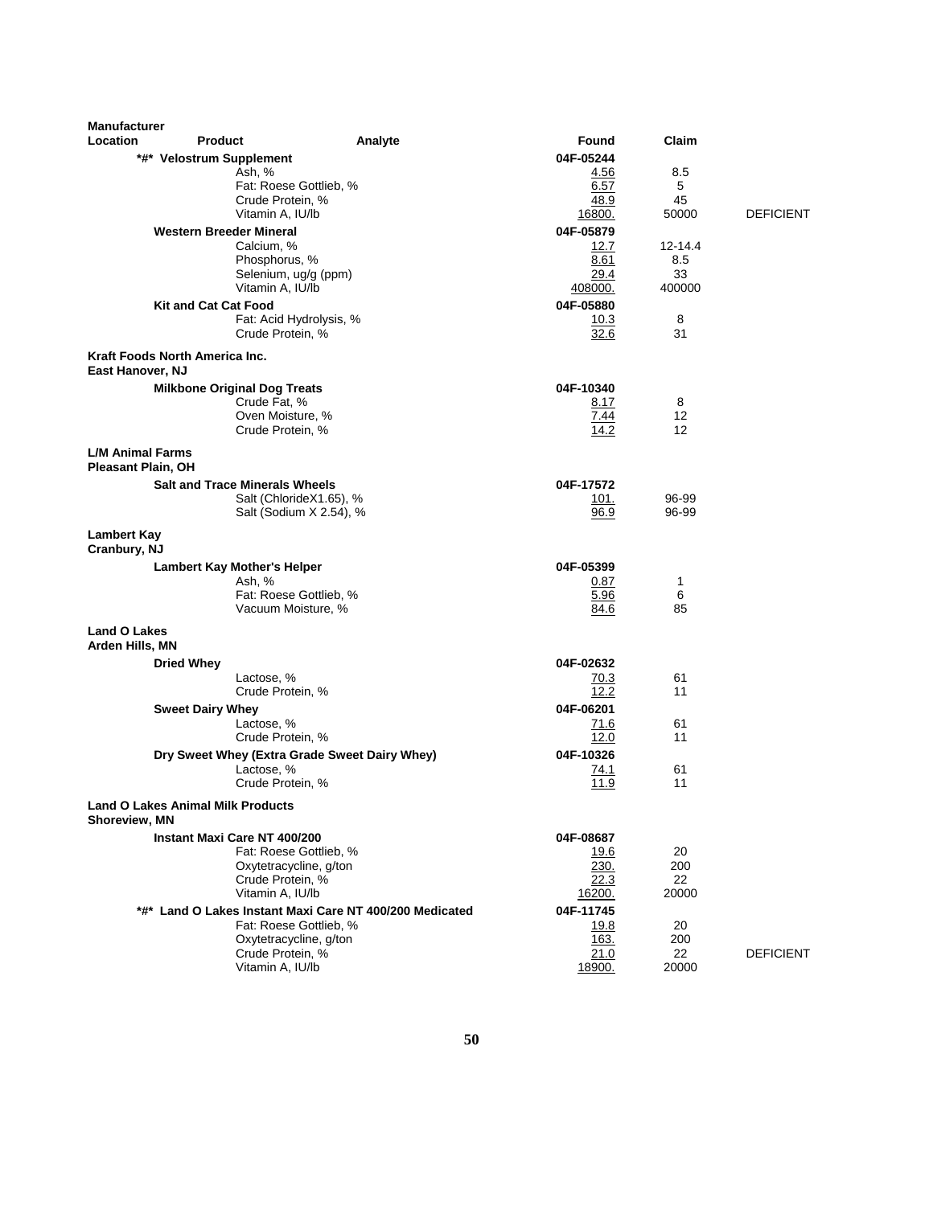| Manufacturer Location | Product | Analyte | Found | Claim | |
|---|---|---|---|---|---|
| | **\*#\* Velostrum Supplement** | | **04F-05244** | | |
| | | Ash, % | 4.56 | 8.5 | |
| | | Fat: Roese Gottlieb, % | 6.57 | 5 | |
| | | Crude Protein, % | 48.9 | 45 | |
| | | Vitamin A, IU/lb | 16800. | 50000 | DEFICIENT |
| | **Western Breeder Mineral** | | **04F-05879** | | |
| | | Calcium, % | 12.7 | 12-14.4 | |
| | | Phosphorus, % | 8.61 | 8.5 | |
| | | Selenium, ug/g (ppm) | 29.4 | 33 | |
| | | Vitamin A, IU/lb | 408000. | 400000 | |
| | **Kit and Cat Cat Food** | | **04F-05880** | | |
| | | Fat: Acid Hydrolysis, % | 10.3 | 8 | |
| | | Crude Protein, % | 32.6 | 31 | |
| **Kraft Foods North America Inc.** **East Hanover, NJ** | | | | | |
| | **Milkbone Original Dog Treats** | | **04F-10340** | | |
| | | Crude Fat, % | 8.17 | 8 | |
| | | Oven Moisture, % | 7.44 | 12 | |
| | | Crude Protein, % | 14.2 | 12 | |
| **L/M Animal Farms** **Pleasant Plain, OH** | | | | | |
| | **Salt and Trace Minerals Wheels** | | **04F-17572** | | |
| | | Salt (ChlorideX1.65), % | 101. | 96-99 | |
| | | Salt (Sodium X 2.54), % | 96.9 | 96-99 | |
| **Lambert Kay** **Cranbury, NJ** | | | | | |
| | **Lambert Kay Mother's Helper** | | **04F-05399** | | |
| | | Ash, % | 0.87 | 1 | |
| | | Fat: Roese Gottlieb, % | 5.96 | 6 | |
| | | Vacuum Moisture, % | 84.6 | 85 | |
| **Land O Lakes** **Arden Hills, MN** | | | | | |
| | **Dried Whey** | | **04F-02632** | | |
| | | Lactose, % | 70.3 | 61 | |
| | | Crude Protein, % | 12.2 | 11 | |
| | **Sweet Dairy Whey** | | **04F-06201** | | |
| | | Lactose, % | 71.6 | 61 | |
| | | Crude Protein, % | 12.0 | 11 | |
| | **Dry Sweet Whey (Extra Grade Sweet Dairy Whey)** | | **04F-10326** | | |
| | | Lactose, % | 74.1 | 61 | |
| | | Crude Protein, % | 11.9 | 11 | |
| **Land O Lakes Animal Milk Products** **Shoreview, MN** | | | | | |
| | **Instant Maxi Care NT 400/200** | | **04F-08687** | | |
| | | Fat: Roese Gottlieb, % | 19.6 | 20 | |
| | | Oxytetracycline, g/ton | 230. | 200 | |
| | | Crude Protein, % | 22.3 | 22 | |
| | | Vitamin A, IU/lb | 16200. | 20000 | |
| | **\*#\* Land O Lakes Instant Maxi Care NT 400/200 Medicated** | | **04F-11745** | | |
| | | Fat: Roese Gottlieb, % | 19.8 | 20 | |
| | | Oxytetracycline, g/ton | 163. | 200 | |
| | | Crude Protein, % | 21.0 | 22 | DEFICIENT |
| | | Vitamin A, IU/lb | 18900. | 20000 | |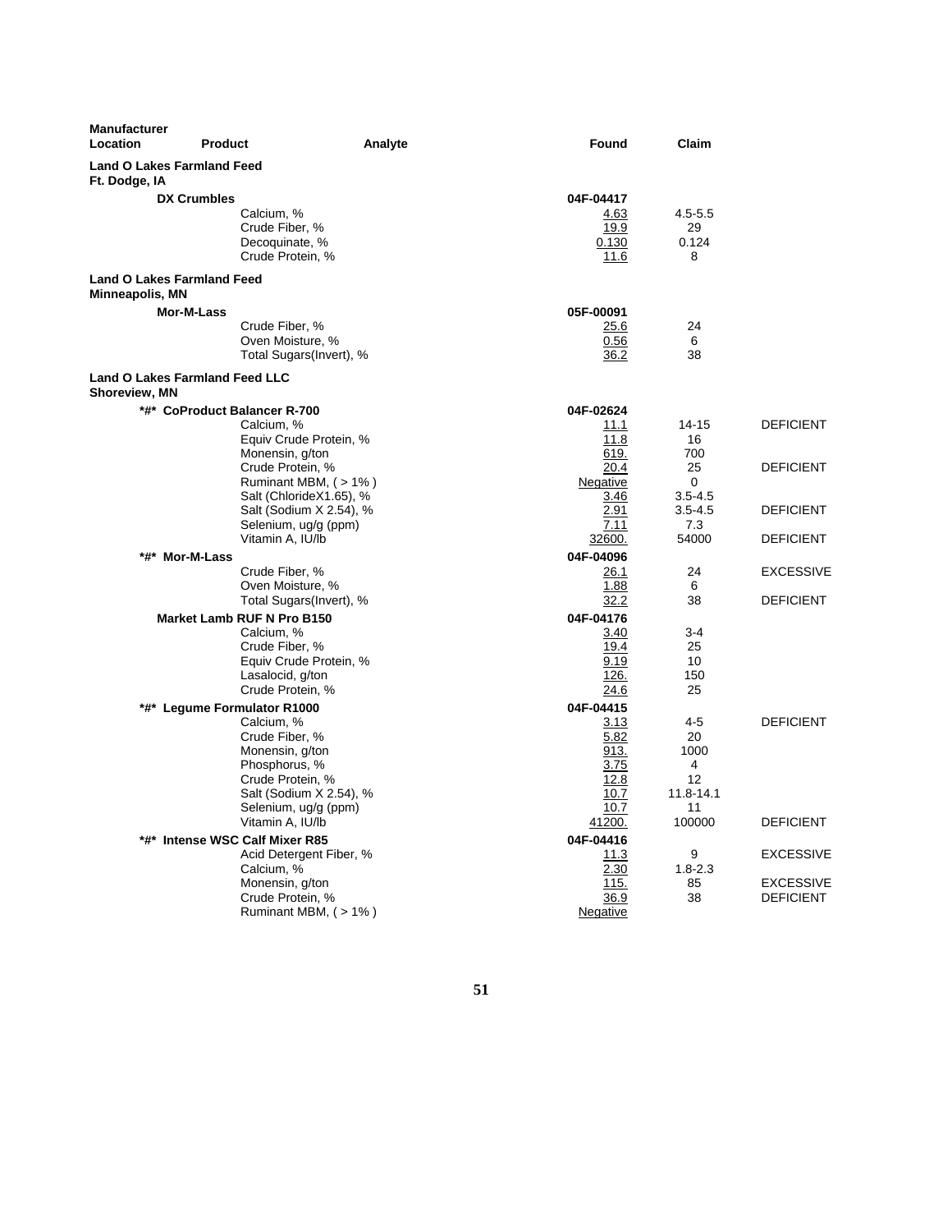| Manufacturer Location | Product | Analyte | Found | Claim | |
|---|---|---|---|---|---|
| **Land O Lakes Farmland Feed** | | | | | |
| **Ft. Dodge, IA** | | | | | |
| | **DX Crumbles** | | **04F-04417** | | |
| | | Calcium, % | 4.63 | 4.5-5.5 | |
| | | Crude Fiber, % | 19.9 | 29 | |
| | | Decoquinate, % | 0.130 | 0.124 | |
| | | Crude Protein, % | 11.6 | 8 | |
| **Land O Lakes Farmland Feed** | | | | | |
| **Minneapolis, MN** | | | | | |
| | **Mor-M-Lass** | | **05F-00091** | | |
| | | Crude Fiber, % | 25.6 | 24 | |
| | | Oven Moisture, % | 0.56 | 6 | |
| | | Total Sugars(Invert), % | 36.2 | 38 | |
| **Land O Lakes Farmland Feed LLC** | | | | | |
| **Shoreview, MN** | | | | | |
| | **\*#\* CoProduct Balancer R-700** | | **04F-02624** | | |
| | | Calcium, % | 11.1 | 14-15 | DEFICIENT |
| | | Equiv Crude Protein, % | 11.8 | 16 | |
| | | Monensin, g/ton | 619. | 700 | |
| | | Crude Protein, % | 20.4 | 25 | DEFICIENT |
| | | Ruminant MBM, ( > 1% ) | Negative | 0 | |
| | | Salt (ChlorideX1.65), % | 3.46 | 3.5-4.5 | |
| | | Salt (Sodium X 2.54), % | 2.91 | 3.5-4.5 | DEFICIENT |
| | | Selenium, ug/g (ppm) | 7.11 | 7.3 | |
| | | Vitamin A, IU/lb | 32600. | 54000 | DEFICIENT |
| | **\*#\* Mor-M-Lass** | | **04F-04096** | | |
| | | Crude Fiber, % | 26.1 | 24 | EXCESSIVE |
| | | Oven Moisture, % | 1.88 | 6 | |
| | | Total Sugars(Invert), % | 32.2 | 38 | DEFICIENT |
| | **Market Lamb RUF N Pro B150** | | **04F-04176** | | |
| | | Calcium, % | 3.40 | 3-4 | |
| | | Crude Fiber, % | 19.4 | 25 | |
| | | Equiv Crude Protein, % | 9.19 | 10 | |
| | | Lasalocid, g/ton | 126. | 150 | |
| | | Crude Protein, % | 24.6 | 25 | |
| | **\*#\* Legume Formulator R1000** | | **04F-04415** | | |
| | | Calcium, % | 3.13 | 4-5 | DEFICIENT |
| | | Crude Fiber, % | 5.82 | 20 | |
| | | Monensin, g/ton | 913. | 1000 | |
| | | Phosphorus, % | 3.75 | 4 | |
| | | Crude Protein, % | 12.8 | 12 | |
| | | Salt (Sodium X 2.54), % | 10.7 | 11.8-14.1 | |
| | | Selenium, ug/g (ppm) | 10.7 | 11 | |
| | | Vitamin A, IU/lb | 41200. | 100000 | DEFICIENT |
| | **\*#\* Intense WSC Calf Mixer R85** | | **04F-04416** | | |
| | | Acid Detergent Fiber, % | 11.3 | 9 | EXCESSIVE |
| | | Calcium, % | 2.30 | 1.8-2.3 | |
| | | Monensin, g/ton | 115. | 85 | EXCESSIVE |
| | | Crude Protein, % | 36.9 | 38 | DEFICIENT |
| | | Ruminant MBM, ( > 1% ) | Negative | | |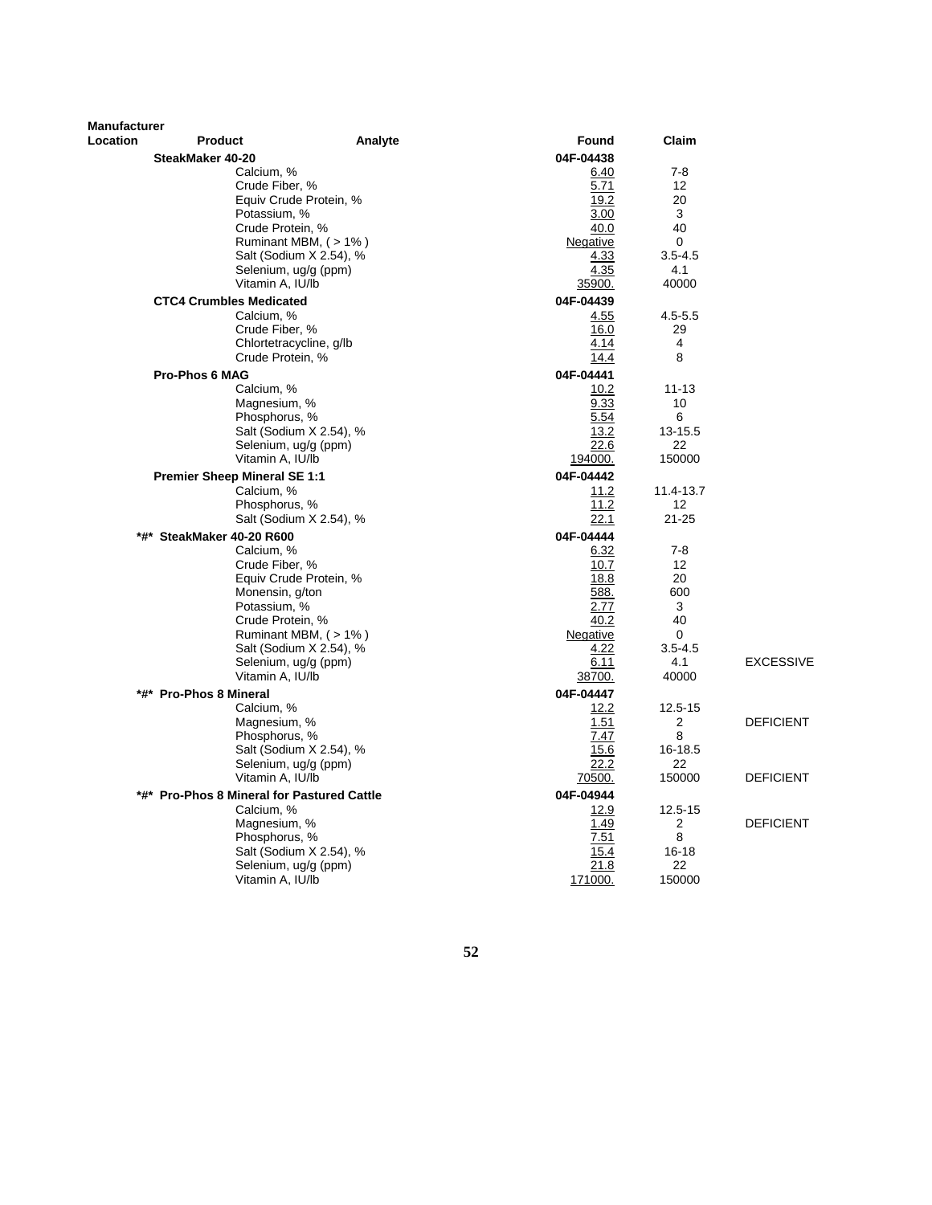| Manufacturer Location | Product | Analyte | Found | Claim | |
|---|---|---|---|---|---|
| | SteakMaker 40-20 | | 04F-04438 | | |
| | | Calcium, % | 6.40 | 7-8 | |
| | | Crude Fiber, % | 5.71 | 12 | |
| | | Equiv Crude Protein, % | 19.2 | 20 | |
| | | Potassium, % | 3.00 | 3 | |
| | | Crude Protein, % | 40.0 | 40 | |
| | | Ruminant MBM, ( > 1% ) | Negative | 0 | |
| | | Salt (Sodium X 2.54), % | 4.33 | 3.5-4.5 | |
| | | Selenium, ug/g (ppm) | 4.35 | 4.1 | |
| | | Vitamin A, IU/lb | 35900. | 40000 | |
| | CTC4 Crumbles Medicated | | 04F-04439 | | |
| | | Calcium, % | 4.55 | 4.5-5.5 | |
| | | Crude Fiber, % | 16.0 | 29 | |
| | | Chlortetracycline, g/lb | 4.14 | 4 | |
| | | Crude Protein, % | 14.4 | 8 | |
| | Pro-Phos 6 MAG | | 04F-04441 | | |
| | | Calcium, % | 10.2 | 11-13 | |
| | | Magnesium, % | 9.33 | 10 | |
| | | Phosphorus, % | 5.54 | 6 | |
| | | Salt (Sodium X 2.54), % | 13.2 | 13-15.5 | |
| | | Selenium, ug/g (ppm) | 22.6 | 22 | |
| | | Vitamin A, IU/lb | 194000. | 150000 | |
| | Premier Sheep Mineral SE 1:1 | | 04F-04442 | | |
| | | Calcium, % | 11.2 | 11.4-13.7 | |
| | | Phosphorus, % | 11.2 | 12 | |
| | | Salt (Sodium X 2.54), % | 22.1 | 21-25 | |
| *#* | SteakMaker 40-20 R600 | | 04F-04444 | | |
| | | Calcium, % | 6.32 | 7-8 | |
| | | Crude Fiber, % | 10.7 | 12 | |
| | | Equiv Crude Protein, % | 18.8 | 20 | |
| | | Monensin, g/ton | 588. | 600 | |
| | | Potassium, % | 2.77 | 3 | |
| | | Crude Protein, % | 40.2 | 40 | |
| | | Ruminant MBM, ( > 1% ) | Negative | 0 | |
| | | Salt (Sodium X 2.54), % | 4.22 | 3.5-4.5 | |
| | | Selenium, ug/g (ppm) | 6.11 | 4.1 | EXCESSIVE |
| | | Vitamin A, IU/lb | 38700. | 40000 | |
| *#* | Pro-Phos 8 Mineral | | 04F-04447 | | |
| | | Calcium, % | 12.2 | 12.5-15 | |
| | | Magnesium, % | 1.51 | 2 | DEFICIENT |
| | | Phosphorus, % | 7.47 | 8 | |
| | | Salt (Sodium X 2.54), % | 15.6 | 16-18.5 | |
| | | Selenium, ug/g (ppm) | 22.2 | 22 | |
| | | Vitamin A, IU/lb | 70500. | 150000 | DEFICIENT |
| *#* | Pro-Phos 8 Mineral for Pastured Cattle | | 04F-04944 | | |
| | | Calcium, % | 12.9 | 12.5-15 | |
| | | Magnesium, % | 1.49 | 2 | DEFICIENT |
| | | Phosphorus, % | 7.51 | 8 | |
| | | Salt (Sodium X 2.54), % | 15.4 | 16-18 | |
| | | Selenium, ug/g (ppm) | 21.8 | 22 | |
| | | Vitamin A, IU/lb | 171000. | 150000 | |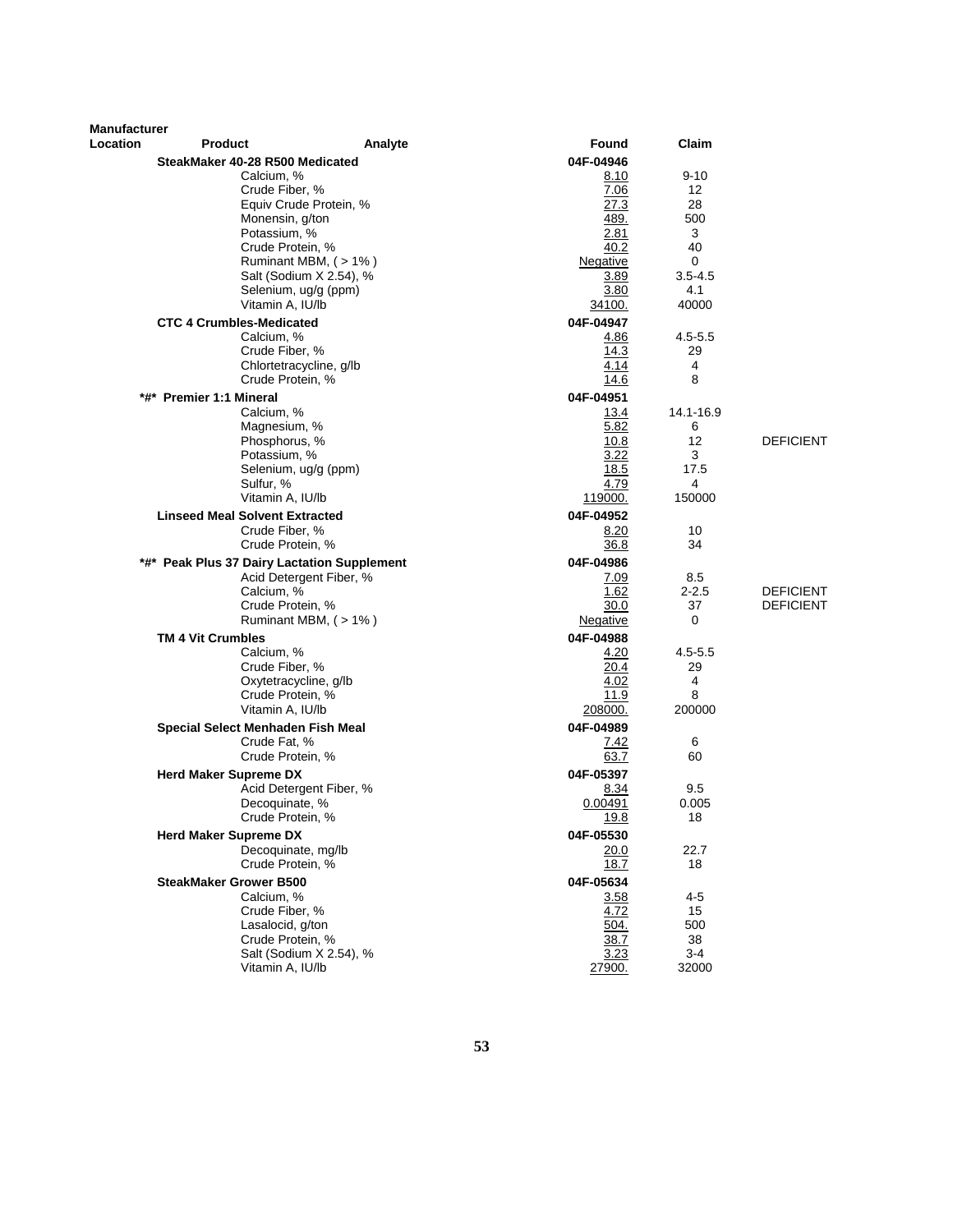| Manufacturer Location | Product | Analyte | Found | Claim | |
|---|---|---|---|---|---|
| | SteakMaker 40-28 R500 Medicated | | 04F-04946 | | |
| | | Calcium, % | 8.10 | 9-10 | |
| | | Crude Fiber, % | 7.06 | 12 | |
| | | Equiv Crude Protein, % | 27.3 | 28 | |
| | | Monensin, g/ton | 489. | 500 | |
| | | Potassium, % | 2.81 | 3 | |
| | | Crude Protein, % | 40.2 | 40 | |
| | | Ruminant MBM, ( > 1% ) | Negative | 0 | |
| | | Salt (Sodium X 2.54), % | 3.89 | 3.5-4.5 | |
| | | Selenium, ug/g (ppm) | 3.80 | 4.1 | |
| | | Vitamin A, IU/lb | 34100. | 40000 | |
| | CTC 4 Crumbles-Medicated | | 04F-04947 | | |
| | | Calcium, % | 4.86 | 4.5-5.5 | |
| | | Crude Fiber, % | 14.3 | 29 | |
| | | Chlortetracycline, g/lb | 4.14 | 4 | |
| | | Crude Protein, % | 14.6 | 8 | |
| | *#* Premier 1:1 Mineral | | 04F-04951 | | |
| | | Calcium, % | 13.4 | 14.1-16.9 | |
| | | Magnesium, % | 5.82 | 6 | |
| | | Phosphorus, % | 10.8 | 12 | DEFICIENT |
| | | Potassium, % | 3.22 | 3 | |
| | | Selenium, ug/g (ppm) | 18.5 | 17.5 | |
| | | Sulfur, % | 4.79 | 4 | |
| | | Vitamin A, IU/lb | 119000. | 150000 | |
| | Linseed Meal Solvent Extracted | | 04F-04952 | | |
| | | Crude Fiber, % | 8.20 | 10 | |
| | | Crude Protein, % | 36.8 | 34 | |
| | *#* Peak Plus 37 Dairy Lactation Supplement | | 04F-04986 | | |
| | | Acid Detergent Fiber, % | 7.09 | 8.5 | |
| | | Calcium, % | 1.62 | 2-2.5 | DEFICIENT |
| | | Crude Protein, % | 30.0 | 37 | DEFICIENT |
| | | Ruminant MBM, ( > 1% ) | Negative | 0 | |
| | TM 4 Vit Crumbles | | 04F-04988 | | |
| | | Calcium, % | 4.20 | 4.5-5.5 | |
| | | Crude Fiber, % | 20.4 | 29 | |
| | | Oxytetracycline, g/lb | 4.02 | 4 | |
| | | Crude Protein, % | 11.9 | 8 | |
| | | Vitamin A, IU/lb | 208000. | 200000 | |
| | Special Select Menhaden Fish Meal | | 04F-04989 | | |
| | | Crude Fat, % | 7.42 | 6 | |
| | | Crude Protein, % | 63.7 | 60 | |
| | Herd Maker Supreme DX | | 04F-05397 | | |
| | | Acid Detergent Fiber, % | 8.34 | 9.5 | |
| | | Decoquinate, % | 0.00491 | 0.005 | |
| | | Crude Protein, % | 19.8 | 18 | |
| | Herd Maker Supreme DX | | 04F-05530 | | |
| | | Decoquinate, mg/lb | 20.0 | 22.7 | |
| | | Crude Protein, % | 18.7 | 18 | |
| | SteakMaker Grower B500 | | 04F-05634 | | |
| | | Calcium, % | 3.58 | 4-5 | |
| | | Crude Fiber, % | 4.72 | 15 | |
| | | Lasalocid, g/ton | 504. | 500 | |
| | | Crude Protein, % | 38.7 | 38 | |
| | | Salt (Sodium X 2.54), % | 3.23 | 3-4 | |
| | | Vitamin A, IU/lb | 27900. | 32000 | |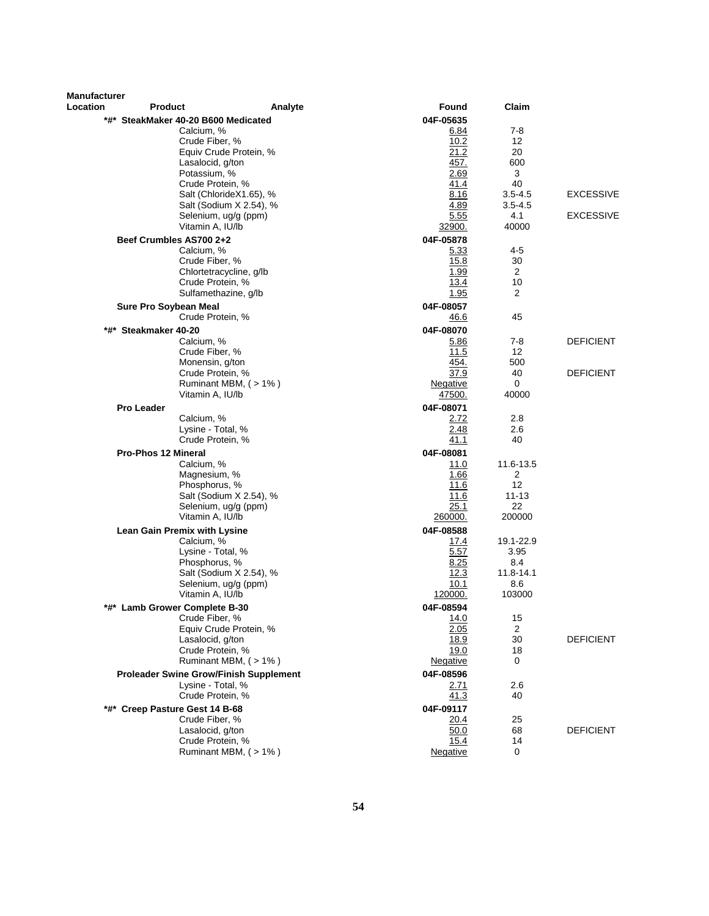| Manufacturer Location | Product | Analyte | Found | Claim | |
|---|---|---|---|---|---|
| | *#* SteakMaker 40-20 B600 Medicated | | 04F-05635 | | |
| | | Calcium, % | 6.84 | 7-8 | |
| | | Crude Fiber, % | 10.2 | 12 | |
| | | Equiv Crude Protein, % | 21.2 | 20 | |
| | | Lasalocid, g/ton | 457. | 600 | |
| | | Potassium, % | 2.69 | 3 | |
| | | Crude Protein, % | 41.4 | 40 | |
| | | Salt (ChlorideX1.65), % | 8.16 | 3.5-4.5 | EXCESSIVE |
| | | Salt (Sodium X 2.54), % | 4.89 | 3.5-4.5 | |
| | | Selenium, ug/g (ppm) | 5.55 | 4.1 | EXCESSIVE |
| | | Vitamin A, IU/lb | 32900. | 40000 | |
| | Beef Crumbles AS700 2+2 | | 04F-05878 | | |
| | | Calcium, % | 5.33 | 4-5 | |
| | | Crude Fiber, % | 15.8 | 30 | |
| | | Chlortetracycline, g/lb | 1.99 | 2 | |
| | | Crude Protein, % | 13.4 | 10 | |
| | | Sulfamethazine, g/lb | 1.95 | 2 | |
| | Sure Pro Soybean Meal | | 04F-08057 | | |
| | | Crude Protein, % | 46.6 | 45 | |
| | *#* Steakmaker 40-20 | | 04F-08070 | | |
| | | Calcium, % | 5.86 | 7-8 | DEFICIENT |
| | | Crude Fiber, % | 11.5 | 12 | |
| | | Monensin, g/ton | 454. | 500 | |
| | | Crude Protein, % | 37.9 | 40 | DEFICIENT |
| | | Ruminant MBM, ( > 1% ) | Negative | 0 | |
| | | Vitamin A, IU/lb | 47500. | 40000 | |
| | Pro Leader | | 04F-08071 | | |
| | | Calcium, % | 2.72 | 2.8 | |
| | | Lysine - Total, % | 2.48 | 2.6 | |
| | | Crude Protein, % | 41.1 | 40 | |
| | Pro-Phos 12 Mineral | | 04F-08081 | | |
| | | Calcium, % | 11.0 | 11.6-13.5 | |
| | | Magnesium, % | 1.66 | 2 | |
| | | Phosphorus, % | 11.6 | 12 | |
| | | Salt (Sodium X 2.54), % | 11.6 | 11-13 | |
| | | Selenium, ug/g (ppm) | 25.1 | 22 | |
| | | Vitamin A, IU/lb | 260000. | 200000 | |
| | Lean Gain Premix with Lysine | | 04F-08588 | | |
| | | Calcium, % | 17.4 | 19.1-22.9 | |
| | | Lysine - Total, % | 5.57 | 3.95 | |
| | | Phosphorus, % | 8.25 | 8.4 | |
| | | Salt (Sodium X 2.54), % | 12.3 | 11.8-14.1 | |
| | | Selenium, ug/g (ppm) | 10.1 | 8.6 | |
| | | Vitamin A, IU/lb | 120000. | 103000 | |
| | *#* Lamb Grower Complete B-30 | | 04F-08594 | | |
| | | Crude Fiber, % | 14.0 | 15 | |
| | | Equiv Crude Protein, % | 2.05 | 2 | |
| | | Lasalocid, g/ton | 18.9 | 30 | DEFICIENT |
| | | Crude Protein, % | 19.0 | 18 | |
| | | Ruminant MBM, ( > 1% ) | Negative | 0 | |
| | Proleader Swine Grow/Finish Supplement | | 04F-08596 | | |
| | | Lysine - Total, % | 2.71 | 2.6 | |
| | | Crude Protein, % | 41.3 | 40 | |
| | *#* Creep Pasture Gest 14 B-68 | | 04F-09117 | | |
| | | Crude Fiber, % | 20.4 | 25 | |
| | | Lasalocid, g/ton | 50.0 | 68 | DEFICIENT |
| | | Crude Protein, % | 15.4 | 14 | |
| | | Ruminant MBM, ( > 1% ) | Negative | 0 | |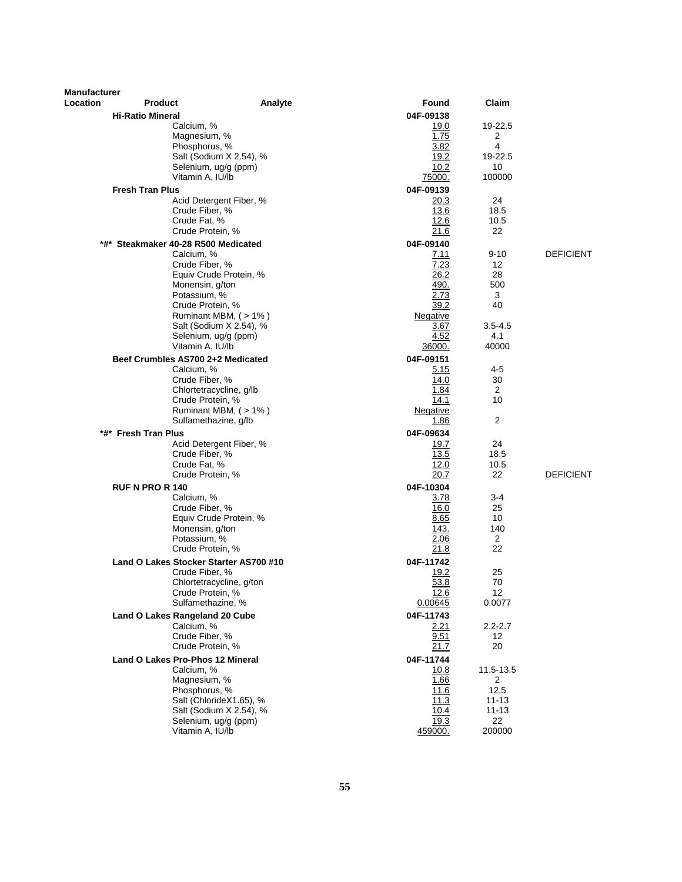| Manufacturer Location | Product | Analyte | Found | Claim | |
|---|---|---|---|---|---|
| | **Hi-Ratio Mineral** | | **04F-09138** | | |
| | | Calcium, % | 19.0 | 19-22.5 | |
| | | Magnesium, % | 1.75 | 2 | |
| | | Phosphorus, % | 3.82 | 4 | |
| | | Salt (Sodium X 2.54), % | 19.2 | 19-22.5 | |
| | | Selenium, ug/g (ppm) | 10.2 | 10 | |
| | | Vitamin A, IU/lb | 75000. | 100000 | |
| | **Fresh Tran Plus** | | **04F-09139** | | |
| | | Acid Detergent Fiber, % | 20.3 | 24 | |
| | | Crude Fiber, % | 13.6 | 18.5 | |
| | | Crude Fat, % | 12.6 | 10.5 | |
| | | Crude Protein, % | 21.6 | 22 | |
| | **\*#\* Steakmaker 40-28 R500 Medicated** | | **04F-09140** | | |
| | | Calcium, % | 7.11 | 9-10 | DEFICIENT |
| | | Crude Fiber, % | 7.23 | 12 | |
| | | Equiv Crude Protein, % | 26.2 | 28 | |
| | | Monensin, g/ton | 490. | 500 | |
| | | Potassium, % | 2.73 | 3 | |
| | | Crude Protein, % | 39.2 | 40 | |
| | | Ruminant MBM, ( > 1% ) | Negative | | |
| | | Salt (Sodium X 2.54), % | 3.67 | 3.5-4.5 | |
| | | Selenium, ug/g (ppm) | 4.52 | 4.1 | |
| | | Vitamin A, IU/lb | 36000. | 40000 | |
| | **Beef Crumbles AS700 2+2 Medicated** | | **04F-09151** | | |
| | | Calcium, % | 5.15 | 4-5 | |
| | | Crude Fiber, % | 14.0 | 30 | |
| | | Chlortetracycline, g/lb | 1.84 | 2 | |
| | | Crude Protein, % | 14.1 | 10 | |
| | | Ruminant MBM, ( > 1% ) | Negative | | |
| | | Sulfamethazine, g/lb | 1.86 | 2 | |
| | **\*#\* Fresh Tran Plus** | | **04F-09634** | | |
| | | Acid Detergent Fiber, % | 19.7 | 24 | |
| | | Crude Fiber, % | 13.5 | 18.5 | |
| | | Crude Fat, % | 12.0 | 10.5 | |
| | | Crude Protein, % | 20.7 | 22 | DEFICIENT |
| | **RUF N PRO R 140** | | **04F-10304** | | |
| | | Calcium, % | 3.78 | 3-4 | |
| | | Crude Fiber, % | 16.0 | 25 | |
| | | Equiv Crude Protein, % | 8.65 | 10 | |
| | | Monensin, g/ton | 143. | 140 | |
| | | Potassium, % | 2.06 | 2 | |
| | | Crude Protein, % | 21.8 | 22 | |
| | **Land O Lakes Stocker Starter AS700 #10** | | **04F-11742** | | |
| | | Crude Fiber, % | 19.2 | 25 | |
| | | Chlortetracycline, g/ton | 53.8 | 70 | |
| | | Crude Protein, % | 12.6 | 12 | |
| | | Sulfamethazine, % | 0.00645 | 0.0077 | |
| | **Land O Lakes Rangeland 20 Cube** | | **04F-11743** | | |
| | | Calcium, % | 2.21 | 2.2-2.7 | |
| | | Crude Fiber, % | 9.51 | 12 | |
| | | Crude Protein, % | 21.7 | 20 | |
| | **Land O Lakes Pro-Phos 12 Mineral** | | **04F-11744** | | |
| | | Calcium, % | 10.8 | 11.5-13.5 | |
| | | Magnesium, % | 1.66 | 2 | |
| | | Phosphorus, % | 11.6 | 12.5 | |
| | | Salt (ChlorideX1.65), % | 11.3 | 11-13 | |
| | | Salt (Sodium X 2.54), % | 10.4 | 11-13 | |
| | | Selenium, ug/g (ppm) | 19.3 | 22 | |
| | | Vitamin A, IU/lb | 459000. | 200000 | |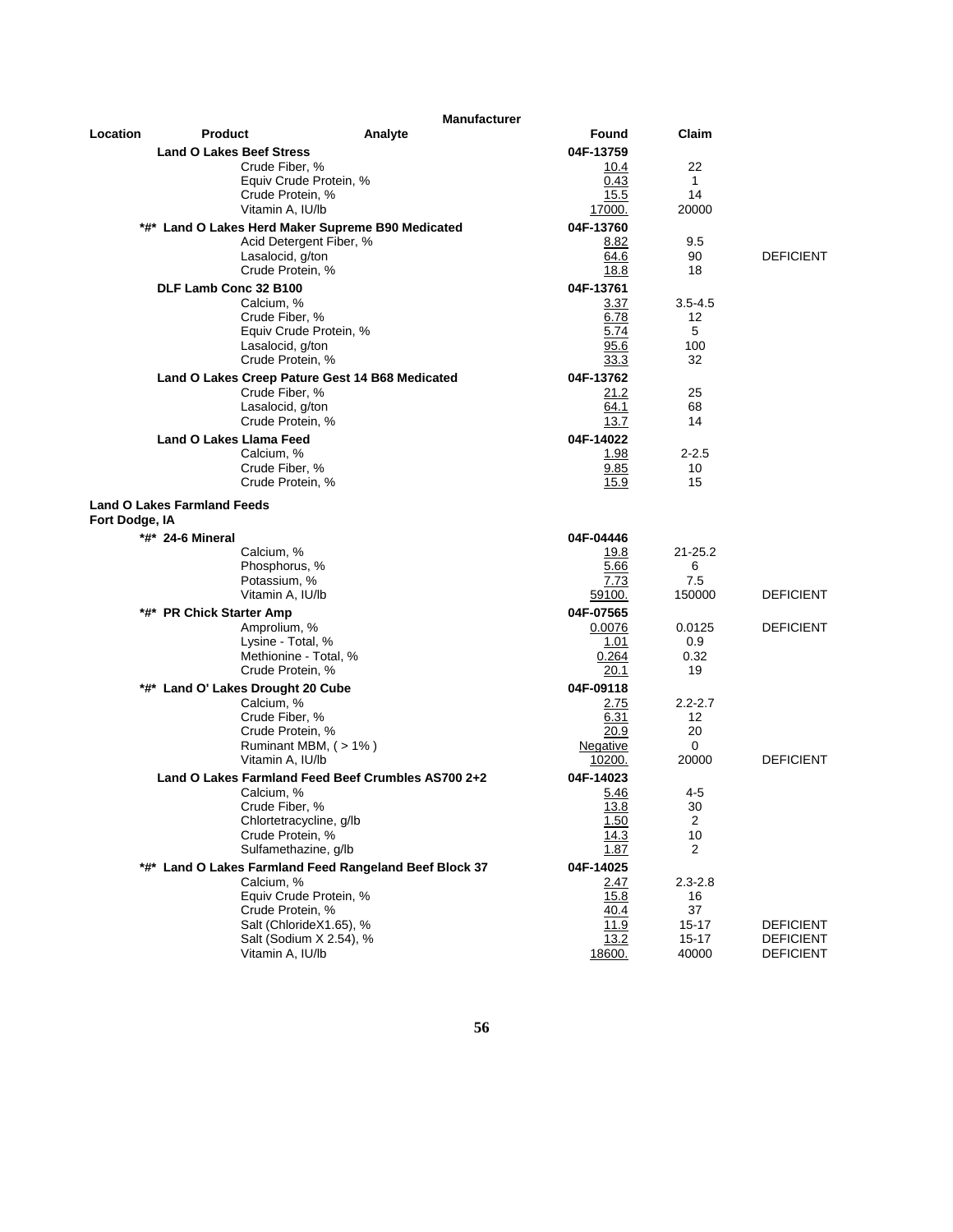| Location | Product | Analyte | Found | Claim | |
|---|---|---|---|---|---|
| | **Land O Lakes Beef Stress** | | **04F-13759** | | |
| | | Crude Fiber, % | 10.4 | 22 | |
| | | Equiv Crude Protein, % | 0.43 | 1 | |
| | | Crude Protein, % | 15.5 | 14 | |
| | | Vitamin A, IU/lb | 17000. | 20000 | |
| | **\*#\* Land O Lakes Herd Maker Supreme B90 Medicated** | | **04F-13760** | | |
| | | Acid Detergent Fiber, % | 8.82 | 9.5 | |
| | | Lasalocid, g/ton | 64.6 | 90 | DEFICIENT |
| | | Crude Protein, % | 18.8 | 18 | |
| | **DLF Lamb Conc 32 B100** | | **04F-13761** | | |
| | | Calcium, % | 3.37 | 3.5-4.5 | |
| | | Crude Fiber, % | 6.78 | 12 | |
| | | Equiv Crude Protein, % | 5.74 | 5 | |
| | | Lasalocid, g/ton | 95.6 | 100 | |
| | | Crude Protein, % | 33.3 | 32 | |
| | **Land O Lakes Creep Pature Gest 14 B68 Medicated** | | **04F-13762** | | |
| | | Crude Fiber, % | 21.2 | 25 | |
| | | Lasalocid, g/ton | 64.1 | 68 | |
| | | Crude Protein, % | 13.7 | 14 | |
| | **Land O Lakes Llama Feed** | | **04F-14022** | | |
| | | Calcium, % | 1.98 | 2-2.5 | |
| | | Crude Fiber, % | 9.85 | 10 | |
| | | Crude Protein, % | 15.9 | 15 | |
| **Land O Lakes Farmland Feeds Fort Dodge, IA** | | | | | |
| | **\*#\* 24-6 Mineral** | | **04F-04446** | | |
| | | Calcium, % | 19.8 | 21-25.2 | |
| | | Phosphorus, % | 5.66 | 6 | |
| | | Potassium, % | 7.73 | 7.5 | |
| | | Vitamin A, IU/lb | 59100. | 150000 | DEFICIENT |
| | **\*#\* PR Chick Starter Amp** | | **04F-07565** | | |
| | | Amprolium, % | 0.0076 | 0.0125 | DEFICIENT |
| | | Lysine - Total, % | 1.01 | 0.9 | |
| | | Methionine - Total, % | 0.264 | 0.32 | |
| | | Crude Protein, % | 20.1 | 19 | |
| | **\*#\* Land O' Lakes Drought 20 Cube** | | **04F-09118** | | |
| | | Calcium, % | 2.75 | 2.2-2.7 | |
| | | Crude Fiber, % | 6.31 | 12 | |
| | | Crude Protein, % | 20.9 | 20 | |
| | | Ruminant MBM, ( > 1% ) | Negative | 0 | |
| | | Vitamin A, IU/lb | 10200. | 20000 | DEFICIENT |
| | **Land O Lakes Farmland Feed Beef Crumbles AS700 2+2** | | **04F-14023** | | |
| | | Calcium, % | 5.46 | 4-5 | |
| | | Crude Fiber, % | 13.8 | 30 | |
| | | Chlortetracycline, g/lb | 1.50 | 2 | |
| | | Crude Protein, % | 14.3 | 10 | |
| | | Sulfamethazine, g/lb | 1.87 | 2 | |
| | **\*#\* Land O Lakes Farmland Feed Rangeland Beef Block 37** | | **04F-14025** | | |
| | | Calcium, % | 2.47 | 2.3-2.8 | |
| | | Equiv Crude Protein, % | 15.8 | 16 | |
| | | Crude Protein, % | 40.4 | 37 | |
| | | Salt (ChlorideX1.65), % | 11.9 | 15-17 | DEFICIENT |
| | | Salt (Sodium X 2.54), % | 13.2 | 15-17 | DEFICIENT |
| | | Vitamin A, IU/lb | 18600. | 40000 | DEFICIENT |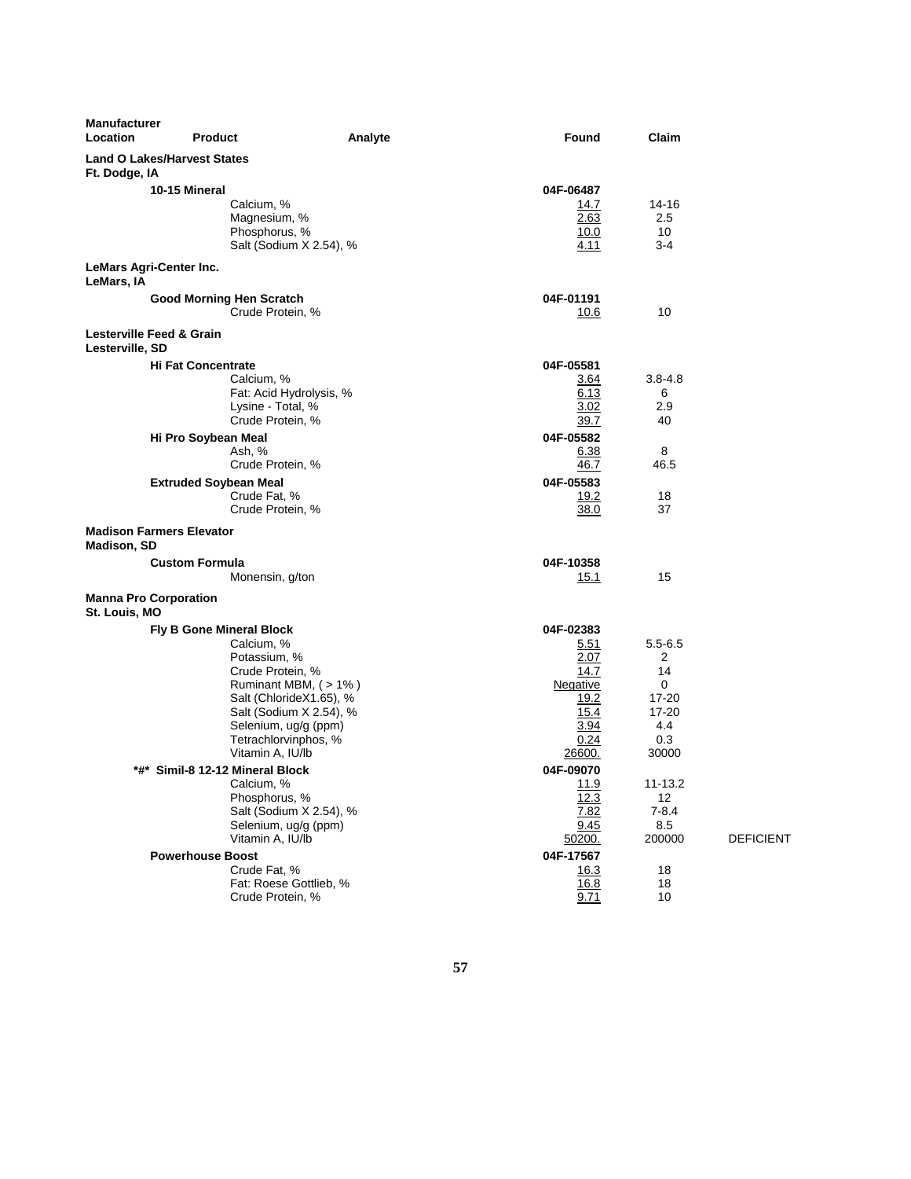| Manufacturer Location | Product | Analyte | Found | Claim | |
|---|---|---|---|---|---|
| **Land O Lakes/Harvest States** Ft. Dodge, IA | | | | | |
| | **10-15 Mineral** | | 04F-06487 | | |
| | | Calcium, % | 14.7 | 14-16 | |
| | | Magnesium, % | 2.63 | 2.5 | |
| | | Phosphorus, % | 10.0 | 10 | |
| | | Salt (Sodium X 2.54), % | 4.11 | 3-4 | |
| **LeMars Agri-Center Inc.** LeMars, IA | | | | | |
| | **Good Morning Hen Scratch** | | 04F-01191 | | |
| | | Crude Protein, % | 10.6 | 10 | |
| **Lesterville Feed & Grain** Lesterville, SD | | | | | |
| | **Hi Fat Concentrate** | | 04F-05581 | | |
| | | Calcium, % | 3.64 | 3.8-4.8 | |
| | | Fat: Acid Hydrolysis, % | 6.13 | 6 | |
| | | Lysine - Total, % | 3.02 | 2.9 | |
| | | Crude Protein, % | 39.7 | 40 | |
| | **Hi Pro Soybean Meal** | | 04F-05582 | | |
| | | Ash, % | 6.38 | 8 | |
| | | Crude Protein, % | 46.7 | 46.5 | |
| | **Extruded Soybean Meal** | | 04F-05583 | | |
| | | Crude Fat, % | 19.2 | 18 | |
| | | Crude Protein, % | 38.0 | 37 | |
| **Madison Farmers Elevator** Madison, SD | | | | | |
| | **Custom Formula** | | 04F-10358 | | |
| | | Monensin, g/ton | 15.1 | 15 | |
| **Manna Pro Corporation** St. Louis, MO | | | | | |
| | **Fly B Gone Mineral Block** | | 04F-02383 | | |
| | | Calcium, % | 5.51 | 5.5-6.5 | |
| | | Potassium, % | 2.07 | 2 | |
| | | Crude Protein, % | 14.7 | 14 | |
| | | Ruminant MBM, ( > 1% ) | Negative | 0 | |
| | | Salt (ChlorideX1.65), % | 19.2 | 17-20 | |
| | | Salt (Sodium X 2.54), % | 15.4 | 17-20 | |
| | | Selenium, ug/g (ppm) | 3.94 | 4.4 | |
| | | Tetrachlorvinphos, % | 0.24 | 0.3 | |
| | | Vitamin A, IU/lb | 26600. | 30000 | |
| | **\*#\* Simil-8 12-12 Mineral Block** | | 04F-09070 | | |
| | | Calcium, % | 11.9 | 11-13.2 | |
| | | Phosphorus, % | 12.3 | 12 | |
| | | Salt (Sodium X 2.54), % | 7.82 | 7-8.4 | |
| | | Selenium, ug/g (ppm) | 9.45 | 8.5 | |
| | | Vitamin A, IU/lb | 50200. | 200000 | DEFICIENT |
| | **Powerhouse Boost** | | 04F-17567 | | |
| | | Crude Fat, % | 16.3 | 18 | |
| | | Fat: Roese Gottlieb, % | 16.8 | 18 | |
| | | Crude Protein, % | 9.71 | 10 | |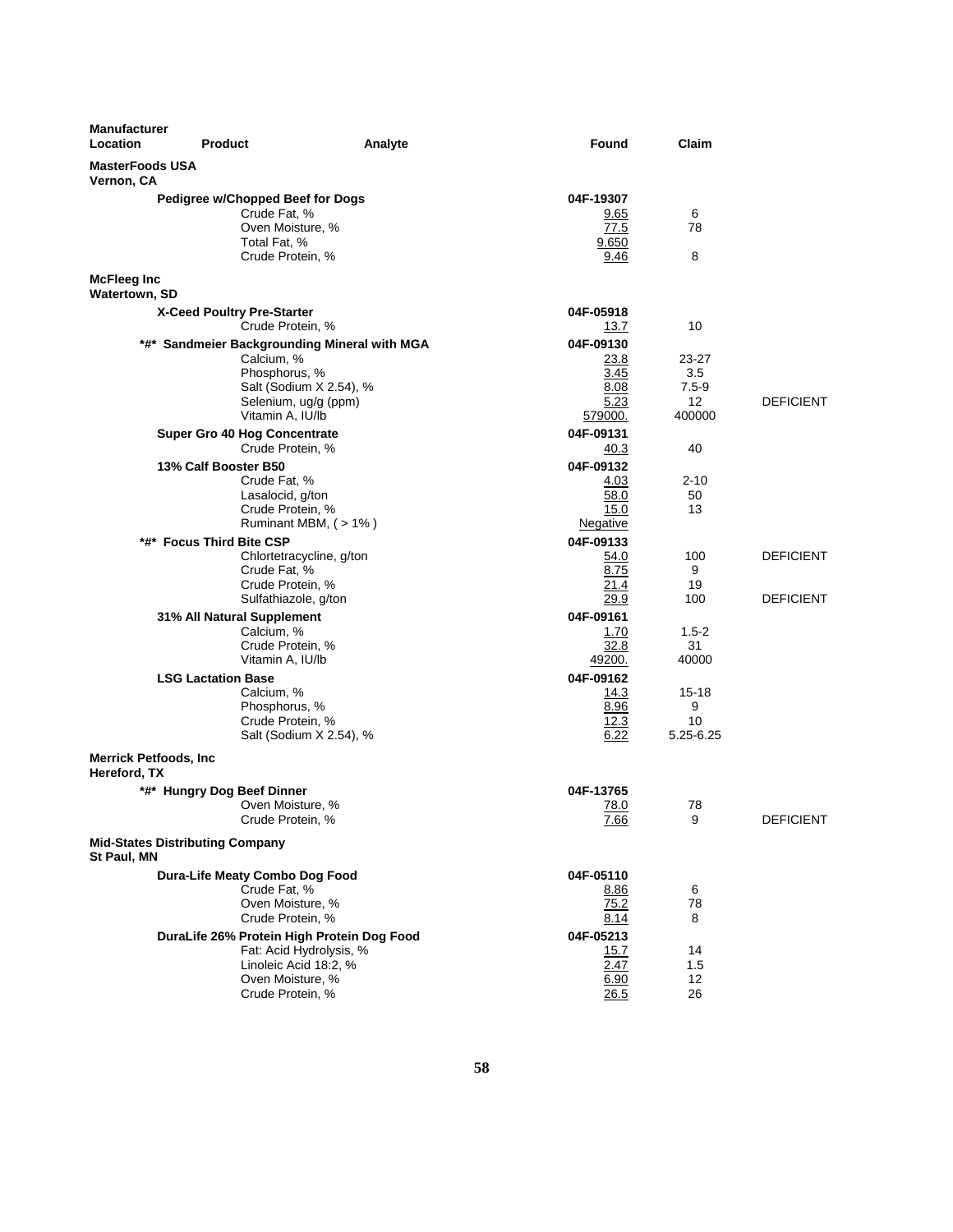| Manufacturer Location | Product | Analyte | Found | Claim | |
|---|---|---|---|---|---|
| **MasterFoods USA** Vernon, CA | | | | | |
| | **Pedigree w/Chopped Beef for Dogs** | | **04F-19307** | | |
| | | Crude Fat, % | 9.65 | 6 | |
| | | Oven Moisture, % | 77.5 | 78 | |
| | | Total Fat, % | 9.650 | | |
| | | Crude Protein, % | 9.46 | 8 | |
| **McFleeg Inc** Watertown, SD | | | | | |
| | **X-Ceed Poultry Pre-Starter** | | **04F-05918** | | |
| | | Crude Protein, % | 13.7 | 10 | |
| | ***#* Sandmeier Backgrounding Mineral with MGA** | | **04F-09130** | | |
| | | Calcium, % | 23.8 | 23-27 | |
| | | Phosphorus, % | 3.45 | 3.5 | |
| | | Salt (Sodium X 2.54), % | 8.08 | 7.5-9 | |
| | | Selenium, ug/g (ppm) | 5.23 | 12 | DEFICIENT |
| | | Vitamin A, IU/lb | 579000. | 400000 | |
| | **Super Gro 40 Hog Concentrate** | | **04F-09131** | | |
| | | Crude Protein, % | 40.3 | 40 | |
| | **13% Calf Booster B50** | | **04F-09132** | | |
| | | Crude Fat, % | 4.03 | 2-10 | |
| | | Lasalocid, g/ton | 58.0 | 50 | |
| | | Crude Protein, % | 15.0 | 13 | |
| | | Ruminant MBM, ( > 1% ) | Negative | | |
| | ***#* Focus Third Bite CSP** | | **04F-09133** | | |
| | | Chlortetracycline, g/ton | 54.0 | 100 | DEFICIENT |
| | | Crude Fat, % | 8.75 | 9 | |
| | | Crude Protein, % | 21.4 | 19 | |
| | | Sulfathiazole, g/ton | 29.9 | 100 | DEFICIENT |
| | **31% All Natural Supplement** | | **04F-09161** | | |
| | | Calcium, % | 1.70 | 1.5-2 | |
| | | Crude Protein, % | 32.8 | 31 | |
| | | Vitamin A, IU/lb | 49200. | 40000 | |
| | **LSG Lactation Base** | | **04F-09162** | | |
| | | Calcium, % | 14.3 | 15-18 | |
| | | Phosphorus, % | 8.96 | 9 | |
| | | Crude Protein, % | 12.3 | 10 | |
| | | Salt (Sodium X 2.54), % | 6.22 | 5.25-6.25 | |
| **Merrick Petfoods, Inc** Hereford, TX | | | | | |
| | ***#* Hungry Dog Beef Dinner** | | **04F-13765** | | |
| | | Oven Moisture, % | 78.0 | 78 | |
| | | Crude Protein, % | 7.66 | 9 | DEFICIENT |
| **Mid-States Distributing Company** St Paul, MN | | | | | |
| | **Dura-Life Meaty Combo Dog Food** | | **04F-05110** | | |
| | | Crude Fat, % | 8.86 | 6 | |
| | | Oven Moisture, % | 75.2 | 78 | |
| | | Crude Protein, % | 8.14 | 8 | |
| | **DuraLife 26% Protein High Protein Dog Food** | | **04F-05213** | | |
| | | Fat: Acid Hydrolysis, % | 15.7 | 14 | |
| | | Linoleic Acid 18:2, % | 2.47 | 1.5 | |
| | | Oven Moisture, % | 6.90 | 12 | |
| | | Crude Protein, % | 26.5 | 26 | |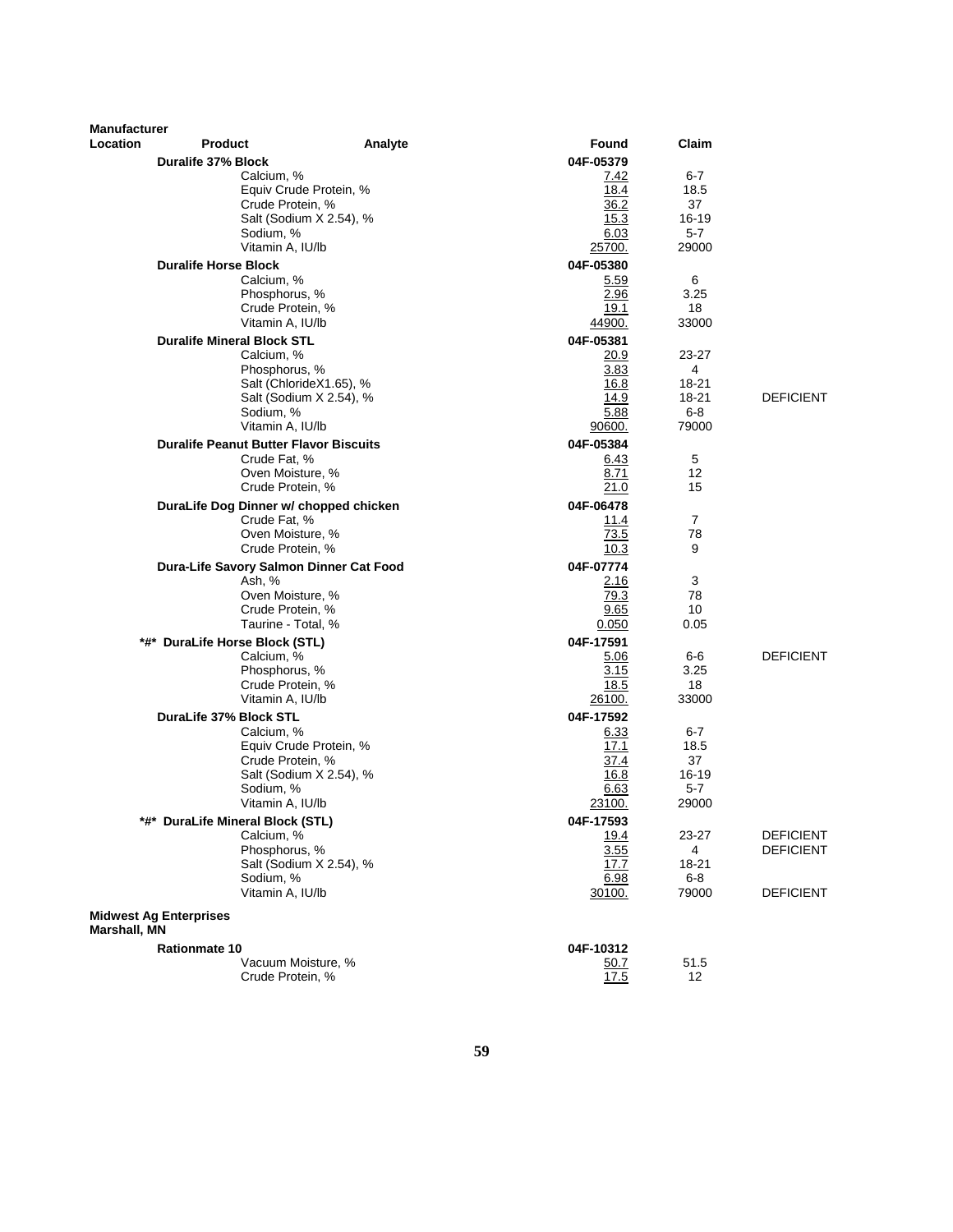| Manufacturer Location | Product | Analyte | Found | Claim | |
|---|---|---|---|---|---|
| | **Duralife 37% Block** | | **04F-05379** | | |
| | | Calcium, % | 7.42 | 6-7 | |
| | | Equiv Crude Protein, % | 18.4 | 18.5 | |
| | | Crude Protein, % | 36.2 | 37 | |
| | | Salt (Sodium X 2.54), % | 15.3 | 16-19 | |
| | | Sodium, % | 6.03 | 5-7 | |
| | | Vitamin A, IU/lb | 25700. | 29000 | |
| | **Duralife Horse Block** | | **04F-05380** | | |
| | | Calcium, % | 5.59 | 6 | |
| | | Phosphorus, % | 2.96 | 3.25 | |
| | | Crude Protein, % | 19.1 | 18 | |
| | | Vitamin A, IU/lb | 44900. | 33000 | |
| | **Duralife Mineral Block STL** | | **04F-05381** | | |
| | | Calcium, % | 20.9 | 23-27 | |
| | | Phosphorus, % | 3.83 | 4 | |
| | | Salt (ChlorideX1.65), % | 16.8 | 18-21 | |
| | | Salt (Sodium X 2.54), % | 14.9 | 18-21 | DEFICIENT |
| | | Sodium, % | 5.88 | 6-8 | |
| | | Vitamin A, IU/lb | 90600. | 79000 | |
| | **Duralife Peanut Butter Flavor Biscuits** | | **04F-05384** | | |
| | | Crude Fat, % | 6.43 | 5 | |
| | | Oven Moisture, % | 8.71 | 12 | |
| | | Crude Protein, % | 21.0 | 15 | |
| | **DuraLife Dog Dinner w/ chopped chicken** | | **04F-06478** | | |
| | | Crude Fat, % | 11.4 | 7 | |
| | | Oven Moisture, % | 73.5 | 78 | |
| | | Crude Protein, % | 10.3 | 9 | |
| | **Dura-Life Savory Salmon Dinner Cat Food** | | **04F-07774** | | |
| | | Ash, % | 2.16 | 3 | |
| | | Oven Moisture, % | 79.3 | 78 | |
| | | Crude Protein, % | 9.65 | 10 | |
| | | Taurine - Total, % | 0.050 | 0.05 | |
| | ***#* DuraLife Horse Block (STL)** | | **04F-17591** | | |
| | | Calcium, % | 5.06 | 6-6 | DEFICIENT |
| | | Phosphorus, % | 3.15 | 3.25 | |
| | | Crude Protein, % | 18.5 | 18 | |
| | | Vitamin A, IU/lb | 26100. | 33000 | |
| | **DuraLife 37% Block STL** | | **04F-17592** | | |
| | | Calcium, % | 6.33 | 6-7 | |
| | | Equiv Crude Protein, % | 17.1 | 18.5 | |
| | | Crude Protein, % | 37.4 | 37 | |
| | | Salt (Sodium X 2.54), % | 16.8 | 16-19 | |
| | | Sodium, % | 6.63 | 5-7 | |
| | | Vitamin A, IU/lb | 23100. | 29000 | |
| | ***#* DuraLife Mineral Block (STL)** | | **04F-17593** | | |
| | | Calcium, % | 19.4 | 23-27 | DEFICIENT |
| | | Phosphorus, % | 3.55 | 4 | DEFICIENT |
| | | Salt (Sodium X 2.54), % | 17.7 | 18-21 | |
| | | Sodium, % | 6.98 | 6-8 | |
| | | Vitamin A, IU/lb | 30100. | 79000 | DEFICIENT |
| **Midwest Ag Enterprises Marshall, MN** | | | | | |
| | **Rationmate 10** | | **04F-10312** | | |
| | | Vacuum Moisture, % | 50.7 | 51.5 | |
| | | Crude Protein, % | 17.5 | 12 | |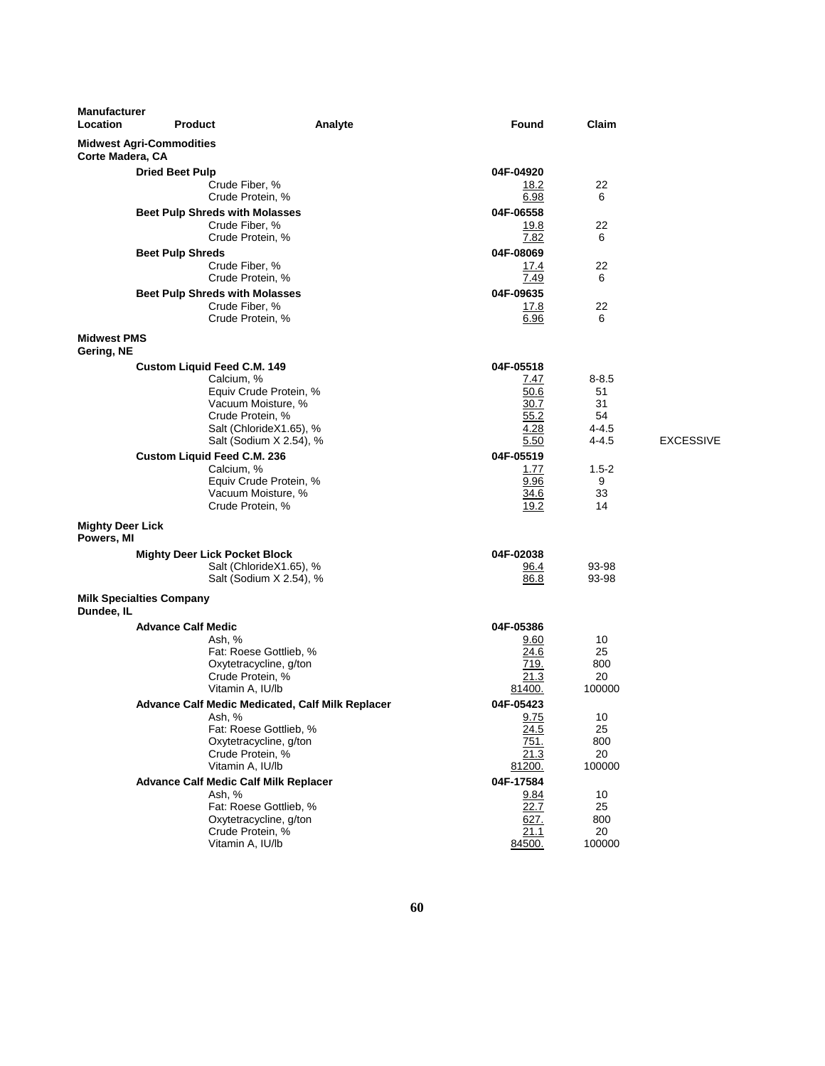| Manufacturer Location | Product | Analyte | Found | Claim | |
|---|---|---|---|---|---|
| **Midwest Agri-Commodities Corte Madera, CA** | | | | | |
| | **Dried Beet Pulp** | | 04F-04920 | | |
| | | Crude Fiber, % | 18.2 | 22 | |
| | | Crude Protein, % | 6.98 | 6 | |
| | **Beet Pulp Shreds with Molasses** | | 04F-06558 | | |
| | | Crude Fiber, % | 19.8 | 22 | |
| | | Crude Protein, % | 7.82 | 6 | |
| | **Beet Pulp Shreds** | | 04F-08069 | | |
| | | Crude Fiber, % | 17.4 | 22 | |
| | | Crude Protein, % | 7.49 | 6 | |
| | **Beet Pulp Shreds with Molasses** | | 04F-09635 | | |
| | | Crude Fiber, % | 17.8 | 22 | |
| | | Crude Protein, % | 6.96 | 6 | |
| **Midwest PMS Gering, NE** | | | | | |
| | **Custom Liquid Feed C.M. 149** | | 04F-05518 | | |
| | | Calcium, % | 7.47 | 8-8.5 | |
| | | Equiv Crude Protein, % | 50.6 | 51 | |
| | | Vacuum Moisture, % | 30.7 | 31 | |
| | | Crude Protein, % | 55.2 | 54 | |
| | | Salt (ChlorideX1.65), % | 4.28 | 4-4.5 | |
| | | Salt (Sodium X 2.54), % | 5.50 | 4-4.5 | EXCESSIVE |
| | **Custom Liquid Feed C.M. 236** | | 04F-05519 | | |
| | | Calcium, % | 1.77 | 1.5-2 | |
| | | Equiv Crude Protein, % | 9.96 | 9 | |
| | | Vacuum Moisture, % | 34.6 | 33 | |
| | | Crude Protein, % | 19.2 | 14 | |
| **Mighty Deer Lick Powers, MI** | | | | | |
| | **Mighty Deer Lick Pocket Block** | | 04F-02038 | | |
| | | Salt (ChlorideX1.65), % | 96.4 | 93-98 | |
| | | Salt (Sodium X 2.54), % | 86.8 | 93-98 | |
| **Milk Specialties Company Dundee, IL** | | | | | |
| | **Advance Calf Medic** | | 04F-05386 | | |
| | | Ash, % | 9.60 | 10 | |
| | | Fat: Roese Gottlieb, % | 24.6 | 25 | |
| | | Oxytetracycline, g/ton | 719. | 800 | |
| | | Crude Protein, % | 21.3 | 20 | |
| | | Vitamin A, IU/lb | 81400. | 100000 | |
| | **Advance Calf Medic Medicated, Calf Milk Replacer** | | 04F-05423 | | |
| | | Ash, % | 9.75 | 10 | |
| | | Fat: Roese Gottlieb, % | 24.5 | 25 | |
| | | Oxytetracycline, g/ton | 751. | 800 | |
| | | Crude Protein, % | 21.3 | 20 | |
| | | Vitamin A, IU/lb | 81200. | 100000 | |
| | **Advance Calf Medic Calf Milk Replacer** | | 04F-17584 | | |
| | | Ash, % | 9.84 | 10 | |
| | | Fat: Roese Gottlieb, % | 22.7 | 25 | |
| | | Oxytetracycline, g/ton | 627. | 800 | |
| | | Crude Protein, % | 21.1 | 20 | |
| | | Vitamin A, IU/lb | 84500. | 100000 | |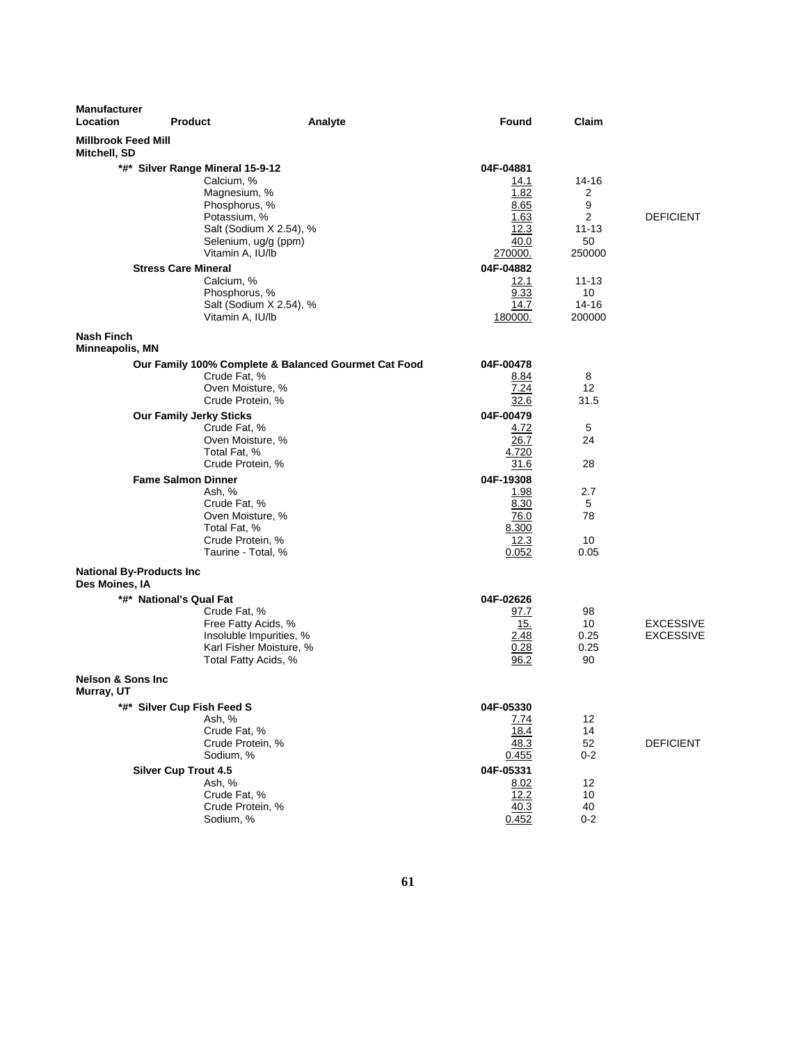| Manufacturer Location | Product | Analyte | Found | Claim | |
|---|---|---|---|---|---|
| **Millbrook Feed Mill** **Mitchell, SD** | | | | | |
| | ***#* Silver Range Mineral 15-9-12** | | **04F-04881** | | |
| | | Calcium, % | 14.1 | 14-16 | |
| | | Magnesium, % | 1.82 | 2 | |
| | | Phosphorus, % | 8.65 | 9 | |
| | | Potassium, % | 1.63 | 2 | DEFICIENT |
| | | Salt (Sodium X 2.54), % | 12.3 | 11-13 | |
| | | Selenium, ug/g (ppm) | 40.0 | 50 | |
| | | Vitamin A, IU/lb | 270000. | 250000 | |
| | **Stress Care Mineral** | | **04F-04882** | | |
| | | Calcium, % | 12.1 | 11-13 | |
| | | Phosphorus, % | 9.33 | 10 | |
| | | Salt (Sodium X 2.54), % | 14.7 | 14-16 | |
| | | Vitamin A, IU/lb | 180000. | 200000 | |
| **Nash Finch** **Minneapolis, MN** | | | | | |
| | **Our Family 100% Complete & Balanced Gourmet Cat Food** | | **04F-00478** | | |
| | | Crude Fat, % | 8.84 | 8 | |
| | | Oven Moisture, % | 7.24 | 12 | |
| | | Crude Protein, % | 32.6 | 31.5 | |
| | **Our Family Jerky Sticks** | | **04F-00479** | | |
| | | Crude Fat, % | 4.72 | 5 | |
| | | Oven Moisture, % | 26.7 | 24 | |
| | | Total Fat, % | 4.720 | | |
| | | Crude Protein, % | 31.6 | 28 | |
| | **Fame Salmon Dinner** | | **04F-19308** | | |
| | | Ash, % | 1.98 | 2.7 | |
| | | Crude Fat, % | 8.30 | 5 | |
| | | Oven Moisture, % | 76.0 | 78 | |
| | | Total Fat, % | 8.300 | | |
| | | Crude Protein, % | 12.3 | 10 | |
| | | Taurine - Total, % | 0.052 | 0.05 | |
| **National By-Products Inc** **Des Moines, IA** | | | | | |
| | ***#* National's Qual Fat** | | **04F-02626** | | |
| | | Crude Fat, % | 97.7 | 98 | |
| | | Free Fatty Acids, % | 15. | 10 | EXCESSIVE |
| | | Insoluble Impurities, % | 2.48 | 0.25 | EXCESSIVE |
| | | Karl Fisher Moisture, % | 0.28 | 0.25 | |
| | | Total Fatty Acids, % | 96.2 | 90 | |
| **Nelson & Sons Inc** **Murray, UT** | | | | | |
| | ***#* Silver Cup Fish Feed S** | | **04F-05330** | | |
| | | Ash, % | 7.74 | 12 | |
| | | Crude Fat, % | 18.4 | 14 | |
| | | Crude Protein, % | 48.3 | 52 | DEFICIENT |
| | | Sodium, % | 0.455 | 0-2 | |
| | **Silver Cup Trout 4.5** | | **04F-05331** | | |
| | | Ash, % | 8.02 | 12 | |
| | | Crude Fat, % | 12.2 | 10 | |
| | | Crude Protein, % | 40.3 | 40 | |
| | | Sodium, % | 0.452 | 0-2 | |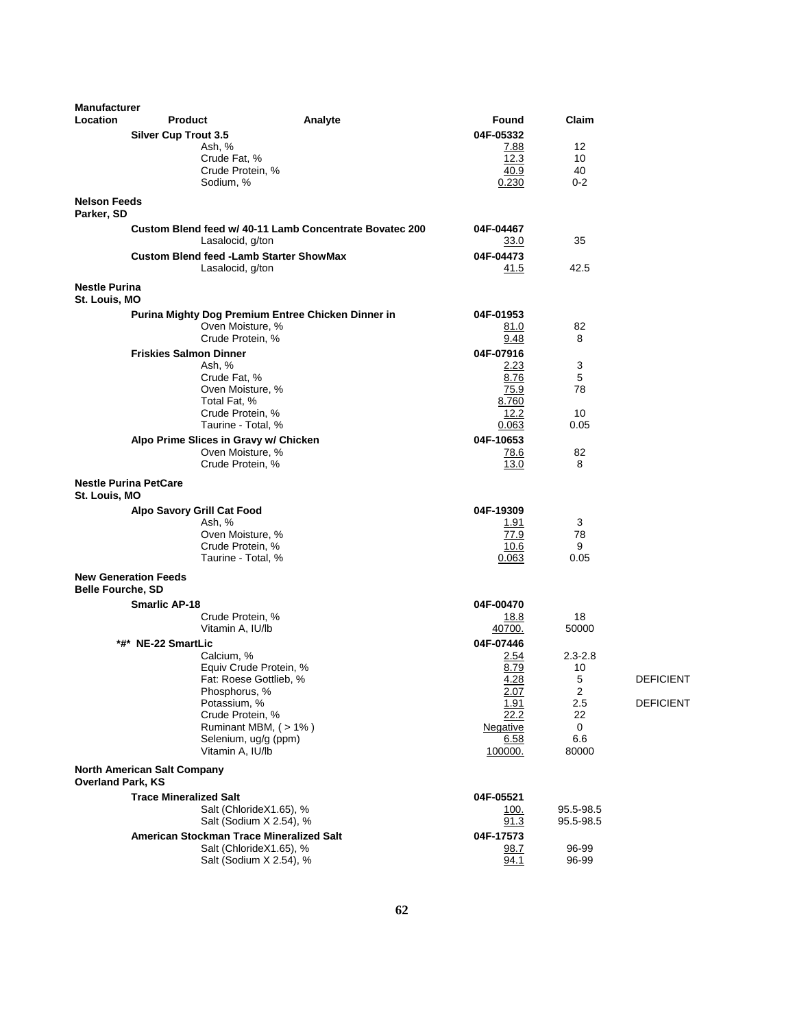| Manufacturer Location | Product | Analyte | Found | Claim | |
|---|---|---|---|---|---|
| | **Silver Cup Trout 3.5** | | **04F-05332** | | |
| | | Ash, % | 7.88 | 12 | |
| | | Crude Fat, % | 12.3 | 10 | |
| | | Crude Protein, % | 40.9 | 40 | |
| | | Sodium, % | 0.230 | 0-2 | |
| **Nelson Feeds Parker, SD** | | | | | |
| | **Custom Blend feed w/ 40-11 Lamb Concentrate Bovatec 200** | | **04F-04467** | | |
| | | Lasalocid, g/ton | 33.0 | 35 | |
| | **Custom Blend feed -Lamb Starter ShowMax** | | **04F-04473** | | |
| | | Lasalocid, g/ton | 41.5 | 42.5 | |
| **Nestle Purina St. Louis, MO** | | | | | |
| | **Purina Mighty Dog Premium Entree Chicken Dinner in** | | **04F-01953** | | |
| | | Oven Moisture, % | 81.0 | 82 | |
| | | Crude Protein, % | 9.48 | 8 | |
| | **Friskies Salmon Dinner** | | **04F-07916** | | |
| | | Ash, % | 2.23 | 3 | |
| | | Crude Fat, % | 8.76 | 5 | |
| | | Oven Moisture, % | 75.9 | 78 | |
| | | Total Fat, % | 8.760 | | |
| | | Crude Protein, % | 12.2 | 10 | |
| | | Taurine - Total, % | 0.063 | 0.05 | |
| | **Alpo Prime Slices in Gravy w/ Chicken** | | **04F-10653** | | |
| | | Oven Moisture, % | 78.6 | 82 | |
| | | Crude Protein, % | 13.0 | 8 | |
| **Nestle Purina PetCare St. Louis, MO** | | | | | |
| | **Alpo Savory Grill Cat Food** | | **04F-19309** | | |
| | | Ash, % | 1.91 | 3 | |
| | | Oven Moisture, % | 77.9 | 78 | |
| | | Crude Protein, % | 10.6 | 9 | |
| | | Taurine - Total, % | 0.063 | 0.05 | |
| **New Generation Feeds Belle Fourche, SD** | | | | | |
| | **Smarlic AP-18** | | **04F-00470** | | |
| | | Crude Protein, % | 18.8 | 18 | |
| | | Vitamin A, IU/lb | 40700. | 50000 | |
| | **\*#\* NE-22 SmartLic** | | **04F-07446** | | |
| | | Calcium, % | 2.54 | 2.3-2.8 | |
| | | Equiv Crude Protein, % | 8.79 | 10 | |
| | | Fat: Roese Gottlieb, % | 4.28 | 5 | DEFICIENT |
| | | Phosphorus, % | 2.07 | 2 | |
| | | Potassium, % | 1.91 | 2.5 | DEFICIENT |
| | | Crude Protein, % | 22.2 | 22 | |
| | | Ruminant MBM, ( > 1% ) | Negative | 0 | |
| | | Selenium, ug/g (ppm) | 6.58 | 6.6 | |
| | | Vitamin A, IU/lb | 100000. | 80000 | |
| **North American Salt Company Overland Park, KS** | | | | | |
| | **Trace Mineralized Salt** | | **04F-05521** | | |
| | | Salt (ChlorideX1.65), % | 100. | 95.5-98.5 | |
| | | Salt (Sodium X 2.54), % | 91.3 | 95.5-98.5 | |
| | **American Stockman Trace Mineralized Salt** | | **04F-17573** | | |
| | | Salt (ChlorideX1.65), % | 98.7 | 96-99 | |
| | | Salt (Sodium X 2.54), % | 94.1 | 96-99 | |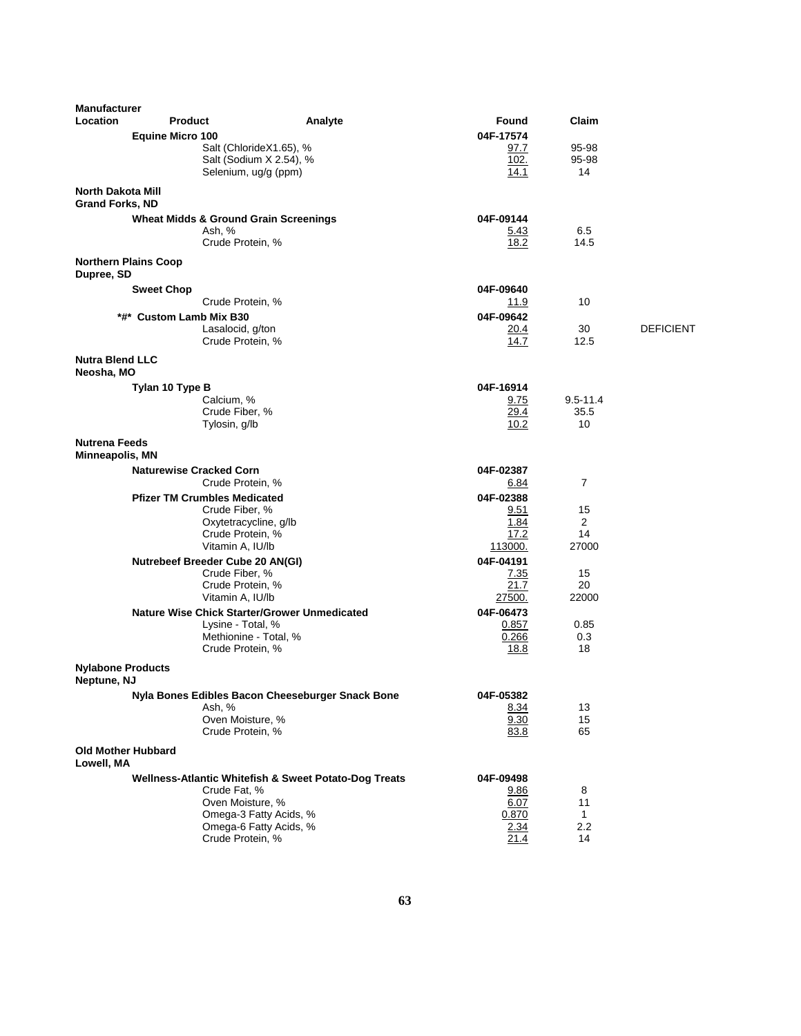| Manufacturer Location | Product | Analyte | Found | Claim | |
|---|---|---|---|---|---|
| | **Equine Micro 100** | | **04F-17574** | | |
| | | Salt (ChlorideX1.65), % | 97.7 | 95-98 | |
| | | Salt (Sodium X 2.54), % | 102. | 95-98 | |
| | | Selenium, ug/g (ppm) | 14.1 | 14 | |
| **North Dakota Mill Grand Forks, ND** | | | | | |
| | **Wheat Midds & Ground Grain Screenings** | | **04F-09144** | | |
| | | Ash, % | 5.43 | 6.5 | |
| | | Crude Protein, % | 18.2 | 14.5 | |
| **Northern Plains Coop Dupree, SD** | | | | | |
| | **Sweet Chop** | | **04F-09640** | | |
| | | Crude Protein, % | 11.9 | 10 | |
| | **\*#\* Custom Lamb Mix B30** | | **04F-09642** | | |
| | | Lasalocid, g/ton | 20.4 | 30 | DEFICIENT |
| | | Crude Protein, % | 14.7 | 12.5 | |
| **Nutra Blend LLC Neosha, MO** | | | | | |
| | **Tylan 10 Type B** | | **04F-16914** | | |
| | | Calcium, % | 9.75 | 9.5-11.4 | |
| | | Crude Fiber, % | 29.4 | 35.5 | |
| | | Tylosin, g/lb | 10.2 | 10 | |
| **Nutrena Feeds Minneapolis, MN** | | | | | |
| | **Naturewise Cracked Corn** | | **04F-02387** | | |
| | | Crude Protein, % | 6.84 | 7 | |
| | **Pfizer TM Crumbles Medicated** | | **04F-02388** | | |
| | | Crude Fiber, % | 9.51 | 15 | |
| | | Oxytetracycline, g/lb | 1.84 | 2 | |
| | | Crude Protein, % | 17.2 | 14 | |
| | | Vitamin A, IU/lb | 113000. | 27000 | |
| | **Nutrebeef Breeder Cube 20 AN(GI)** | | **04F-04191** | | |
| | | Crude Fiber, % | 7.35 | 15 | |
| | | Crude Protein, % | 21.7 | 20 | |
| | | Vitamin A, IU/lb | 27500. | 22000 | |
| | **Nature Wise Chick Starter/Grower Unmedicated** | | **04F-06473** | | |
| | | Lysine - Total, % | 0.857 | 0.85 | |
| | | Methionine - Total, % | 0.266 | 0.3 | |
| | | Crude Protein, % | 18.8 | 18 | |
| **Nylabone Products Neptune, NJ** | | | | | |
| | **Nyla Bones Edibles Bacon Cheeseburger Snack Bone** | | **04F-05382** | | |
| | | Ash, % | 8.34 | 13 | |
| | | Oven Moisture, % | 9.30 | 15 | |
| | | Crude Protein, % | 83.8 | 65 | |
| **Old Mother Hubbard Lowell, MA** | | | | | |
| | **Wellness-Atlantic Whitefish & Sweet Potato-Dog Treats** | | **04F-09498** | | |
| | | Crude Fat, % | 9.86 | 8 | |
| | | Oven Moisture, % | 6.07 | 11 | |
| | | Omega-3 Fatty Acids, % | 0.870 | 1 | |
| | | Omega-6 Fatty Acids, % | 2.34 | 2.2 | |
| | | Crude Protein, % | 21.4 | 14 | |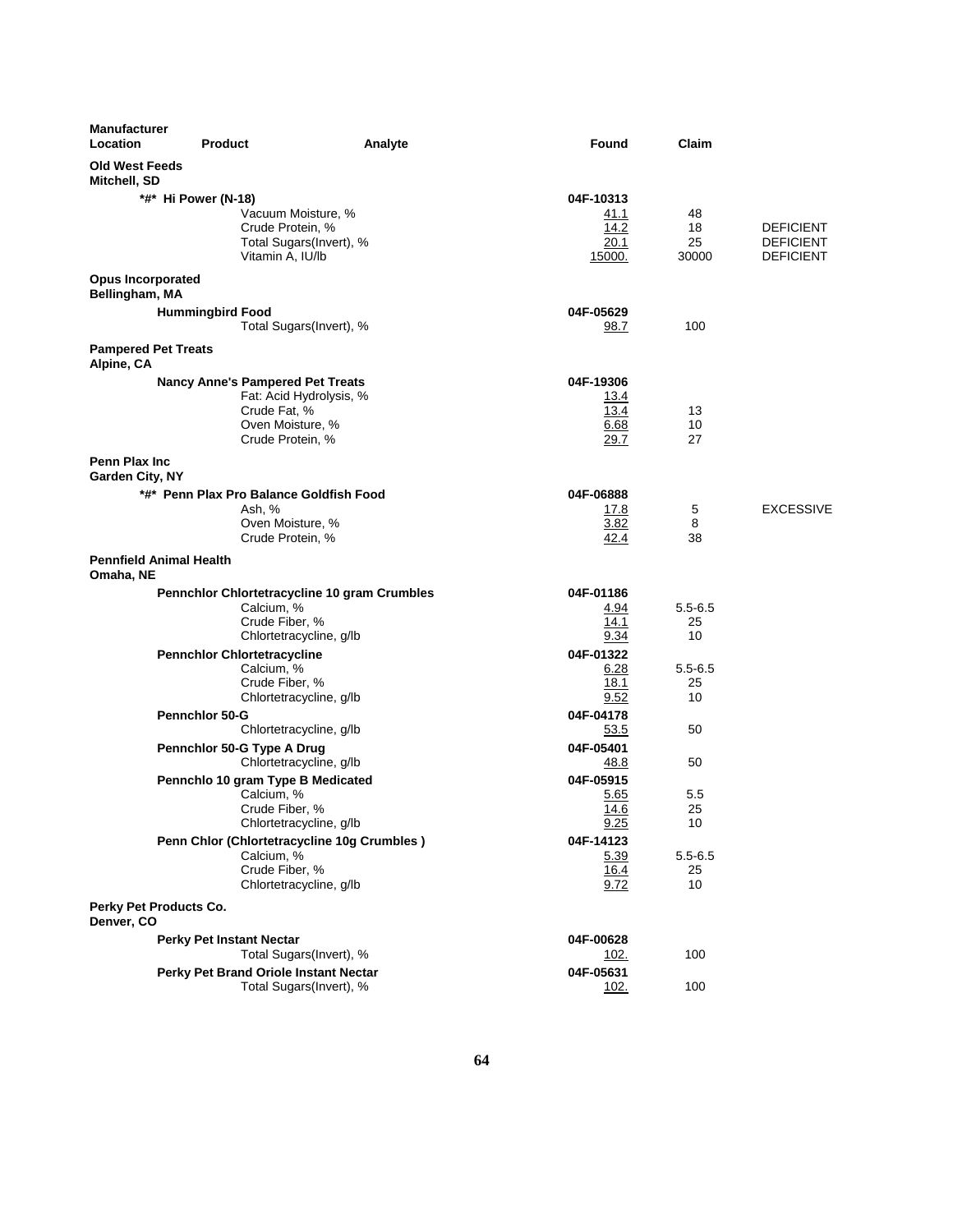| Manufacturer Location | Product | Analyte | Found | Claim | |
|---|---|---|---|---|---|
| **Old West Feeds** Mitchell, SD | | | | | |
| | **\*#\* Hi Power (N-18)** | | **04F-10313** | | |
| | | Vacuum Moisture, % | 41.1 | 48 | |
| | | Crude Protein, % | 14.2 | 18 | DEFICIENT |
| | | Total Sugars(Invert), % | 20.1 | 25 | DEFICIENT |
| | | Vitamin A, IU/lb | 15000. | 30000 | DEFICIENT |
| **Opus Incorporated** Bellingham, MA | | | | | |
| | **Hummingbird Food** | | **04F-05629** | | |
| | | Total Sugars(Invert), % | 98.7 | 100 | |
| **Pampered Pet Treats** Alpine, CA | | | | | |
| | **Nancy Anne's Pampered Pet Treats** | | **04F-19306** | | |
| | | Fat: Acid Hydrolysis, % | 13.4 | | |
| | | Crude Fat, % | 13.4 | 13 | |
| | | Oven Moisture, % | 6.68 | 10 | |
| | | Crude Protein, % | 29.7 | 27 | |
| **Penn Plax Inc** Garden City, NY | | | | | |
| | **\*#\* Penn Plax Pro Balance Goldfish Food** | | **04F-06888** | | |
| | | Ash, % | 17.8 | 5 | EXCESSIVE |
| | | Oven Moisture, % | 3.82 | 8 | |
| | | Crude Protein, % | 42.4 | 38 | |
| **Pennfield Animal Health** Omaha, NE | | | | | |
| | **Pennchlor Chlortetracycline 10 gram Crumbles** | | **04F-01186** | | |
| | | Calcium, % | 4.94 | 5.5-6.5 | |
| | | Crude Fiber, % | 14.1 | 25 | |
| | | Chlortetracycline, g/lb | 9.34 | 10 | |
| | **Pennchlor Chlortetracycline** | | **04F-01322** | | |
| | | Calcium, % | 6.28 | 5.5-6.5 | |
| | | Crude Fiber, % | 18.1 | 25 | |
| | | Chlortetracycline, g/lb | 9.52 | 10 | |
| | **Pennchlor 50-G** | | **04F-04178** | | |
| | | Chlortetracycline, g/lb | 53.5 | 50 | |
| | **Pennchlor 50-G Type A Drug** | | **04F-05401** | | |
| | | Chlortetracycline, g/lb | 48.8 | 50 | |
| | **Pennchlo 10 gram Type B Medicated** | | **04F-05915** | | |
| | | Calcium, % | 5.65 | 5.5 | |
| | | Crude Fiber, % | 14.6 | 25 | |
| | | Chlortetracycline, g/lb | 9.25 | 10 | |
| | **Penn Chlor (Chlortetracycline 10g Crumbles )** | | **04F-14123** | | |
| | | Calcium, % | 5.39 | 5.5-6.5 | |
| | | Crude Fiber, % | 16.4 | 25 | |
| | | Chlortetracycline, g/lb | 9.72 | 10 | |
| **Perky Pet Products Co.** Denver, CO | | | | | |
| | **Perky Pet Instant Nectar** | | **04F-00628** | | |
| | | Total Sugars(Invert), % | 102. | 100 | |
| | **Perky Pet Brand Oriole Instant Nectar** | | **04F-05631** | | |
| | | Total Sugars(Invert), % | 102. | 100 | |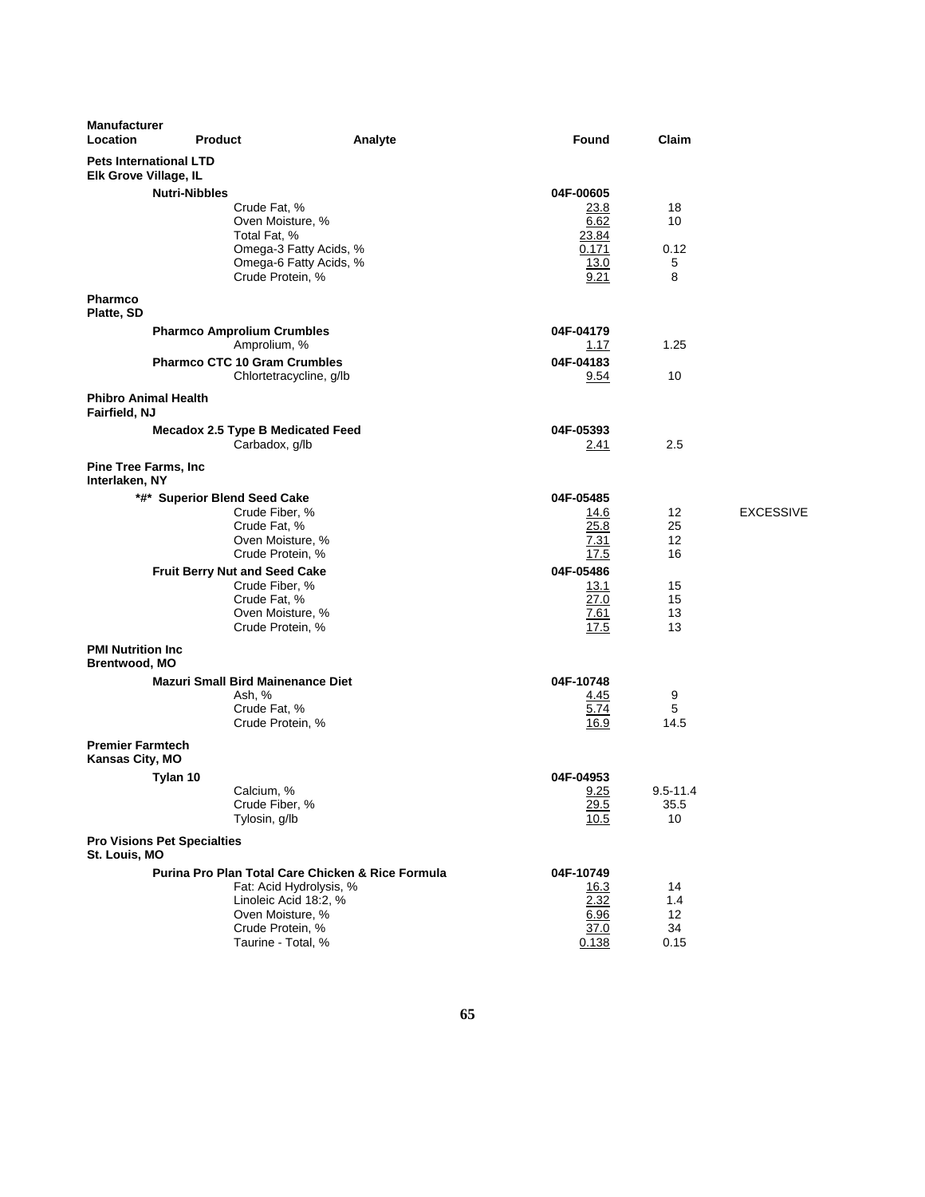| Manufacturer Location | Product | Analyte | Found | Claim | |
|---|---|---|---|---|---|
| **Pets International LTD** Elk Grove Village, IL | | | | | |
| | **Nutri-Nibbles** | | 04F-00605 | | |
| | | Crude Fat, % | 23.8 | 18 | |
| | | Oven Moisture, % | 6.62 | 10 | |
| | | Total Fat, % | 23.84 | | |
| | | Omega-3 Fatty Acids, % | 0.171 | 0.12 | |
| | | Omega-6 Fatty Acids, % | 13.0 | 5 | |
| | | Crude Protein, % | 9.21 | 8 | |
| **Pharmco** Platte, SD | | | | | |
| | **Pharmco Amprolium Crumbles** | | 04F-04179 | | |
| | | Amprolium, % | 1.17 | 1.25 | |
| | **Pharmco CTC 10 Gram Crumbles** | | 04F-04183 | | |
| | | Chlortetracycline, g/lb | 9.54 | 10 | |
| **Phibro Animal Health** Fairfield, NJ | | | | | |
| | **Mecadox 2.5 Type B Medicated Feed** | | 04F-05393 | | |
| | | Carbadox, g/lb | 2.41 | 2.5 | |
| **Pine Tree Farms, Inc** Interlaken, NY | | | | | |
| | **\*#\* Superior Blend Seed Cake** | | 04F-05485 | | |
| | | Crude Fiber, % | 14.6 | 12 | EXCESSIVE |
| | | Crude Fat, % | 25.8 | 25 | |
| | | Oven Moisture, % | 7.31 | 12 | |
| | | Crude Protein, % | 17.5 | 16 | |
| | **Fruit Berry Nut and Seed Cake** | | 04F-05486 | | |
| | | Crude Fiber, % | 13.1 | 15 | |
| | | Crude Fat, % | 27.0 | 15 | |
| | | Oven Moisture, % | 7.61 | 13 | |
| | | Crude Protein, % | 17.5 | 13 | |
| **PMI Nutrition Inc** Brentwood, MO | | | | | |
| | **Mazuri Small Bird Mainenance Diet** | | 04F-10748 | | |
| | | Ash, % | 4.45 | 9 | |
| | | Crude Fat, % | 5.74 | 5 | |
| | | Crude Protein, % | 16.9 | 14.5 | |
| **Premier Farmtech** Kansas City, MO | | | | | |
| | **Tylan 10** | | 04F-04953 | | |
| | | Calcium, % | 9.25 | 9.5-11.4 | |
| | | Crude Fiber, % | 29.5 | 35.5 | |
| | | Tylosin, g/lb | 10.5 | 10 | |
| **Pro Visions Pet Specialties** St. Louis, MO | | | | | |
| | **Purina Pro Plan Total Care Chicken & Rice Formula** | | 04F-10749 | | |
| | | Fat: Acid Hydrolysis, % | 16.3 | 14 | |
| | | Linoleic Acid 18:2, % | 2.32 | 1.4 | |
| | | Oven Moisture, % | 6.96 | 12 | |
| | | Crude Protein, % | 37.0 | 34 | |
| | | Taurine - Total, % | 0.138 | 0.15 | |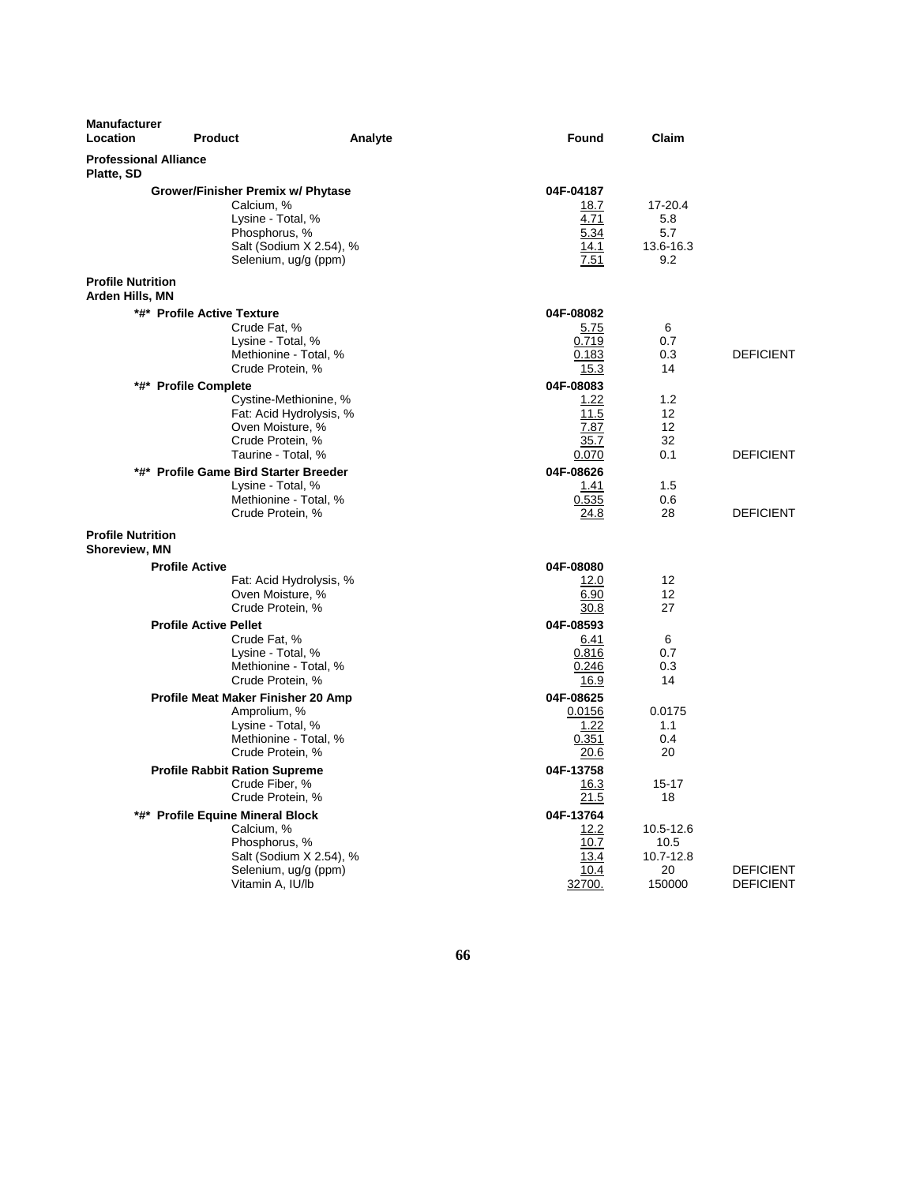| Manufacturer Location | Product | Analyte | Found | Claim | |
|---|---|---|---|---|---|
| **Professional Alliance Platte, SD** | | | | | |
| | **Grower/Finisher Premix w/ Phytase** | | **04F-04187** | | |
| | | Calcium, % | 18.7 | 17-20.4 | |
| | | Lysine - Total, % | 4.71 | 5.8 | |
| | | Phosphorus, % | 5.34 | 5.7 | |
| | | Salt (Sodium X 2.54), % | 14.1 | 13.6-16.3 | |
| | | Selenium, ug/g (ppm) | 7.51 | 9.2 | |
| **Profile Nutrition Arden Hills, MN** | | | | | |
| | **\*#\* Profile Active Texture** | | **04F-08082** | | |
| | | Crude Fat, % | 5.75 | 6 | |
| | | Lysine - Total, % | 0.719 | 0.7 | |
| | | Methionine - Total, % | 0.183 | 0.3 | DEFICIENT |
| | | Crude Protein, % | 15.3 | 14 | |
| | **\*#\* Profile Complete** | | **04F-08083** | | |
| | | Cystine-Methionine, % | 1.22 | 1.2 | |
| | | Fat: Acid Hydrolysis, % | 11.5 | 12 | |
| | | Oven Moisture, % | 7.87 | 12 | |
| | | Crude Protein, % | 35.7 | 32 | |
| | | Taurine - Total, % | 0.070 | 0.1 | DEFICIENT |
| | **\*#\* Profile Game Bird Starter Breeder** | | **04F-08626** | | |
| | | Lysine - Total, % | 1.41 | 1.5 | |
| | | Methionine - Total, % | 0.535 | 0.6 | |
| | | Crude Protein, % | 24.8 | 28 | DEFICIENT |
| **Profile Nutrition Shoreview, MN** | | | | | |
| | **Profile Active** | | **04F-08080** | | |
| | | Fat: Acid Hydrolysis, % | 12.0 | 12 | |
| | | Oven Moisture, % | 6.90 | 12 | |
| | | Crude Protein, % | 30.8 | 27 | |
| | **Profile Active Pellet** | | **04F-08593** | | |
| | | Crude Fat, % | 6.41 | 6 | |
| | | Lysine - Total, % | 0.816 | 0.7 | |
| | | Methionine - Total, % | 0.246 | 0.3 | |
| | | Crude Protein, % | 16.9 | 14 | |
| | **Profile Meat Maker Finisher 20 Amp** | | **04F-08625** | | |
| | | Amprolium, % | 0.0156 | 0.0175 | |
| | | Lysine - Total, % | 1.22 | 1.1 | |
| | | Methionine - Total, % | 0.351 | 0.4 | |
| | | Crude Protein, % | 20.6 | 20 | |
| | **Profile Rabbit Ration Supreme** | | **04F-13758** | | |
| | | Crude Fiber, % | 16.3 | 15-17 | |
| | | Crude Protein, % | 21.5 | 18 | |
| | **\*#\* Profile Equine Mineral Block** | | **04F-13764** | | |
| | | Calcium, % | 12.2 | 10.5-12.6 | |
| | | Phosphorus, % | 10.7 | 10.5 | |
| | | Salt (Sodium X 2.54), % | 13.4 | 10.7-12.8 | |
| | | Selenium, ug/g (ppm) | 10.4 | 20 | DEFICIENT |
| | | Vitamin A, IU/lb | 32700. | 150000 | DEFICIENT |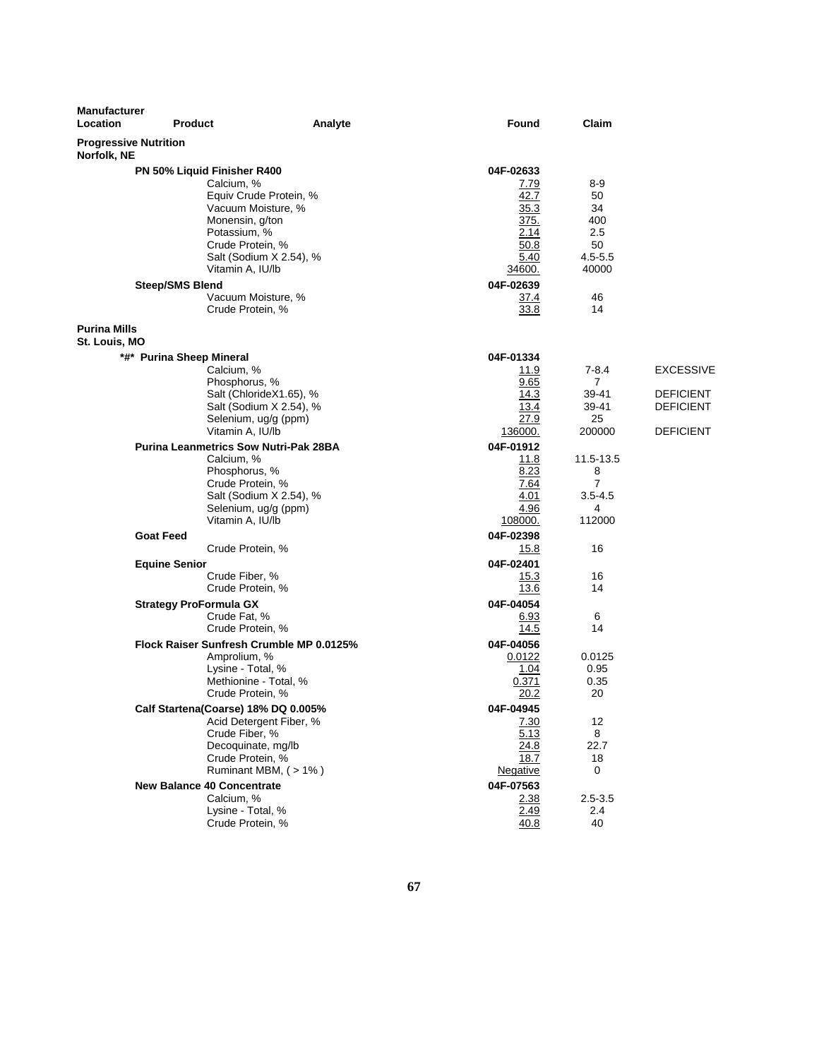| Manufacturer Location | Product | Analyte | Found | Claim | |
|---|---|---|---|---|---|
| **Progressive Nutrition Norfolk, NE** | | | | | |
| | **PN 50% Liquid Finisher R400** | | 04F-02633 | | |
| | | Calcium, % | 7.79 | 8-9 | |
| | | Equiv Crude Protein, % | 42.7 | 50 | |
| | | Vacuum Moisture, % | 35.3 | 34 | |
| | | Monensin, g/ton | 375. | 400 | |
| | | Potassium, % | 2.14 | 2.5 | |
| | | Crude Protein, % | 50.8 | 50 | |
| | | Salt (Sodium X 2.54), % | 5.40 | 4.5-5.5 | |
| | | Vitamin A, IU/lb | 34600. | 40000 | |
| | **Steep/SMS Blend** | | 04F-02639 | | |
| | | Vacuum Moisture, % | 37.4 | 46 | |
| | | Crude Protein, % | 33.8 | 14 | |
| **Purina Mills St. Louis, MO** | | | | | |
| | **\*#\* Purina Sheep Mineral** | | 04F-01334 | | |
| | | Calcium, % | 11.9 | 7-8.4 | EXCESSIVE |
| | | Phosphorus, % | 9.65 | 7 | |
| | | Salt (ChlorideX1.65), % | 14.3 | 39-41 | DEFICIENT |
| | | Salt (Sodium X 2.54), % | 13.4 | 39-41 | DEFICIENT |
| | | Selenium, ug/g (ppm) | 27.9 | 25 | |
| | | Vitamin A, IU/lb | 136000. | 200000 | DEFICIENT |
| | **Purina Leanmetrics Sow Nutri-Pak 28BA** | | 04F-01912 | | |
| | | Calcium, % | 11.8 | 11.5-13.5 | |
| | | Phosphorus, % | 8.23 | 8 | |
| | | Crude Protein, % | 7.64 | 7 | |
| | | Salt (Sodium X 2.54), % | 4.01 | 3.5-4.5 | |
| | | Selenium, ug/g (ppm) | 4.96 | 4 | |
| | | Vitamin A, IU/lb | 108000. | 112000 | |
| | **Goat Feed** | | 04F-02398 | | |
| | | Crude Protein, % | 15.8 | 16 | |
| | **Equine Senior** | | 04F-02401 | | |
| | | Crude Fiber, % | 15.3 | 16 | |
| | | Crude Protein, % | 13.6 | 14 | |
| | **Strategy ProFormula GX** | | 04F-04054 | | |
| | | Crude Fat, % | 6.93 | 6 | |
| | | Crude Protein, % | 14.5 | 14 | |
| | **Flock Raiser Sunfresh Crumble MP 0.0125%** | | 04F-04056 | | |
| | | Amprolium, % | 0.0122 | 0.0125 | |
| | | Lysine - Total, % | 1.04 | 0.95 | |
| | | Methionine - Total, % | 0.371 | 0.35 | |
| | | Crude Protein, % | 20.2 | 20 | |
| | **Calf Startena(Coarse) 18% DQ 0.005%** | | 04F-04945 | | |
| | | Acid Detergent Fiber, % | 7.30 | 12 | |
| | | Crude Fiber, % | 5.13 | 8 | |
| | | Decoquinate, mg/lb | 24.8 | 22.7 | |
| | | Crude Protein, % | 18.7 | 18 | |
| | | Ruminant MBM, ( > 1% ) | Negative | 0 | |
| | **New Balance 40 Concentrate** | | 04F-07563 | | |
| | | Calcium, % | 2.38 | 2.5-3.5 | |
| | | Lysine - Total, % | 2.49 | 2.4 | |
| | | Crude Protein, % | 40.8 | 40 | |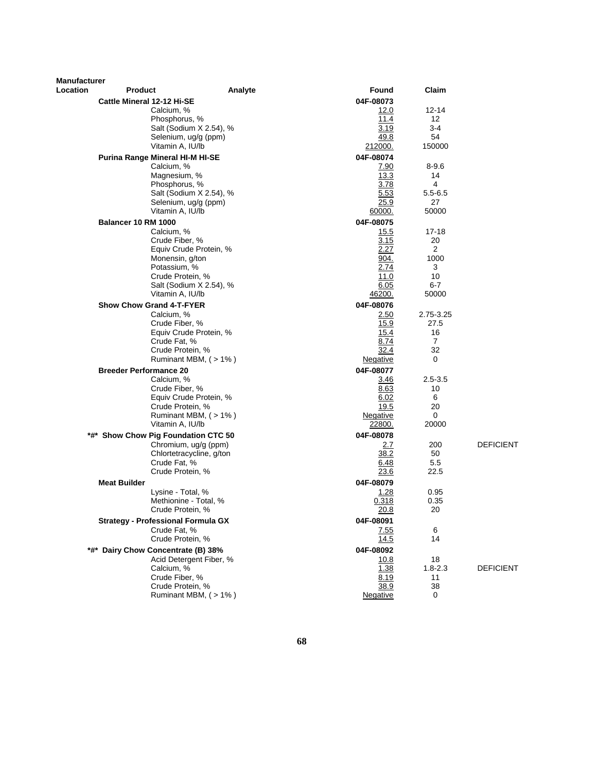| Manufacturer Location | Product | Analyte | Found | Claim | |
|---|---|---|---|---|---|
| | **Cattle Mineral 12-12 Hi-SE** | | **04F-08073** | | |
| | | Calcium, % | 12.0 | 12-14 | |
| | | Phosphorus, % | 11.4 | 12 | |
| | | Salt (Sodium X 2.54), % | 3.19 | 3-4 | |
| | | Selenium, ug/g (ppm) | 49.8 | 54 | |
| | | Vitamin A, IU/lb | 212000. | 150000 | |
| | **Purina Range Mineral HI-M HI-SE** | | **04F-08074** | | |
| | | Calcium, % | 7.90 | 8-9.6 | |
| | | Magnesium, % | 13.3 | 14 | |
| | | Phosphorus, % | 3.78 | 4 | |
| | | Salt (Sodium X 2.54), % | 5.53 | 5.5-6.5 | |
| | | Selenium, ug/g (ppm) | 25.9 | 27 | |
| | | Vitamin A, IU/lb | 60000. | 50000 | |
| | **Balancer 10 RM 1000** | | **04F-08075** | | |
| | | Calcium, % | 15.5 | 17-18 | |
| | | Crude Fiber, % | 3.15 | 20 | |
| | | Equiv Crude Protein, % | 2.27 | 2 | |
| | | Monensin, g/ton | 904. | 1000 | |
| | | Potassium, % | 2.74 | 3 | |
| | | Crude Protein, % | 11.0 | 10 | |
| | | Salt (Sodium X 2.54), % | 6.05 | 6-7 | |
| | | Vitamin A, IU/lb | 46200. | 50000 | |
| | **Show Chow Grand 4-T-FYER** | | **04F-08076** | | |
| | | Calcium, % | 2.50 | 2.75-3.25 | |
| | | Crude Fiber, % | 15.9 | 27.5 | |
| | | Equiv Crude Protein, % | 15.4 | 16 | |
| | | Crude Fat, % | 8.74 | 7 | |
| | | Crude Protein, % | 32.4 | 32 | |
| | | Ruminant MBM, ( > 1% ) | Negative | 0 | |
| | **Breeder Performance 20** | | **04F-08077** | | |
| | | Calcium, % | 3.46 | 2.5-3.5 | |
| | | Crude Fiber, % | 8.63 | 10 | |
| | | Equiv Crude Protein, % | 6.02 | 6 | |
| | | Crude Protein, % | 19.5 | 20 | |
| | | Ruminant MBM, ( > 1% ) | Negative | 0 | |
| | | Vitamin A, IU/lb | 22800. | 20000 | |
| | ***#* Show Chow Pig Foundation CTC 50** | | **04F-08078** | | |
| | | Chromium, ug/g (ppm) | 2.7 | 200 | DEFICIENT |
| | | Chlortetracycline, g/ton | 38.2 | 50 | |
| | | Crude Fat, % | 6.48 | 5.5 | |
| | | Crude Protein, % | 23.6 | 22.5 | |
| | **Meat Builder** | | **04F-08079** | | |
| | | Lysine - Total, % | 1.28 | 0.95 | |
| | | Methionine - Total, % | 0.318 | 0.35 | |
| | | Crude Protein, % | 20.8 | 20 | |
| | **Strategy - Professional Formula GX** | | **04F-08091** | | |
| | | Crude Fat, % | 7.55 | 6 | |
| | | Crude Protein, % | 14.5 | 14 | |
| | ***#* Dairy Chow Concentrate (B) 38%** | | **04F-08092** | | |
| | | Acid Detergent Fiber, % | 10.8 | 18 | |
| | | Calcium, % | 1.38 | 1.8-2.3 | DEFICIENT |
| | | Crude Fiber, % | 8.19 | 11 | |
| | | Crude Protein, % | 38.9 | 38 | |
| | | Ruminant MBM, ( > 1% ) | Negative | 0 | |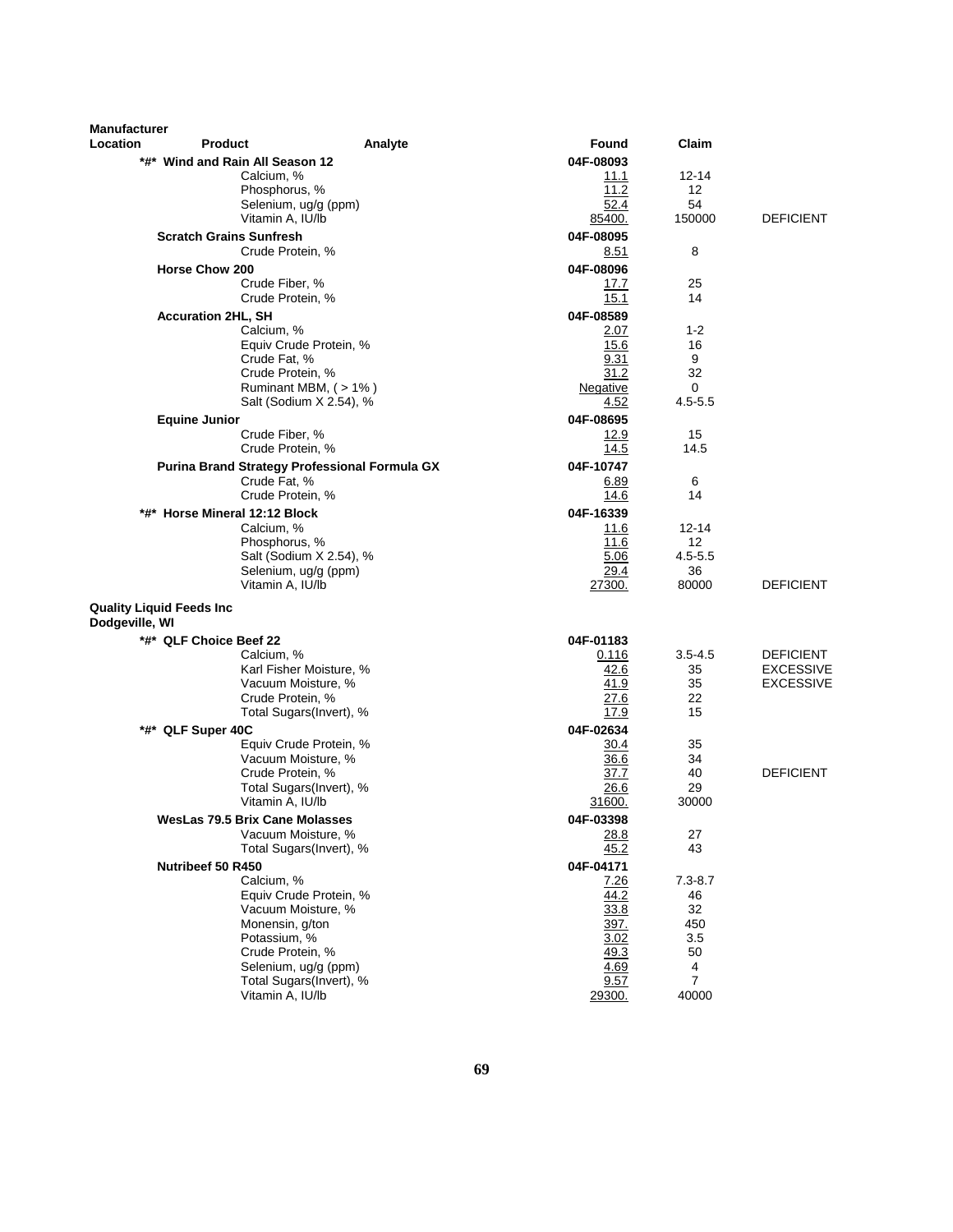| Manufacturer Location | Product | Analyte | Found | Claim | |
|---|---|---|---|---|---|
| | *#* Wind and Rain All Season 12 | | 04F-08093 | | |
| | | Calcium, % | 11.1 | 12-14 | |
| | | Phosphorus, % | 11.2 | 12 | |
| | | Selenium, ug/g (ppm) | 52.4 | 54 | |
| | | Vitamin A, IU/lb | 85400. | 150000 | DEFICIENT |
| | Scratch Grains Sunfresh | | 04F-08095 | | |
| | | Crude Protein, % | 8.51 | 8 | |
| | Horse Chow 200 | | 04F-08096 | | |
| | | Crude Fiber, % | 17.7 | 25 | |
| | | Crude Protein, % | 15.1 | 14 | |
| | Accuration 2HL, SH | | 04F-08589 | | |
| | | Calcium, % | 2.07 | 1-2 | |
| | | Equiv Crude Protein, % | 15.6 | 16 | |
| | | Crude Fat, % | 9.31 | 9 | |
| | | Crude Protein, % | 31.2 | 32 | |
| | | Ruminant MBM, ( > 1% ) | Negative | 0 | |
| | | Salt (Sodium X 2.54), % | 4.52 | 4.5-5.5 | |
| | Equine Junior | | 04F-08695 | | |
| | | Crude Fiber, % | 12.9 | 15 | |
| | | Crude Protein, % | 14.5 | 14.5 | |
| | Purina Brand Strategy Professional Formula GX | | 04F-10747 | | |
| | | Crude Fat, % | 6.89 | 6 | |
| | | Crude Protein, % | 14.6 | 14 | |
| | *#* Horse Mineral 12:12 Block | | 04F-16339 | | |
| | | Calcium, % | 11.6 | 12-14 | |
| | | Phosphorus, % | 11.6 | 12 | |
| | | Salt (Sodium X 2.54), % | 5.06 | 4.5-5.5 | |
| | | Selenium, ug/g (ppm) | 29.4 | 36 | |
| | | Vitamin A, IU/lb | 27300. | 80000 | DEFICIENT |
| **Quality Liquid Feeds Inc Dodgeville, WI** | | | | | |
| | *#* QLF Choice Beef 22 | | 04F-01183 | | |
| | | Calcium, % | 0.116 | 3.5-4.5 | DEFICIENT |
| | | Karl Fisher Moisture, % | 42.6 | 35 | EXCESSIVE |
| | | Vacuum Moisture, % | 41.9 | 35 | EXCESSIVE |
| | | Crude Protein, % | 27.6 | 22 | |
| | | Total Sugars(Invert), % | 17.9 | 15 | |
| | *#* QLF Super 40C | | 04F-02634 | | |
| | | Equiv Crude Protein, % | 30.4 | 35 | |
| | | Vacuum Moisture, % | 36.6 | 34 | |
| | | Crude Protein, % | 37.7 | 40 | DEFICIENT |
| | | Total Sugars(Invert), % | 26.6 | 29 | |
| | | Vitamin A, IU/lb | 31600. | 30000 | |
| | WesLas 79.5 Brix Cane Molasses | | 04F-03398 | | |
| | | Vacuum Moisture, % | 28.8 | 27 | |
| | | Total Sugars(Invert), % | 45.2 | 43 | |
| | Nutribeef 50 R450 | | 04F-04171 | | |
| | | Calcium, % | 7.26 | 7.3-8.7 | |
| | | Equiv Crude Protein, % | 44.2 | 46 | |
| | | Vacuum Moisture, % | 33.8 | 32 | |
| | | Monensin, g/ton | 397. | 450 | |
| | | Potassium, % | 3.02 | 3.5 | |
| | | Crude Protein, % | 49.3 | 50 | |
| | | Selenium, ug/g (ppm) | 4.69 | 4 | |
| | | Total Sugars(Invert), % | 9.57 | 7 | |
| | | Vitamin A, IU/lb | 29300. | 40000 | |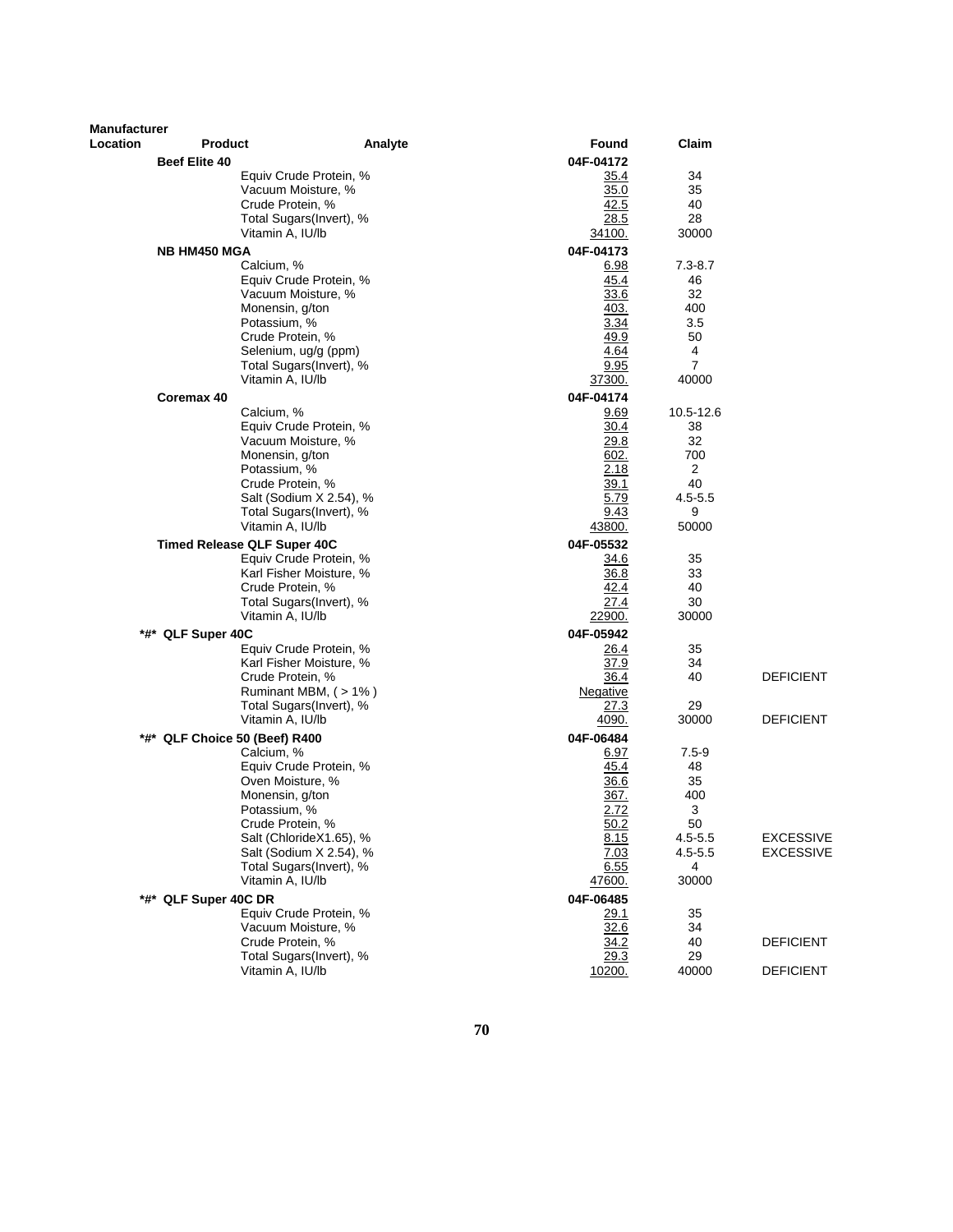| Manufacturer Location | Product | Analyte | Found | Claim | |
|---|---|---|---|---|---|
| | **Beef Elite 40** | | **04F-04172** | | |
| | | Equiv Crude Protein, % | 35.4 | 34 | |
| | | Vacuum Moisture, % | 35.0 | 35 | |
| | | Crude Protein, % | 42.5 | 40 | |
| | | Total Sugars(Invert), % | 28.5 | 28 | |
| | | Vitamin A, IU/lb | 34100. | 30000 | |
| | **NB HM450 MGA** | | **04F-04173** | | |
| | | Calcium, % | 6.98 | 7.3-8.7 | |
| | | Equiv Crude Protein, % | 45.4 | 46 | |
| | | Vacuum Moisture, % | 33.6 | 32 | |
| | | Monensin, g/ton | 403. | 400 | |
| | | Potassium, % | 3.34 | 3.5 | |
| | | Crude Protein, % | 49.9 | 50 | |
| | | Selenium, ug/g (ppm) | 4.64 | 4 | |
| | | Total Sugars(Invert), % | 9.95 | 7 | |
| | | Vitamin A, IU/lb | 37300. | 40000 | |
| | **Coremax 40** | | **04F-04174** | | |
| | | Calcium, % | 9.69 | 10.5-12.6 | |
| | | Equiv Crude Protein, % | 30.4 | 38 | |
| | | Vacuum Moisture, % | 29.8 | 32 | |
| | | Monensin, g/ton | 602. | 700 | |
| | | Potassium, % | 2.18 | 2 | |
| | | Crude Protein, % | 39.1 | 40 | |
| | | Salt (Sodium X 2.54), % | 5.79 | 4.5-5.5 | |
| | | Total Sugars(Invert), % | 9.43 | 9 | |
| | | Vitamin A, IU/lb | 43800. | 50000 | |
| | **Timed Release QLF Super 40C** | | **04F-05532** | | |
| | | Equiv Crude Protein, % | 34.6 | 35 | |
| | | Karl Fisher Moisture, % | 36.8 | 33 | |
| | | Crude Protein, % | 42.4 | 40 | |
| | | Total Sugars(Invert), % | 27.4 | 30 | |
| | | Vitamin A, IU/lb | 22900. | 30000 | |
| | **\*#\* QLF Super 40C** | | **04F-05942** | | |
| | | Equiv Crude Protein, % | 26.4 | 35 | |
| | | Karl Fisher Moisture, % | 37.9 | 34 | |
| | | Crude Protein, % | 36.4 | 40 | DEFICIENT |
| | | Ruminant MBM, ( > 1% ) | Negative | | |
| | | Total Sugars(Invert), % | 27.3 | 29 | |
| | | Vitamin A, IU/lb | 4090. | 30000 | DEFICIENT |
| | **\*#\* QLF Choice 50 (Beef) R400** | | **04F-06484** | | |
| | | Calcium, % | 6.97 | 7.5-9 | |
| | | Equiv Crude Protein, % | 45.4 | 48 | |
| | | Oven Moisture, % | 36.6 | 35 | |
| | | Monensin, g/ton | 367. | 400 | |
| | | Potassium, % | 2.72 | 3 | |
| | | Crude Protein, % | 50.2 | 50 | |
| | | Salt (ChlorideX1.65), % | 8.15 | 4.5-5.5 | EXCESSIVE |
| | | Salt (Sodium X 2.54), % | 7.03 | 4.5-5.5 | EXCESSIVE |
| | | Total Sugars(Invert), % | 6.55 | 4 | |
| | | Vitamin A, IU/lb | 47600. | 30000 | |
| | **\*#\* QLF Super 40C DR** | | **04F-06485** | | |
| | | Equiv Crude Protein, % | 29.1 | 35 | |
| | | Vacuum Moisture, % | 32.6 | 34 | |
| | | Crude Protein, % | 34.2 | 40 | DEFICIENT |
| | | Total Sugars(Invert), % | 29.3 | 29 | |
| | | Vitamin A, IU/lb | 10200. | 40000 | DEFICIENT |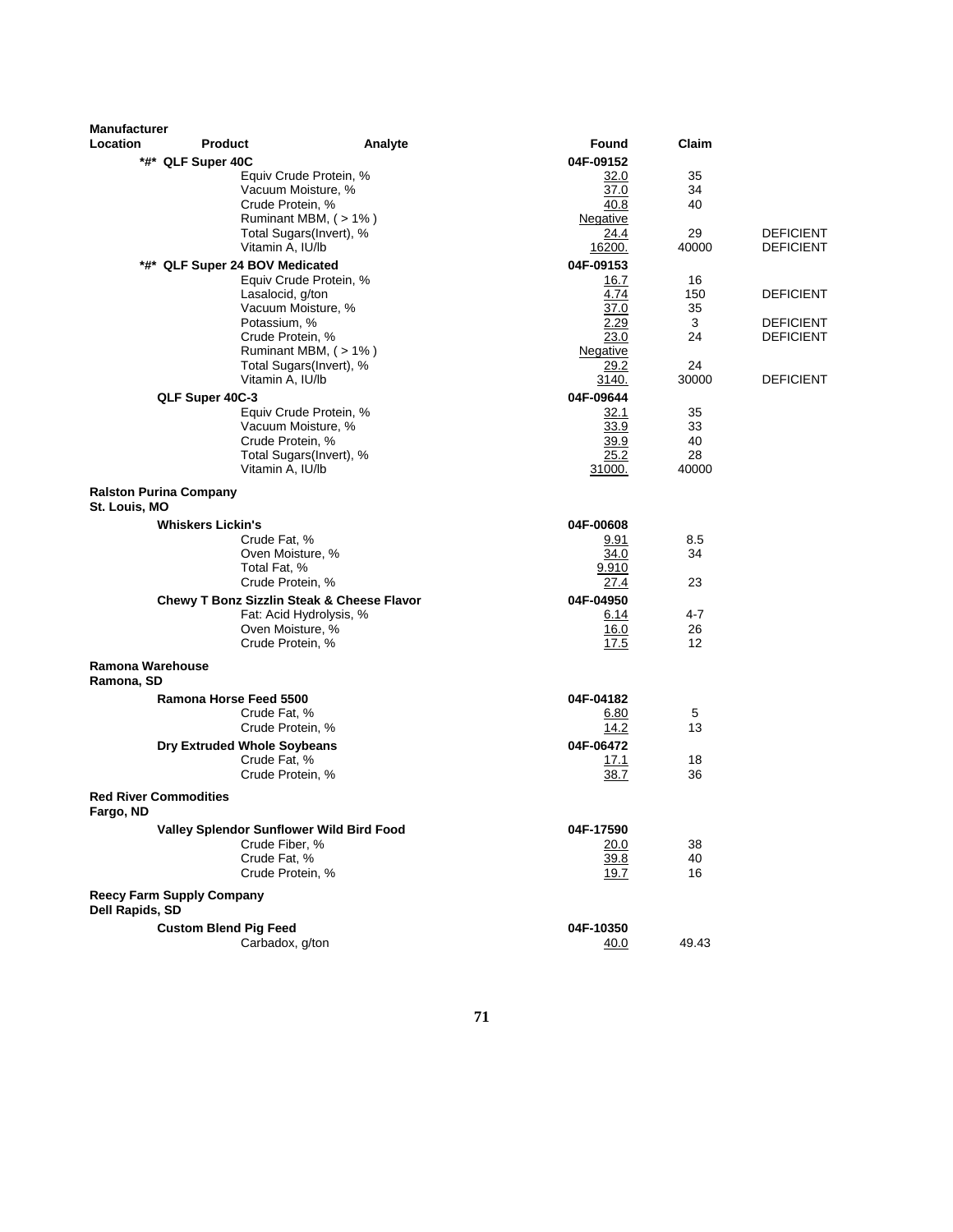| Manufacturer Location | Product | Analyte | Found | Claim | |
|---|---|---|---|---|---|
| | *#* **QLF Super 40C** | | **04F-09152** | | |
| | | Equiv Crude Protein, % | 32.0 | 35 | |
| | | Vacuum Moisture, % | 37.0 | 34 | |
| | | Crude Protein, % | 40.8 | 40 | |
| | | Ruminant MBM, ( > 1% ) | Negative | | |
| | | Total Sugars(Invert), % | 24.4 | 29 | DEFICIENT |
| | | Vitamin A, IU/lb | 16200. | 40000 | DEFICIENT |
| | *#* **QLF Super 24 BOV Medicated** | | **04F-09153** | | |
| | | Equiv Crude Protein, % | 16.7 | 16 | |
| | | Lasalocid, g/ton | 4.74 | 150 | DEFICIENT |
| | | Vacuum Moisture, % | 37.0 | 35 | |
| | | Potassium, % | 2.29 | 3 | DEFICIENT |
| | | Crude Protein, % | 23.0 | 24 | DEFICIENT |
| | | Ruminant MBM, ( > 1% ) | Negative | | |
| | | Total Sugars(Invert), % | 29.2 | 24 | |
| | | Vitamin A, IU/lb | 3140. | 30000 | DEFICIENT |
| | **QLF Super 40C-3** | | **04F-09644** | | |
| | | Equiv Crude Protein, % | 32.1 | 35 | |
| | | Vacuum Moisture, % | 33.9 | 33 | |
| | | Crude Protein, % | 39.9 | 40 | |
| | | Total Sugars(Invert), % | 25.2 | 28 | |
| | | Vitamin A, IU/lb | 31000. | 40000 | |
| **Ralston Purina Company St. Louis, MO** | | | | | |
| | **Whiskers Lickin's** | | **04F-00608** | | |
| | | Crude Fat, % | 9.91 | 8.5 | |
| | | Oven Moisture, % | 34.0 | 34 | |
| | | Total Fat, % | 9.910 | | |
| | | Crude Protein, % | 27.4 | 23 | |
| | **Chewy T Bonz Sizzlin Steak & Cheese Flavor** | | **04F-04950** | | |
| | | Fat: Acid Hydrolysis, % | 6.14 | 4-7 | |
| | | Oven Moisture, % | 16.0 | 26 | |
| | | Crude Protein, % | 17.5 | 12 | |
| **Ramona Warehouse Ramona, SD** | | | | | |
| | **Ramona Horse Feed 5500** | | **04F-04182** | | |
| | | Crude Fat, % | 6.80 | 5 | |
| | | Crude Protein, % | 14.2 | 13 | |
| | **Dry Extruded Whole Soybeans** | | **04F-06472** | | |
| | | Crude Fat, % | 17.1 | 18 | |
| | | Crude Protein, % | 38.7 | 36 | |
| **Red River Commodities Fargo, ND** | | | | | |
| | **Valley Splendor Sunflower Wild Bird Food** | | **04F-17590** | | |
| | | Crude Fiber, % | 20.0 | 38 | |
| | | Crude Fat, % | 39.8 | 40 | |
| | | Crude Protein, % | 19.7 | 16 | |
| **Reecy Farm Supply Company Dell Rapids, SD** | | | | | |
| | **Custom Blend Pig Feed** | | **04F-10350** | | |
| | | Carbadox, g/ton | 40.0 | 49.43 | |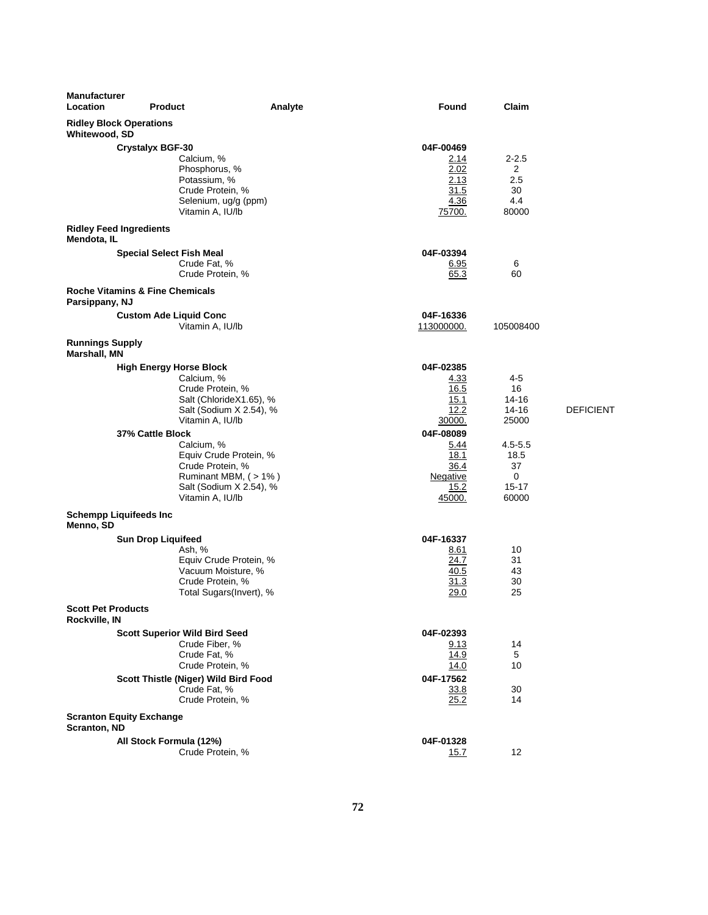| Manufacturer Location | Product | Analyte | Found | Claim | |
|---|---|---|---|---|---|
| **Ridley Block Operations Whitewood, SD** | | | | | |
| | **Crystalyx BGF-30** | | 04F-00469 | | |
| | | Calcium, % | 2.14 | 2-2.5 | |
| | | Phosphorus, % | 2.02 | 2 | |
| | | Potassium, % | 2.13 | 2.5 | |
| | | Crude Protein, % | 31.5 | 30 | |
| | | Selenium, ug/g (ppm) | 4.36 | 4.4 | |
| | | Vitamin A, IU/lb | 75700. | 80000 | |
| **Ridley Feed Ingredients Mendota, IL** | | | | | |
| | **Special Select Fish Meal** | | 04F-03394 | | |
| | | Crude Fat, % | 6.95 | 6 | |
| | | Crude Protein, % | 65.3 | 60 | |
| **Roche Vitamins & Fine Chemicals Parsippany, NJ** | | | | | |
| | **Custom Ade Liquid Conc** | | 04F-16336 | | |
| | | Vitamin A, IU/lb | 113000000. | 105008400 | |
| **Runnings Supply Marshall, MN** | | | | | |
| | **High Energy Horse Block** | | 04F-02385 | | |
| | | Calcium, % | 4.33 | 4-5 | |
| | | Crude Protein, % | 16.5 | 16 | |
| | | Salt (ChlorideX1.65), % | 15.1 | 14-16 | |
| | | Salt (Sodium X 2.54), % | 12.2 | 14-16 | DEFICIENT |
| | | Vitamin A, IU/lb | 30000. | 25000 | |
| | **37% Cattle Block** | | 04F-08089 | | |
| | | Calcium, % | 5.44 | 4.5-5.5 | |
| | | Equiv Crude Protein, % | 18.1 | 18.5 | |
| | | Crude Protein, % | 36.4 | 37 | |
| | | Ruminant MBM, ( > 1% ) | Negative | 0 | |
| | | Salt (Sodium X 2.54), % | 15.2 | 15-17 | |
| | | Vitamin A, IU/lb | 45000. | 60000 | |
| **Schempp Liquifeeds Inc Menno, SD** | | | | | |
| | **Sun Drop Liquifeed** | | 04F-16337 | | |
| | | Ash, % | 8.61 | 10 | |
| | | Equiv Crude Protein, % | 24.7 | 31 | |
| | | Vacuum Moisture, % | 40.5 | 43 | |
| | | Crude Protein, % | 31.3 | 30 | |
| | | Total Sugars(Invert), % | 29.0 | 25 | |
| **Scott Pet Products Rockville, IN** | | | | | |
| | **Scott Superior Wild Bird Seed** | | 04F-02393 | | |
| | | Crude Fiber, % | 9.13 | 14 | |
| | | Crude Fat, % | 14.9 | 5 | |
| | | Crude Protein, % | 14.0 | 10 | |
| | **Scott Thistle (Niger) Wild Bird Food** | | 04F-17562 | | |
| | | Crude Fat, % | 33.8 | 30 | |
| | | Crude Protein, % | 25.2 | 14 | |
| **Scranton Equity Exchange Scranton, ND** | | | | | |
| | **All Stock Formula (12%)** | | 04F-01328 | | |
| | | Crude Protein, % | 15.7 | 12 | |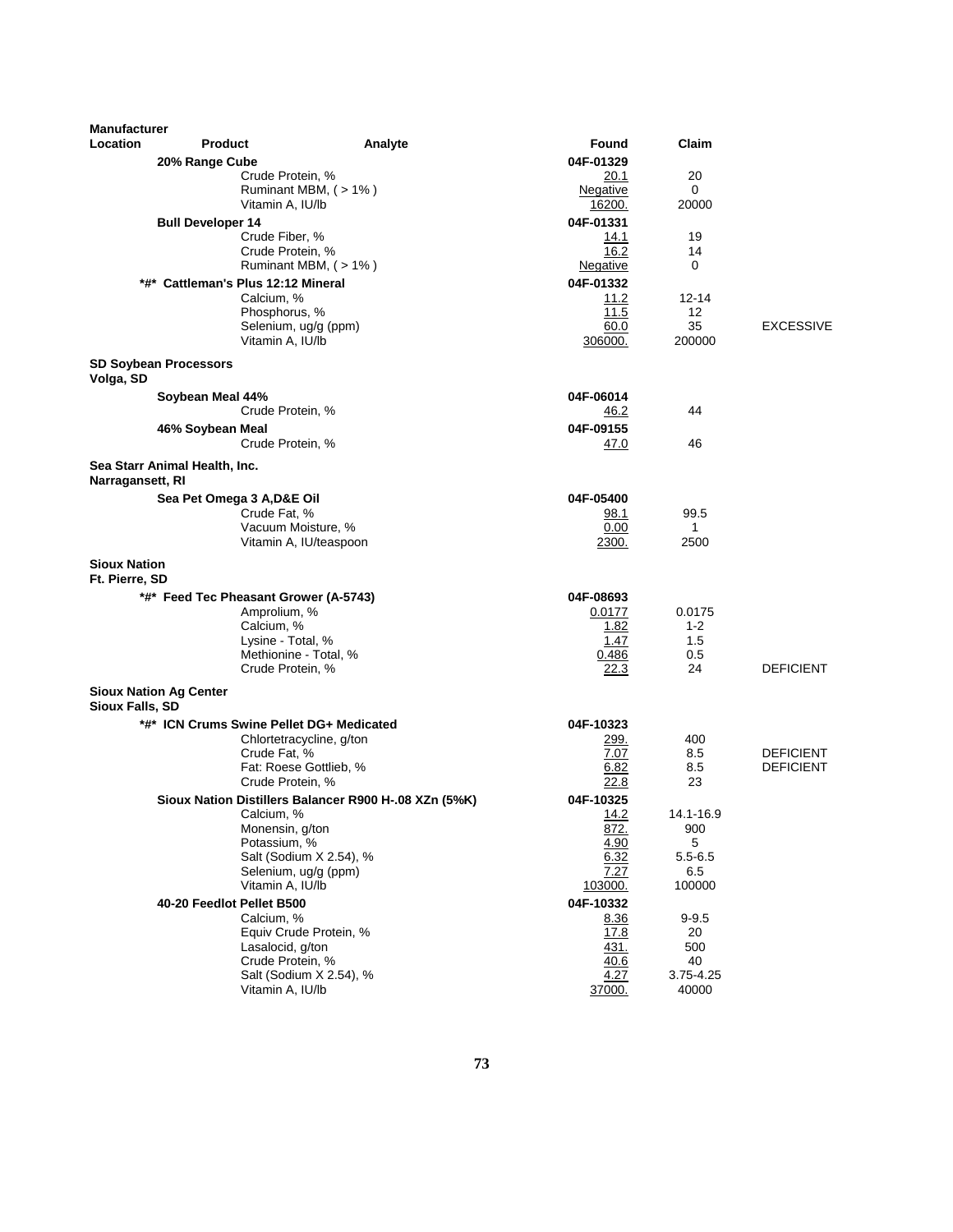| Manufacturer Location | Product | Analyte | Found | Claim | |
|---|---|---|---|---|---|
| | 20% Range Cube | | 04F-01329 | | |
| | | Crude Protein, % | 20.1 | 20 | |
| | | Ruminant MBM, ( > 1% ) | Negative | 0 | |
| | | Vitamin A, IU/lb | 16200. | 20000 | |
| | Bull Developer 14 | | 04F-01331 | | |
| | | Crude Fiber, % | 14.1 | 19 | |
| | | Crude Protein, % | 16.2 | 14 | |
| | | Ruminant MBM, ( > 1% ) | Negative | 0 | |
| | *#* Cattleman's Plus 12:12 Mineral | | 04F-01332 | | |
| | | Calcium, % | 11.2 | 12-14 | |
| | | Phosphorus, % | 11.5 | 12 | |
| | | Selenium, ug/g (ppm) | 60.0 | 35 | EXCESSIVE |
| | | Vitamin A, IU/lb | 306000. | 200000 | |
| **SD Soybean Processors**<br>**Volga, SD** | | | | | |
| | Soybean Meal 44% | | 04F-06014 | | |
| | | Crude Protein, % | 46.2 | 44 | |
| | 46% Soybean Meal | | 04F-09155 | | |
| | | Crude Protein, % | 47.0 | 46 | |
| **Sea Starr Animal Health, Inc.**<br>**Narragansett, RI** | | | | | |
| | Sea Pet Omega 3 A,D&E Oil | | 04F-05400 | | |
| | | Crude Fat, % | 98.1 | 99.5 | |
| | | Vacuum Moisture, % | 0.00 | 1 | |
| | | Vitamin A, IU/teaspoon | 2300. | 2500 | |
| **Sioux Nation**<br>**Ft. Pierre, SD** | | | | | |
| | *#* Feed Tec Pheasant Grower (A-5743) | | 04F-08693 | | |
| | | Amprolium, % | 0.0177 | 0.0175 | |
| | | Calcium, % | 1.82 | 1-2 | |
| | | Lysine - Total, % | 1.47 | 1.5 | |
| | | Methionine - Total, % | 0.486 | 0.5 | |
| | | Crude Protein, % | 22.3 | 24 | DEFICIENT |
| **Sioux Nation Ag Center**<br>**Sioux Falls, SD** | | | | | |
| | *#* ICN Crums Swine Pellet DG+ Medicated | | 04F-10323 | | |
| | | Chlortetracycline, g/ton | 299. | 400 | |
| | | Crude Fat, % | 7.07 | 8.5 | DEFICIENT |
| | | Fat: Roese Gottlieb, % | 6.82 | 8.5 | DEFICIENT |
| | | Crude Protein, % | 22.8 | 23 | |
| | Sioux Nation Distillers Balancer R900 H-.08 XZn (5%K) | | 04F-10325 | | |
| | | Calcium, % | 14.2 | 14.1-16.9 | |
| | | Monensin, g/ton | 872. | 900 | |
| | | Potassium, % | 4.90 | 5 | |
| | | Salt (Sodium X 2.54), % | 6.32 | 5.5-6.5 | |
| | | Selenium, ug/g (ppm) | 7.27 | 6.5 | |
| | | Vitamin A, IU/lb | 103000. | 100000 | |
| | 40-20 Feedlot Pellet B500 | | 04F-10332 | | |
| | | Calcium, % | 8.36 | 9-9.5 | |
| | | Equiv Crude Protein, % | 17.8 | 20 | |
| | | Lasalocid, g/ton | 431. | 500 | |
| | | Crude Protein, % | 40.6 | 40 | |
| | | Salt (Sodium X 2.54), % | 4.27 | 3.75-4.25 | |
| | | Vitamin A, IU/lb | 37000. | 40000 | |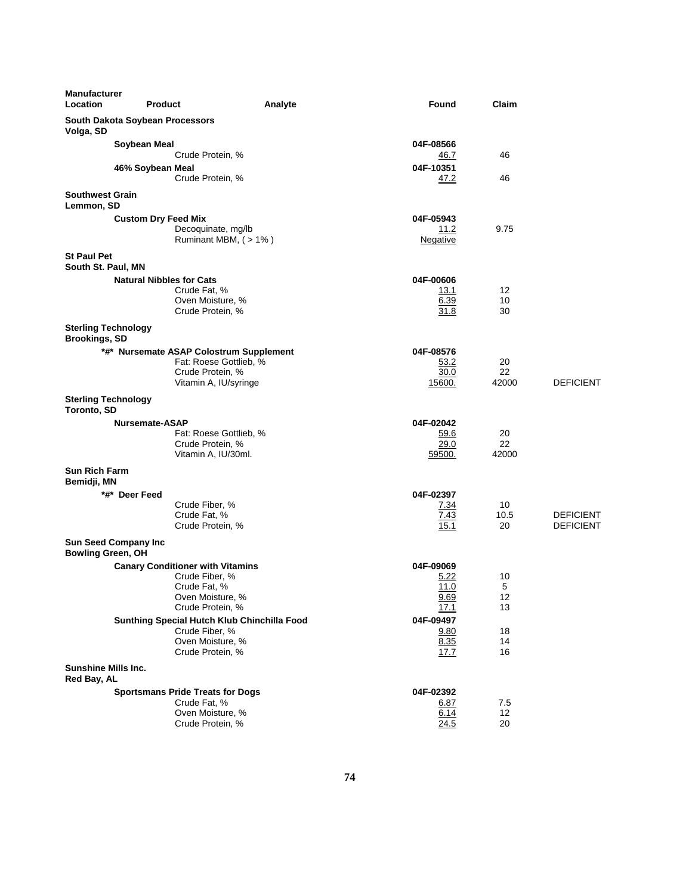| Manufacturer Location | Product | Analyte | Found | Claim | |
|---|---|---|---|---|---|
| **South Dakota Soybean Processors** Volga, SD | | | | | |
| | **Soybean Meal** | | 04F-08566 | | |
| | | Crude Protein, % | 46.7 | 46 | |
| | **46% Soybean Meal** | | 04F-10351 | | |
| | | Crude Protein, % | 47.2 | 46 | |
| **Southwest Grain** Lemmon, SD | | | | | |
| | **Custom Dry Feed Mix** | | 04F-05943 | | |
| | | Decoquinate, mg/lb | 11.2 | 9.75 | |
| | | Ruminant MBM, ( > 1% ) | Negative | | |
| **St Paul Pet** South St. Paul, MN | | | | | |
| | **Natural Nibbles for Cats** | | 04F-00606 | | |
| | | Crude Fat, % | 13.1 | 12 | |
| | | Oven Moisture, % | 6.39 | 10 | |
| | | Crude Protein, % | 31.8 | 30 | |
| **Sterling Technology** Brookings, SD | | | | | |
| | **\*#\* Nursemate ASAP Colostrum Supplement** | | 04F-08576 | | |
| | | Fat: Roese Gottlieb, % | 53.2 | 20 | |
| | | Crude Protein, % | 30.0 | 22 | |
| | | Vitamin A, IU/syringe | 15600. | 42000 | DEFICIENT |
| **Sterling Technology** Toronto, SD | | | | | |
| | **Nursemate-ASAP** | | 04F-02042 | | |
| | | Fat: Roese Gottlieb, % | 59.6 | 20 | |
| | | Crude Protein, % | 29.0 | 22 | |
| | | Vitamin A, IU/30ml. | 59500. | 42000 | |
| **Sun Rich Farm** Bemidji, MN | | | | | |
| | **\*#\* Deer Feed** | | 04F-02397 | | |
| | | Crude Fiber, % | 7.34 | 10 | |
| | | Crude Fat, % | 7.43 | 10.5 | DEFICIENT |
| | | Crude Protein, % | 15.1 | 20 | DEFICIENT |
| **Sun Seed Company Inc** Bowling Green, OH | | | | | |
| | **Canary Conditioner with Vitamins** | | 04F-09069 | | |
| | | Crude Fiber, % | 5.22 | 10 | |
| | | Crude Fat, % | 11.0 | 5 | |
| | | Oven Moisture, % | 9.69 | 12 | |
| | | Crude Protein, % | 17.1 | 13 | |
| | **Sunthing Special Hutch Klub Chinchilla Food** | | 04F-09497 | | |
| | | Crude Fiber, % | 9.80 | 18 | |
| | | Oven Moisture, % | 8.35 | 14 | |
| | | Crude Protein, % | 17.7 | 16 | |
| **Sunshine Mills Inc.** Red Bay, AL | | | | | |
| | **Sportsmans Pride Treats for Dogs** | | 04F-02392 | | |
| | | Crude Fat, % | 6.87 | 7.5 | |
| | | Oven Moisture, % | 6.14 | 12 | |
| | | Crude Protein, % | 24.5 | 20 | |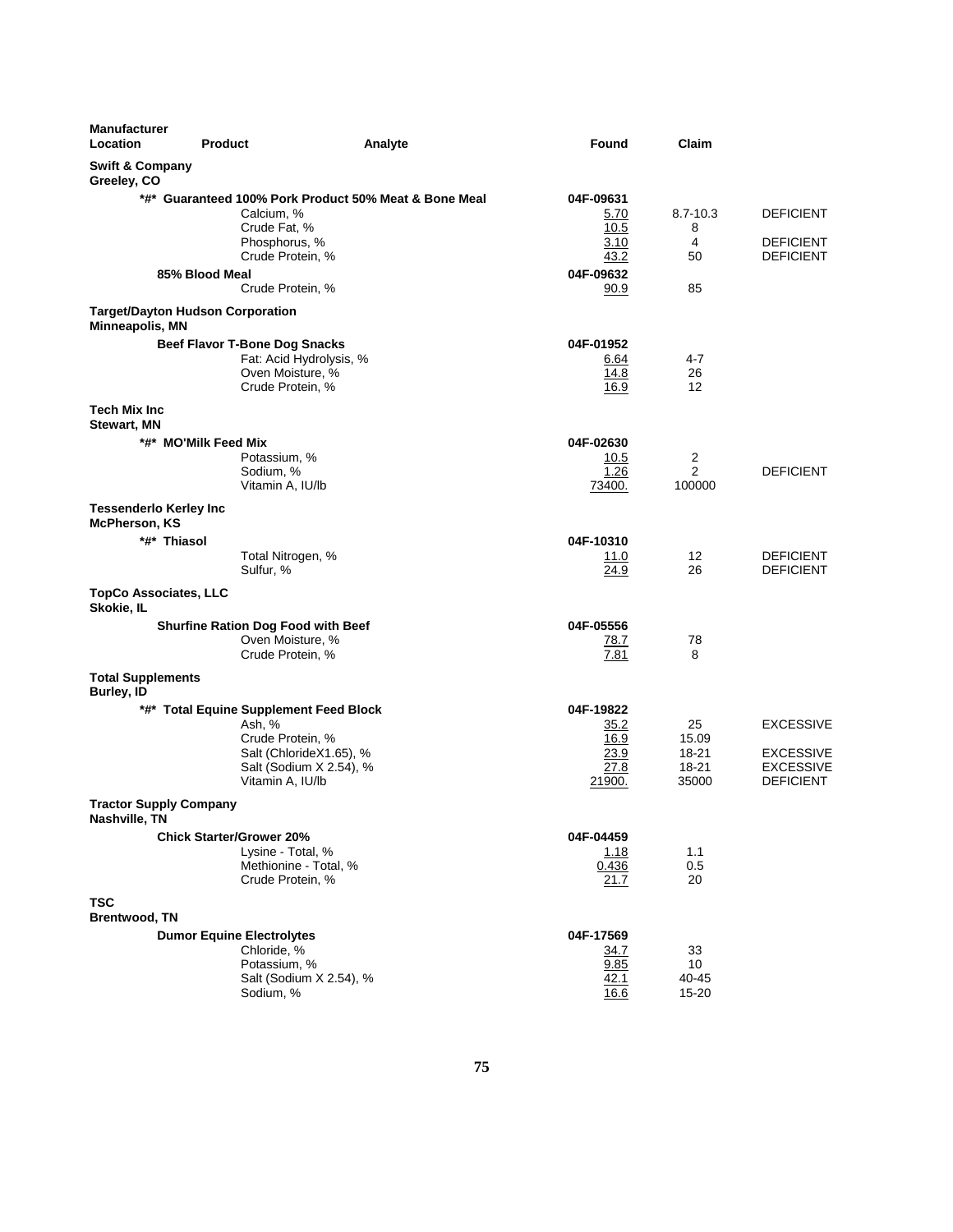| Manufacturer Location | Product | Analyte | Found | Claim | |
|---|---|---|---|---|---|
| **Swift & Company** Greeley, CO | | | | | |
| | ***#* Guaranteed 100% Pork Product 50% Meat & Bone Meal** | | 04F-09631 | | |
| | | Calcium, % | 5.70 | 8.7-10.3 | DEFICIENT |
| | | Crude Fat, % | 10.5 | 8 | |
| | | Phosphorus, % | 3.10 | 4 | DEFICIENT |
| | | Crude Protein, % | 43.2 | 50 | DEFICIENT |
| | **85% Blood Meal** | | 04F-09632 | | |
| | | Crude Protein, % | 90.9 | 85 | |
| **Target/Dayton Hudson Corporation** Minneapolis, MN | | | | | |
| | **Beef Flavor T-Bone Dog Snacks** | | 04F-01952 | | |
| | | Fat: Acid Hydrolysis, % | 6.64 | 4-7 | |
| | | Oven Moisture, % | 14.8 | 26 | |
| | | Crude Protein, % | 16.9 | 12 | |
| **Tech Mix Inc** Stewart, MN | | | | | |
| | ***#* MO'Milk Feed Mix** | | 04F-02630 | | |
| | | Potassium, % | 10.5 | 2 | |
| | | Sodium, % | 1.26 | 2 | DEFICIENT |
| | | Vitamin A, IU/lb | 73400. | 100000 | |
| **Tessenderlo Kerley Inc** McPherson, KS | | | | | |
| | ***#* Thiasol** | | 04F-10310 | | |
| | | Total Nitrogen, % | 11.0 | 12 | DEFICIENT |
| | | Sulfur, % | 24.9 | 26 | DEFICIENT |
| **TopCo Associates, LLC** Skokie, IL | | | | | |
| | **Shurfine Ration Dog Food with Beef** | | 04F-05556 | | |
| | | Oven Moisture, % | 78.7 | 78 | |
| | | Crude Protein, % | 7.81 | 8 | |
| **Total Supplements** Burley, ID | | | | | |
| | ***#* Total Equine Supplement Feed Block** | | 04F-19822 | | |
| | | Ash, % | 35.2 | 25 | EXCESSIVE |
| | | Crude Protein, % | 16.9 | 15.09 | |
| | | Salt (ChlorideX1.65), % | 23.9 | 18-21 | EXCESSIVE |
| | | Salt (Sodium X 2.54), % | 27.8 | 18-21 | EXCESSIVE |
| | | Vitamin A, IU/lb | 21900. | 35000 | DEFICIENT |
| **Tractor Supply Company** Nashville, TN | | | | | |
| | **Chick Starter/Grower 20%** | | 04F-04459 | | |
| | | Lysine - Total, % | 1.18 | 1.1 | |
| | | Methionine - Total, % | 0.436 | 0.5 | |
| | | Crude Protein, % | 21.7 | 20 | |
| **TSC** Brentwood, TN | | | | | |
| | **Dumor Equine Electrolytes** | | 04F-17569 | | |
| | | Chloride, % | 34.7 | 33 | |
| | | Potassium, % | 9.85 | 10 | |
| | | Salt (Sodium X 2.54), % | 42.1 | 40-45 | |
| | | Sodium, % | 16.6 | 15-20 | |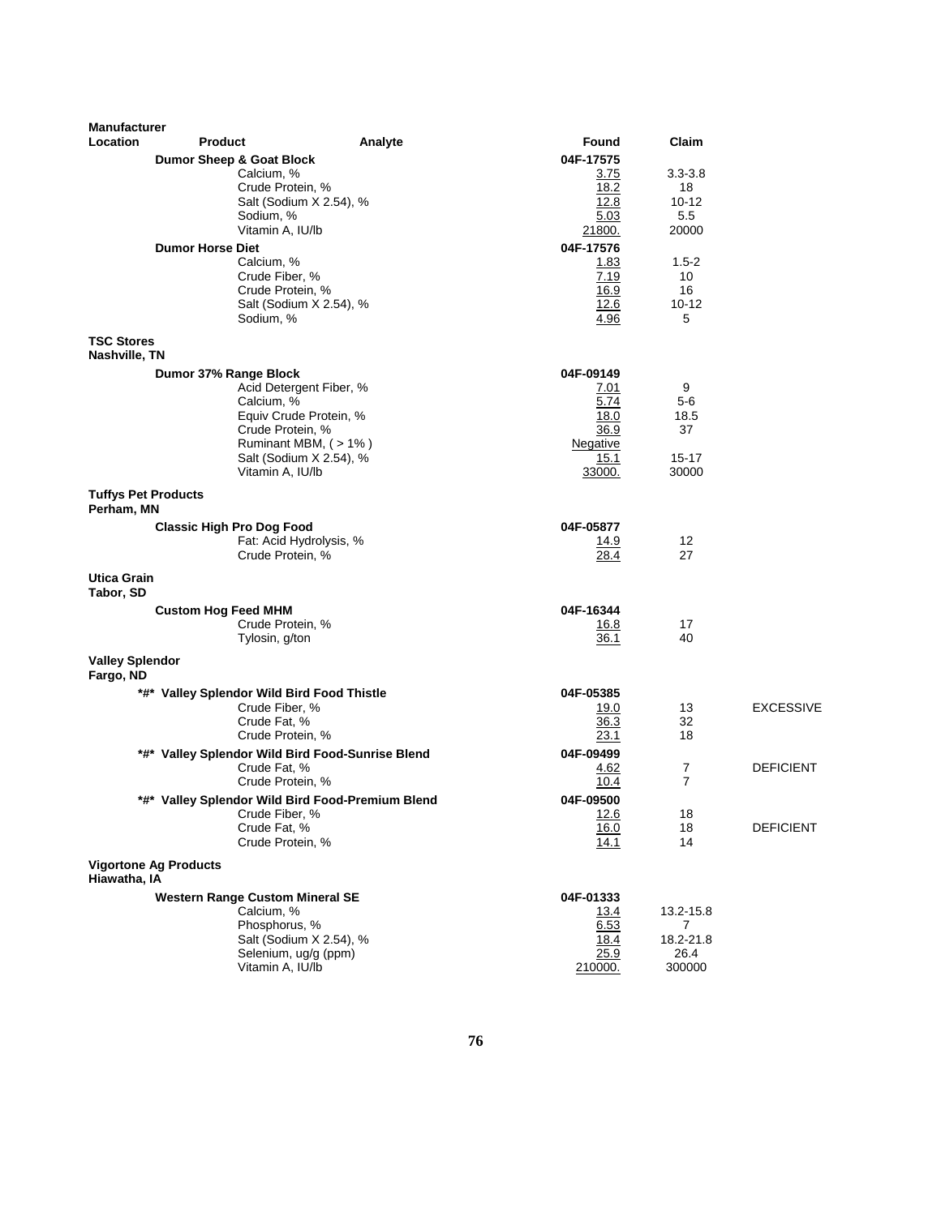| Manufacturer Location | Product | Analyte | Found | Claim | |
|---|---|---|---|---|---|
| | **Dumor Sheep & Goat Block** | | **04F-17575** | | |
| | | Calcium, % | 3.75 | 3.3-3.8 | |
| | | Crude Protein, % | 18.2 | 18 | |
| | | Salt (Sodium X 2.54), % | 12.8 | 10-12 | |
| | | Sodium, % | 5.03 | 5.5 | |
| | | Vitamin A, IU/lb | 21800. | 20000 | |
| | **Dumor Horse Diet** | | **04F-17576** | | |
| | | Calcium, % | 1.83 | 1.5-2 | |
| | | Crude Fiber, % | 7.19 | 10 | |
| | | Crude Protein, % | 16.9 | 16 | |
| | | Salt (Sodium X 2.54), % | 12.6 | 10-12 | |
| | | Sodium, % | 4.96 | 5 | |
| **TSC Stores Nashville, TN** | | | | | |
| | **Dumor 37% Range Block** | | **04F-09149** | | |
| | | Acid Detergent Fiber, % | 7.01 | 9 | |
| | | Calcium, % | 5.74 | 5-6 | |
| | | Equiv Crude Protein, % | 18.0 | 18.5 | |
| | | Crude Protein, % | 36.9 | 37 | |
| | | Ruminant MBM, ( > 1% ) | Negative | | |
| | | Salt (Sodium X 2.54), % | 15.1 | 15-17 | |
| | | Vitamin A, IU/lb | 33000. | 30000 | |
| **Tuffys Pet Products Perham, MN** | | | | | |
| | **Classic High Pro Dog Food** | | **04F-05877** | | |
| | | Fat: Acid Hydrolysis, % | 14.9 | 12 | |
| | | Crude Protein, % | 28.4 | 27 | |
| **Utica Grain Tabor, SD** | | | | | |
| | **Custom Hog Feed MHM** | | **04F-16344** | | |
| | | Crude Protein, % | 16.8 | 17 | |
| | | Tylosin, g/ton | 36.1 | 40 | |
| **Valley Splendor Fargo, ND** | | | | | |
| | **\*#\* Valley Splendor Wild Bird Food Thistle** | | **04F-05385** | | |
| | | Crude Fiber, % | 19.0 | 13 | EXCESSIVE |
| | | Crude Fat, % | 36.3 | 32 | |
| | | Crude Protein, % | 23.1 | 18 | |
| | **\*#\* Valley Splendor Wild Bird Food-Sunrise Blend** | | **04F-09499** | | |
| | | Crude Fat, % | 4.62 | 7 | DEFICIENT |
| | | Crude Protein, % | 10.4 | 7 | |
| | **\*#\* Valley Splendor Wild Bird Food-Premium Blend** | | **04F-09500** | | |
| | | Crude Fiber, % | 12.6 | 18 | |
| | | Crude Fat, % | 16.0 | 18 | DEFICIENT |
| | | Crude Protein, % | 14.1 | 14 | |
| **Vigortone Ag Products Hiawatha, IA** | | | | | |
| | **Western Range Custom Mineral SE** | | **04F-01333** | | |
| | | Calcium, % | 13.4 | 13.2-15.8 | |
| | | Phosphorus, % | 6.53 | 7 | |
| | | Salt (Sodium X 2.54), % | 18.4 | 18.2-21.8 | |
| | | Selenium, ug/g (ppm) | 25.9 | 26.4 | |
| | | Vitamin A, IU/lb | 210000. | 300000 | |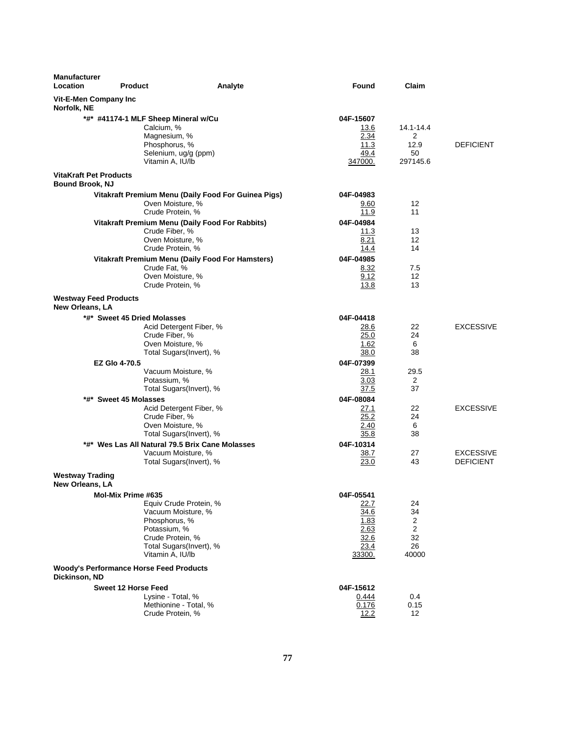| Manufacturer Location | Product | Analyte | Found | Claim | |
|---|---|---|---|---|---|
| **Vit-E-Men Company Inc Norfolk, NE** | | | | | |
| | ***#* #41174-1 MLF Sheep Mineral w/Cu** | | **04F-15607** | | |
| | | Calcium, % | 13.6 | 14.1-14.4 | |
| | | Magnesium, % | 2.34 | 2 | |
| | | Phosphorus, % | 11.3 | 12.9 | DEFICIENT |
| | | Selenium, ug/g (ppm) | 49.4 | 50 | |
| | | Vitamin A, IU/lb | 347000. | 297145.6 | |
| **VitaKraft Pet Products Bound Brook, NJ** | | | | | |
| | **Vitakraft Premium Menu (Daily Food For Guinea Pigs)** | | **04F-04983** | | |
| | | Oven Moisture, % | 9.60 | 12 | |
| | | Crude Protein, % | 11.9 | 11 | |
| | **Vitakraft Premium Menu (Daily Food For Rabbits)** | | **04F-04984** | | |
| | | Crude Fiber, % | 11.3 | 13 | |
| | | Oven Moisture, % | 8.21 | 12 | |
| | | Crude Protein, % | 14.4 | 14 | |
| | **Vitakraft Premium Menu (Daily Food For Hamsters)** | | **04F-04985** | | |
| | | Crude Fat, % | 8.32 | 7.5 | |
| | | Oven Moisture, % | 9.12 | 12 | |
| | | Crude Protein, % | 13.8 | 13 | |
| **Westway Feed Products New Orleans, LA** | | | | | |
| | ***#* Sweet 45 Dried Molasses** | | **04F-04418** | | |
| | | Acid Detergent Fiber, % | 28.6 | 22 | EXCESSIVE |
| | | Crude Fiber, % | 25.0 | 24 | |
| | | Oven Moisture, % | 1.62 | 6 | |
| | | Total Sugars(Invert), % | 38.0 | 38 | |
| | **EZ Glo 4-70.5** | | **04F-07399** | | |
| | | Vacuum Moisture, % | 28.1 | 29.5 | |
| | | Potassium, % | 3.03 | 2 | |
| | | Total Sugars(Invert), % | 37.5 | 37 | |
| | ***#* Sweet 45 Molasses** | | **04F-08084** | | |
| | | Acid Detergent Fiber, % | 27.1 | 22 | EXCESSIVE |
| | | Crude Fiber, % | 25.2 | 24 | |
| | | Oven Moisture, % | 2.40 | 6 | |
| | | Total Sugars(Invert), % | 35.8 | 38 | |
| | ***#* Wes Las All Natural 79.5 Brix Cane Molasses** | | **04F-10314** | | |
| | | Vacuum Moisture, % | 38.7 | 27 | EXCESSIVE |
| | | Total Sugars(Invert), % | 23.0 | 43 | DEFICIENT |
| **Westway Trading New Orleans, LA** | | | | | |
| | **Mol-Mix Prime #635** | | **04F-05541** | | |
| | | Equiv Crude Protein, % | 22.7 | 24 | |
| | | Vacuum Moisture, % | 34.6 | 34 | |
| | | Phosphorus, % | 1.83 | 2 | |
| | | Potassium, % | 2.63 | 2 | |
| | | Crude Protein, % | 32.6 | 32 | |
| | | Total Sugars(Invert), % | 23.4 | 26 | |
| | | Vitamin A, IU/lb | 33300. | 40000 | |
| **Woody's Performance Horse Feed Products Dickinson, ND** | | | | | |
| | **Sweet 12 Horse Feed** | | **04F-15612** | | |
| | | Lysine - Total, % | 0.444 | 0.4 | |
| | | Methionine - Total, % | 0.176 | 0.15 | |
| | | Crude Protein, % | 12.2 | 12 | |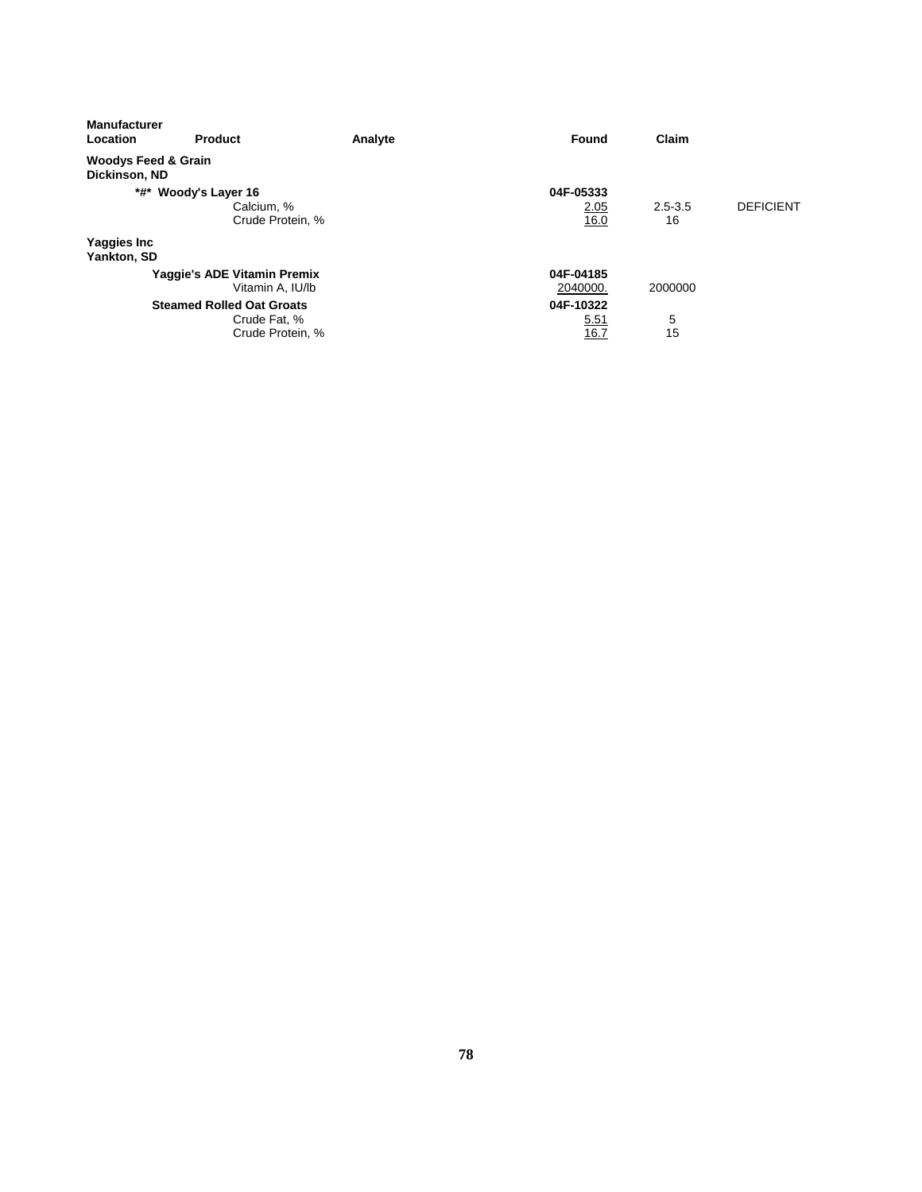| Manufacturer Location | Product | Analyte | Found | Claim | |
|---|---|---|---|---|---|
| **Woodys Feed & Grain** **Dickinson, ND** | | | | | |
| | ***#* Woody's Layer 16** | | **04F-05333** | | |
| | | Calcium, % | 2.05 | 2.5-3.5 | DEFICIENT |
| | | Crude Protein, % | 16.0 | 16 | |
| **Yaggies Inc** **Yankton, SD** | | | | | |
| | **Yaggie's ADE Vitamin Premix** | | **04F-04185** | | |
| | | Vitamin A, IU/lb | 2040000. | 2000000 | |
| | **Steamed Rolled Oat Groats** | | **04F-10322** | | |
| | | Crude Fat, % | 5.51 | 5 | |
| | | Crude Protein, % | 16.7 | 15 | |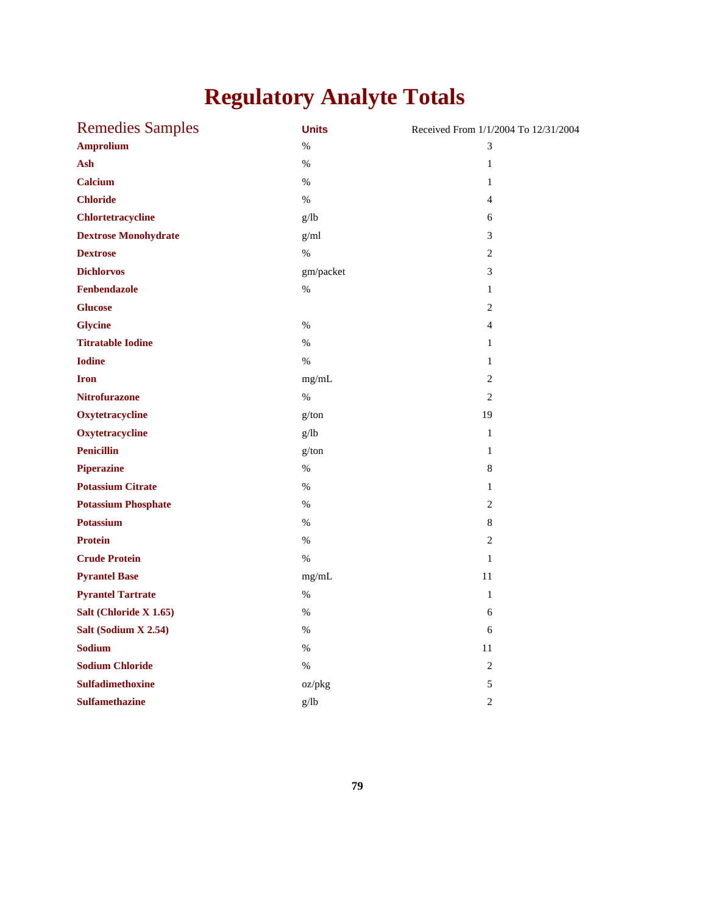# Regulatory Analyte Totals

| Remedies Samples | Units | Received From 1/1/2004 To 12/31/2004 |
|---|---|---|
| **Amprolium** | % | 3 |
| **Ash** | % | 1 |
| **Calcium** | % | 1 |
| **Chloride** | % | 4 |
| **Chlortetracycline** | g/lb | 6 |
| **Dextrose Monohydrate** | g/ml | 3 |
| **Dextrose** | % | 2 |
| **Dichlorvos** | gm/packet | 3 |
| **Fenbendazole** | % | 1 |
| **Glucose** | | 2 |
| **Glycine** | % | 4 |
| **Titratable Iodine** | % | 1 |
| **Iodine** | % | 1 |
| **Iron** | mg/mL | 2 |
| **Nitrofurazone** | % | 2 |
| **Oxytetracycline** | g/ton | 19 |
| **Oxytetracycline** | g/lb | 1 |
| **Penicillin** | g/ton | 1 |
| **Piperazine** | % | 8 |
| **Potassium Citrate** | % | 1 |
| **Potassium Phosphate** | % | 2 |
| **Potassium** | % | 8 |
| **Protein** | % | 2 |
| **Crude Protein** | % | 1 |
| **Pyrantel Base** | mg/mL | 11 |
| **Pyrantel Tartrate** | % | 1 |
| **Salt (Chloride X 1.65)** | % | 6 |
| **Salt (Sodium X 2.54)** | % | 6 |
| **Sodium** | % | 11 |
| **Sodium Chloride** | % | 2 |
| **Sulfadimethoxine** | oz/pkg | 5 |
| **Sulfamethazine** | g/lb | 2 |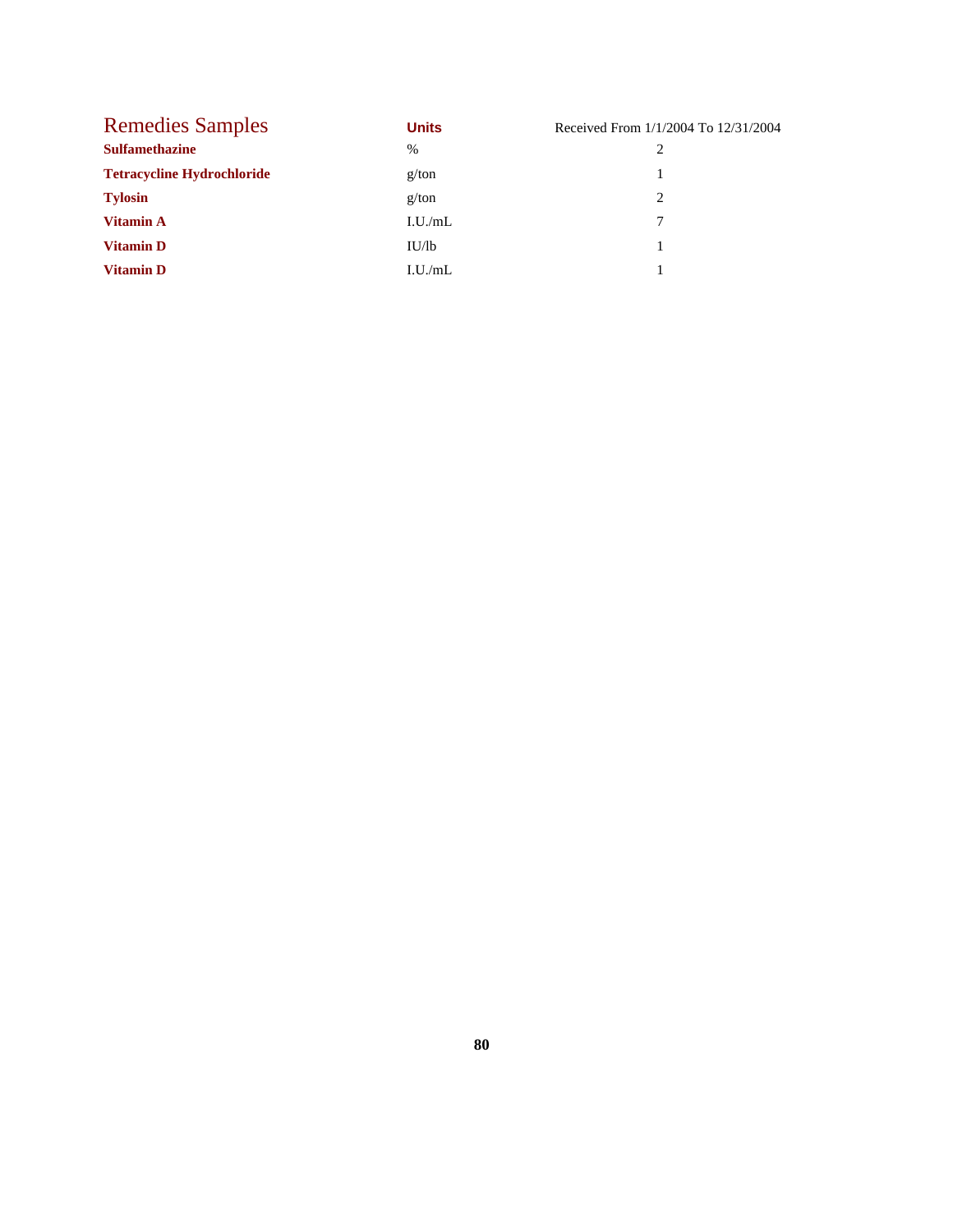| Remedies Samples | Units | Received From 1/1/2004 To 12/31/2004 |
|---|---|---|
| **Sulfamethazine** | % | 2 |
| **Tetracycline Hydrochloride** | g/ton | 1 |
| **Tylosin** | g/ton | 2 |
| **Vitamin A** | I.U./mL | 7 |
| **Vitamin D** | IU/lb | 1 |
| **Vitamin D** | I.U./mL | 1 |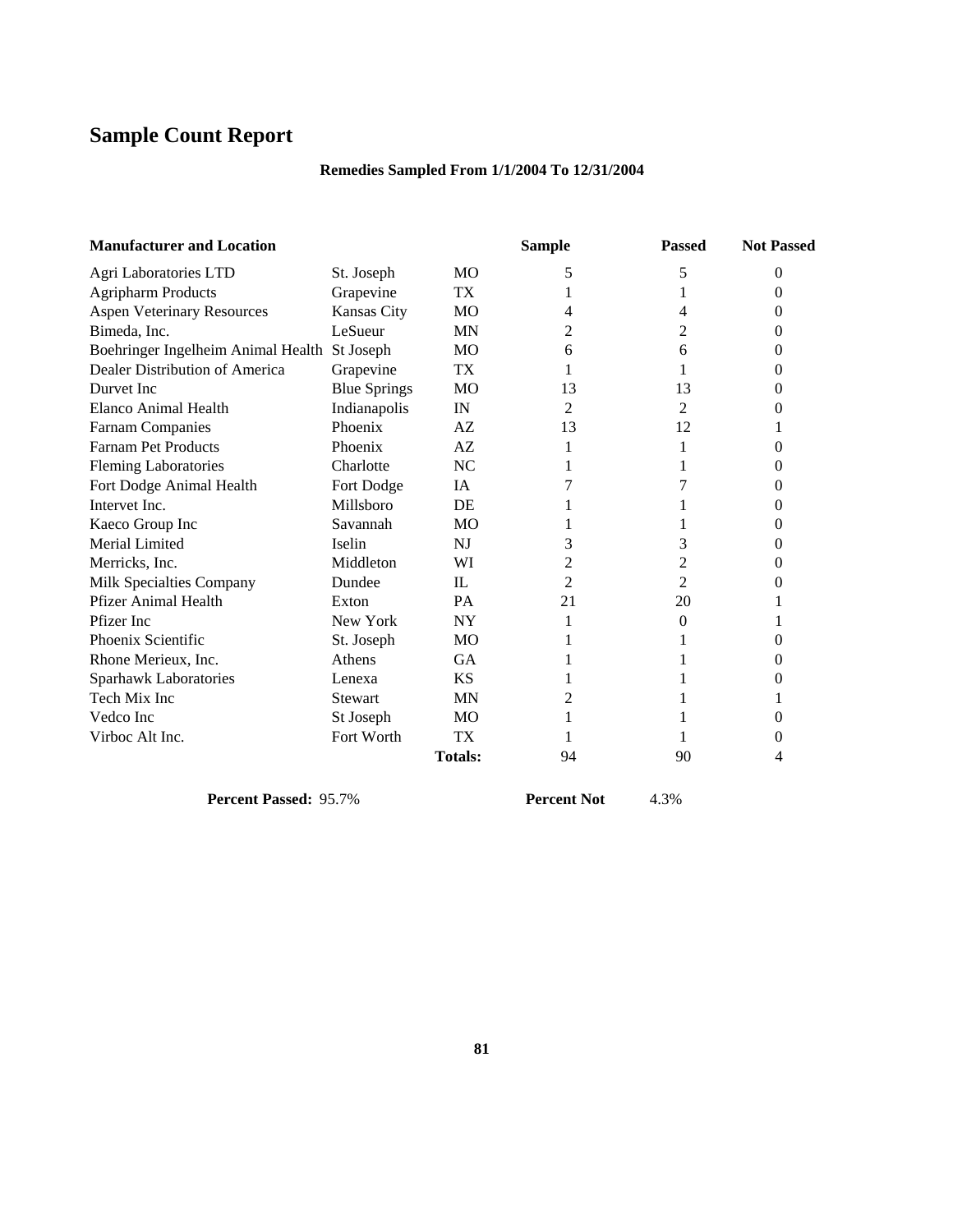# Sample Count Report

**Remedies Sampled From 1/1/2004 To 12/31/2004**

| Manufacturer and Location | | | Sample | Passed | Not Passed |
|---|---|---|---|---|---|
| Agri Laboratories LTD | St. Joseph | MO | 5 | 5 | 0 |
| Agripharm Products | Grapevine | TX | 1 | 1 | 0 |
| Aspen Veterinary Resources | Kansas City | MO | 4 | 4 | 0 |
| Bimeda, Inc. | LeSueur | MN | 2 | 2 | 0 |
| Boehringer Ingelheim Animal Health | St Joseph | MO | 6 | 6 | 0 |
| Dealer Distribution of America | Grapevine | TX | 1 | 1 | 0 |
| Durvet Inc | Blue Springs | MO | 13 | 13 | 0 |
| Elanco Animal Health | Indianapolis | IN | 2 | 2 | 0 |
| Farnam Companies | Phoenix | AZ | 13 | 12 | 1 |
| Farnam Pet Products | Phoenix | AZ | 1 | 1 | 0 |
| Fleming Laboratories | Charlotte | NC | 1 | 1 | 0 |
| Fort Dodge Animal Health | Fort Dodge | IA | 7 | 7 | 0 |
| Intervet Inc. | Millsboro | DE | 1 | 1 | 0 |
| Kaeco Group Inc | Savannah | MO | 1 | 1 | 0 |
| Merial Limited | Iselin | NJ | 3 | 3 | 0 |
| Merricks, Inc. | Middleton | WI | 2 | 2 | 0 |
| Milk Specialties Company | Dundee | IL | 2 | 2 | 0 |
| Pfizer Animal Health | Exton | PA | 21 | 20 | 1 |
| Pfizer Inc | New York | NY | 1 | 0 | 1 |
| Phoenix Scientific | St. Joseph | MO | 1 | 1 | 0 |
| Rhone Merieux, Inc. | Athens | GA | 1 | 1 | 0 |
| Sparhawk Laboratories | Lenexa | KS | 1 | 1 | 0 |
| Tech Mix Inc | Stewart | MN | 2 | 1 | 1 |
| Vedco Inc | St Joseph | MO | 1 | 1 | 0 |
| Virboc Alt Inc. | Fort Worth | TX | 1 | 1 | 0 |
| | | **Totals:** | 94 | 90 | 4 |

**Percent Passed:** 95.7% **Percent Not** 4.3%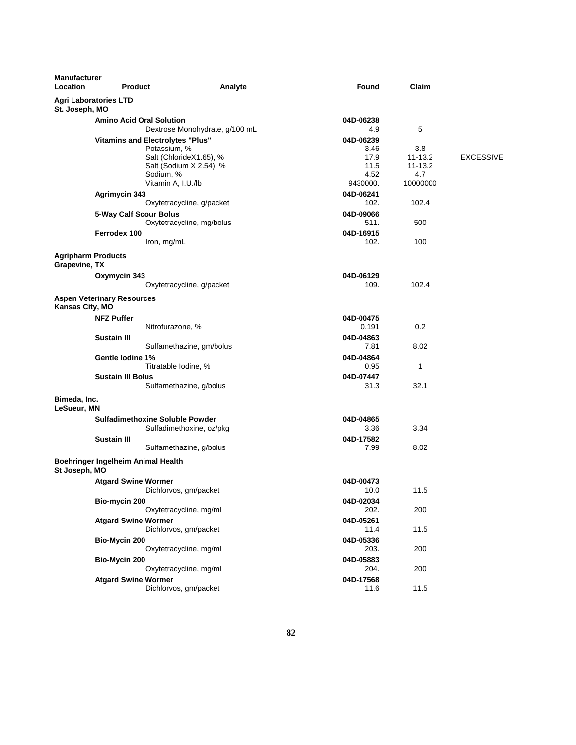| Manufacturer Location | Product | Analyte | Found | Claim | |
|---|---|---|---|---|---|
| **Agri Laboratories LTD St. Joseph, MO** | | | | | |
| | **Amino Acid Oral Solution** | | **04D-06238** | | |
| | | Dextrose Monohydrate, g/100 mL | 4.9 | 5 | |
| | **Vitamins and Electrolytes "Plus"** | | **04D-06239** | | |
| | | Potassium, % | 3.46 | 3.8 | |
| | | Salt (ChlorideX1.65), % | 17.9 | 11-13.2 | EXCESSIVE |
| | | Salt (Sodium X 2.54), % | 11.5 | 11-13.2 | |
| | | Sodium, % | 4.52 | 4.7 | |
| | | Vitamin A, I.U./lb | 9430000. | 10000000 | |
| | **Agrimycin 343** | | **04D-06241** | | |
| | | Oxytetracycline, g/packet | 102. | 102.4 | |
| | **5-Way Calf Scour Bolus** | | **04D-09066** | | |
| | | Oxytetracycline, mg/bolus | 511. | 500 | |
| | **Ferrodex 100** | | **04D-16915** | | |
| | | Iron, mg/mL | 102. | 100 | |
| **Agripharm Products Grapevine, TX** | | | | | |
| | **Oxymycin 343** | | **04D-06129** | | |
| | | Oxytetracycline, g/packet | 109. | 102.4 | |
| **Aspen Veterinary Resources Kansas City, MO** | | | | | |
| | **NFZ Puffer** | | **04D-00475** | | |
| | | Nitrofurazone, % | 0.191 | 0.2 | |
| | **Sustain III** | | **04D-04863** | | |
| | | Sulfamethazine, gm/bolus | 7.81 | 8.02 | |
| | **Gentle Iodine 1%** | | **04D-04864** | | |
| | | Titratable Iodine, % | 0.95 | 1 | |
| | **Sustain III Bolus** | | **04D-07447** | | |
| | | Sulfamethazine, g/bolus | 31.3 | 32.1 | |
| **Bimeda, Inc. LeSueur, MN** | | | | | |
| | **Sulfadimethoxine Soluble Powder** | | **04D-04865** | | |
| | | Sulfadimethoxine, oz/pkg | 3.36 | 3.34 | |
| | **Sustain III** | | **04D-17582** | | |
| | | Sulfamethazine, g/bolus | 7.99 | 8.02 | |
| **Boehringer Ingelheim Animal Health St Joseph, MO** | | | | | |
| | **Atgard Swine Wormer** | | **04D-00473** | | |
| | | Dichlorvos, gm/packet | 10.0 | 11.5 | |
| | **Bio-mycin 200** | | **04D-02034** | | |
| | | Oxytetracycline, mg/ml | 202. | 200 | |
| | **Atgard Swine Wormer** | | **04D-05261** | | |
| | | Dichlorvos, gm/packet | 11.4 | 11.5 | |
| | **Bio-Mycin 200** | | **04D-05336** | | |
| | | Oxytetracycline, mg/ml | 203. | 200 | |
| | **Bio-Mycin 200** | | **04D-05883** | | |
| | | Oxytetracycline, mg/ml | 204. | 200 | |
| | **Atgard Swine Wormer** | | **04D-17568** | | |
| | | Dichlorvos, gm/packet | 11.6 | 11.5 | |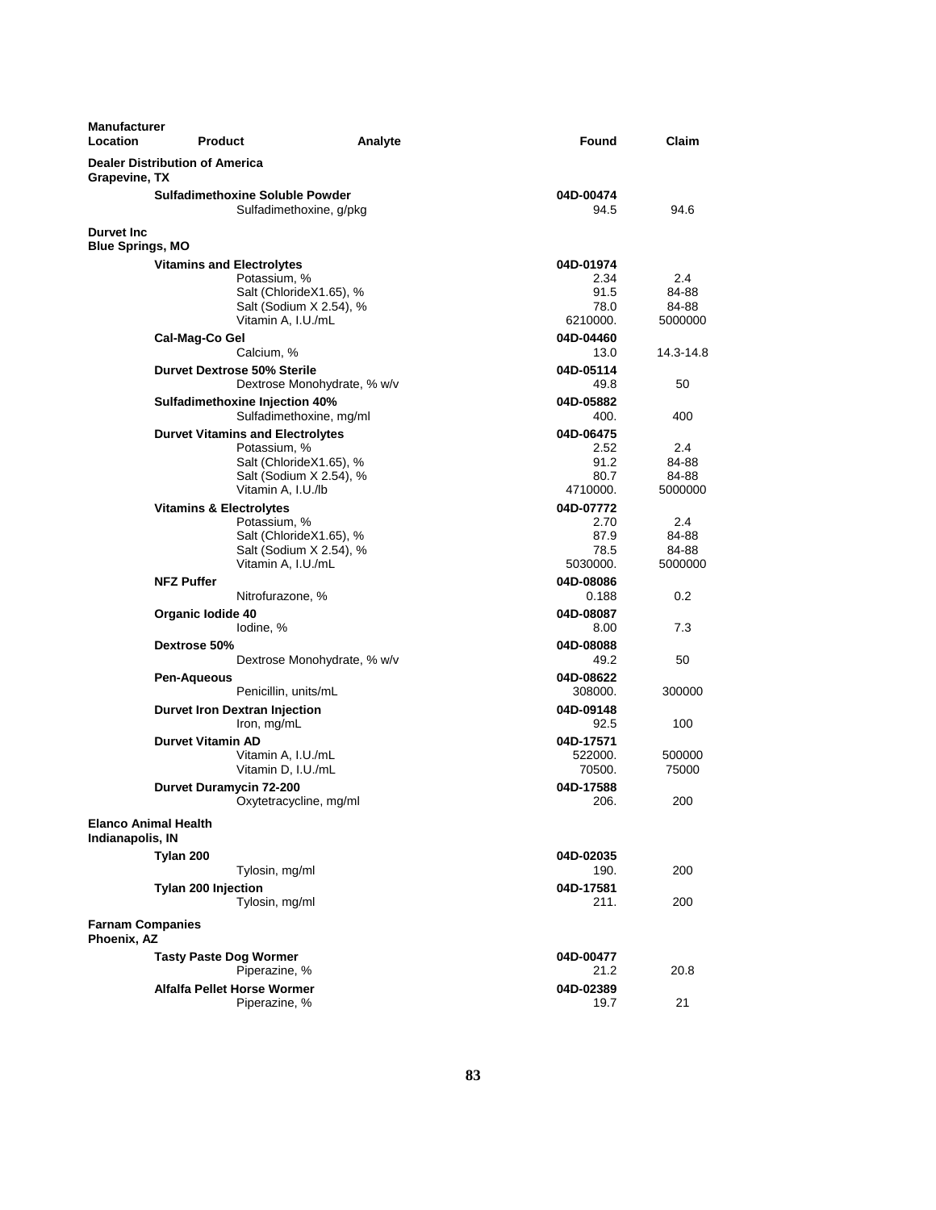| Manufacturer Location | Product | Analyte | Found | Claim |
|---|---|---|---|---|
| **Dealer Distribution of America Grapevine, TX** | | | | |
| | **Sulfadimethoxine Soluble Powder** | | 04D-00474 | |
| | | Sulfadimethoxine, g/pkg | 94.5 | 94.6 |
| **Durvet Inc Blue Springs, MO** | | | | |
| | **Vitamins and Electrolytes** | | 04D-01974 | |
| | | Potassium, % | 2.34 | 2.4 |
| | | Salt (ChlorideX1.65), % | 91.5 | 84-88 |
| | | Salt (Sodium X 2.54), % | 78.0 | 84-88 |
| | | Vitamin A, I.U./mL | 6210000. | 5000000 |
| | **Cal-Mag-Co Gel** | | 04D-04460 | |
| | | Calcium, % | 13.0 | 14.3-14.8 |
| | **Durvet Dextrose 50% Sterile** | | 04D-05114 | |
| | | Dextrose Monohydrate, % w/v | 49.8 | 50 |
| | **Sulfadimethoxine Injection 40%** | | 04D-05882 | |
| | | Sulfadimethoxine, mg/ml | 400. | 400 |
| | **Durvet Vitamins and Electrolytes** | | 04D-06475 | |
| | | Potassium, % | 2.52 | 2.4 |
| | | Salt (ChlorideX1.65), % | 91.2 | 84-88 |
| | | Salt (Sodium X 2.54), % | 80.7 | 84-88 |
| | | Vitamin A, I.U./lb | 4710000. | 5000000 |
| | **Vitamins & Electrolytes** | | 04D-07772 | |
| | | Potassium, % | 2.70 | 2.4 |
| | | Salt (ChlorideX1.65), % | 87.9 | 84-88 |
| | | Salt (Sodium X 2.54), % | 78.5 | 84-88 |
| | | Vitamin A, I.U./mL | 5030000. | 5000000 |
| | **NFZ Puffer** | | 04D-08086 | |
| | | Nitrofurazone, % | 0.188 | 0.2 |
| | **Organic Iodide 40** | | 04D-08087 | |
| | | Iodine, % | 8.00 | 7.3 |
| | **Dextrose 50%** | | 04D-08088 | |
| | | Dextrose Monohydrate, % w/v | 49.2 | 50 |
| | **Pen-Aqueous** | | 04D-08622 | |
| | | Penicillin, units/mL | 308000. | 300000 |
| | **Durvet Iron Dextran Injection** | | 04D-09148 | |
| | | Iron, mg/mL | 92.5 | 100 |
| | **Durvet Vitamin AD** | | 04D-17571 | |
| | | Vitamin A, I.U./mL | 522000. | 500000 |
| | | Vitamin D, I.U./mL | 70500. | 75000 |
| | **Durvet Duramycin 72-200** | | 04D-17588 | |
| | | Oxytetracycline, mg/ml | 206. | 200 |
| **Elanco Animal Health Indianapolis, IN** | | | | |
| | **Tylan 200** | | 04D-02035 | |
| | | Tylosin, mg/ml | 190. | 200 |
| | **Tylan 200 Injection** | | 04D-17581 | |
| | | Tylosin, mg/ml | 211. | 200 |
| **Farnam Companies Phoenix, AZ** | | | | |
| | **Tasty Paste Dog Wormer** | | 04D-00477 | |
| | | Piperazine, % | 21.2 | 20.8 |
| | **Alfalfa Pellet Horse Wormer** | | 04D-02389 | |
| | | Piperazine, % | 19.7 | 21 |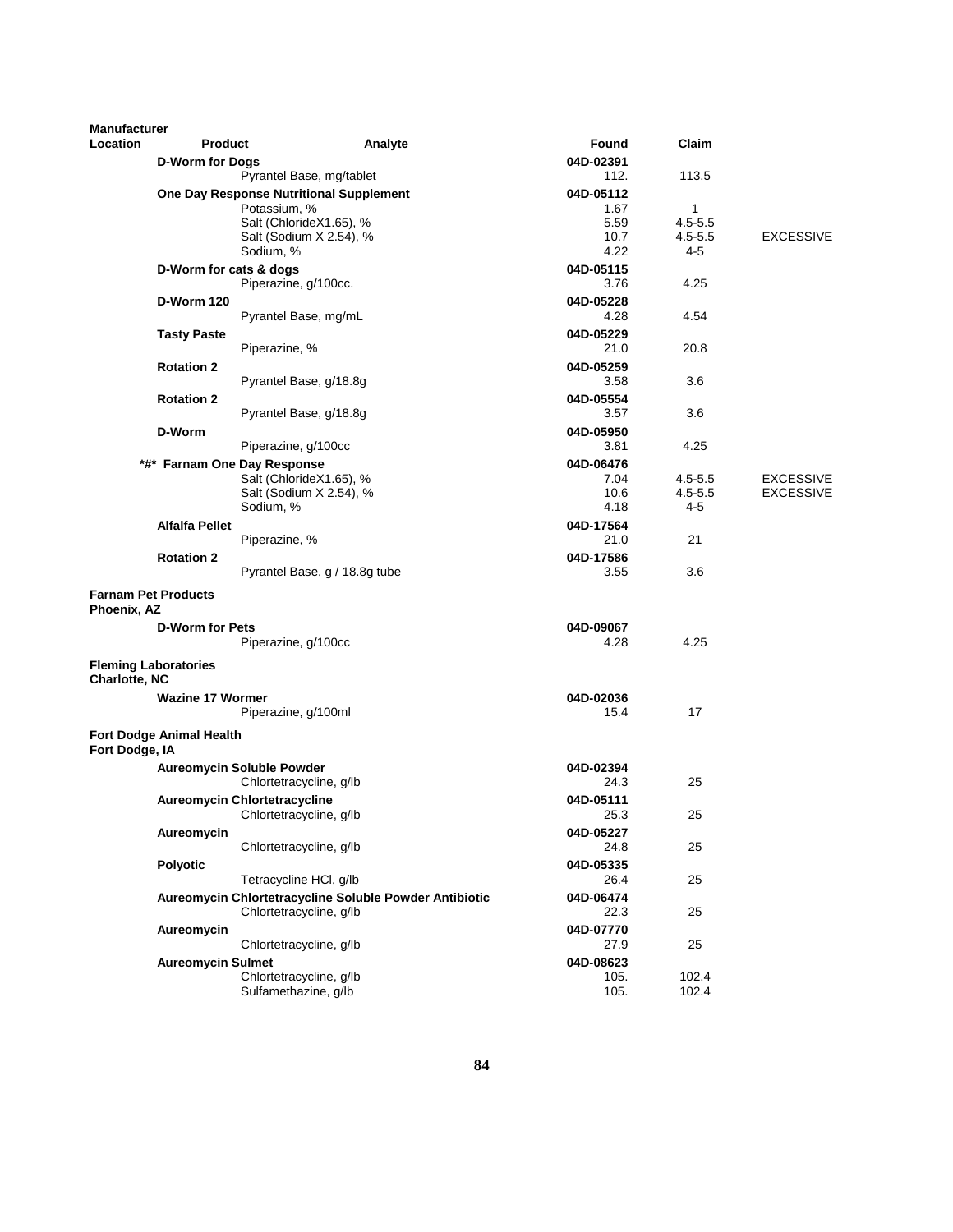| Manufacturer Location | Product | Analyte | Found | Claim | |
|---|---|---|---|---|---|
| | **D-Worm for Dogs** | | **04D-02391** | | |
| | | Pyrantel Base, mg/tablet | 112. | 113.5 | |
| | **One Day Response Nutritional Supplement** | | **04D-05112** | | |
| | | Potassium, % | 1.67 | 1 | |
| | | Salt (ChlorideX1.65), % | 5.59 | 4.5-5.5 | |
| | | Salt (Sodium X 2.54), % | 10.7 | 4.5-5.5 | EXCESSIVE |
| | | Sodium, % | 4.22 | 4-5 | |
| | **D-Worm for cats & dogs** | | **04D-05115** | | |
| | | Piperazine, g/100cc. | 3.76 | 4.25 | |
| | **D-Worm 120** | | **04D-05228** | | |
| | | Pyrantel Base, mg/mL | 4.28 | 4.54 | |
| | **Tasty Paste** | | **04D-05229** | | |
| | | Piperazine, % | 21.0 | 20.8 | |
| | **Rotation 2** | | **04D-05259** | | |
| | | Pyrantel Base, g/18.8g | 3.58 | 3.6 | |
| | **Rotation 2** | | **04D-05554** | | |
| | | Pyrantel Base, g/18.8g | 3.57 | 3.6 | |
| | **D-Worm** | | **04D-05950** | | |
| | | Piperazine, g/100cc | 3.81 | 4.25 | |
| | ***#* Farnam One Day Response** | | **04D-06476** | | |
| | | Salt (ChlorideX1.65), % | 7.04 | 4.5-5.5 | EXCESSIVE |
| | | Salt (Sodium X 2.54), % | 10.6 | 4.5-5.5 | EXCESSIVE |
| | | Sodium, % | 4.18 | 4-5 | |
| | **Alfalfa Pellet** | | **04D-17564** | | |
| | | Piperazine, % | 21.0 | 21 | |
| | **Rotation 2** | | **04D-17586** | | |
| | | Pyrantel Base, g / 18.8g tube | 3.55 | 3.6 | |
| **Farnam Pet Products Phoenix, AZ** | | | | | |
| | **D-Worm for Pets** | | **04D-09067** | | |
| | | Piperazine, g/100cc | 4.28 | 4.25 | |
| **Fleming Laboratories Charlotte, NC** | | | | | |
| | **Wazine 17 Wormer** | | **04D-02036** | | |
| | | Piperazine, g/100ml | 15.4 | 17 | |
| **Fort Dodge Animal Health Fort Dodge, IA** | | | | | |
| | **Aureomycin Soluble Powder** | | **04D-02394** | | |
| | | Chlortetracycline, g/lb | 24.3 | 25 | |
| | **Aureomycin Chlortetracycline** | | **04D-05111** | | |
| | | Chlortetracycline, g/lb | 25.3 | 25 | |
| | **Aureomycin** | | **04D-05227** | | |
| | | Chlortetracycline, g/lb | 24.8 | 25 | |
| | **Polyotic** | | **04D-05335** | | |
| | | Tetracycline HCl, g/lb | 26.4 | 25 | |
| | **Aureomycin Chlortetracycline Soluble Powder Antibiotic** | | **04D-06474** | | |
| | | Chlortetracycline, g/lb | 22.3 | 25 | |
| | **Aureomycin** | | **04D-07770** | | |
| | | Chlortetracycline, g/lb | 27.9 | 25 | |
| | **Aureomycin Sulmet** | | **04D-08623** | | |
| | | Chlortetracycline, g/lb | 105. | 102.4 | |
| | | Sulfamethazine, g/lb | 105. | 102.4 | |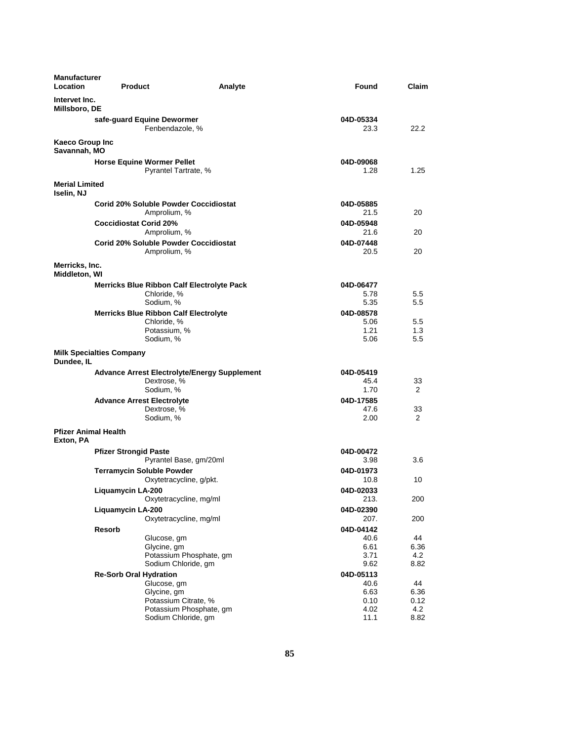| Manufacturer Location | Product | Analyte | Found | Claim |
|---|---|---|---|---|
| **Intervet Inc.** **Millsboro, DE** | | | | |
| | **safe-guard Equine Dewormer** | | **04D-05334** | |
| | | Fenbendazole, % | 23.3 | 22.2 |
| **Kaeco Group Inc** **Savannah, MO** | | | | |
| | **Horse Equine Wormer Pellet** | | **04D-09068** | |
| | | Pyrantel Tartrate, % | 1.28 | 1.25 |
| **Merial Limited** **Iselin, NJ** | | | | |
| | **Corid 20% Soluble Powder Coccidiostat** | | **04D-05885** | |
| | | Amprolium, % | 21.5 | 20 |
| | **Coccidiostat Corid 20%** | | **04D-05948** | |
| | | Amprolium, % | 21.6 | 20 |
| | **Corid 20% Soluble Powder Coccidiostat** | | **04D-07448** | |
| | | Amprolium, % | 20.5 | 20 |
| **Merricks, Inc.** **Middleton, WI** | | | | |
| | **Merricks Blue Ribbon Calf Electrolyte Pack** | | **04D-06477** | |
| | | Chloride, % | 5.78 | 5.5 |
| | | Sodium, % | 5.35 | 5.5 |
| | **Merricks Blue Ribbon Calf Electrolyte** | | **04D-08578** | |
| | | Chloride, % | 5.06 | 5.5 |
| | | Potassium, % | 1.21 | 1.3 |
| | | Sodium, % | 5.06 | 5.5 |
| **Milk Specialties Company** **Dundee, IL** | | | | |
| | **Advance Arrest Electrolyte/Energy Supplement** | | **04D-05419** | |
| | | Dextrose, % | 45.4 | 33 |
| | | Sodium, % | 1.70 | 2 |
| | **Advance Arrest Electrolyte** | | **04D-17585** | |
| | | Dextrose, % | 47.6 | 33 |
| | | Sodium, % | 2.00 | 2 |
| **Pfizer Animal Health** **Exton, PA** | | | | |
| | **Pfizer Strongid Paste** | | **04D-00472** | |
| | | Pyrantel Base, gm/20ml | 3.98 | 3.6 |
| | **Terramycin Soluble Powder** | | **04D-01973** | |
| | | Oxytetracycline, g/pkt. | 10.8 | 10 |
| | **Liquamycin LA-200** | | **04D-02033** | |
| | | Oxytetracycline, mg/ml | 213. | 200 |
| | **Liquamycin LA-200** | | **04D-02390** | |
| | | Oxytetracycline, mg/ml | 207. | 200 |
| | **Resorb** | | **04D-04142** | |
| | | Glucose, gm | 40.6 | 44 |
| | | Glycine, gm | 6.61 | 6.36 |
| | | Potassium Phosphate, gm | 3.71 | 4.2 |
| | | Sodium Chloride, gm | 9.62 | 8.82 |
| | **Re-Sorb Oral Hydration** | | **04D-05113** | |
| | | Glucose, gm | 40.6 | 44 |
| | | Glycine, gm | 6.63 | 6.36 |
| | | Potassium Citrate, % | 0.10 | 0.12 |
| | | Potassium Phosphate, gm | 4.02 | 4.2 |
| | | Sodium Chloride, gm | 11.1 | 8.82 |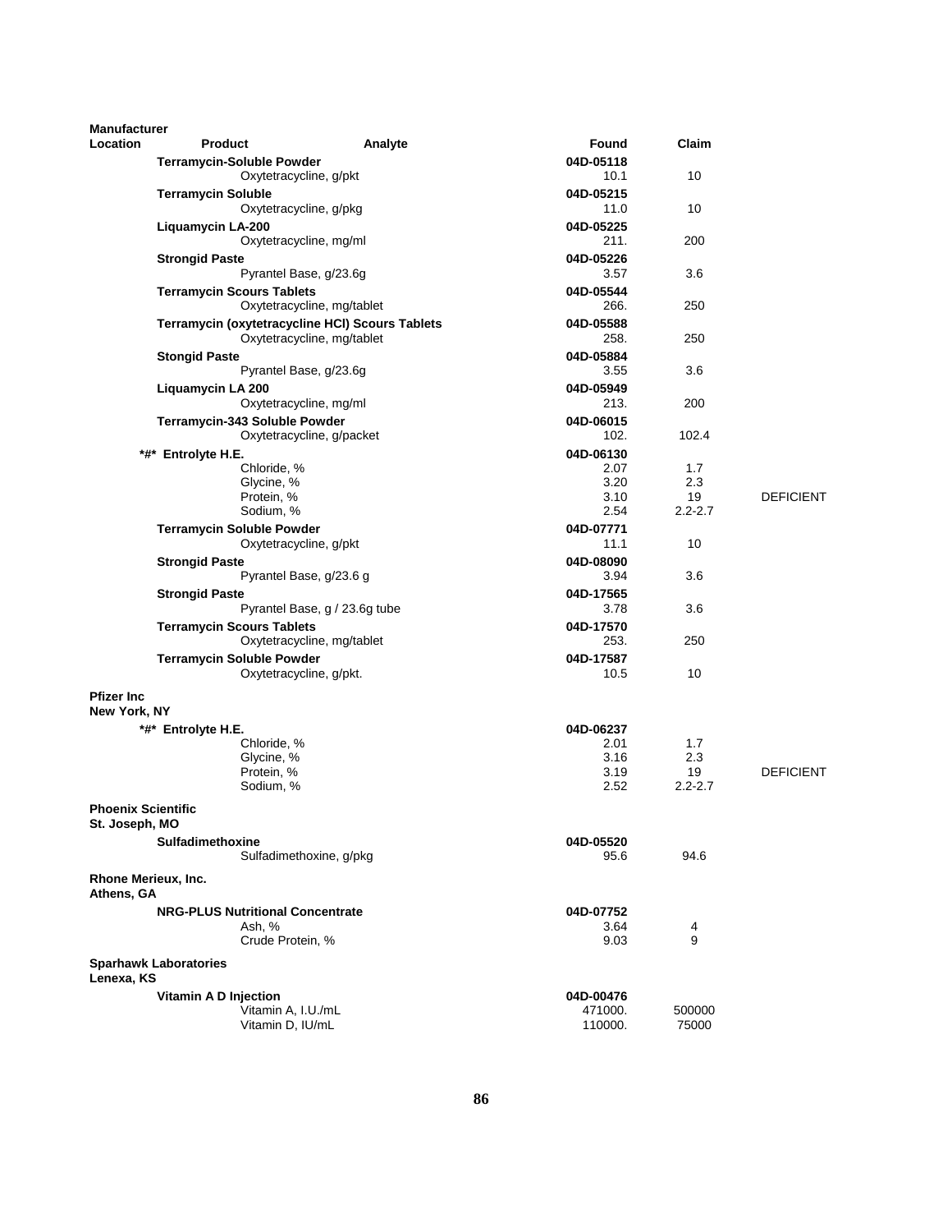| Manufacturer Location | Product | Analyte | Found | Claim | |
|---|---|---|---|---|---|
| | **Terramycin-Soluble Powder** | | **04D-05118** | | |
| | | Oxytetracycline, g/pkt | 10.1 | 10 | |
| | **Terramycin Soluble** | | **04D-05215** | | |
| | | Oxytetracycline, g/pkg | 11.0 | 10 | |
| | **Liquamycin LA-200** | | **04D-05225** | | |
| | | Oxytetracycline, mg/ml | 211. | 200 | |
| | **Strongid Paste** | | **04D-05226** | | |
| | | Pyrantel Base, g/23.6g | 3.57 | 3.6 | |
| | **Terramycin Scours Tablets** | | **04D-05544** | | |
| | | Oxytetracycline, mg/tablet | 266. | 250 | |
| | **Terramycin (oxytetracycline HCl) Scours Tablets** | | **04D-05588** | | |
| | | Oxytetracycline, mg/tablet | 258. | 250 | |
| | **Stongid Paste** | | **04D-05884** | | |
| | | Pyrantel Base, g/23.6g | 3.55 | 3.6 | |
| | **Liquamycin LA 200** | | **04D-05949** | | |
| | | Oxytetracycline, mg/ml | 213. | 200 | |
| | **Terramycin-343 Soluble Powder** | | **04D-06015** | | |
| | | Oxytetracycline, g/packet | 102. | 102.4 | |
| | ***#* Entrolyte H.E.** | | **04D-06130** | | |
| | | Chloride, % | 2.07 | 1.7 | |
| | | Glycine, % | 3.20 | 2.3 | |
| | | Protein, % | 3.10 | 19 | DEFICIENT |
| | | Sodium, % | 2.54 | 2.2-2.7 | |
| | **Terramycin Soluble Powder** | | **04D-07771** | | |
| | | Oxytetracycline, g/pkt | 11.1 | 10 | |
| | **Strongid Paste** | | **04D-08090** | | |
| | | Pyrantel Base, g/23.6 g | 3.94 | 3.6 | |
| | **Strongid Paste** | | **04D-17565** | | |
| | | Pyrantel Base, g / 23.6g tube | 3.78 | 3.6 | |
| | **Terramycin Scours Tablets** | | **04D-17570** | | |
| | | Oxytetracycline, mg/tablet | 253. | 250 | |
| | **Terramycin Soluble Powder** | | **04D-17587** | | |
| | | Oxytetracycline, g/pkt. | 10.5 | 10 | |
| **Pfizer Inc New York, NY** | | | | | |
| | ***#* Entrolyte H.E.** | | **04D-06237** | | |
| | | Chloride, % | 2.01 | 1.7 | |
| | | Glycine, % | 3.16 | 2.3 | |
| | | Protein, % | 3.19 | 19 | DEFICIENT |
| | | Sodium, % | 2.52 | 2.2-2.7 | |
| **Phoenix Scientific St. Joseph, MO** | | | | | |
| | **Sulfadimethoxine** | | **04D-05520** | | |
| | | Sulfadimethoxine, g/pkg | 95.6 | 94.6 | |
| **Rhone Merieux, Inc. Athens, GA** | | | | | |
| | **NRG-PLUS Nutritional Concentrate** | | **04D-07752** | | |
| | | Ash, % | 3.64 | 4 | |
| | | Crude Protein, % | 9.03 | 9 | |
| **Sparhawk Laboratories Lenexa, KS** | | | | | |
| | **Vitamin A D Injection** | | **04D-00476** | | |
| | | Vitamin A, I.U./mL | 471000. | 500000 | |
| | | Vitamin D, IU/mL | 110000. | 75000 | |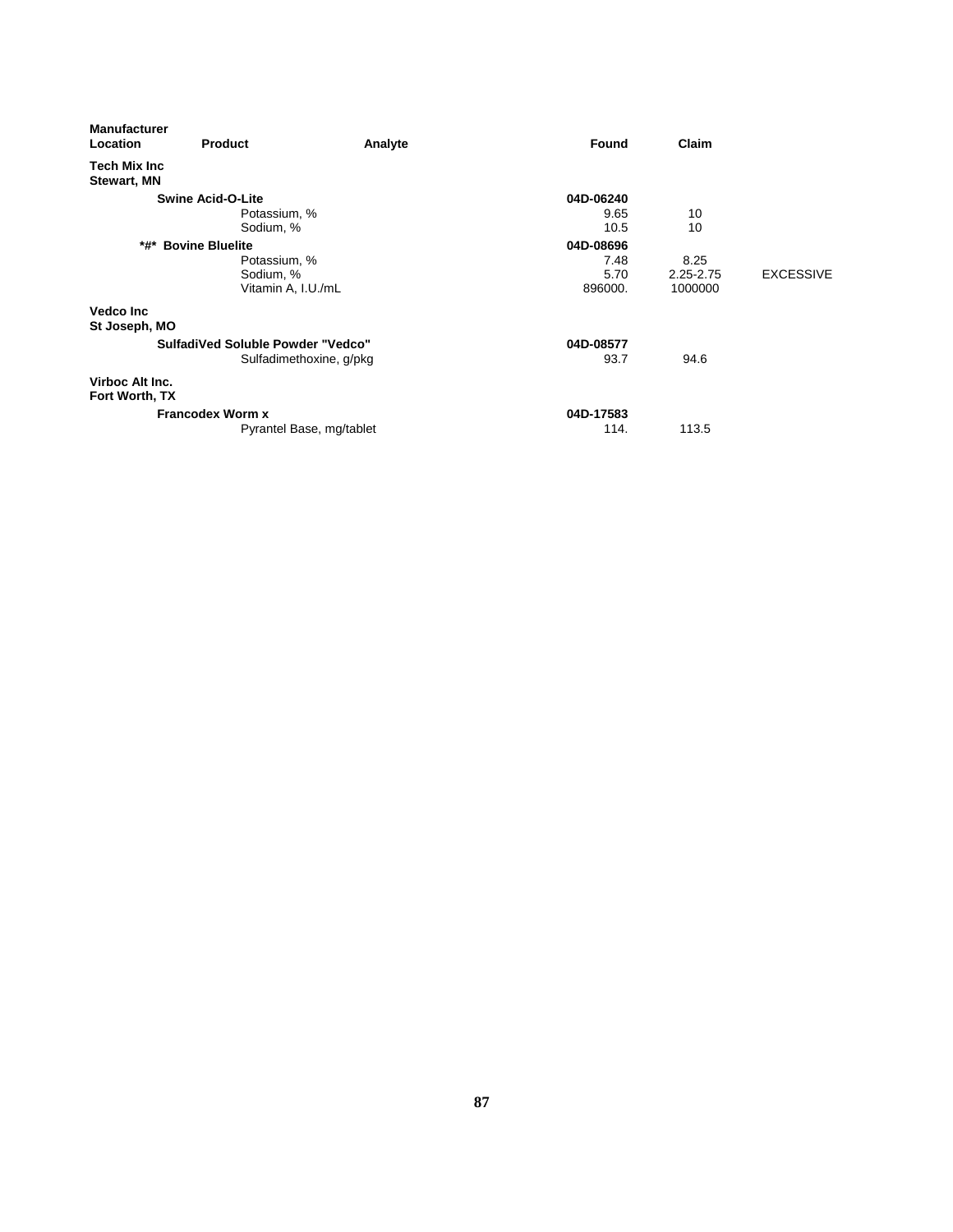| Manufacturer Location | Product | Analyte | Found | Claim | |
|---|---|---|---|---|---|
| **Tech Mix Inc Stewart, MN** | | | | | |
| | **Swine Acid-O-Lite** | | **04D-06240** | | |
| | | Potassium, % | 9.65 | 10 | |
| | | Sodium, % | 10.5 | 10 | |
| | ***#* Bovine Bluelite** | | **04D-08696** | | |
| | | Potassium, % | 7.48 | 8.25 | |
| | | Sodium, % | 5.70 | 2.25-2.75 | EXCESSIVE |
| | | Vitamin A, I.U./mL | 896000. | 1000000 | |
| **Vedco Inc St Joseph, MO** | | | | | |
| | **SulfadiVed Soluble Powder "Vedco"** | | **04D-08577** | | |
| | | Sulfadimethoxine, g/pkg | 93.7 | 94.6 | |
| **Virboc Alt Inc. Fort Worth, TX** | | | | | |
| | **Francodex Worm x** | | **04D-17583** | | |
| | | Pyrantel Base, mg/tablet | 114. | 113.5 | |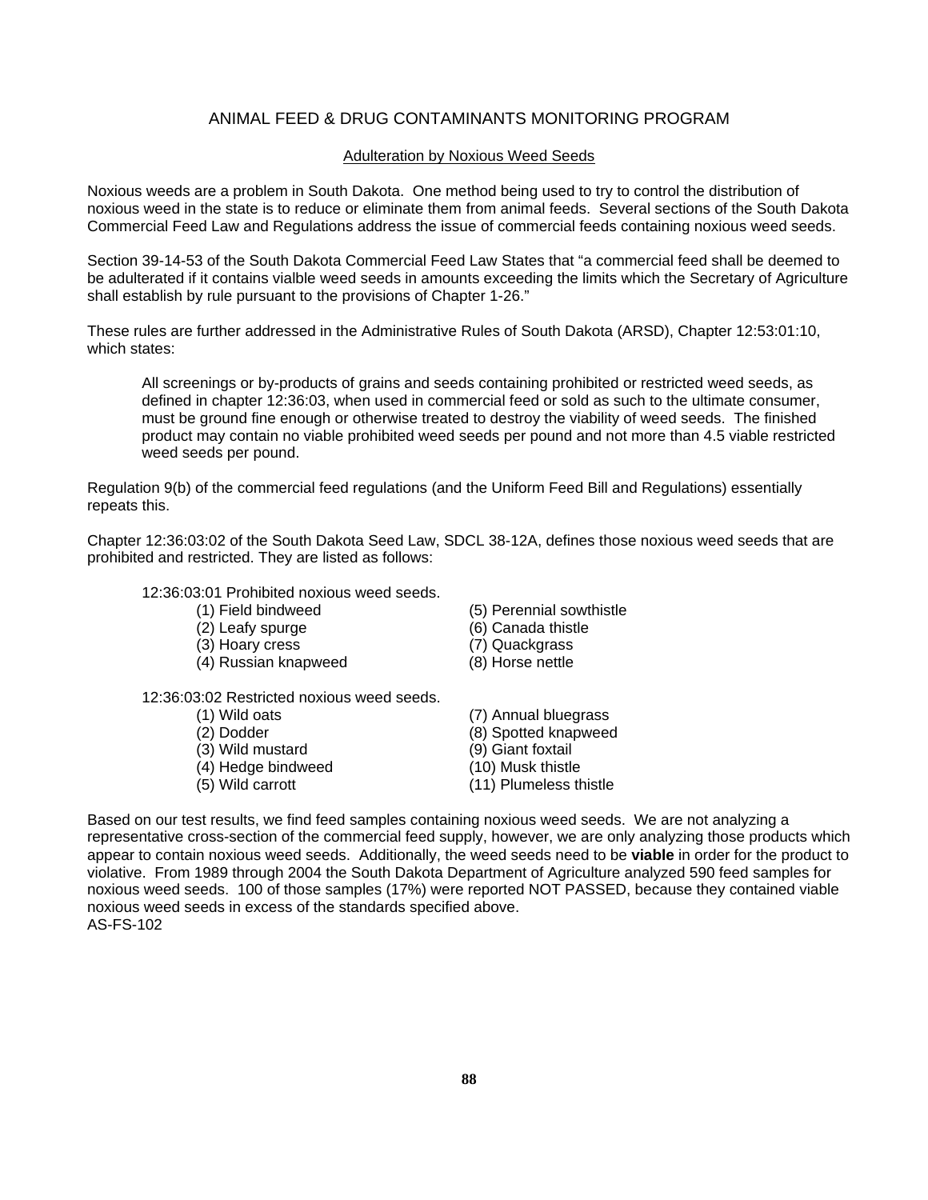## ANIMAL FEED & DRUG CONTAMINANTS MONITORING PROGRAM

### Adulteration by Noxious Weed Seeds

Noxious weeds are a problem in South Dakota. One method being used to try to control the distribution of noxious weed in the state is to reduce or eliminate them from animal feeds. Several sections of the South Dakota Commercial Feed Law and Regulations address the issue of commercial feeds containing noxious weed seeds.

Section 39-14-53 of the South Dakota Commercial Feed Law States that "a commercial feed shall be deemed to be adulterated if it contains vialble weed seeds in amounts exceeding the limits which the Secretary of Agriculture shall establish by rule pursuant to the provisions of Chapter 1-26."

These rules are further addressed in the Administrative Rules of South Dakota (ARSD), Chapter 12:53:01:10, which states:

> All screenings or by-products of grains and seeds containing prohibited or restricted weed seeds, as defined in chapter 12:36:03, when used in commercial feed or sold as such to the ultimate consumer, must be ground fine enough or otherwise treated to destroy the viability of weed seeds. The finished product may contain no viable prohibited weed seeds per pound and not more than 4.5 viable restricted weed seeds per pound.

Regulation 9(b) of the commercial feed regulations (and the Uniform Feed Bill and Regulations) essentially repeats this.

Chapter 12:36:03:02 of the South Dakota Seed Law, SDCL 38-12A, defines those noxious weed seeds that are prohibited and restricted. They are listed as follows:

12:36:03:01 Prohibited noxious weed seeds.

- (1) Field bindweed
- (2) Leafy spurge
- (3) Hoary cress
- (4) Russian knapweed
- (5) Perennial sowthistle
- (6) Canada thistle
- (7) Quackgrass
- (8) Horse nettle

12:36:03:02 Restricted noxious weed seeds.

- (1) Wild oats
- (2) Dodder
- (3) Wild mustard
- (4) Hedge bindweed
- (5) Wild carrott
- (7) Annual bluegrass
- (8) Spotted knapweed
- (9) Giant foxtail
- (10) Musk thistle
- (11) Plumeless thistle

Based on our test results, we find feed samples containing noxious weed seeds. We are not analyzing a representative cross-section of the commercial feed supply, however, we are only analyzing those products which appear to contain noxious weed seeds. Additionally, the weed seeds need to be **viable** in order for the product to violative. From 1989 through 2004 the South Dakota Department of Agriculture analyzed 590 feed samples for noxious weed seeds. 100 of those samples (17%) were reported NOT PASSED, because they contained viable noxious weed seeds in excess of the standards specified above.

AS-FS-102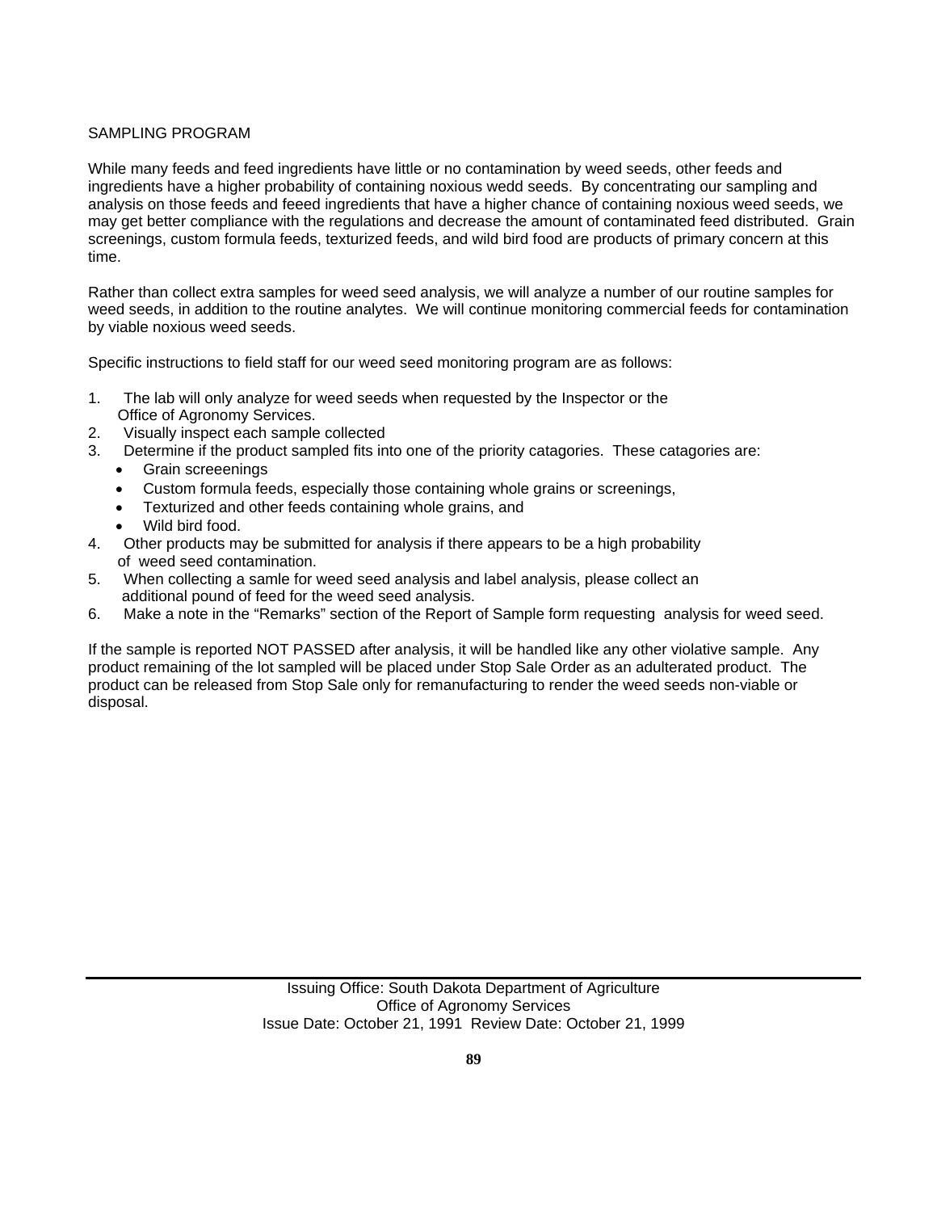SAMPLING PROGRAM

While many feeds and feed ingredients have little or no contamination by weed seeds, other feeds and ingredients have a higher probability of containing noxious wedd seeds. By concentrating our sampling and analysis on those feeds and feeed ingredients that have a higher chance of containing noxious weed seeds, we may get better compliance with the regulations and decrease the amount of contaminated feed distributed. Grain screenings, custom formula feeds, texturized feeds, and wild bird food are products of primary concern at this time.

Rather than collect extra samples for weed seed analysis, we will analyze a number of our routine samples for weed seeds, in addition to the routine analytes. We will continue monitoring commercial feeds for contamination by viable noxious weed seeds.

Specific instructions to field staff for our weed seed monitoring program are as follows:

1. The lab will only analyze for weed seeds when requested by the Inspector or the Office of Agronomy Services.
2. Visually inspect each sample collected
3. Determine if the product sampled fits into one of the priority catagories. These catagories are:
   - Grain screeenings
   - Custom formula feeds, especially those containing whole grains or screenings,
   - Texturized and other feeds containing whole grains, and
   - Wild bird food.
4. Other products may be submitted for analysis if there appears to be a high probability of weed seed contamination.
5. When collecting a samle for weed seed analysis and label analysis, please collect an additional pound of feed for the weed seed analysis.
6. Make a note in the "Remarks" section of the Report of Sample form requesting analysis for weed seed.

If the sample is reported NOT PASSED after analysis, it will be handled like any other violative sample. Any product remaining of the lot sampled will be placed under Stop Sale Order as an adulterated product. The product can be released from Stop Sale only for remanufacturing to render the weed seeds non-viable or disposal.

Issuing Office: South Dakota Department of Agriculture
Office of Agronomy Services
Issue Date: October 21, 1991 Review Date: October 21, 1999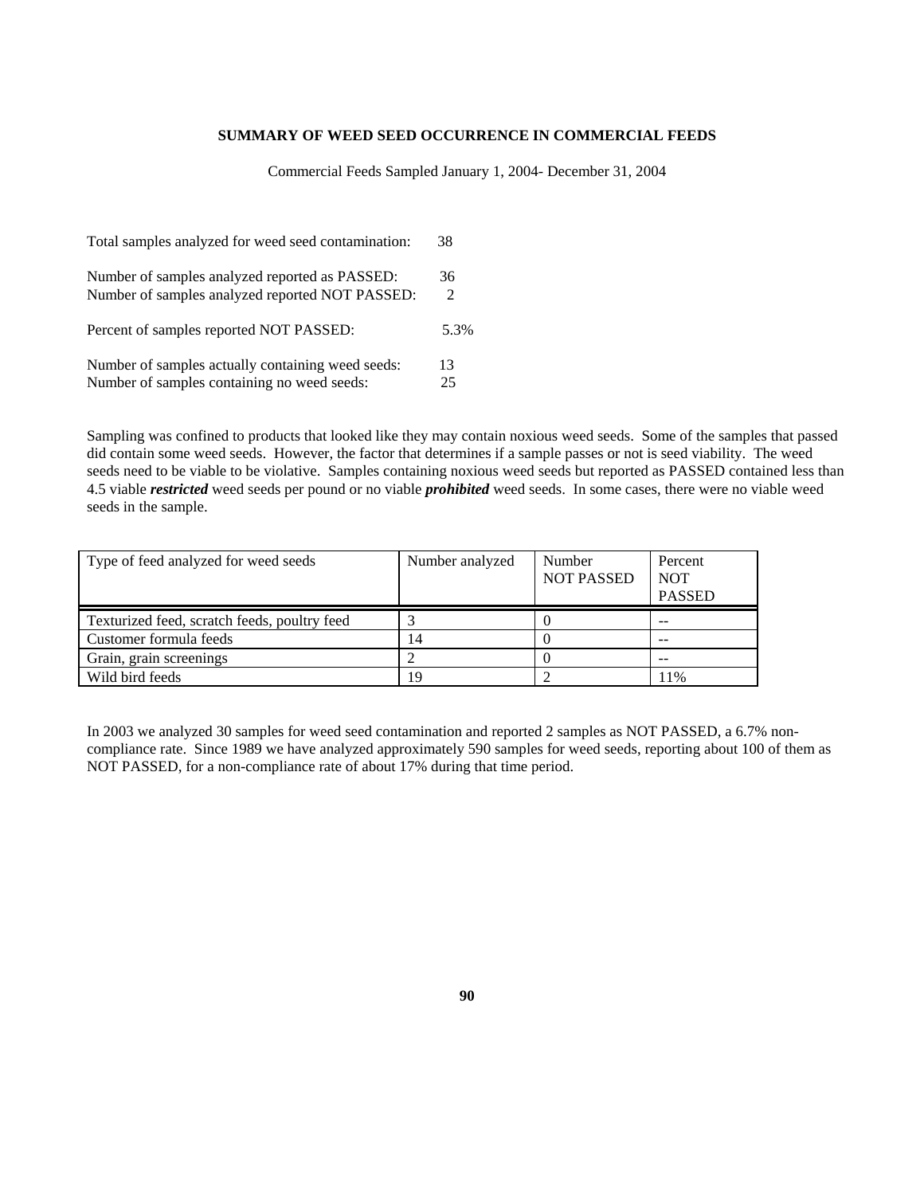## SUMMARY OF WEED SEED OCCURRENCE IN COMMERCIAL FEEDS

Commercial Feeds Sampled January 1, 2004- December 31, 2004

Total samples analyzed for weed seed contamination: 38

Number of samples analyzed reported as PASSED: 36
Number of samples analyzed reported NOT PASSED: 2

Percent of samples reported NOT PASSED: 5.3%

Number of samples actually containing weed seeds: 13
Number of samples containing no weed seeds: 25

Sampling was confined to products that looked like they may contain noxious weed seeds. Some of the samples that passed did contain some weed seeds. However, the factor that determines if a sample passes or not is seed viability. The weed seeds need to be viable to be violative. Samples containing noxious weed seeds but reported as PASSED contained less than 4.5 viable ***restricted*** weed seeds per pound or no viable ***prohibited*** weed seeds. In some cases, there were no viable weed seeds in the sample.

| Type of feed analyzed for weed seeds | Number analyzed | Number NOT PASSED | Percent NOT PASSED |
|---|---|---|---|
| Texturized feed, scratch feeds, poultry feed | 3 | 0 | -- |
| Customer formula feeds | 14 | 0 | -- |
| Grain, grain screenings | 2 | 0 | -- |
| Wild bird feeds | 19 | 2 | 11% |

In 2003 we analyzed 30 samples for weed seed contamination and reported 2 samples as NOT PASSED, a 6.7% non-compliance rate. Since 1989 we have analyzed approximately 590 samples for weed seeds, reporting about 100 of them as NOT PASSED, for a non-compliance rate of about 17% during that time period.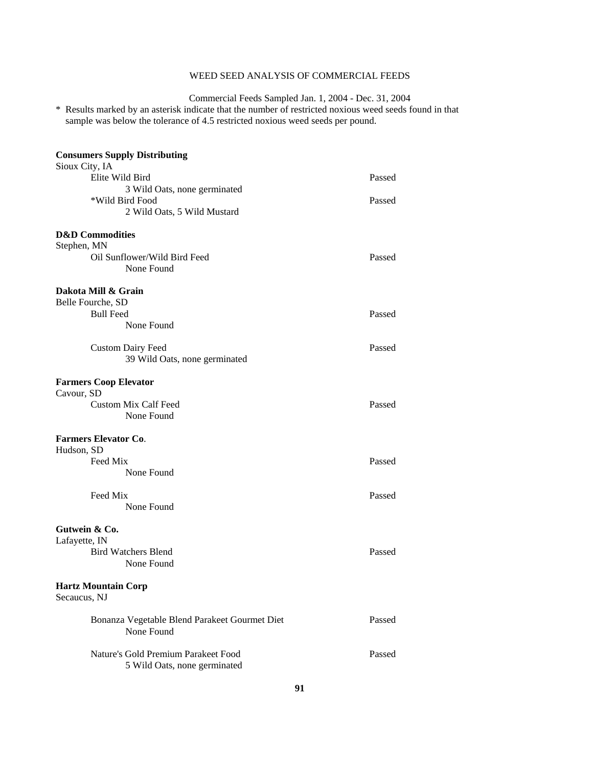WEED SEED ANALYSIS OF COMMERCIAL FEEDS

Commercial Feeds Sampled Jan. 1, 2004 - Dec. 31, 2004

* Results marked by an asterisk indicate that the number of restricted noxious weed seeds found in that sample was below the tolerance of 4.5 restricted noxious weed seeds per pound.

**Consumers Supply Distributing**
Sioux City, IA

| Product | Result |
|---|---|
| Elite Wild Bird<br>3 Wild Oats, none germinated | Passed |
| *Wild Bird Food<br>2 Wild Oats, 5 Wild Mustard | Passed |

**D&D Commodities**
Stephen, MN

| Product | Result |
|---|---|
| Oil Sunflower/Wild Bird Feed<br>None Found | Passed |

**Dakota Mill & Grain**
Belle Fourche, SD

| Product | Result |
|---|---|
| Bull Feed<br>None Found | Passed |
| Custom Dairy Feed<br>39 Wild Oats, none germinated | Passed |

**Farmers Coop Elevator**
Cavour, SD

| Product | Result |
|---|---|
| Custom Mix Calf Feed<br>None Found | Passed |

**Farmers Elevator Co**.
Hudson, SD

| Product | Result |
|---|---|
| Feed Mix<br>None Found | Passed |
| Feed Mix<br>None Found | Passed |

**Gutwein & Co.**
Lafayette, IN

| Product | Result |
|---|---|
| Bird Watchers Blend<br>None Found | Passed |

**Hartz Mountain Corp**
Secaucus, NJ

| Product | Result |
|---|---|
| Bonanza Vegetable Blend Parakeet Gourmet Diet<br>None Found | Passed |
| Nature's Gold Premium Parakeet Food<br>5 Wild Oats, none germinated | Passed |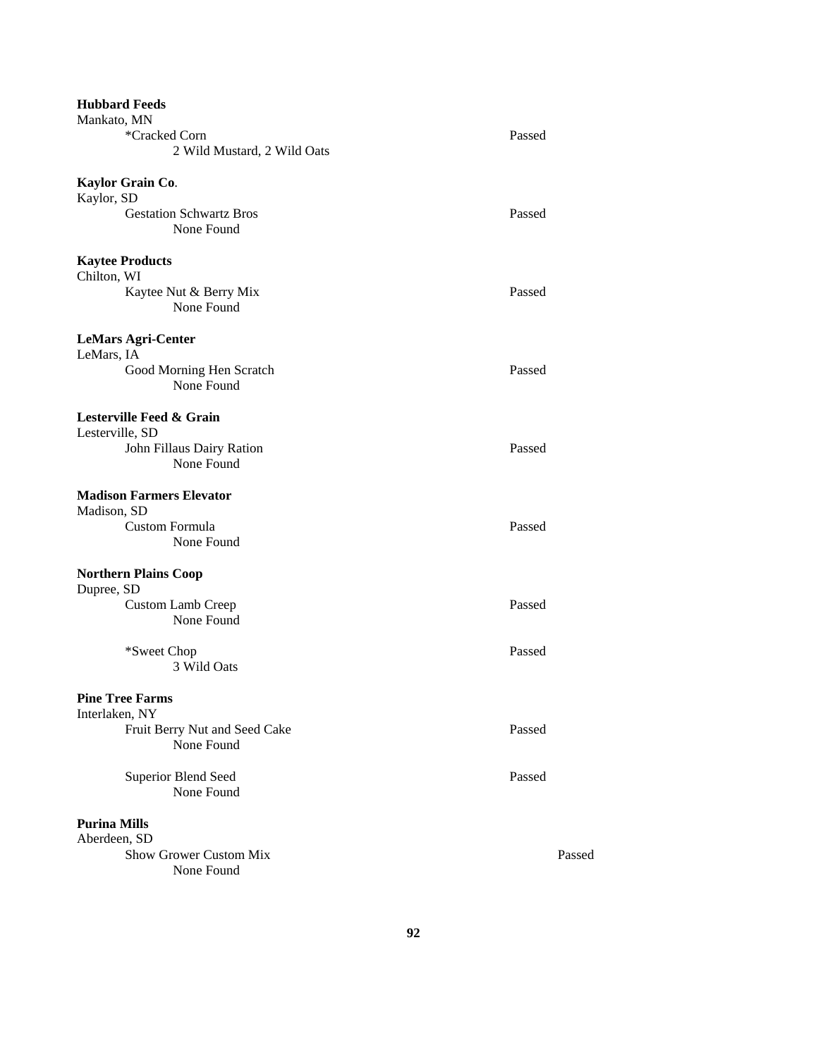**Hubbard Feeds**
Mankato, MN

*Cracked Corn — Passed
2 Wild Mustard, 2 Wild Oats

**Kaylor Grain Co.**
Kaylor, SD

Gestation Schwartz Bros — Passed
None Found

**Kaytee Products**
Chilton, WI

Kaytee Nut & Berry Mix — Passed
None Found

**LeMars Agri-Center**
LeMars, IA

Good Morning Hen Scratch — Passed
None Found

**Lesterville Feed & Grain**
Lesterville, SD

John Fillaus Dairy Ration — Passed
None Found

**Madison Farmers Elevator**
Madison, SD

Custom Formula — Passed
None Found

**Northern Plains Coop**
Dupree, SD

Custom Lamb Creep — Passed
None Found

*Sweet Chop — Passed
3 Wild Oats

**Pine Tree Farms**
Interlaken, NY

Fruit Berry Nut and Seed Cake — Passed
None Found

Superior Blend Seed — Passed
None Found

**Purina Mills**
Aberdeen, SD

Show Grower Custom Mix — Passed
None Found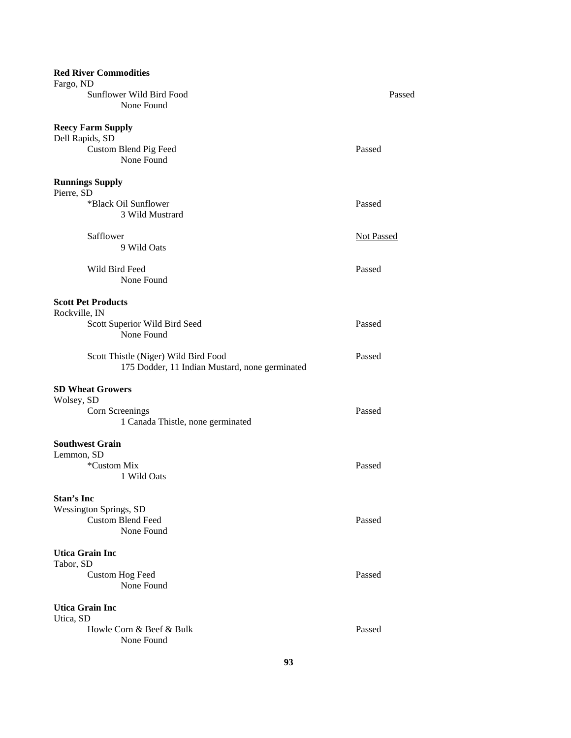**Red River Commodities**
Fargo, ND
Sunflower Wild Bird Food — Passed
None Found

**Reecy Farm Supply**
Dell Rapids, SD
Custom Blend Pig Feed — Passed
None Found

**Runnings Supply**
Pierre, SD
*Black Oil Sunflower — Passed
3 Wild Mustrard

Safflower — Not Passed
9 Wild Oats

Wild Bird Feed — Passed
None Found

**Scott Pet Products**
Rockville, IN
Scott Superior Wild Bird Seed — Passed
None Found

Scott Thistle (Niger) Wild Bird Food — Passed
175 Dodder, 11 Indian Mustard, none germinated

**SD Wheat Growers**
Wolsey, SD
Corn Screenings — Passed
1 Canada Thistle, none germinated

**Southwest Grain**
Lemmon, SD
*Custom Mix — Passed
1 Wild Oats

**Stan's Inc**
Wessington Springs, SD
Custom Blend Feed — Passed
None Found

**Utica Grain Inc**
Tabor, SD
Custom Hog Feed — Passed
None Found

**Utica Grain Inc**
Utica, SD
Howle Corn & Beef & Bulk — Passed
None Found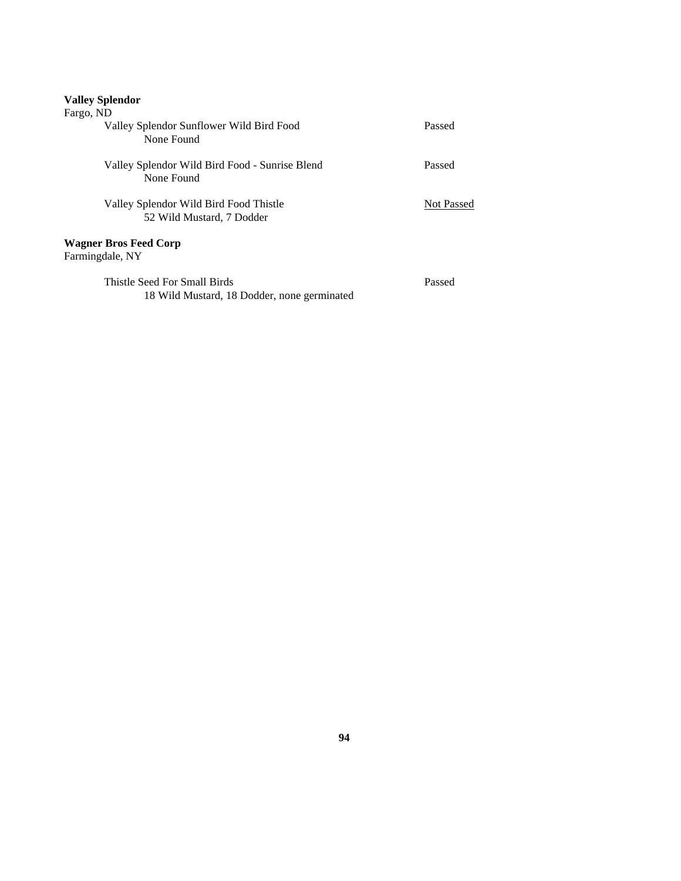**Valley Splendor**
Fargo, ND

Valley Splendor Sunflower Wild Bird Food — Passed
None Found

Valley Splendor Wild Bird Food - Sunrise Blend — Passed
None Found

Valley Splendor Wild Bird Food Thistle — Not Passed
52 Wild Mustard, 7 Dodder

**Wagner Bros Feed Corp**
Farmingdale, NY

Thistle Seed For Small Birds — Passed
18 Wild Mustard, 18 Dodder, none germinated